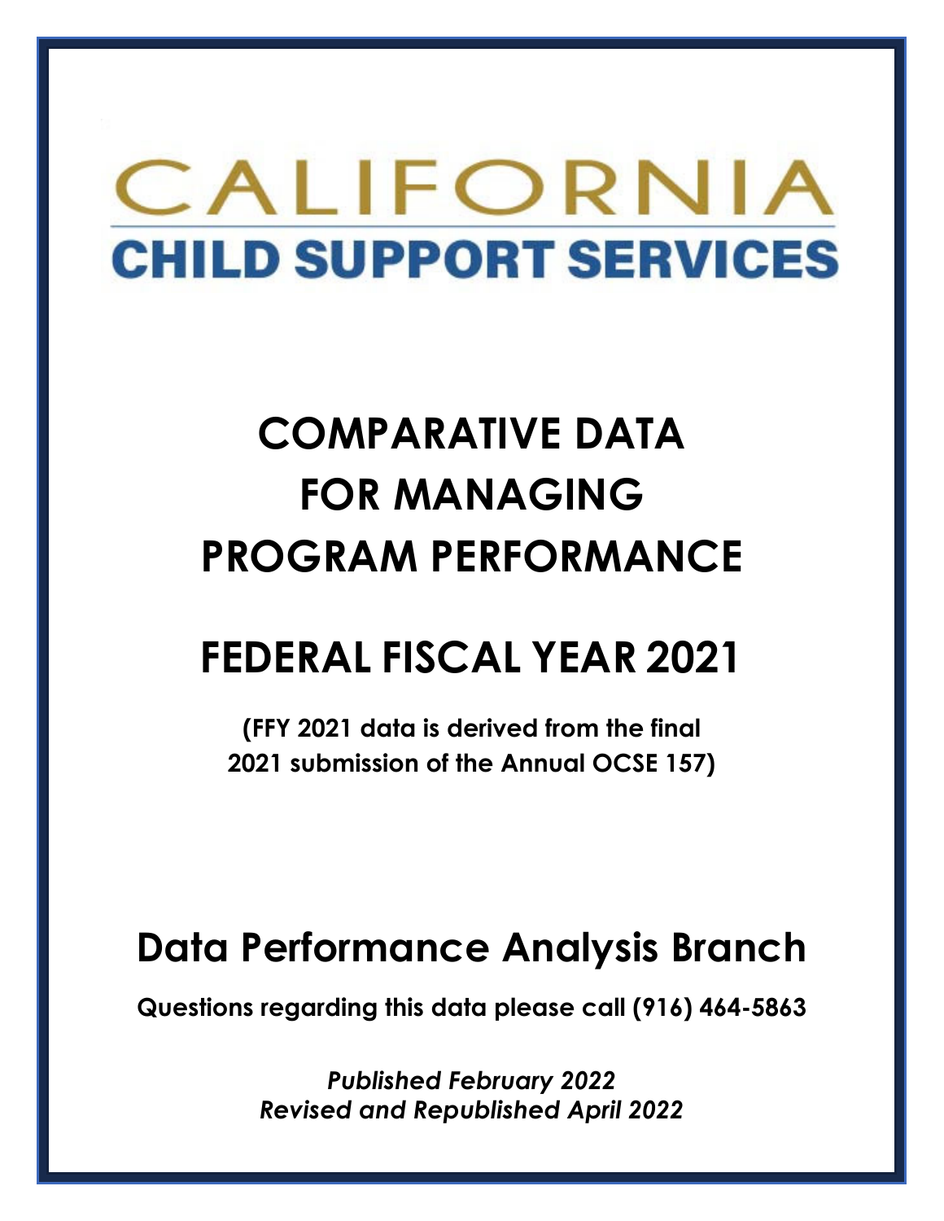# CALIFORNIA CHILD SUPPORT SERVICES

# COMPARATIVE DATA FOR MANAGING PROGRAM PERFORMANCE

# FEDERAL FISCAL YEAR 2021

**(FFY 2021 data is derived from the final 2021 submission of the Annual OCSE 157)**

## Data Performance Analysis Branch

**Questions regarding this data please call (916) 464-5863**

***Published February 2022***
***Revised and Republished April 2022***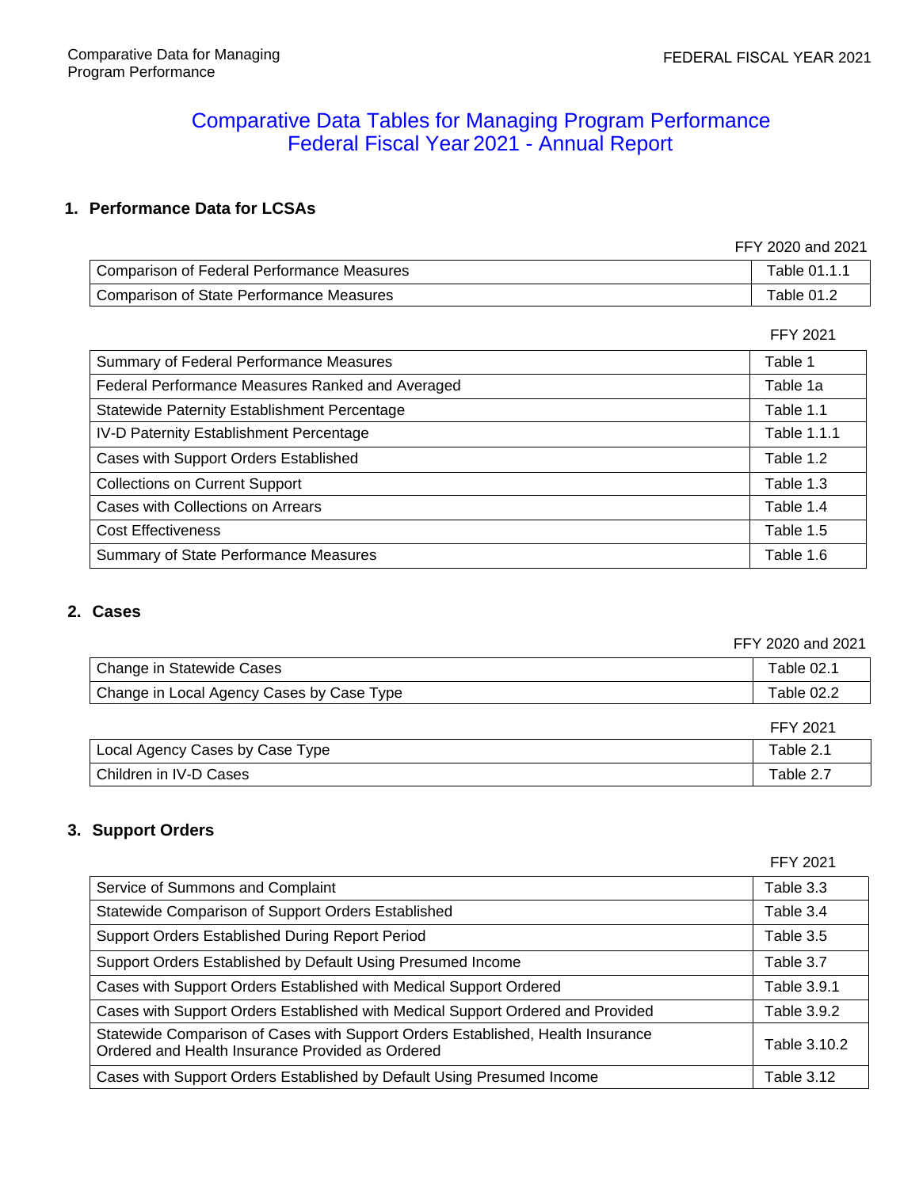# Comparative Data Tables for Managing Program Performance
# Federal Fiscal Year 2021 - Annual Report

## 1. Performance Data for LCSAs

| | FFY 2020 and 2021 |
|---|---|
| Comparison of Federal Performance Measures | Table 01.1.1 |
| Comparison of State Performance Measures | Table 01.2 |

| | FFY 2021 |
|---|---|
| Summary of Federal Performance Measures | Table 1 |
| Federal Performance Measures Ranked and Averaged | Table 1a |
| Statewide Paternity Establishment Percentage | Table 1.1 |
| IV-D Paternity Establishment Percentage | Table 1.1.1 |
| Cases with Support Orders Established | Table 1.2 |
| Collections on Current Support | Table 1.3 |
| Cases with Collections on Arrears | Table 1.4 |
| Cost Effectiveness | Table 1.5 |
| Summary of State Performance Measures | Table 1.6 |

## 2. Cases

| | FFY 2020 and 2021 |
|---|---|
| Change in Statewide Cases | Table 02.1 |
| Change in Local Agency Cases by Case Type | Table 02.2 |

| | FFY 2021 |
|---|---|
| Local Agency Cases by Case Type | Table 2.1 |
| Children in IV-D Cases | Table 2.7 |

## 3. Support Orders

| | FFY 2021 |
|---|---|
| Service of Summons and Complaint | Table 3.3 |
| Statewide Comparison of Support Orders Established | Table 3.4 |
| Support Orders Established During Report Period | Table 3.5 |
| Support Orders Established by Default Using Presumed Income | Table 3.7 |
| Cases with Support Orders Established with Medical Support Ordered | Table 3.9.1 |
| Cases with Support Orders Established with Medical Support Ordered and Provided | Table 3.9.2 |
| Statewide Comparison of Cases with Support Orders Established, Health Insurance Ordered and Health Insurance Provided as Ordered | Table 3.10.2 |
| Cases with Support Orders Established by Default Using Presumed Income | Table 3.12 |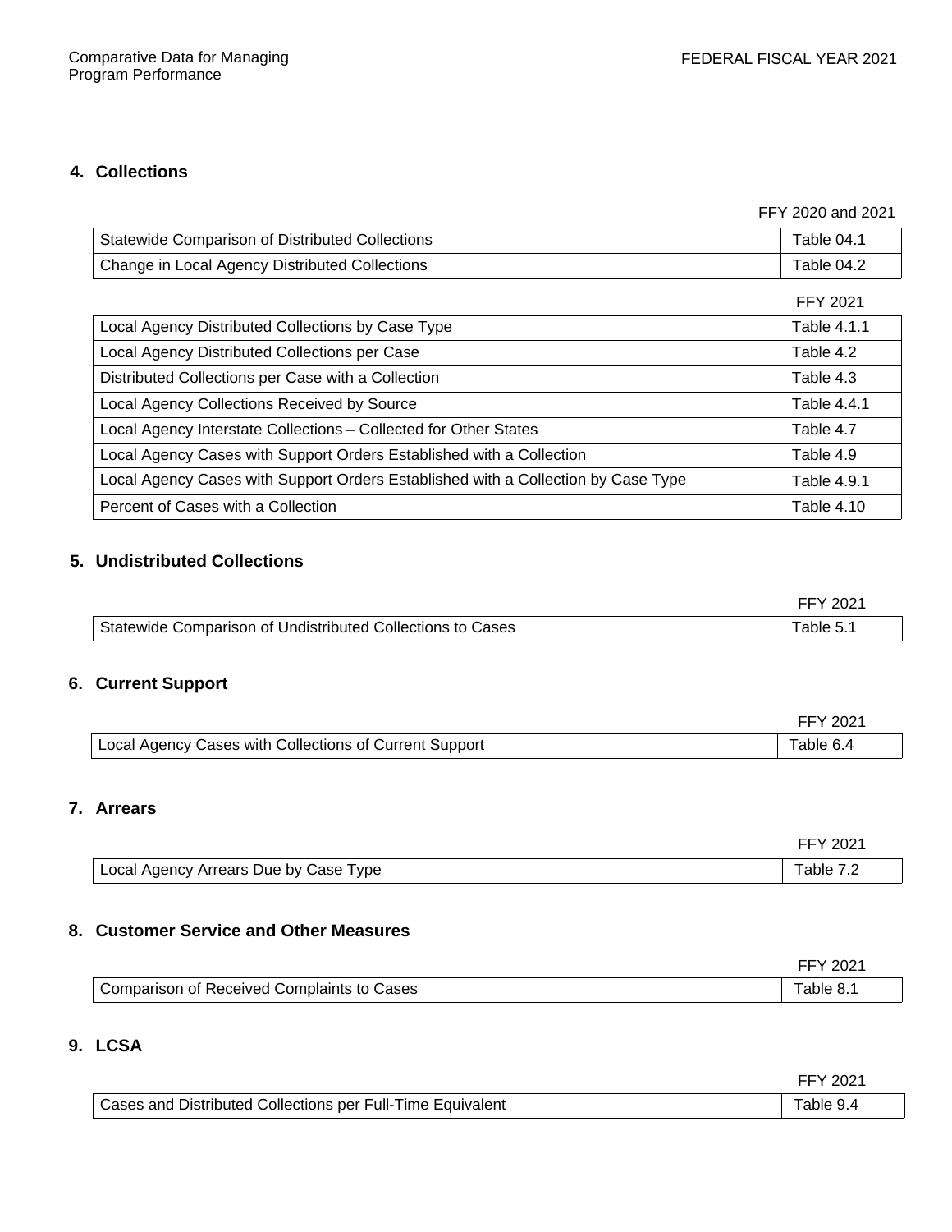## 4. Collections

| Report | FFY 2020 and 2021 |
|---|---|
| Statewide Comparison of Distributed Collections | Table 04.1 |
| Change in Local Agency Distributed Collections | Table 04.2 |

| Report | FFY 2021 |
|---|---|
| Local Agency Distributed Collections by Case Type | Table 4.1.1 |
| Local Agency Distributed Collections per Case | Table 4.2 |
| Distributed Collections per Case with a Collection | Table 4.3 |
| Local Agency Collections Received by Source | Table 4.4.1 |
| Local Agency Interstate Collections – Collected for Other States | Table 4.7 |
| Local Agency Cases with Support Orders Established with a Collection | Table 4.9 |
| Local Agency Cases with Support Orders Established with a Collection by Case Type | Table 4.9.1 |
| Percent of Cases with a Collection | Table 4.10 |

## 5. Undistributed Collections

| Report | FFY 2021 |
|---|---|
| Statewide Comparison of Undistributed Collections to Cases | Table 5.1 |

## 6. Current Support

| Report | FFY 2021 |
|---|---|
| Local Agency Cases with Collections of Current Support | Table 6.4 |

## 7. Arrears

| Report | FFY 2021 |
|---|---|
| Local Agency Arrears Due by Case Type | Table 7.2 |

## 8. Customer Service and Other Measures

| Report | FFY 2021 |
|---|---|
| Comparison of Received Complaints to Cases | Table 8.1 |

## 9. LCSA

| Report | FFY 2021 |
|---|---|
| Cases and Distributed Collections per Full-Time Equivalent | Table 9.4 |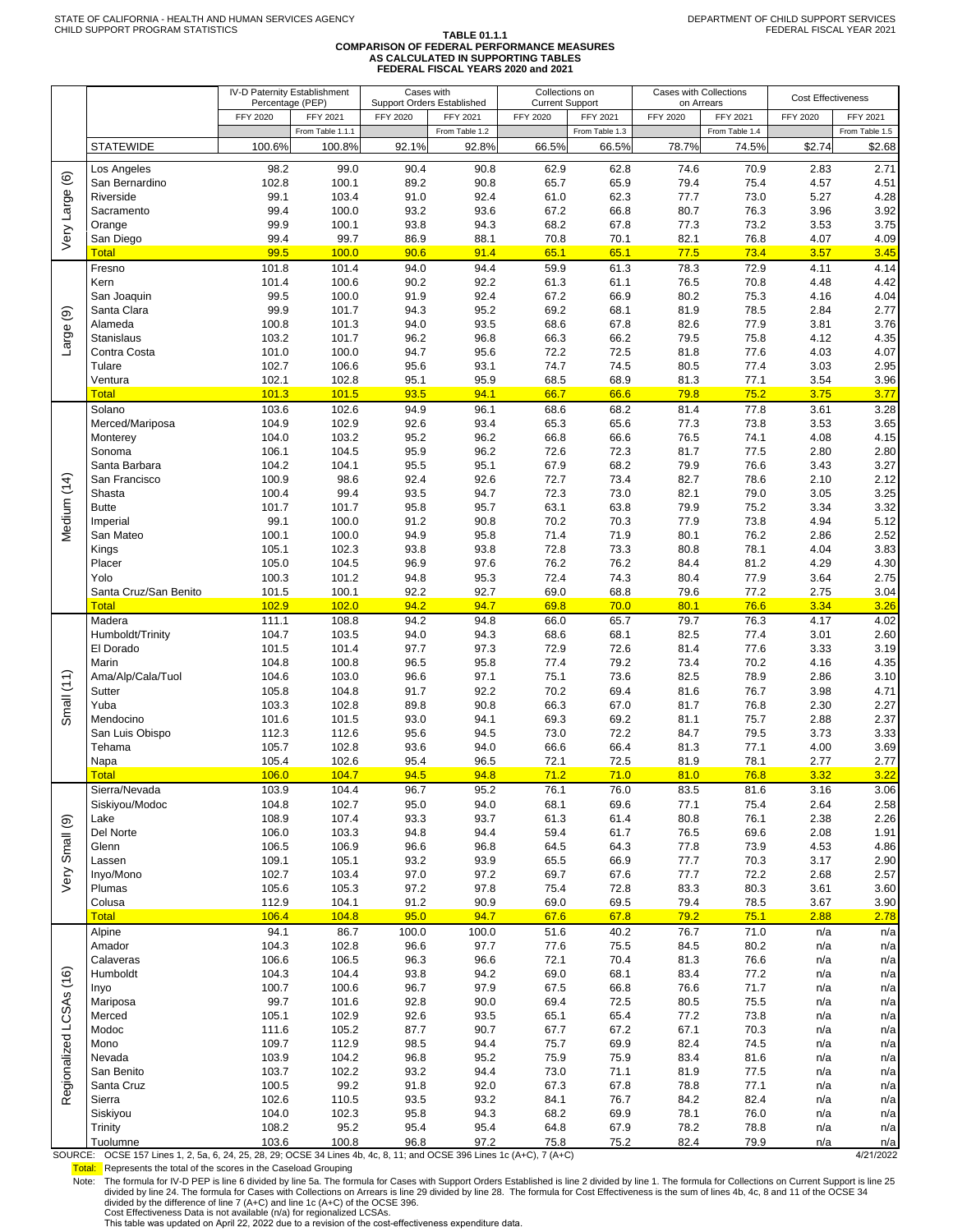STATE OF CALIFORNIA - HEALTH AND HUMAN SERVICES AGENCY
CHILD SUPPORT PROGRAM STATISTICS

DEPARTMENT OF CHILD SUPPORT SERVICES
FEDERAL FISCAL YEAR 2021

# TABLE 01.1.1
## COMPARISON OF FEDERAL PERFORMANCE MEASURES AS CALCULATED IN SUPPORTING TABLES
### FEDERAL FISCAL YEARS 2020 and 2021

| | | IV-D Paternity Establishment Percentage (PEP) | | Cases with Support Orders Established | | Collections on Current Support | | Cases with Collections on Arrears | | Cost Effectiveness | |
|---|---|---|---|---|---|---|---|---|---|---|---|
| | | FFY 2020 | FFY 2021 | FFY 2020 | FFY 2021 | FFY 2020 | FFY 2021 | FFY 2020 | FFY 2021 | FFY 2020 | FFY 2021 |
| | | | From Table 1.1.1 | | From Table 1.2 | | From Table 1.3 | | From Table 1.4 | | From Table 1.5 |
| | STATEWIDE | 100.6% | 100.8% | 92.1% | 92.8% | 66.5% | 66.5% | 78.7% | 74.5% | $2.74 | $2.68 |
| Very Large (6) | Los Angeles | 98.2 | 99.0 | 90.4 | 90.8 | 62.9 | 62.8 | 74.6 | 70.9 | 2.83 | 2.71 |
| | San Bernardino | 102.8 | 100.1 | 89.2 | 90.8 | 65.7 | 65.9 | 79.4 | 75.4 | 4.57 | 4.51 |
| | Riverside | 99.1 | 103.4 | 91.0 | 92.4 | 61.0 | 62.3 | 77.7 | 73.0 | 5.27 | 4.28 |
| | Sacramento | 99.4 | 100.0 | 93.2 | 93.6 | 67.2 | 66.8 | 80.7 | 76.3 | 3.96 | 3.92 |
| | Orange | 99.9 | 100.1 | 93.8 | 94.3 | 68.2 | 67.8 | 77.3 | 73.2 | 3.53 | 3.75 |
| | San Diego | 99.4 | 99.7 | 86.9 | 88.1 | 70.8 | 70.1 | 82.1 | 76.8 | 4.07 | 4.09 |
| | Total | 99.5 | 100.0 | 90.6 | 91.4 | 65.1 | 65.1 | 77.5 | 73.4 | 3.57 | 3.45 |
| Large (9) | Fresno | 101.8 | 101.4 | 94.0 | 94.4 | 59.9 | 61.3 | 78.3 | 72.9 | 4.11 | 4.14 |
| | Kern | 101.4 | 100.6 | 90.2 | 92.2 | 61.3 | 61.1 | 76.5 | 70.8 | 4.48 | 4.42 |
| | San Joaquin | 99.5 | 100.0 | 91.9 | 92.4 | 67.2 | 66.9 | 80.2 | 75.3 | 4.16 | 4.04 |
| | Santa Clara | 99.9 | 101.7 | 94.3 | 95.2 | 69.2 | 68.1 | 81.9 | 78.5 | 2.84 | 2.77 |
| | Alameda | 100.8 | 101.3 | 94.0 | 93.5 | 68.6 | 67.8 | 82.6 | 77.9 | 3.81 | 3.76 |
| | Stanislaus | 103.2 | 101.7 | 96.2 | 96.8 | 66.3 | 66.2 | 79.5 | 75.8 | 4.12 | 4.35 |
| | Contra Costa | 101.0 | 100.0 | 94.7 | 95.6 | 72.2 | 72.5 | 81.8 | 77.6 | 4.03 | 4.07 |
| | Tulare | 102.7 | 106.6 | 95.6 | 93.1 | 74.7 | 74.5 | 80.5 | 77.4 | 3.03 | 2.95 |
| | Ventura | 102.1 | 102.8 | 95.1 | 95.9 | 68.5 | 68.9 | 81.3 | 77.1 | 3.54 | 3.96 |
| | Total | 101.3 | 101.5 | 93.5 | 94.1 | 66.7 | 66.6 | 79.8 | 75.2 | 3.75 | 3.77 |
| Medium (14) | Solano | 103.6 | 102.6 | 94.9 | 96.1 | 68.6 | 68.2 | 81.4 | 77.8 | 3.61 | 3.28 |
| | Merced/Mariposa | 104.9 | 102.9 | 92.6 | 93.4 | 65.3 | 65.6 | 77.3 | 73.8 | 3.53 | 3.65 |
| | Monterey | 104.0 | 103.2 | 95.2 | 96.2 | 66.8 | 66.6 | 76.5 | 74.1 | 4.08 | 4.15 |
| | Sonoma | 106.1 | 104.5 | 95.9 | 96.2 | 72.6 | 72.3 | 81.7 | 77.5 | 2.80 | 2.80 |
| | Santa Barbara | 104.2 | 104.1 | 95.5 | 95.1 | 67.9 | 68.2 | 79.9 | 76.6 | 3.43 | 3.27 |
| | San Francisco | 100.9 | 98.6 | 92.4 | 92.6 | 72.7 | 73.4 | 82.7 | 78.6 | 2.10 | 2.12 |
| | Shasta | 100.4 | 99.4 | 93.5 | 94.7 | 72.3 | 73.0 | 82.1 | 79.0 | 3.05 | 3.25 |
| | Butte | 101.7 | 101.7 | 95.8 | 95.7 | 63.1 | 63.8 | 79.9 | 75.2 | 3.34 | 3.32 |
| | Imperial | 99.1 | 100.0 | 91.2 | 90.8 | 70.2 | 70.3 | 77.9 | 73.8 | 4.94 | 5.12 |
| | San Mateo | 100.1 | 100.0 | 94.9 | 95.8 | 71.4 | 71.9 | 80.1 | 76.2 | 2.86 | 2.52 |
| | Kings | 105.1 | 102.3 | 93.8 | 93.8 | 72.8 | 73.3 | 80.8 | 78.1 | 4.04 | 3.83 |
| | Placer | 105.0 | 104.5 | 96.9 | 97.6 | 76.2 | 76.2 | 84.4 | 81.2 | 4.29 | 4.30 |
| | Yolo | 100.3 | 101.2 | 94.8 | 95.3 | 72.4 | 74.3 | 80.4 | 77.9 | 3.64 | 2.75 |
| | Santa Cruz/San Benito | 101.5 | 100.1 | 92.2 | 92.7 | 69.0 | 68.8 | 79.6 | 77.2 | 2.75 | 3.04 |
| | Total | 102.9 | 102.0 | 94.2 | 94.7 | 69.8 | 70.0 | 80.1 | 76.6 | 3.34 | 3.26 |
| Small (11) | Madera | 111.1 | 108.8 | 94.2 | 94.8 | 66.0 | 65.7 | 79.7 | 76.3 | 4.17 | 4.02 |
| | Humboldt/Trinity | 104.7 | 103.5 | 94.0 | 94.3 | 68.6 | 68.1 | 82.5 | 77.4 | 3.01 | 2.60 |
| | El Dorado | 101.5 | 101.4 | 97.7 | 97.3 | 72.9 | 72.6 | 81.4 | 77.6 | 3.33 | 3.19 |
| | Marin | 104.8 | 100.8 | 96.5 | 95.8 | 77.4 | 79.2 | 73.4 | 70.2 | 4.16 | 4.35 |
| | Ama/Alp/Cala/Tuol | 104.6 | 103.0 | 96.6 | 97.1 | 75.1 | 73.6 | 82.5 | 78.9 | 2.86 | 3.10 |
| | Sutter | 105.8 | 104.8 | 91.7 | 92.2 | 70.2 | 69.4 | 81.6 | 76.7 | 3.98 | 4.71 |
| | Yuba | 103.3 | 102.8 | 89.8 | 90.8 | 66.3 | 67.0 | 81.7 | 76.8 | 2.30 | 2.27 |
| | Mendocino | 101.6 | 101.5 | 93.0 | 94.1 | 69.3 | 69.2 | 81.1 | 75.7 | 2.88 | 2.37 |
| | San Luis Obispo | 112.3 | 112.6 | 95.6 | 94.5 | 73.0 | 72.2 | 84.7 | 79.5 | 3.73 | 3.33 |
| | Tehama | 105.7 | 102.8 | 93.6 | 94.0 | 66.6 | 66.4 | 81.3 | 77.1 | 4.00 | 3.69 |
| | Napa | 105.4 | 102.6 | 95.4 | 96.5 | 72.1 | 72.5 | 81.9 | 78.1 | 2.77 | 2.77 |
| | Total | 106.0 | 104.7 | 94.5 | 94.8 | 71.2 | 71.0 | 81.0 | 76.8 | 3.32 | 3.22 |
| Very Small (9) | Sierra/Nevada | 103.9 | 104.4 | 96.7 | 95.2 | 76.1 | 76.0 | 83.5 | 81.6 | 3.16 | 3.06 |
| | Siskiyou/Modoc | 104.8 | 102.7 | 95.0 | 94.0 | 68.1 | 69.6 | 77.1 | 75.4 | 2.64 | 2.58 |
| | Lake | 108.9 | 107.4 | 93.3 | 93.7 | 61.3 | 61.4 | 80.8 | 76.1 | 2.38 | 2.26 |
| | Del Norte | 106.0 | 103.3 | 94.8 | 94.4 | 59.4 | 61.7 | 76.5 | 69.6 | 2.08 | 1.91 |
| | Glenn | 106.5 | 106.9 | 96.6 | 96.8 | 64.5 | 64.3 | 77.8 | 73.9 | 4.53 | 4.86 |
| | Lassen | 109.1 | 105.1 | 93.2 | 93.9 | 65.5 | 66.9 | 77.7 | 70.3 | 3.17 | 2.90 |
| | Inyo/Mono | 102.7 | 103.4 | 97.0 | 97.2 | 69.7 | 67.6 | 77.7 | 72.2 | 2.68 | 2.57 |
| | Plumas | 105.6 | 105.3 | 97.2 | 97.8 | 75.4 | 72.8 | 83.3 | 80.3 | 3.61 | 3.60 |
| | Colusa | 112.9 | 104.1 | 91.2 | 90.9 | 69.0 | 69.5 | 79.4 | 78.5 | 3.67 | 3.90 |
| | Total | 106.4 | 104.8 | 95.0 | 94.7 | 67.6 | 67.8 | 79.2 | 75.1 | 2.88 | 2.78 |
| Regionalized LCSAs (16) | Alpine | 94.1 | 86.7 | 100.0 | 100.0 | 51.6 | 40.2 | 76.7 | 71.0 | n/a | n/a |
| | Amador | 104.3 | 102.8 | 96.6 | 97.7 | 77.6 | 75.5 | 84.5 | 80.2 | n/a | n/a |
| | Calaveras | 106.6 | 106.5 | 96.3 | 96.6 | 72.1 | 70.4 | 81.3 | 76.6 | n/a | n/a |
| | Humboldt | 104.3 | 104.4 | 93.8 | 94.2 | 69.0 | 68.1 | 83.4 | 77.2 | n/a | n/a |
| | Inyo | 100.7 | 100.6 | 96.7 | 97.9 | 67.5 | 66.8 | 76.6 | 71.7 | n/a | n/a |
| | Mariposa | 99.7 | 101.6 | 92.8 | 90.0 | 69.4 | 72.5 | 80.5 | 75.5 | n/a | n/a |
| | Merced | 105.1 | 102.9 | 92.6 | 93.5 | 65.1 | 65.4 | 77.2 | 73.8 | n/a | n/a |
| | Modoc | 111.6 | 105.2 | 87.7 | 90.7 | 67.7 | 67.2 | 67.1 | 70.3 | n/a | n/a |
| | Mono | 109.7 | 112.9 | 98.5 | 94.4 | 75.7 | 69.9 | 82.4 | 74.5 | n/a | n/a |
| | Nevada | 103.9 | 104.2 | 96.8 | 95.2 | 75.9 | 75.9 | 83.4 | 81.6 | n/a | n/a |
| | San Benito | 103.7 | 102.2 | 93.2 | 94.4 | 73.0 | 71.1 | 81.9 | 77.5 | n/a | n/a |
| | Santa Cruz | 100.5 | 99.2 | 91.8 | 92.0 | 67.3 | 67.8 | 78.8 | 77.1 | n/a | n/a |
| | Sierra | 102.6 | 110.5 | 93.5 | 93.2 | 84.1 | 76.7 | 84.2 | 82.4 | n/a | n/a |
| | Siskiyou | 104.0 | 102.3 | 95.8 | 94.3 | 68.2 | 69.9 | 78.1 | 76.0 | n/a | n/a |
| | Trinity | 108.2 | 95.2 | 95.4 | 95.4 | 64.8 | 67.9 | 78.2 | 78.8 | n/a | n/a |
| | Tuolumne | 103.6 | 100.8 | 96.8 | 97.2 | 75.8 | 75.2 | 82.4 | 79.9 | n/a | n/a |

SOURCE: OCSE 157 Lines 1, 2, 5a, 6, 24, 25, 28, 29; OCSE 34 Lines 4b, 4c, 8, 11; and OCSE 396 Lines 1c (A+C), 7 (A+C)

4/21/2022

Total: Represents the total of the scores in the Caseload Grouping

Note: The formula for IV-D PEP is line 6 divided by line 5a. The formula for Cases with Support Orders Established is line 2 divided by line 1. The formula for Collections on Current Support is line 25 divided by line 24. The formula for Cases with Collections on Arrears is line 29 divided by line 28. The formula for Cost Effectiveness is the sum of lines 4b, 4c, 8 and 11 of the OCSE 34 divided by the difference of line 7 (A+C) and line 1c (A+C) of the OCSE 396.
Cost Effectiveness Data is not available (n/a) for regionalized LCSAs.
This table was updated on April 22, 2022 due to a revision of the cost-effectiveness expenditure data.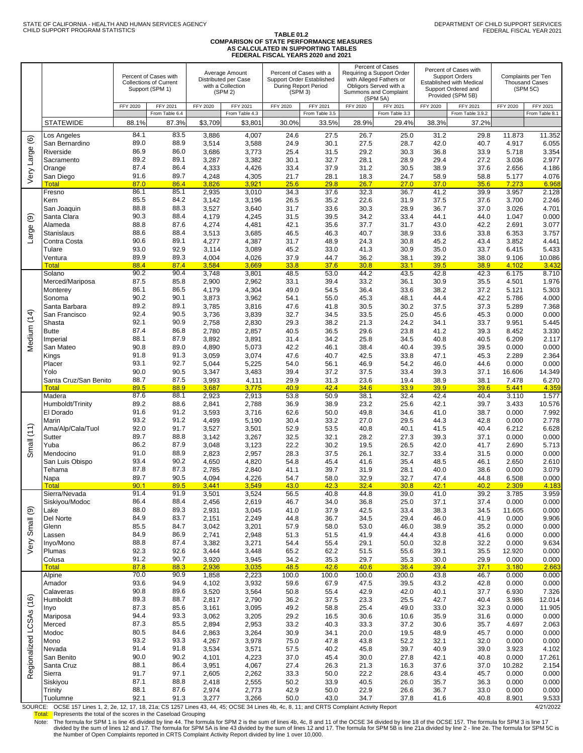STATE OF CALIFORNIA - HEALTH AND HUMAN SERVICES AGENCY
CHILD SUPPORT PROGRAM STATISTICS

DEPARTMENT OF CHILD SUPPORT SERVICES
FEDERAL FISCAL YEAR 2021

# TABLE 01.2
## COMPARISON OF STATE PERFORMANCE MEASURES AS CALCULATED IN SUPPORTING TABLES FEDERAL FISCAL YEARS 2020 and 2021

| | | Percent of Cases with Collections of Current Support (SPM 1) | | Average Amount Distributed per Case with a Collection (SPM 2) | | Percent of Cases with a Support Order Established During Report Period (SPM 3) | | Percent of Cases Requiring a Support Order with Alleged Fathers or Obligors Served with a Summons and Complaint (SPM 5A) | | Percent of Cases with Support Orders Established with Medical Support Ordered and Provided (SPM 5B) | | Complaints per Ten Thousand Cases (SPM 5C) | |
|---|---|---|---|---|---|---|---|---|---|---|---|---|---|
| | | FFY 2020 | FFY 2021 | FFY 2020 | FFY 2021 | FFY 2020 | FFY 2021 | FFY 2020 | FFY 2021 | FFY 2020 | FFY 2021 | FFY 2020 | FFY 2021 |
| | | | From Table 6.4 | | From Table 4.3 | | From Table 3.5 | | From Table 3.3 | | From Table 3.9.2 | | From Table 8.1 |
| | STATEWIDE | 88.1% | 87.3% | $3,709 | $3,801 | 30.0% | 33.5% | 28.9% | 29.4% | 38.3% | 37.2% | | |
| Very Large (6) | Los Angeles | 84.1 | 83.5 | 3,886 | 4,007 | 24.6 | 27.5 | 26.7 | 25.0 | 31.2 | 29.8 | 11.873 | 11.352 |
| | San Bernardino | 89.0 | 88.9 | 3,514 | 3,588 | 24.9 | 30.1 | 27.5 | 28.7 | 42.0 | 40.7 | 4.917 | 6.055 |
| | Riverside | 86.9 | 86.0 | 3,686 | 3,773 | 25.4 | 31.5 | 29.2 | 30.3 | 36.8 | 33.9 | 5.718 | 3.354 |
| | Sacramento | 89.2 | 89.1 | 3,287 | 3,382 | 30.1 | 32.7 | 28.1 | 28.9 | 29.4 | 27.2 | 3.036 | 2.977 |
| | Orange | 87.4 | 86.4 | 4,333 | 4,426 | 33.4 | 37.9 | 31.2 | 30.5 | 38.9 | 37.6 | 2.656 | 4.186 |
| | San Diego | 91.6 | 89.7 | 4,248 | 4,305 | 21.7 | 28.1 | 18.3 | 24.7 | 58.9 | 58.8 | 5.177 | 4.076 |
| | Total | 87.0 | 86.4 | 3,826 | 3,921 | 25.6 | 29.8 | 26.7 | 27.0 | 37.0 | 35.6 | 7.273 | 6.968 |
| Large (9) | Fresno | 86.1 | 85.1 | 2,935 | 3,010 | 34.3 | 37.6 | 32.3 | 36.7 | 41.2 | 39.9 | 3.957 | 2.128 |
| | Kern | 85.5 | 84.2 | 3,142 | 3,196 | 26.5 | 35.2 | 22.6 | 31.9 | 37.5 | 37.6 | 3.700 | 2.246 |
| | San Joaquin | 88.8 | 88.3 | 3,527 | 3,640 | 31.7 | 33.6 | 30.3 | 28.9 | 36.7 | 37.0 | 3.026 | 4.701 |
| | Santa Clara | 90.3 | 88.4 | 4,179 | 4,245 | 31.5 | 39.5 | 34.2 | 33.4 | 44.1 | 44.0 | 1.047 | 0.000 |
| | Alameda | 88.8 | 87.6 | 4,274 | 4,481 | 42.1 | 35.6 | 37.7 | 31.7 | 43.0 | 42.2 | 2.691 | 3.077 |
| | Stanislaus | 88.6 | 88.4 | 3,513 | 3,685 | 46.5 | 46.3 | 40.7 | 38.9 | 33.6 | 33.8 | 6.353 | 3.757 |
| | Contra Costa | 90.6 | 89.1 | 4,277 | 4,387 | 31.7 | 48.9 | 24.3 | 30.8 | 45.2 | 43.4 | 3.852 | 4.441 |
| | Tulare | 93.0 | 92.9 | 3,114 | 3,089 | 45.2 | 33.0 | 41.3 | 30.9 | 35.0 | 33.7 | 6.415 | 5.433 |
| | Ventura | 89.9 | 89.3 | 4,004 | 4,026 | 37.9 | 44.7 | 36.2 | 38.1 | 39.2 | 38.0 | 9.106 | 10.086 |
| | Total | 88.4 | 87.4 | 3,584 | 3,669 | 33.8 | 37.6 | 30.8 | 33.1 | 39.5 | 38.9 | 4.102 | 3.432 |
| Medium (14) | Solano | 90.2 | 90.4 | 3,748 | 3,801 | 48.5 | 53.0 | 44.2 | 43.5 | 42.8 | 42.3 | 6.175 | 8.710 |
| | Merced/Mariposa | 87.5 | 85.8 | 2,900 | 2,962 | 33.1 | 39.4 | 33.2 | 36.1 | 30.9 | 35.5 | 4.501 | 1.976 |
| | Monterey | 86.1 | 86.5 | 4,179 | 4,304 | 49.0 | 54.5 | 36.4 | 33.6 | 38.2 | 37.2 | 5.121 | 5.303 |
| | Sonoma | 90.2 | 90.1 | 3,873 | 3,962 | 54.1 | 55.0 | 45.3 | 48.1 | 44.4 | 42.2 | 5.786 | 4.000 |
| | Santa Barbara | 89.2 | 89.1 | 3,785 | 3,816 | 47.6 | 41.8 | 30.5 | 30.2 | 37.5 | 37.3 | 5.289 | 7.368 |
| | San Francisco | 92.4 | 90.5 | 3,736 | 3,839 | 32.7 | 34.5 | 33.5 | 25.0 | 45.6 | 45.3 | 0.000 | 0.000 |
| | Shasta | 92.1 | 90.9 | 2,758 | 2,830 | 29.3 | 38.2 | 21.3 | 24.2 | 34.1 | 33.7 | 9.951 | 5.445 |
| | Butte | 87.4 | 86.8 | 2,780 | 2,857 | 40.5 | 36.5 | 29.6 | 23.8 | 41.2 | 39.3 | 8.452 | 3.330 |
| | Imperial | 88.1 | 87.9 | 3,892 | 3,891 | 31.4 | 34.2 | 25.8 | 34.5 | 40.8 | 40.5 | 6.209 | 2.117 |
| | San Mateo | 90.8 | 89.0 | 4,890 | 5,073 | 42.2 | 46.1 | 38.4 | 40.4 | 39.5 | 39.5 | 0.000 | 0.000 |
| | Kings | 91.8 | 91.3 | 3,059 | 3,074 | 47.6 | 40.7 | 42.5 | 33.8 | 47.1 | 45.3 | 2.289 | 2.364 |
| | Placer | 93.1 | 92.7 | 5,044 | 5,225 | 54.0 | 56.1 | 46.9 | 54.2 | 46.0 | 44.6 | 0.000 | 0.000 |
| | Yolo | 90.0 | 90.5 | 3,347 | 3,483 | 39.4 | 37.2 | 37.5 | 33.4 | 39.3 | 37.1 | 16.606 | 14.349 |
| | Santa Cruz/San Benito | 88.7 | 87.5 | 3,993 | 4,111 | 29.9 | 31.3 | 23.6 | 19.4 | 38.9 | 38.1 | 7.478 | 6.270 |
| | Total | 89.5 | 88.9 | 3,687 | 3,775 | 40.9 | 42.4 | 34.6 | 33.9 | 39.9 | 39.6 | 5.441 | 4.359 |
| Small (11) | Madera | 87.6 | 88.1 | 2,923 | 2,913 | 53.8 | 50.9 | 38.1 | 32.4 | 42.4 | 40.4 | 3.110 | 1.577 |
| | Humboldt/Trinity | 89.2 | 88.6 | 2,841 | 2,788 | 36.9 | 38.9 | 23.2 | 25.6 | 42.1 | 39.7 | 3.433 | 10.576 |
| | El Dorado | 91.6 | 91.2 | 3,593 | 3,716 | 62.6 | 50.0 | 49.8 | 34.6 | 41.0 | 38.7 | 0.000 | 7.992 |
| | Marin | 93.2 | 91.2 | 4,499 | 5,190 | 30.4 | 33.2 | 27.0 | 29.5 | 44.3 | 42.8 | 0.000 | 2.778 |
| | Ama/Alp/Cala/Tuol | 92.0 | 91.7 | 3,527 | 3,501 | 52.9 | 53.5 | 40.8 | 40.1 | 41.5 | 40.4 | 6.212 | 6.628 |
| | Sutter | 89.7 | 88.8 | 3,142 | 3,267 | 32.5 | 32.1 | 28.2 | 27.3 | 39.3 | 37.1 | 0.000 | 0.000 |
| | Yuba | 86.2 | 87.9 | 3,048 | 3,123 | 22.2 | 30.2 | 19.5 | 26.5 | 42.0 | 41.7 | 2.690 | 5.713 |
| | Mendocino | 91.0 | 88.9 | 2,823 | 2,957 | 28.3 | 37.5 | 26.1 | 32.7 | 33.4 | 31.5 | 0.000 | 0.000 |
| | San Luis Obispo | 93.4 | 90.2 | 4,650 | 4,820 | 54.8 | 45.4 | 41.6 | 35.4 | 48.5 | 46.1 | 2.650 | 2.610 |
| | Tehama | 87.8 | 87.3 | 2,785 | 2,840 | 41.1 | 39.7 | 31.9 | 28.1 | 40.0 | 38.6 | 0.000 | 3.079 |
| | Napa | 89.7 | 90.5 | 4,094 | 4,226 | 54.7 | 58.0 | 32.9 | 32.7 | 47.4 | 44.8 | 6.508 | 0.000 |
| | Total | 90.1 | 89.5 | 3,441 | 3,549 | 43.0 | 42.3 | 32.4 | 30.8 | 42.1 | 40.2 | 2.309 | 4.183 |
| Very Small (9) | Sierra/Nevada | 91.4 | 91.9 | 3,501 | 3,524 | 56.5 | 40.8 | 44.8 | 39.0 | 41.0 | 39.2 | 3.785 | 3.959 |
| | Siskiyou/Modoc | 86.4 | 88.4 | 2,456 | 2,619 | 46.7 | 34.0 | 36.8 | 25.0 | 37.1 | 37.4 | 0.000 | 0.000 |
| | Lake | 88.0 | 89.3 | 2,931 | 3,045 | 41.0 | 37.9 | 42.5 | 33.4 | 38.3 | 34.5 | 11.605 | 0.000 |
| | Del Norte | 84.9 | 83.7 | 2,151 | 2,249 | 44.8 | 36.7 | 34.5 | 29.4 | 46.0 | 41.9 | 0.000 | 9.906 |
| | Glenn | 85.5 | 84.7 | 3,042 | 3,201 | 57.9 | 58.0 | 53.0 | 46.0 | 38.9 | 35.2 | 0.000 | 0.000 |
| | Lassen | 84.9 | 86.9 | 2,741 | 2,948 | 51.3 | 51.5 | 41.9 | 44.4 | 43.8 | 41.6 | 0.000 | 0.000 |
| | Inyo/Mono | 88.8 | 87.4 | 3,382 | 3,271 | 54.4 | 55.4 | 29.1 | 50.0 | 32.8 | 32.2 | 0.000 | 9.634 |
| | Plumas | 92.3 | 92.6 | 3,444 | 3,448 | 65.2 | 62.2 | 51.5 | 55.6 | 39.1 | 35.5 | 12.920 | 0.000 |
| | Colusa | 91.2 | 90.7 | 3,920 | 3,945 | 34.2 | 35.3 | 29.7 | 35.3 | 30.0 | 29.9 | 0.000 | 0.000 |
| | Total | 87.8 | 88.3 | 2,936 | 3,035 | 48.5 | 42.6 | 40.6 | 36.4 | 39.4 | 37.1 | 3.180 | 2.663 |
| Regionalized LCSAs (16) | Alpine | 70.0 | 90.9 | 1,858 | 2,223 | 100.0 | 100.0 | 100.0 | 200.0 | 43.8 | 46.7 | 0.000 | 0.000 |
| | Amador | 93.6 | 94.9 | 4,102 | 3,932 | 59.6 | 67.9 | 47.5 | 39.5 | 43.2 | 42.8 | 0.000 | 0.000 |
| | Calaveras | 90.8 | 89.6 | 3,520 | 3,564 | 50.8 | 55.4 | 42.9 | 42.0 | 40.1 | 37.7 | 6.930 | 7.326 |
| | Humboldt | 89.3 | 88.7 | 2,817 | 2,790 | 36.2 | 37.5 | 23.3 | 25.5 | 42.7 | 40.4 | 3.986 | 12.014 |
| | Inyo | 87.3 | 85.6 | 3,161 | 3,095 | 49.2 | 58.8 | 25.4 | 49.0 | 33.0 | 32.3 | 0.000 | 11.905 |
| | Mariposa | 94.4 | 93.3 | 3,062 | 3,205 | 29.2 | 16.5 | 30.6 | 10.6 | 35.9 | 31.6 | 0.000 | 0.000 |
| | Merced | 87.3 | 85.5 | 2,894 | 2,953 | 33.2 | 40.3 | 33.3 | 37.2 | 30.6 | 35.7 | 4.697 | 2.063 |
| | Modoc | 80.5 | 84.6 | 2,863 | 3,264 | 30.9 | 34.1 | 20.0 | 19.5 | 48.9 | 45.7 | 0.000 | 0.000 |
| | Mono | 93.2 | 93.3 | 4,267 | 3,978 | 75.0 | 47.8 | 43.8 | 52.2 | 32.1 | 32.0 | 0.000 | 0.000 |
| | Nevada | 91.4 | 91.8 | 3,534 | 3,571 | 57.5 | 40.2 | 45.8 | 39.7 | 40.9 | 39.0 | 3.923 | 4.102 |
| | San Benito | 90.0 | 90.2 | 4,101 | 4,223 | 37.0 | 45.4 | 30.0 | 27.8 | 42.1 | 40.8 | 0.000 | 17.261 |
| | Santa Cruz | 88.1 | 86.4 | 3,951 | 4,067 | 27.4 | 26.3 | 21.3 | 16.3 | 37.6 | 37.0 | 10.282 | 2.154 |
| | Sierra | 91.7 | 97.1 | 2,605 | 2,262 | 33.3 | 50.0 | 22.2 | 28.6 | 43.4 | 45.7 | 0.000 | 0.000 |
| | Siskiyou | 87.1 | 88.8 | 2,418 | 2,555 | 50.2 | 33.9 | 40.5 | 26.0 | 35.7 | 36.3 | 0.000 | 0.000 |
| | Trinity | 88.1 | 87.6 | 2,974 | 2,773 | 42.9 | 50.0 | 22.9 | 26.6 | 36.7 | 33.0 | 0.000 | 0.000 |
| | Tuolumne | 92.1 | 91.3 | 3,277 | 3,266 | 50.0 | 43.0 | 34.7 | 37.8 | 41.6 | 40.8 | 8.901 | 9.533 |

SOURCE: OCSE 157 Lines 1, 2, 2e, 12, 17, 18, 21a; CS 1257 Lines 43, 44, 45; OCSE 34 Lines 4b, 4c, 8, 11; and CRTS Complaint Activity Report

4/21/2022

Total: Represents the total of the scores in the Caseload Grouping

Note: The formula for SPM 1 is line 45 divided by line 44. The formula for SPM 2 is the sum of lines 4b, 4c, 8 and 11 of the OCSE 34 divided by line 18 of the OCSE 157. The formula for SPM 3 is line 17 divided by the sum of lines 12 and 17. The formula for SPM 5A is line 43 divided by the sum of lines 12 and 17. The formula for SPM 5B is line 21a divided by line 2 - line 2e. The formula for SPM 5C is the Number of Open Complaints reported in CRTS Complaint Activity Report divided by line 1 over 10,000.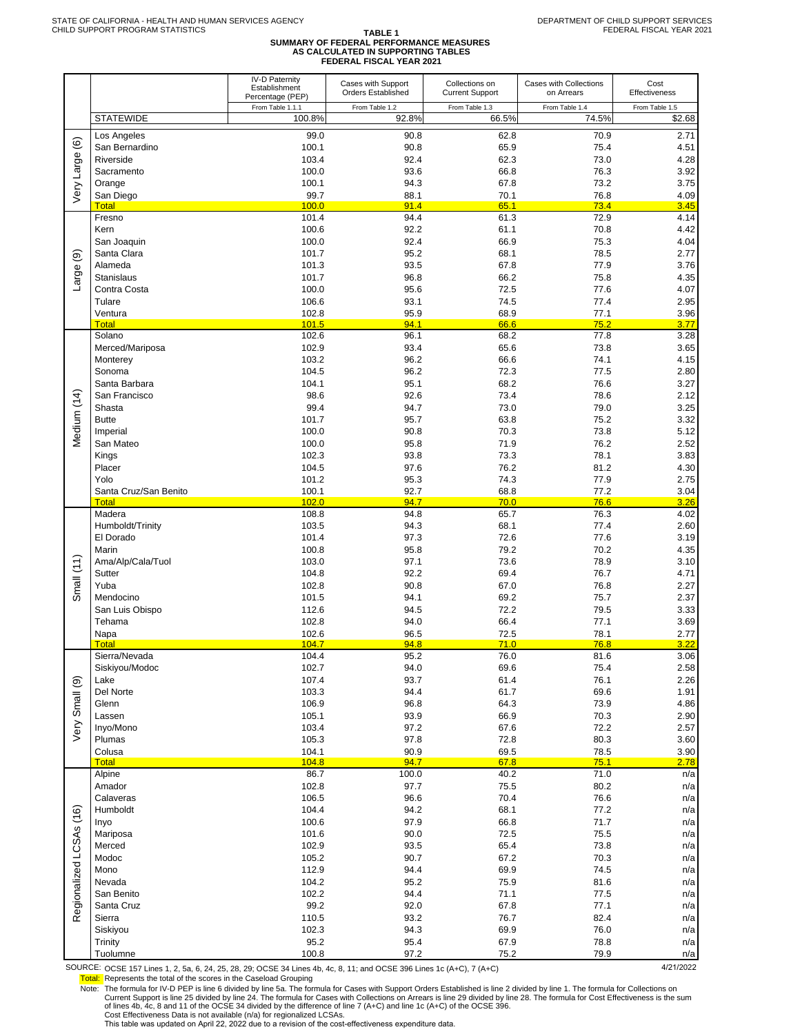STATE OF CALIFORNIA - HEALTH AND HUMAN SERVICES AGENCY
CHILD SUPPORT PROGRAM STATISTICS

DEPARTMENT OF CHILD SUPPORT SERVICES
FEDERAL FISCAL YEAR 2021

# TABLE 1
## SUMMARY OF FEDERAL PERFORMANCE MEASURES AS CALCULATED IN SUPPORTING TABLES FEDERAL FISCAL YEAR 2021

| | | IV-D Paternity Establishment Percentage (PEP) | Cases with Support Orders Established | Collections on Current Support | Cases with Collections on Arrears | Cost Effectiveness |
|---|---|---|---|---|---|---|
| | | From Table 1.1.1 | From Table 1.2 | From Table 1.3 | From Table 1.4 | From Table 1.5 |
| | STATEWIDE | 100.8% | 92.8% | 66.5% | 74.5% | $2.68 |
| Very Large (6) | Los Angeles | 99.0 | 90.8 | 62.8 | 70.9 | 2.71 |
| | San Bernardino | 100.1 | 90.8 | 65.9 | 75.4 | 4.51 |
| | Riverside | 103.4 | 92.4 | 62.3 | 73.0 | 4.28 |
| | Sacramento | 100.0 | 93.6 | 66.8 | 76.3 | 3.92 |
| | Orange | 100.1 | 94.3 | 67.8 | 73.2 | 3.75 |
| | San Diego | 99.7 | 88.1 | 70.1 | 76.8 | 4.09 |
| | Total | 100.0 | 91.4 | 65.1 | 73.4 | 3.45 |
| Large (9) | Fresno | 101.4 | 94.4 | 61.3 | 72.9 | 4.14 |
| | Kern | 100.6 | 92.2 | 61.1 | 70.8 | 4.42 |
| | San Joaquin | 100.0 | 92.4 | 66.9 | 75.3 | 4.04 |
| | Santa Clara | 101.7 | 95.2 | 68.1 | 78.5 | 2.77 |
| | Alameda | 101.3 | 93.5 | 67.8 | 77.9 | 3.76 |
| | Stanislaus | 101.7 | 96.8 | 66.2 | 75.8 | 4.35 |
| | Contra Costa | 100.0 | 95.6 | 72.5 | 77.6 | 4.07 |
| | Tulare | 106.6 | 93.1 | 74.5 | 77.4 | 2.95 |
| | Ventura | 102.8 | 95.9 | 68.9 | 77.1 | 3.96 |
| | Total | 101.5 | 94.1 | 66.6 | 75.2 | 3.77 |
| Medium (14) | Solano | 102.6 | 96.1 | 68.2 | 77.8 | 3.28 |
| | Merced/Mariposa | 102.9 | 93.4 | 65.6 | 73.8 | 3.65 |
| | Monterey | 103.2 | 96.2 | 66.6 | 74.1 | 4.15 |
| | Sonoma | 104.5 | 96.2 | 72.3 | 77.5 | 2.80 |
| | Santa Barbara | 104.1 | 95.1 | 68.2 | 76.6 | 3.27 |
| | San Francisco | 98.6 | 92.6 | 73.4 | 78.6 | 2.12 |
| | Shasta | 99.4 | 94.7 | 73.0 | 79.0 | 3.25 |
| | Butte | 101.7 | 95.7 | 63.8 | 75.2 | 3.32 |
| | Imperial | 100.0 | 90.8 | 70.3 | 73.8 | 5.12 |
| | San Mateo | 100.0 | 95.8 | 71.9 | 76.2 | 2.52 |
| | Kings | 102.3 | 93.8 | 73.3 | 78.1 | 3.83 |
| | Placer | 104.5 | 97.6 | 76.2 | 81.2 | 4.30 |
| | Yolo | 101.2 | 95.3 | 74.3 | 77.9 | 2.75 |
| | Santa Cruz/San Benito | 100.1 | 92.7 | 68.8 | 77.2 | 3.04 |
| | Total | 102.0 | 94.7 | 70.0 | 76.6 | 3.26 |
| Small (11) | Madera | 108.8 | 94.8 | 65.7 | 76.3 | 4.02 |
| | Humboldt/Trinity | 103.5 | 94.3 | 68.1 | 77.4 | 2.60 |
| | El Dorado | 101.4 | 97.3 | 72.6 | 77.6 | 3.19 |
| | Marin | 100.8 | 95.8 | 79.2 | 70.2 | 4.35 |
| | Ama/Alp/Cala/Tuol | 103.0 | 97.1 | 73.6 | 78.9 | 3.10 |
| | Sutter | 104.8 | 92.2 | 69.4 | 76.7 | 4.71 |
| | Yuba | 102.8 | 90.8 | 67.0 | 76.8 | 2.27 |
| | Mendocino | 101.5 | 94.1 | 69.2 | 75.7 | 2.37 |
| | San Luis Obispo | 112.6 | 94.5 | 72.2 | 79.5 | 3.33 |
| | Tehama | 102.8 | 94.0 | 66.4 | 77.1 | 3.69 |
| | Napa | 102.6 | 96.5 | 72.5 | 78.1 | 2.77 |
| | Total | 104.7 | 94.8 | 71.0 | 76.8 | 3.22 |
| Very Small (9) | Sierra/Nevada | 104.4 | 95.2 | 76.0 | 81.6 | 3.06 |
| | Siskiyou/Modoc | 102.7 | 94.0 | 69.6 | 75.4 | 2.58 |
| | Lake | 107.4 | 93.7 | 61.4 | 76.1 | 2.26 |
| | Del Norte | 103.3 | 94.4 | 61.7 | 69.6 | 1.91 |
| | Glenn | 106.9 | 96.8 | 64.3 | 73.9 | 4.86 |
| | Lassen | 105.1 | 93.9 | 66.9 | 70.3 | 2.90 |
| | Inyo/Mono | 103.4 | 97.2 | 67.6 | 72.2 | 2.57 |
| | Plumas | 105.3 | 97.8 | 72.8 | 80.3 | 3.60 |
| | Colusa | 104.1 | 90.9 | 69.5 | 78.5 | 3.90 |
| | Total | 104.8 | 94.7 | 67.8 | 75.1 | 2.78 |
| Regionalized LCSAs (16) | Alpine | 86.7 | 100.0 | 40.2 | 71.0 | n/a |
| | Amador | 102.8 | 97.7 | 75.5 | 80.2 | n/a |
| | Calaveras | 106.5 | 96.6 | 70.4 | 76.6 | n/a |
| | Humboldt | 104.4 | 94.2 | 68.1 | 77.2 | n/a |
| | Inyo | 100.6 | 97.9 | 66.8 | 71.7 | n/a |
| | Mariposa | 101.6 | 90.0 | 72.5 | 75.5 | n/a |
| | Merced | 102.9 | 93.5 | 65.4 | 73.8 | n/a |
| | Modoc | 105.2 | 90.7 | 67.2 | 70.3 | n/a |
| | Mono | 112.9 | 94.4 | 69.9 | 74.5 | n/a |
| | Nevada | 104.2 | 95.2 | 75.9 | 81.6 | n/a |
| | San Benito | 102.2 | 94.4 | 71.1 | 77.5 | n/a |
| | Santa Cruz | 99.2 | 92.0 | 67.8 | 77.1 | n/a |
| | Sierra | 110.5 | 93.2 | 76.7 | 82.4 | n/a |
| | Siskiyou | 102.3 | 94.3 | 69.9 | 76.0 | n/a |
| | Trinity | 95.2 | 95.4 | 67.9 | 78.8 | n/a |
| | Tuolumne | 100.8 | 97.2 | 75.2 | 79.9 | n/a |

SOURCE: OCSE 157 Lines 1, 2, 5a, 6, 24, 25, 28, 29; OCSE 34 Lines 4b, 4c, 8, 11; and OCSE 396 Lines 1c (A+C), 7 (A+C)

4/21/2022

Total: Represents the total of the scores in the Caseload Grouping

Note: The formula for IV-D PEP is line 6 divided by line 5a. The formula for Cases with Support Orders Established is line 2 divided by line 1. The formula for Collections on Current Support is line 25 divided by line 24. The formula for Cases with Collections on Arrears is line 29 divided by line 28. The formula for Cost Effectiveness is the sum of lines 4b, 4c, 8 and 11 of the OCSE 34 divided by the difference of line 7 (A+C) and line 1c (A+C) of the OCSE 396.
Cost Effectiveness Data is not available (n/a) for regionalized LCSAs.
This table was updated on April 22, 2022 due to a revision of the cost-effectiveness expenditure data.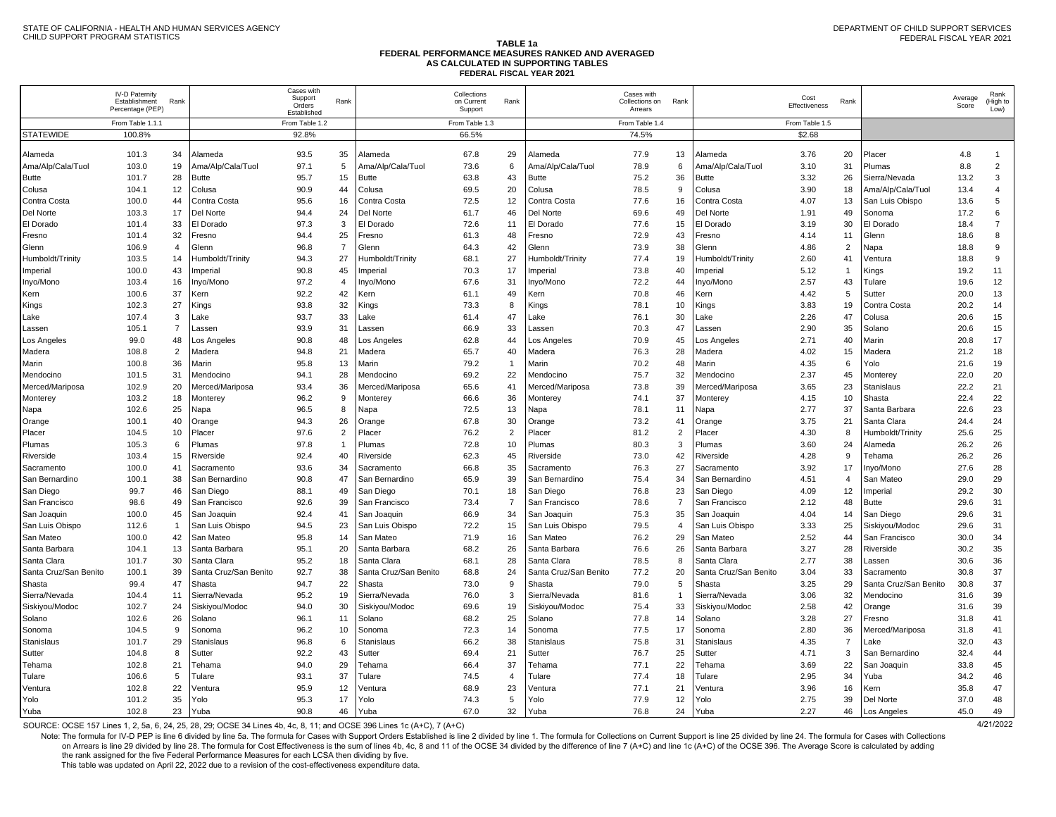STATE OF CALIFORNIA - HEALTH AND HUMAN SERVICES AGENCY
CHILD SUPPORT PROGRAM STATISTICS

DEPARTMENT OF CHILD SUPPORT SERVICES
FEDERAL FISCAL YEAR 2021

# TABLE 1a
## FEDERAL PERFORMANCE MEASURES RANKED AND AVERAGED AS CALCULATED IN SUPPORTING TABLES
### FEDERAL FISCAL YEAR 2021

| | IV-D Paternity Establishment Percentage (PEP) | Rank | | Cases with Support Orders Established | Rank | | Collections on Current Support | Rank | | Cases with Collections on Arrears | Rank | | Cost Effectiveness | Rank | | Average Score | Rank (High to Low) |
|---|---|---|---|---|---|---|---|---|---|---|---|---|---|---|---|---|---|
| | From Table 1.1.1 | | | From Table 1.2 | | | From Table 1.3 | | | From Table 1.4 | | | From Table 1.5 | | | | |
| STATEWIDE | 100.8% | | | 92.8% | | | 66.5% | | | 74.5% | | | $2.68 | | | | |
| Alameda | 101.3 | 34 | Alameda | 93.5 | 35 | Alameda | 67.8 | 29 | Alameda | 77.9 | 13 | Alameda | 3.76 | 20 | Placer | 4.8 | 1 |
| Ama/Alp/Cala/Tuol | 103.0 | 19 | Ama/Alp/Cala/Tuol | 97.1 | 5 | Ama/Alp/Cala/Tuol | 73.6 | 6 | Ama/Alp/Cala/Tuol | 78.9 | 6 | Ama/Alp/Cala/Tuol | 3.10 | 31 | Plumas | 8.8 | 2 |
| Butte | 101.7 | 28 | Butte | 95.7 | 15 | Butte | 63.8 | 43 | Butte | 75.2 | 36 | Butte | 3.32 | 26 | Sierra/Nevada | 13.2 | 3 |
| Colusa | 104.1 | 12 | Colusa | 90.9 | 44 | Colusa | 69.5 | 20 | Colusa | 78.5 | 9 | Colusa | 3.90 | 18 | Ama/Alp/Cala/Tuol | 13.4 | 4 |
| Contra Costa | 100.0 | 44 | Contra Costa | 95.6 | 16 | Contra Costa | 72.5 | 12 | Contra Costa | 77.6 | 16 | Contra Costa | 4.07 | 13 | San Luis Obispo | 13.6 | 5 |
| Del Norte | 103.3 | 17 | Del Norte | 94.4 | 24 | Del Norte | 61.7 | 46 | Del Norte | 69.6 | 49 | Del Norte | 1.91 | 49 | Sonoma | 17.2 | 6 |
| El Dorado | 101.4 | 33 | El Dorado | 97.3 | 3 | El Dorado | 72.6 | 11 | El Dorado | 77.6 | 15 | El Dorado | 3.19 | 30 | El Dorado | 18.4 | 7 |
| Fresno | 101.4 | 32 | Fresno | 94.4 | 25 | Fresno | 61.3 | 48 | Fresno | 72.9 | 43 | Fresno | 4.14 | 11 | Glenn | 18.6 | 8 |
| Glenn | 106.9 | 4 | Glenn | 96.8 | 7 | Glenn | 64.3 | 42 | Glenn | 73.9 | 38 | Glenn | 4.86 | 2 | Napa | 18.8 | 9 |
| Humboldt/Trinity | 103.5 | 14 | Humboldt/Trinity | 94.3 | 27 | Humboldt/Trinity | 68.1 | 27 | Humboldt/Trinity | 77.4 | 19 | Humboldt/Trinity | 2.60 | 41 | Ventura | 18.8 | 9 |
| Imperial | 100.0 | 43 | Imperial | 90.8 | 45 | Imperial | 70.3 | 17 | Imperial | 73.8 | 40 | Imperial | 5.12 | 1 | Kings | 19.2 | 11 |
| Inyo/Mono | 103.4 | 16 | Inyo/Mono | 97.2 | 4 | Inyo/Mono | 67.6 | 31 | Inyo/Mono | 72.2 | 44 | Inyo/Mono | 2.57 | 43 | Tulare | 19.6 | 12 |
| Kern | 100.6 | 37 | Kern | 92.2 | 42 | Kern | 61.1 | 49 | Kern | 70.8 | 46 | Kern | 4.42 | 5 | Sutter | 20.0 | 13 |
| Kings | 102.3 | 27 | Kings | 93.8 | 32 | Kings | 73.3 | 8 | Kings | 78.1 | 10 | Kings | 3.83 | 19 | Contra Costa | 20.2 | 14 |
| Lake | 107.4 | 3 | Lake | 93.7 | 33 | Lake | 61.4 | 47 | Lake | 76.1 | 30 | Lake | 2.26 | 47 | Colusa | 20.6 | 15 |
| Lassen | 105.1 | 7 | Lassen | 93.9 | 31 | Lassen | 66.9 | 33 | Lassen | 70.3 | 47 | Lassen | 2.90 | 35 | Solano | 20.6 | 15 |
| Los Angeles | 99.0 | 48 | Los Angeles | 90.8 | 48 | Los Angeles | 62.8 | 44 | Los Angeles | 70.9 | 45 | Los Angeles | 2.71 | 40 | Marin | 20.8 | 17 |
| Madera | 108.8 | 2 | Madera | 94.8 | 21 | Madera | 65.7 | 40 | Madera | 76.3 | 28 | Madera | 4.02 | 15 | Madera | 21.2 | 18 |
| Marin | 100.8 | 36 | Marin | 95.8 | 13 | Marin | 79.2 | 1 | Marin | 70.2 | 48 | Marin | 4.35 | 6 | Yolo | 21.6 | 19 |
| Mendocino | 101.5 | 31 | Mendocino | 94.1 | 28 | Mendocino | 69.2 | 22 | Mendocino | 75.7 | 32 | Mendocino | 2.37 | 45 | Monterey | 22.0 | 20 |
| Merced/Mariposa | 102.9 | 20 | Merced/Mariposa | 93.4 | 36 | Merced/Mariposa | 65.6 | 41 | Merced/Mariposa | 73.8 | 39 | Merced/Mariposa | 3.65 | 23 | Stanislaus | 22.2 | 21 |
| Monterey | 103.2 | 18 | Monterey | 96.2 | 9 | Monterey | 66.6 | 36 | Monterey | 74.1 | 37 | Monterey | 4.15 | 10 | Shasta | 22.4 | 22 |
| Napa | 102.6 | 25 | Napa | 96.5 | 8 | Napa | 72.5 | 13 | Napa | 78.1 | 11 | Napa | 2.77 | 37 | Santa Barbara | 22.6 | 23 |
| Orange | 100.1 | 40 | Orange | 94.3 | 26 | Orange | 67.8 | 30 | Orange | 73.2 | 41 | Orange | 3.75 | 21 | Santa Clara | 24.4 | 24 |
| Placer | 104.5 | 10 | Placer | 97.6 | 2 | Placer | 76.2 | 2 | Placer | 81.2 | 2 | Placer | 4.30 | 8 | Humboldt/Trinity | 25.6 | 25 |
| Plumas | 105.3 | 6 | Plumas | 97.8 | 1 | Plumas | 72.8 | 10 | Plumas | 80.3 | 3 | Plumas | 3.60 | 24 | Alameda | 26.2 | 26 |
| Riverside | 103.4 | 15 | Riverside | 92.4 | 40 | Riverside | 62.3 | 45 | Riverside | 73.0 | 42 | Riverside | 4.28 | 9 | Tehama | 26.2 | 26 |
| Sacramento | 100.0 | 41 | Sacramento | 93.6 | 34 | Sacramento | 66.8 | 35 | Sacramento | 76.3 | 27 | Sacramento | 3.92 | 17 | Inyo/Mono | 27.6 | 28 |
| San Bernardino | 100.1 | 38 | San Bernardino | 90.8 | 47 | San Bernardino | 65.9 | 39 | San Bernardino | 75.4 | 34 | San Bernardino | 4.51 | 4 | San Mateo | 29.0 | 29 |
| San Diego | 99.7 | 46 | San Diego | 88.1 | 49 | San Diego | 70.1 | 18 | San Diego | 76.8 | 23 | San Diego | 4.09 | 12 | Imperial | 29.2 | 30 |
| San Francisco | 98.6 | 49 | San Francisco | 92.6 | 39 | San Francisco | 73.4 | 7 | San Francisco | 78.6 | 7 | San Francisco | 2.12 | 48 | Butte | 29.6 | 31 |
| San Joaquin | 100.0 | 45 | San Joaquin | 92.4 | 41 | San Joaquin | 66.9 | 34 | San Joaquin | 75.3 | 35 | San Joaquin | 4.04 | 14 | San Diego | 29.6 | 31 |
| San Luis Obispo | 112.6 | 1 | San Luis Obispo | 94.5 | 23 | San Luis Obispo | 72.2 | 15 | San Luis Obispo | 79.5 | 4 | San Luis Obispo | 3.33 | 25 | Siskiyou/Modoc | 29.6 | 31 |
| San Mateo | 100.0 | 42 | San Mateo | 95.8 | 14 | San Mateo | 71.9 | 16 | San Mateo | 76.2 | 29 | San Mateo | 2.52 | 44 | San Francisco | 30.0 | 34 |
| Santa Barbara | 104.1 | 13 | Santa Barbara | 95.1 | 20 | Santa Barbara | 68.2 | 26 | Santa Barbara | 76.6 | 26 | Santa Barbara | 3.27 | 28 | Riverside | 30.2 | 35 |
| Santa Clara | 101.7 | 30 | Santa Clara | 95.2 | 18 | Santa Clara | 68.1 | 28 | Santa Clara | 78.5 | 8 | Santa Clara | 2.77 | 38 | Lassen | 30.6 | 36 |
| Santa Cruz/San Benito | 100.1 | 39 | Santa Cruz/San Benito | 92.7 | 38 | Santa Cruz/San Benito | 68.8 | 24 | Santa Cruz/San Benito | 77.2 | 20 | Santa Cruz/San Benito | 3.04 | 33 | Sacramento | 30.8 | 37 |
| Shasta | 99.4 | 47 | Shasta | 94.7 | 22 | Shasta | 73.0 | 9 | Shasta | 79.0 | 5 | Shasta | 3.25 | 29 | Santa Cruz/San Benito | 30.8 | 37 |
| Sierra/Nevada | 104.4 | 11 | Sierra/Nevada | 95.2 | 19 | Sierra/Nevada | 76.0 | 3 | Sierra/Nevada | 81.6 | 1 | Sierra/Nevada | 3.06 | 32 | Mendocino | 31.6 | 39 |
| Siskiyou/Modoc | 102.7 | 24 | Siskiyou/Modoc | 94.0 | 30 | Siskiyou/Modoc | 69.6 | 19 | Siskiyou/Modoc | 75.4 | 33 | Siskiyou/Modoc | 2.58 | 42 | Orange | 31.6 | 39 |
| Solano | 102.6 | 26 | Solano | 96.1 | 11 | Solano | 68.2 | 25 | Solano | 77.8 | 14 | Solano | 3.28 | 27 | Fresno | 31.8 | 41 |
| Sonoma | 104.5 | 9 | Sonoma | 96.2 | 10 | Sonoma | 72.3 | 14 | Sonoma | 77.5 | 17 | Sonoma | 2.80 | 36 | Merced/Mariposa | 31.8 | 41 |
| Stanislaus | 101.7 | 29 | Stanislaus | 96.8 | 6 | Stanislaus | 66.2 | 38 | Stanislaus | 75.8 | 31 | Stanislaus | 4.35 | 7 | Lake | 32.0 | 43 |
| Sutter | 104.8 | 8 | Sutter | 92.2 | 43 | Sutter | 69.4 | 21 | Sutter | 76.7 | 25 | Sutter | 4.71 | 3 | San Bernardino | 32.4 | 44 |
| Tehama | 102.8 | 21 | Tehama | 94.0 | 29 | Tehama | 66.4 | 37 | Tehama | 77.1 | 22 | Tehama | 3.69 | 22 | San Joaquin | 33.8 | 45 |
| Tulare | 106.6 | 5 | Tulare | 93.1 | 37 | Tulare | 74.5 | 4 | Tulare | 77.4 | 18 | Tulare | 2.95 | 34 | Yuba | 34.2 | 46 |
| Ventura | 102.8 | 22 | Ventura | 95.9 | 12 | Ventura | 68.9 | 23 | Ventura | 77.1 | 21 | Ventura | 3.96 | 16 | Kern | 35.8 | 47 |
| Yolo | 101.2 | 35 | Yolo | 95.3 | 17 | Yolo | 74.3 | 5 | Yolo | 77.9 | 12 | Yolo | 2.75 | 39 | Del Norte | 37.0 | 48 |
| Yuba | 102.8 | 23 | Yuba | 90.8 | 46 | Yuba | 67.0 | 32 | Yuba | 76.8 | 24 | Yuba | 2.27 | 46 | Los Angeles | 45.0 | 49 |

SOURCE: OCSE 157 Lines 1, 2, 5a, 6, 24, 25, 28, 29; OCSE 34 Lines 4b, 4c, 8, 11; and OCSE 396 Lines 1c (A+C), 7 (A+C)

4/21/2022

Note: The formula for IV-D PEP is line 6 divided by line 5a. The formula for Cases with Support Orders Established is line 2 divided by line 1. The formula for Collections on Current Support is line 25 divided by line 24. The formula for Cases with Collections on Arrears is line 29 divided by line 28. The formula for Cost Effectiveness is the sum of lines 4b, 4c, 8 and 11 of the OCSE 34 divided by the difference of line 7 (A+C) and line 1c (A+C) of the OCSE 396. The Average Score is calculated by adding the rank assigned for the five Federal Performance Measures for each LCSA then dividing by five.

This table was updated on April 22, 2022 due to a revision of the cost-effectiveness expenditure data.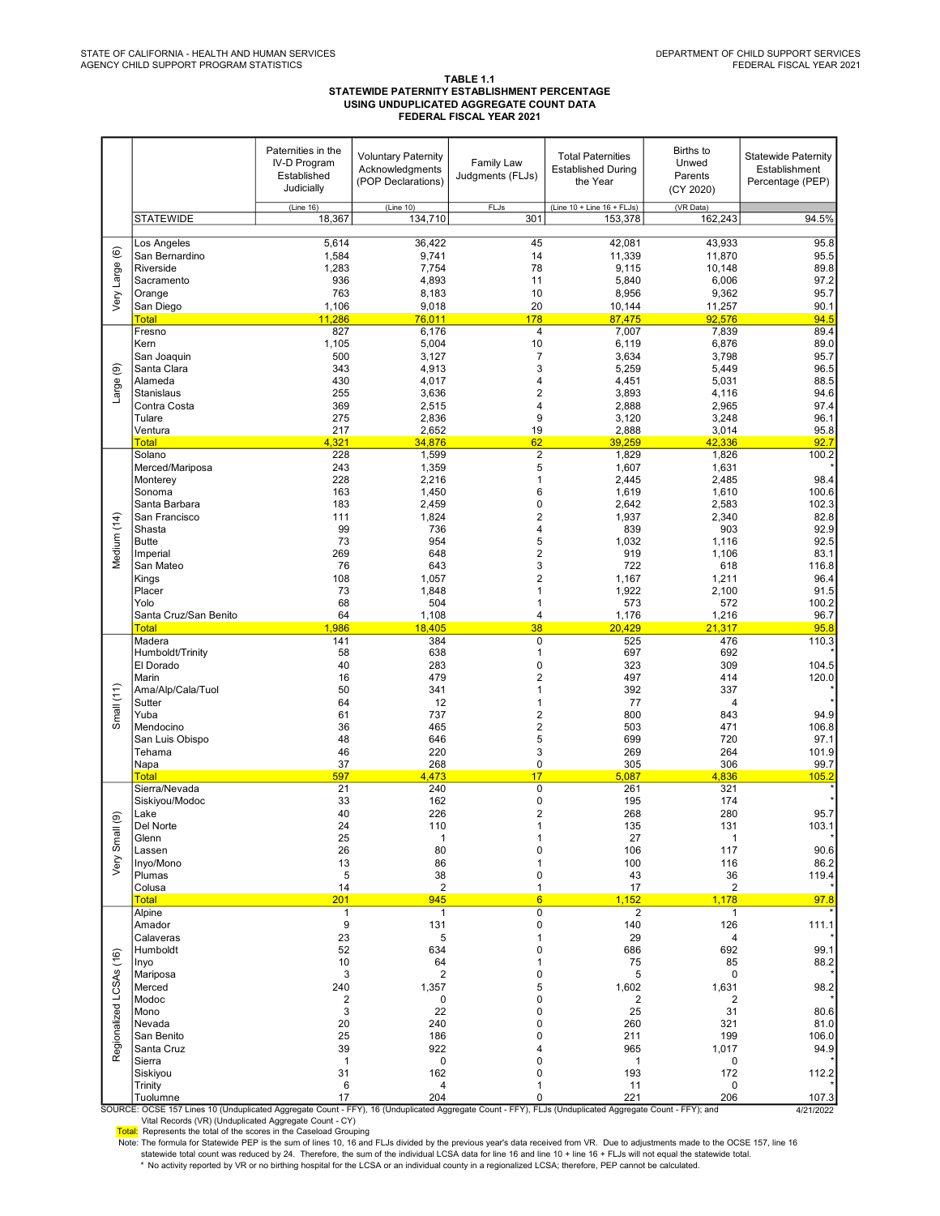STATE OF CALIFORNIA - HEALTH AND HUMAN SERVICES AGENCY CHILD SUPPORT PROGRAM STATISTICS

DEPARTMENT OF CHILD SUPPORT SERVICES FEDERAL FISCAL YEAR 2021

# TABLE 1.1
## STATEWIDE PATERNITY ESTABLISHMENT PERCENTAGE USING UNDUPLICATED AGGREGATE COUNT DATA FEDERAL FISCAL YEAR 2021

| Caseload Grouping | | Paternities in the IV-D Program Established Judicially | Voluntary Paternity Acknowledgments (POP Declarations) | Family Law Judgments (FLJs) | Total Paternities Established During the Year | Births to Unwed Parents (CY 2020) | Statewide Paternity Establishment Percentage (PEP) |
|---|---|---|---|---|---|---|---|
| | | (Line 16) | (Line 10) | FLJs | (Line 10 + Line 16 + FLJs) | (VR Data) | |
| | STATEWIDE | 18,367 | 134,710 | 301 | 153,378 | 162,243 | 94.5% |
| Very Large (6) | Los Angeles | 5,614 | 36,422 | 45 | 42,081 | 43,933 | 95.8 |
| | San Bernardino | 1,584 | 9,741 | 14 | 11,339 | 11,870 | 95.5 |
| | Riverside | 1,283 | 7,754 | 78 | 9,115 | 10,148 | 89.8 |
| | Sacramento | 936 | 4,893 | 11 | 5,840 | 6,006 | 97.2 |
| | Orange | 763 | 8,183 | 10 | 8,956 | 9,362 | 95.7 |
| | San Diego | 1,106 | 9,018 | 20 | 10,144 | 11,257 | 90.1 |
| | Total | 11,286 | 76,011 | 178 | 87,475 | 92,576 | 94.5 |
| Large (9) | Fresno | 827 | 6,176 | 4 | 7,007 | 7,839 | 89.4 |
| | Kern | 1,105 | 5,004 | 10 | 6,119 | 6,876 | 89.0 |
| | San Joaquin | 500 | 3,127 | 7 | 3,634 | 3,798 | 95.7 |
| | Santa Clara | 343 | 4,913 | 3 | 5,259 | 5,449 | 96.5 |
| | Alameda | 430 | 4,017 | 4 | 4,451 | 5,031 | 88.5 |
| | Stanislaus | 255 | 3,636 | 2 | 3,893 | 4,116 | 94.6 |
| | Contra Costa | 369 | 2,515 | 4 | 2,888 | 2,965 | 97.4 |
| | Tulare | 275 | 2,836 | 9 | 3,120 | 3,248 | 96.1 |
| | Ventura | 217 | 2,652 | 19 | 2,888 | 3,014 | 95.8 |
| | Total | 4,321 | 34,876 | 62 | 39,259 | 42,336 | 92.7 |
| Medium (14) | Solano | 228 | 1,599 | 2 | 1,829 | 1,826 | 100.2 |
| | Merced/Mariposa | 243 | 1,359 | 5 | 1,607 | 1,631 | * |
| | Monterey | 228 | 2,216 | 1 | 2,445 | 2,485 | 98.4 |
| | Sonoma | 163 | 1,450 | 6 | 1,619 | 1,610 | 100.6 |
| | Santa Barbara | 183 | 2,459 | 0 | 2,642 | 2,583 | 102.3 |
| | San Francisco | 111 | 1,824 | 2 | 1,937 | 2,340 | 82.8 |
| | Shasta | 99 | 736 | 4 | 839 | 903 | 92.9 |
| | Butte | 73 | 954 | 5 | 1,032 | 1,116 | 92.5 |
| | Imperial | 269 | 648 | 2 | 919 | 1,106 | 83.1 |
| | San Mateo | 76 | 643 | 3 | 722 | 618 | 116.8 |
| | Kings | 108 | 1,057 | 2 | 1,167 | 1,211 | 96.4 |
| | Placer | 73 | 1,848 | 1 | 1,922 | 2,100 | 91.5 |
| | Yolo | 68 | 504 | 1 | 573 | 572 | 100.2 |
| | Santa Cruz/San Benito | 64 | 1,108 | 4 | 1,176 | 1,216 | 96.7 |
| | Total | 1,986 | 18,405 | 38 | 20,429 | 21,317 | 95.8 |
| Small (11) | Madera | 141 | 384 | 0 | 525 | 476 | 110.3 |
| | Humboldt/Trinity | 58 | 638 | 1 | 697 | 692 | * |
| | El Dorado | 40 | 283 | 0 | 323 | 309 | 104.5 |
| | Marin | 16 | 479 | 2 | 497 | 414 | 120.0 |
| | Ama/Alp/Cala/Tuol | 50 | 341 | 1 | 392 | 337 | * |
| | Sutter | 64 | 12 | 1 | 77 | 4 | * |
| | Yuba | 61 | 737 | 2 | 800 | 843 | 94.9 |
| | Mendocino | 36 | 465 | 2 | 503 | 471 | 106.8 |
| | San Luis Obispo | 48 | 646 | 5 | 699 | 720 | 97.1 |
| | Tehama | 46 | 220 | 3 | 269 | 264 | 101.9 |
| | Napa | 37 | 268 | 0 | 305 | 306 | 99.7 |
| | Total | 597 | 4,473 | 17 | 5,087 | 4,836 | 105.2 |
| Very Small (9) | Sierra/Nevada | 21 | 240 | 0 | 261 | 321 | * |
| | Siskiyou/Modoc | 33 | 162 | 0 | 195 | 174 | * |
| | Lake | 40 | 226 | 2 | 268 | 280 | 95.7 |
| | Del Norte | 24 | 110 | 1 | 135 | 131 | 103.1 |
| | Glenn | 25 | 1 | 1 | 27 | 1 | * |
| | Lassen | 26 | 80 | 0 | 106 | 117 | 90.6 |
| | Inyo/Mono | 13 | 86 | 1 | 100 | 116 | 86.2 |
| | Plumas | 5 | 38 | 0 | 43 | 36 | 119.4 |
| | Colusa | 14 | 2 | 1 | 17 | 2 | * |
| | Total | 201 | 945 | 6 | 1,152 | 1,178 | 97.8 |
| Regionalized LCSAs (16) | Alpine | 1 | 1 | 0 | 2 | 1 | * |
| | Amador | 9 | 131 | 0 | 140 | 126 | 111.1 |
| | Calaveras | 23 | 5 | 1 | 29 | 4 | * |
| | Humboldt | 52 | 634 | 0 | 686 | 692 | 99.1 |
| | Inyo | 10 | 64 | 1 | 75 | 85 | 88.2 |
| | Mariposa | 3 | 2 | 0 | 5 | 0 | * |
| | Merced | 240 | 1,357 | 5 | 1,602 | 1,631 | 98.2 |
| | Modoc | 2 | 0 | 0 | 2 | 2 | * |
| | Mono | 3 | 22 | 0 | 25 | 31 | 80.6 |
| | Nevada | 20 | 240 | 0 | 260 | 321 | 81.0 |
| | San Benito | 25 | 186 | 0 | 211 | 199 | 106.0 |
| | Santa Cruz | 39 | 922 | 4 | 965 | 1,017 | 94.9 |
| | Sierra | 1 | 0 | 0 | 1 | 0 | * |
| | Siskiyou | 31 | 162 | 0 | 193 | 172 | 112.2 |
| | Trinity | 6 | 4 | 1 | 11 | 0 | * |
| | Tuolumne | 17 | 204 | 0 | 221 | 206 | 107.3 |

SOURCE: OCSE 157 Lines 10 (Unduplicated Aggregate Count - FFY), 16 (Unduplicated Aggregate Count - FFY), FLJs (Unduplicated Aggregate Count - FFY); and Vital Records (VR) (Unduplicated Aggregate Count - CY) 4/21/2022

Total: Represents the total of the scores in the Caseload Grouping

Note: The formula for Statewide PEP is the sum of lines 10, 16 and FLJs divided by the previous year's data received from VR. Due to adjustments made to the OCSE 157, line 16 statewide total count was reduced by 24. Therefore, the sum of the individual LCSA data for line 16 and line 10 + line 16 + FLJs will not equal the statewide total.

\* No activity reported by VR or no birthing hospital for the LCSA or an individual county in a regionalized LCSA; therefore, PEP cannot be calculated.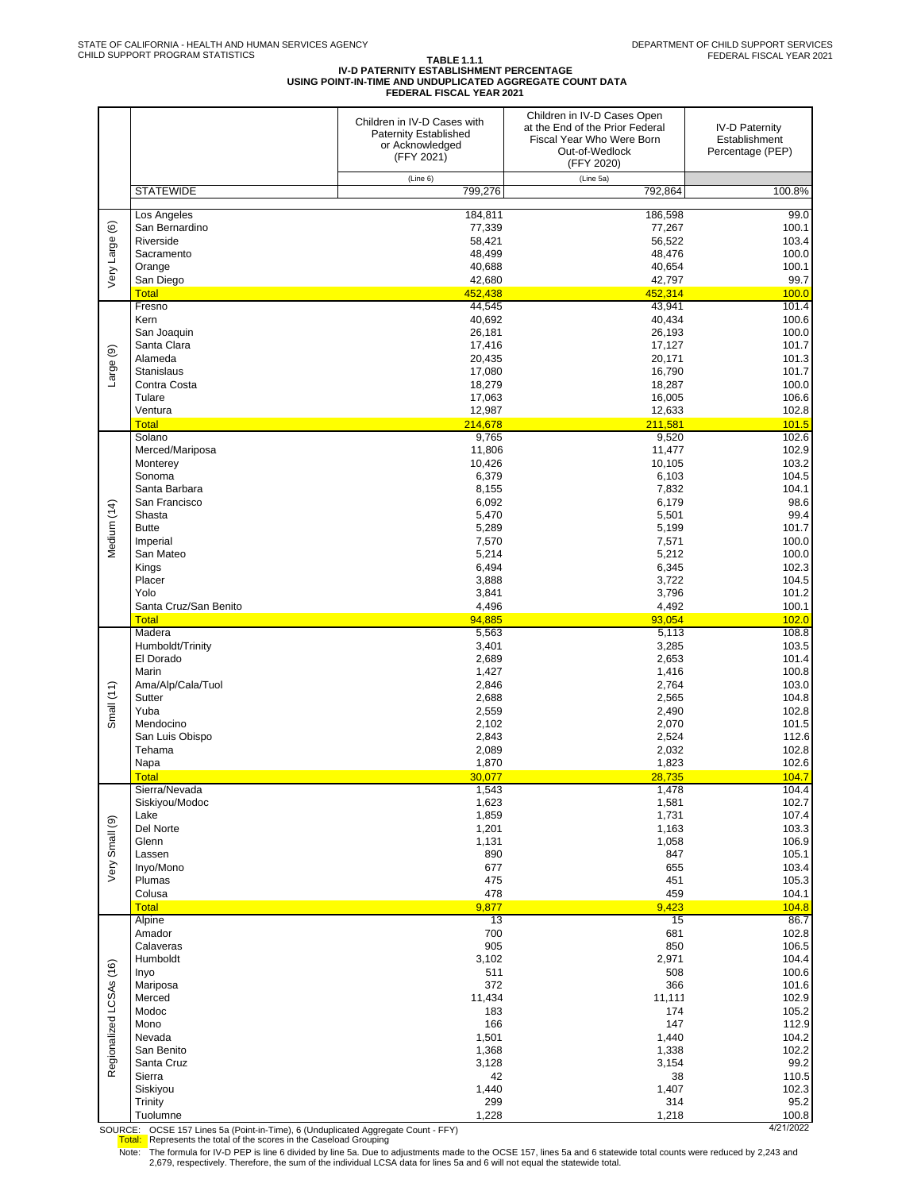STATE OF CALIFORNIA - HEALTH AND HUMAN SERVICES AGENCY
CHILD SUPPORT PROGRAM STATISTICS

DEPARTMENT OF CHILD SUPPORT SERVICES
FEDERAL FISCAL YEAR 2021

# TABLE 1.1.1
## IV-D PATERNITY ESTABLISHMENT PERCENTAGE
## USING POINT-IN-TIME AND UNDUPLICATED AGGREGATE COUNT DATA
## FEDERAL FISCAL YEAR 2021

| | | Children in IV-D Cases with Paternity Established or Acknowledged (FFY 2021) | Children in IV-D Cases Open at the End of the Prior Federal Fiscal Year Who Were Born Out-of-Wedlock (FFY 2020) | IV-D Paternity Establishment Percentage (PEP) |
|---|---|---|---|---|
| | | (Line 6) | (Line 5a) | |
| | STATEWIDE | 799,276 | 792,864 | 100.8% |
| Very Large (6) | Los Angeles | 184,811 | 186,598 | 99.0 |
| | San Bernardino | 77,339 | 77,267 | 100.1 |
| | Riverside | 58,421 | 56,522 | 103.4 |
| | Sacramento | 48,499 | 48,476 | 100.0 |
| | Orange | 40,688 | 40,654 | 100.1 |
| | San Diego | 42,680 | 42,797 | 99.7 |
| | Total | 452,438 | 452,314 | 100.0 |
| Large (9) | Fresno | 44,545 | 43,941 | 101.4 |
| | Kern | 40,692 | 40,434 | 100.6 |
| | San Joaquin | 26,181 | 26,193 | 100.0 |
| | Santa Clara | 17,416 | 17,127 | 101.7 |
| | Alameda | 20,435 | 20,171 | 101.3 |
| | Stanislaus | 17,080 | 16,790 | 101.7 |
| | Contra Costa | 18,279 | 18,287 | 100.0 |
| | Tulare | 17,063 | 16,005 | 106.6 |
| | Ventura | 12,987 | 12,633 | 102.8 |
| | Total | 214,678 | 211,581 | 101.5 |
| Medium (14) | Solano | 9,765 | 9,520 | 102.6 |
| | Merced/Mariposa | 11,806 | 11,477 | 102.9 |
| | Monterey | 10,426 | 10,105 | 103.2 |
| | Sonoma | 6,379 | 6,103 | 104.5 |
| | Santa Barbara | 8,155 | 7,832 | 104.1 |
| | San Francisco | 6,092 | 6,179 | 98.6 |
| | Shasta | 5,470 | 5,501 | 99.4 |
| | Butte | 5,289 | 5,199 | 101.7 |
| | Imperial | 7,570 | 7,571 | 100.0 |
| | San Mateo | 5,214 | 5,212 | 100.0 |
| | Kings | 6,494 | 6,345 | 102.3 |
| | Placer | 3,888 | 3,722 | 104.5 |
| | Yolo | 3,841 | 3,796 | 101.2 |
| | Santa Cruz/San Benito | 4,496 | 4,492 | 100.1 |
| | Total | 94,885 | 93,054 | 102.0 |
| Small (11) | Madera | 5,563 | 5,113 | 108.8 |
| | Humboldt/Trinity | 3,401 | 3,285 | 103.5 |
| | El Dorado | 2,689 | 2,653 | 101.4 |
| | Marin | 1,427 | 1,416 | 100.8 |
| | Ama/Alp/Cala/Tuol | 2,846 | 2,764 | 103.0 |
| | Sutter | 2,688 | 2,565 | 104.8 |
| | Yuba | 2,559 | 2,490 | 102.8 |
| | Mendocino | 2,102 | 2,070 | 101.5 |
| | San Luis Obispo | 2,843 | 2,524 | 112.6 |
| | Tehama | 2,089 | 2,032 | 102.8 |
| | Napa | 1,870 | 1,823 | 102.6 |
| | Total | 30,077 | 28,735 | 104.7 |
| Very Small (9) | Sierra/Nevada | 1,543 | 1,478 | 104.4 |
| | Siskiyou/Modoc | 1,623 | 1,581 | 102.7 |
| | Lake | 1,859 | 1,731 | 107.4 |
| | Del Norte | 1,201 | 1,163 | 103.3 |
| | Glenn | 1,131 | 1,058 | 106.9 |
| | Lassen | 890 | 847 | 105.1 |
| | Inyo/Mono | 677 | 655 | 103.4 |
| | Plumas | 475 | 451 | 105.3 |
| | Colusa | 478 | 459 | 104.1 |
| | Total | 9,877 | 9,423 | 104.8 |
| Regionalized LCSAs (16) | Alpine | 13 | 15 | 86.7 |
| | Amador | 700 | 681 | 102.8 |
| | Calaveras | 905 | 850 | 106.5 |
| | Humboldt | 3,102 | 2,971 | 104.4 |
| | Inyo | 511 | 508 | 100.6 |
| | Mariposa | 372 | 366 | 101.6 |
| | Merced | 11,434 | 11,111 | 102.9 |
| | Modoc | 183 | 174 | 105.2 |
| | Mono | 166 | 147 | 112.9 |
| | Nevada | 1,501 | 1,440 | 104.2 |
| | San Benito | 1,368 | 1,338 | 102.2 |
| | Santa Cruz | 3,128 | 3,154 | 99.2 |
| | Sierra | 42 | 38 | 110.5 |
| | Siskiyou | 1,440 | 1,407 | 102.3 |
| | Trinity | 299 | 314 | 95.2 |
| | Tuolumne | 1,228 | 1,218 | 100.8 |

SOURCE: OCSE 157 Lines 5a (Point-in-Time), 6 (Unduplicated Aggregate Count - FFY)

4/21/2022

Total: Represents the total of the scores in the Caseload Grouping

Note: The formula for IV-D PEP is line 6 divided by line 5a. Due to adjustments made to the OCSE 157, lines 5a and 6 statewide total counts were reduced by 2,243 and 2,679, respectively. Therefore, the sum of the individual LCSA data for lines 5a and 6 will not equal the statewide total.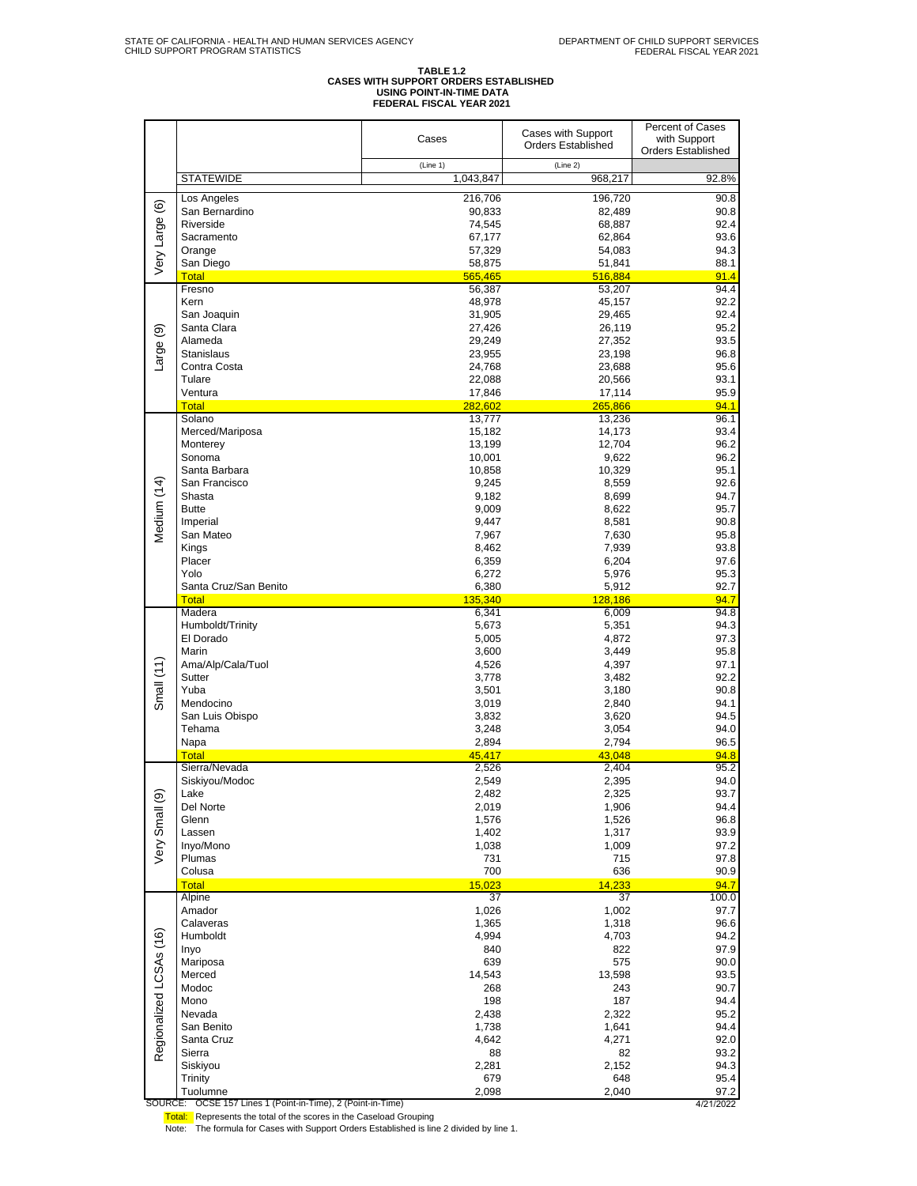STATE OF CALIFORNIA - HEALTH AND HUMAN SERVICES AGENCY
CHILD SUPPORT PROGRAM STATISTICS

DEPARTMENT OF CHILD SUPPORT SERVICES
FEDERAL FISCAL YEAR 2021

**TABLE 1.2**
**CASES WITH SUPPORT ORDERS ESTABLISHED**
**USING POINT-IN-TIME DATA**
**FEDERAL FISCAL YEAR 2021**

| | | Cases | Cases with Support Orders Established | Percent of Cases with Support Orders Established |
|---|---|---|---|---|
| | | (Line 1) | (Line 2) | |
| | STATEWIDE | 1,043,847 | 968,217 | 92.8% |
| Very Large (6) | Los Angeles | 216,706 | 196,720 | 90.8 |
| | San Bernardino | 90,833 | 82,489 | 90.8 |
| | Riverside | 74,545 | 68,887 | 92.4 |
| | Sacramento | 67,177 | 62,864 | 93.6 |
| | Orange | 57,329 | 54,083 | 94.3 |
| | San Diego | 58,875 | 51,841 | 88.1 |
| | Total | 565,465 | 516,884 | 91.4 |
| Large (9) | Fresno | 56,387 | 53,207 | 94.4 |
| | Kern | 48,978 | 45,157 | 92.2 |
| | San Joaquin | 31,905 | 29,465 | 92.4 |
| | Santa Clara | 27,426 | 26,119 | 95.2 |
| | Alameda | 29,249 | 27,352 | 93.5 |
| | Stanislaus | 23,955 | 23,198 | 96.8 |
| | Contra Costa | 24,768 | 23,688 | 95.6 |
| | Tulare | 22,088 | 20,566 | 93.1 |
| | Ventura | 17,846 | 17,114 | 95.9 |
| | Total | 282,602 | 265,866 | 94.1 |
| Medium (14) | Solano | 13,777 | 13,236 | 96.1 |
| | Merced/Mariposa | 15,182 | 14,173 | 93.4 |
| | Monterey | 13,199 | 12,704 | 96.2 |
| | Sonoma | 10,001 | 9,622 | 96.2 |
| | Santa Barbara | 10,858 | 10,329 | 95.1 |
| | San Francisco | 9,245 | 8,559 | 92.6 |
| | Shasta | 9,182 | 8,699 | 94.7 |
| | Butte | 9,009 | 8,622 | 95.7 |
| | Imperial | 9,447 | 8,581 | 90.8 |
| | San Mateo | 7,967 | 7,630 | 95.8 |
| | Kings | 8,462 | 7,939 | 93.8 |
| | Placer | 6,359 | 6,204 | 97.6 |
| | Yolo | 6,272 | 5,976 | 95.3 |
| | Santa Cruz/San Benito | 6,380 | 5,912 | 92.7 |
| | Total | 135,340 | 128,186 | 94.7 |
| Small (11) | Madera | 6,341 | 6,009 | 94.8 |
| | Humboldt/Trinity | 5,673 | 5,351 | 94.3 |
| | El Dorado | 5,005 | 4,872 | 97.3 |
| | Marin | 3,600 | 3,449 | 95.8 |
| | Ama/Alp/Cala/Tuol | 4,526 | 4,397 | 97.1 |
| | Sutter | 3,778 | 3,482 | 92.2 |
| | Yuba | 3,501 | 3,180 | 90.8 |
| | Mendocino | 3,019 | 2,840 | 94.1 |
| | San Luis Obispo | 3,832 | 3,620 | 94.5 |
| | Tehama | 3,248 | 3,054 | 94.0 |
| | Napa | 2,894 | 2,794 | 96.5 |
| | Total | 45,417 | 43,048 | 94.8 |
| Very Small (9) | Sierra/Nevada | 2,526 | 2,404 | 95.2 |
| | Siskiyou/Modoc | 2,549 | 2,395 | 94.0 |
| | Lake | 2,482 | 2,325 | 93.7 |
| | Del Norte | 2,019 | 1,906 | 94.4 |
| | Glenn | 1,576 | 1,526 | 96.8 |
| | Lassen | 1,402 | 1,317 | 93.9 |
| | Inyo/Mono | 1,038 | 1,009 | 97.2 |
| | Plumas | 731 | 715 | 97.8 |
| | Colusa | 700 | 636 | 90.9 |
| | Total | 15,023 | 14,233 | 94.7 |
| Regionalized LCSAs (16) | Alpine | 37 | 37 | 100.0 |
| | Amador | 1,026 | 1,002 | 97.7 |
| | Calaveras | 1,365 | 1,318 | 96.6 |
| | Humboldt | 4,994 | 4,703 | 94.2 |
| | Inyo | 840 | 822 | 97.9 |
| | Mariposa | 639 | 575 | 90.0 |
| | Merced | 14,543 | 13,598 | 93.5 |
| | Modoc | 268 | 243 | 90.7 |
| | Mono | 198 | 187 | 94.4 |
| | Nevada | 2,438 | 2,322 | 95.2 |
| | San Benito | 1,738 | 1,641 | 94.4 |
| | Santa Cruz | 4,642 | 4,271 | 92.0 |
| | Sierra | 88 | 82 | 93.2 |
| | Siskiyou | 2,281 | 2,152 | 94.3 |
| | Trinity | 679 | 648 | 95.4 |
| | Tuolumne | 2,098 | 2,040 | 97.2 |

SOURCE: OCSE 157 Lines 1 (Point-in-Time), 2 (Point-in-Time)

4/21/2022

Total: Represents the total of the scores in the Caseload Grouping

Note: The formula for Cases with Support Orders Established is line 2 divided by line 1.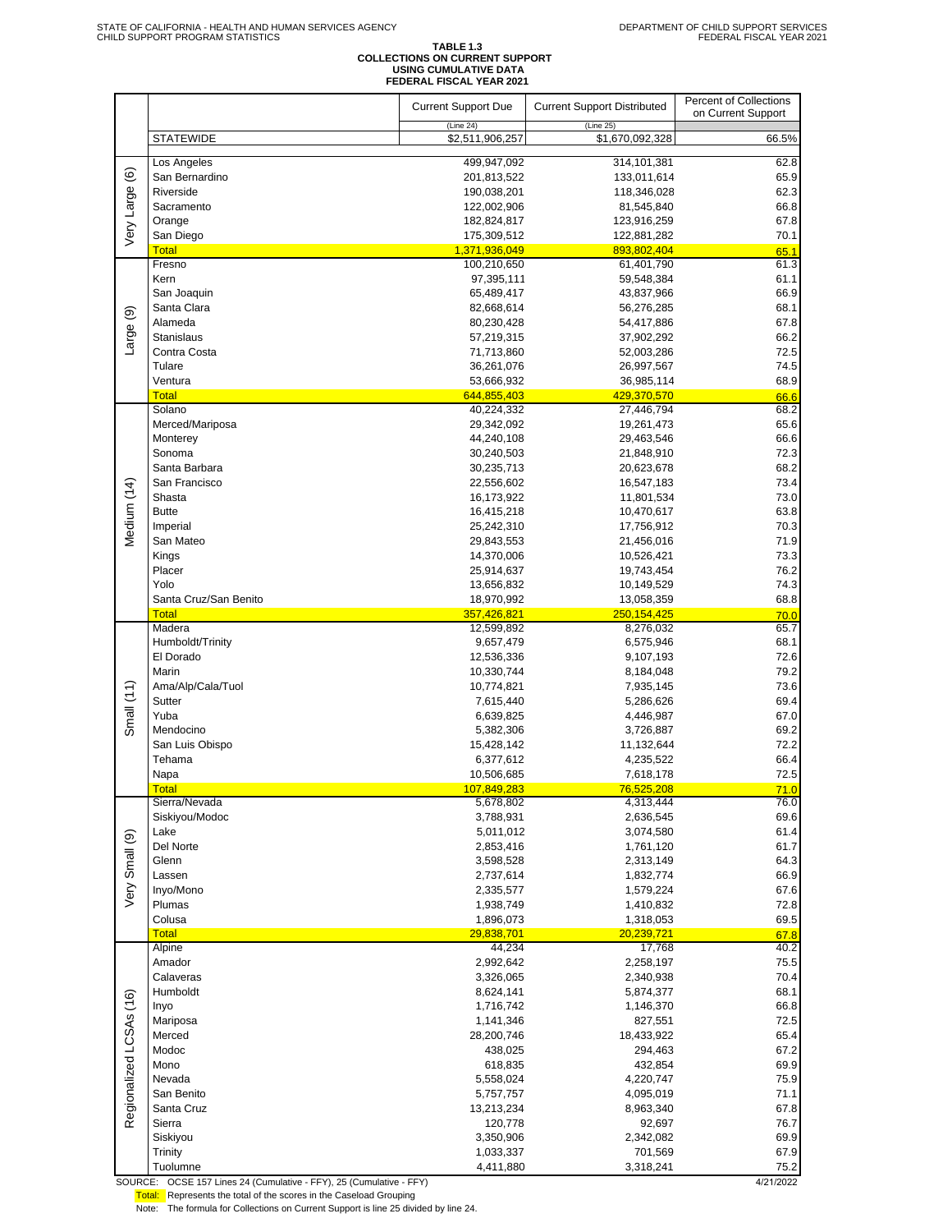STATE OF CALIFORNIA - HEALTH AND HUMAN SERVICES AGENCY
CHILD SUPPORT PROGRAM STATISTICS

DEPARTMENT OF CHILD SUPPORT SERVICES
FEDERAL FISCAL YEAR 2021

**TABLE 1.3**
**COLLECTIONS ON CURRENT SUPPORT**
**USING CUMULATIVE DATA**
**FEDERAL FISCAL YEAR 2021**

| | | Current Support Due (Line 24) | Current Support Distributed (Line 25) | Percent of Collections on Current Support |
|---|---|---|---|---|
| | STATEWIDE | $2,511,906,257 | $1,670,092,328 | 66.5% |
| Very Large (6) | Los Angeles | 499,947,092 | 314,101,381 | 62.8 |
| | San Bernardino | 201,813,522 | 133,011,614 | 65.9 |
| | Riverside | 190,038,201 | 118,346,028 | 62.3 |
| | Sacramento | 122,002,906 | 81,545,840 | 66.8 |
| | Orange | 182,824,817 | 123,916,259 | 67.8 |
| | San Diego | 175,309,512 | 122,881,282 | 70.1 |
| | Total | 1,371,936,049 | 893,802,404 | 65.1 |
| Large (9) | Fresno | 100,210,650 | 61,401,790 | 61.3 |
| | Kern | 97,395,111 | 59,548,384 | 61.1 |
| | San Joaquin | 65,489,417 | 43,837,966 | 66.9 |
| | Santa Clara | 82,668,614 | 56,276,285 | 68.1 |
| | Alameda | 80,230,428 | 54,417,886 | 67.8 |
| | Stanislaus | 57,219,315 | 37,902,292 | 66.2 |
| | Contra Costa | 71,713,860 | 52,003,286 | 72.5 |
| | Tulare | 36,261,076 | 26,997,567 | 74.5 |
| | Ventura | 53,666,932 | 36,985,114 | 68.9 |
| | Total | 644,855,403 | 429,370,570 | 66.6 |
| Medium (14) | Solano | 40,224,332 | 27,446,794 | 68.2 |
| | Merced/Mariposa | 29,342,092 | 19,261,473 | 65.6 |
| | Monterey | 44,240,108 | 29,463,546 | 66.6 |
| | Sonoma | 30,240,503 | 21,848,910 | 72.3 |
| | Santa Barbara | 30,235,713 | 20,623,678 | 68.2 |
| | San Francisco | 22,556,602 | 16,547,183 | 73.4 |
| | Shasta | 16,173,922 | 11,801,534 | 73.0 |
| | Butte | 16,415,218 | 10,470,617 | 63.8 |
| | Imperial | 25,242,310 | 17,756,912 | 70.3 |
| | San Mateo | 29,843,553 | 21,456,016 | 71.9 |
| | Kings | 14,370,006 | 10,526,421 | 73.3 |
| | Placer | 25,914,637 | 19,743,454 | 76.2 |
| | Yolo | 13,656,832 | 10,149,529 | 74.3 |
| | Santa Cruz/San Benito | 18,970,992 | 13,058,359 | 68.8 |
| | Total | 357,426,821 | 250,154,425 | 70.0 |
| Small (11) | Madera | 12,599,892 | 8,276,032 | 65.7 |
| | Humboldt/Trinity | 9,657,479 | 6,575,946 | 68.1 |
| | El Dorado | 12,536,336 | 9,107,193 | 72.6 |
| | Marin | 10,330,744 | 8,184,048 | 79.2 |
| | Ama/Alp/Cala/Tuol | 10,774,821 | 7,935,145 | 73.6 |
| | Sutter | 7,615,440 | 5,286,626 | 69.4 |
| | Yuba | 6,639,825 | 4,446,987 | 67.0 |
| | Mendocino | 5,382,306 | 3,726,887 | 69.2 |
| | San Luis Obispo | 15,428,142 | 11,132,644 | 72.2 |
| | Tehama | 6,377,612 | 4,235,522 | 66.4 |
| | Napa | 10,506,685 | 7,618,178 | 72.5 |
| | Total | 107,849,283 | 76,525,208 | 71.0 |
| Very Small (9) | Sierra/Nevada | 5,678,802 | 4,313,444 | 76.0 |
| | Siskiyou/Modoc | 3,788,931 | 2,636,545 | 69.6 |
| | Lake | 5,011,012 | 3,074,580 | 61.4 |
| | Del Norte | 2,853,416 | 1,761,120 | 61.7 |
| | Glenn | 3,598,528 | 2,313,149 | 64.3 |
| | Lassen | 2,737,614 | 1,832,774 | 66.9 |
| | Inyo/Mono | 2,335,577 | 1,579,224 | 67.6 |
| | Plumas | 1,938,749 | 1,410,832 | 72.8 |
| | Colusa | 1,896,073 | 1,318,053 | 69.5 |
| | Total | 29,838,701 | 20,239,721 | 67.8 |
| Regionalized LCSAs (16) | Alpine | 44,234 | 17,768 | 40.2 |
| | Amador | 2,992,642 | 2,258,197 | 75.5 |
| | Calaveras | 3,326,065 | 2,340,938 | 70.4 |
| | Humboldt | 8,624,141 | 5,874,377 | 68.1 |
| | Inyo | 1,716,742 | 1,146,370 | 66.8 |
| | Mariposa | 1,141,346 | 827,551 | 72.5 |
| | Merced | 28,200,746 | 18,433,922 | 65.4 |
| | Modoc | 438,025 | 294,463 | 67.2 |
| | Mono | 618,835 | 432,854 | 69.9 |
| | Nevada | 5,558,024 | 4,220,747 | 75.9 |
| | San Benito | 5,757,757 | 4,095,019 | 71.1 |
| | Santa Cruz | 13,213,234 | 8,963,340 | 67.8 |
| | Sierra | 120,778 | 92,697 | 76.7 |
| | Siskiyou | 3,350,906 | 2,342,082 | 69.9 |
| | Trinity | 1,033,337 | 701,569 | 67.9 |
| | Tuolumne | 4,411,880 | 3,318,241 | 75.2 |

SOURCE: OCSE 157 Lines 24 (Cumulative - FFY), 25 (Cumulative - FFY)

4/21/2022

Total: Represents the total of the scores in the Caseload Grouping

Note: The formula for Collections on Current Support is line 25 divided by line 24.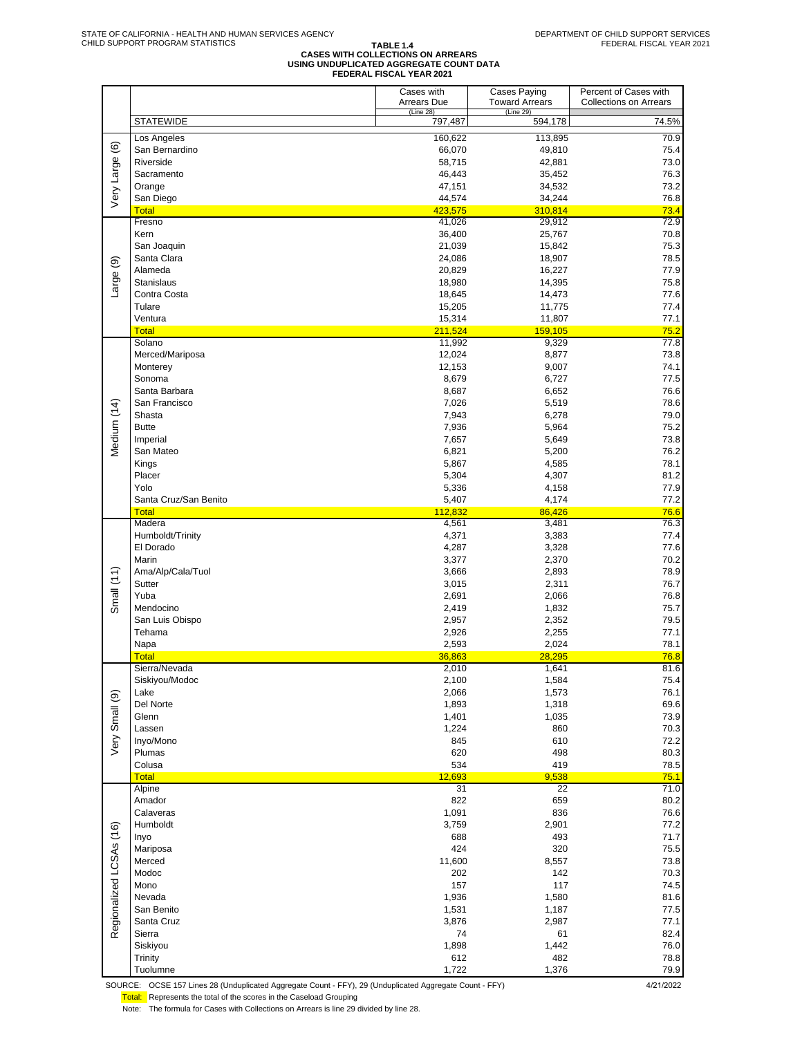STATE OF CALIFORNIA - HEALTH AND HUMAN SERVICES AGENCY
CHILD SUPPORT PROGRAM STATISTICS

DEPARTMENT OF CHILD SUPPORT SERVICES
FEDERAL FISCAL YEAR 2021

# TABLE 1.4
## CASES WITH COLLECTIONS ON ARREARS USING UNDUPLICATED AGGREGATE COUNT DATA
### FEDERAL FISCAL YEAR 2021

| | | Cases with Arrears Due (Line 28) | Cases Paying Toward Arrears (Line 29) | Percent of Cases with Collections on Arrears |
|---|---|---|---|---|
| | STATEWIDE | 797,487 | 594,178 | 74.5% |
| Very Large (6) | Los Angeles | 160,622 | 113,895 | 70.9 |
| | San Bernardino | 66,070 | 49,810 | 75.4 |
| | Riverside | 58,715 | 42,881 | 73.0 |
| | Sacramento | 46,443 | 35,452 | 76.3 |
| | Orange | 47,151 | 34,532 | 73.2 |
| | San Diego | 44,574 | 34,244 | 76.8 |
| | Total | 423,575 | 310,814 | 73.4 |
| Large (9) | Fresno | 41,026 | 29,912 | 72.9 |
| | Kern | 36,400 | 25,767 | 70.8 |
| | San Joaquin | 21,039 | 15,842 | 75.3 |
| | Santa Clara | 24,086 | 18,907 | 78.5 |
| | Alameda | 20,829 | 16,227 | 77.9 |
| | Stanislaus | 18,980 | 14,395 | 75.8 |
| | Contra Costa | 18,645 | 14,473 | 77.6 |
| | Tulare | 15,205 | 11,775 | 77.4 |
| | Ventura | 15,314 | 11,807 | 77.1 |
| | Total | 211,524 | 159,105 | 75.2 |
| Medium (14) | Solano | 11,992 | 9,329 | 77.8 |
| | Merced/Mariposa | 12,024 | 8,877 | 73.8 |
| | Monterey | 12,153 | 9,007 | 74.1 |
| | Sonoma | 8,679 | 6,727 | 77.5 |
| | Santa Barbara | 8,687 | 6,652 | 76.6 |
| | San Francisco | 7,026 | 5,519 | 78.6 |
| | Shasta | 7,943 | 6,278 | 79.0 |
| | Butte | 7,936 | 5,964 | 75.2 |
| | Imperial | 7,657 | 5,649 | 73.8 |
| | San Mateo | 6,821 | 5,200 | 76.2 |
| | Kings | 5,867 | 4,585 | 78.1 |
| | Placer | 5,304 | 4,307 | 81.2 |
| | Yolo | 5,336 | 4,158 | 77.9 |
| | Santa Cruz/San Benito | 5,407 | 4,174 | 77.2 |
| | Total | 112,832 | 86,426 | 76.6 |
| Small (11) | Madera | 4,561 | 3,481 | 76.3 |
| | Humboldt/Trinity | 4,371 | 3,383 | 77.4 |
| | El Dorado | 4,287 | 3,328 | 77.6 |
| | Marin | 3,377 | 2,370 | 70.2 |
| | Ama/Alp/Cala/Tuol | 3,666 | 2,893 | 78.9 |
| | Sutter | 3,015 | 2,311 | 76.7 |
| | Yuba | 2,691 | 2,066 | 76.8 |
| | Mendocino | 2,419 | 1,832 | 75.7 |
| | San Luis Obispo | 2,957 | 2,352 | 79.5 |
| | Tehama | 2,926 | 2,255 | 77.1 |
| | Napa | 2,593 | 2,024 | 78.1 |
| | Total | 36,863 | 28,295 | 76.8 |
| Very Small (9) | Sierra/Nevada | 2,010 | 1,641 | 81.6 |
| | Siskiyou/Modoc | 2,100 | 1,584 | 75.4 |
| | Lake | 2,066 | 1,573 | 76.1 |
| | Del Norte | 1,893 | 1,318 | 69.6 |
| | Glenn | 1,401 | 1,035 | 73.9 |
| | Lassen | 1,224 | 860 | 70.3 |
| | Inyo/Mono | 845 | 610 | 72.2 |
| | Plumas | 620 | 498 | 80.3 |
| | Colusa | 534 | 419 | 78.5 |
| | Total | 12,693 | 9,538 | 75.1 |
| Regionalized LCSAs (16) | Alpine | 31 | 22 | 71.0 |
| | Amador | 822 | 659 | 80.2 |
| | Calaveras | 1,091 | 836 | 76.6 |
| | Humboldt | 3,759 | 2,901 | 77.2 |
| | Inyo | 688 | 493 | 71.7 |
| | Mariposa | 424 | 320 | 75.5 |
| | Merced | 11,600 | 8,557 | 73.8 |
| | Modoc | 202 | 142 | 70.3 |
| | Mono | 157 | 117 | 74.5 |
| | Nevada | 1,936 | 1,580 | 81.6 |
| | San Benito | 1,531 | 1,187 | 77.5 |
| | Santa Cruz | 3,876 | 2,987 | 77.1 |
| | Sierra | 74 | 61 | 82.4 |
| | Siskiyou | 1,898 | 1,442 | 76.0 |
| | Trinity | 612 | 482 | 78.8 |
| | Tuolumne | 1,722 | 1,376 | 79.9 |

SOURCE: OCSE 157 Lines 28 (Unduplicated Aggregate Count - FFY), 29 (Unduplicated Aggregate Count - FFY) 4/21/2022

Total: Represents the total of the scores in the Caseload Grouping

Note: The formula for Cases with Collections on Arrears is line 29 divided by line 28.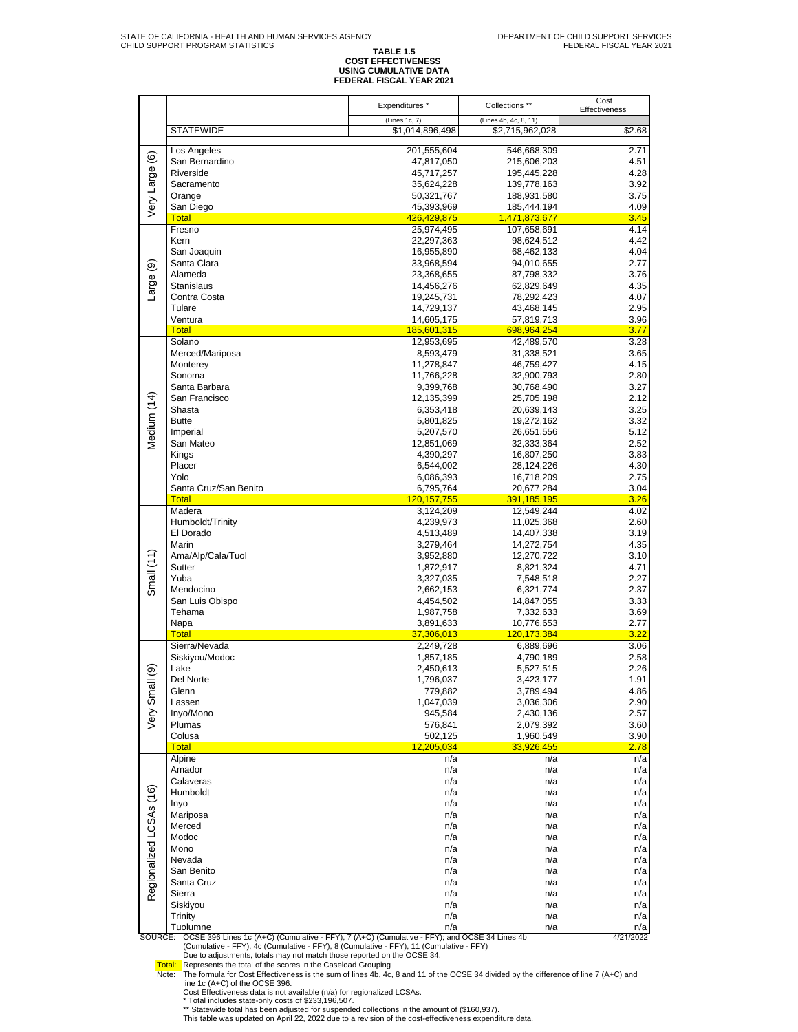STATE OF CALIFORNIA - HEALTH AND HUMAN SERVICES AGENCY
CHILD SUPPORT PROGRAM STATISTICS

DEPARTMENT OF CHILD SUPPORT SERVICES
FEDERAL FISCAL YEAR 2021

# TABLE 1.5
## COST EFFECTIVENESS
## USING CUMULATIVE DATA
## FEDERAL FISCAL YEAR 2021

| | | Expenditures * | Collections ** | Cost Effectiveness |
|---|---|---|---|---|
| | | (Lines 1c, 7) | (Lines 4b, 4c, 8, 11) | |
| | STATEWIDE | $1,014,896,498 | $2,715,962,028 | $2.68 |
| Very Large (6) | Los Angeles | 201,555,604 | 546,668,309 | 2.71 |
| | San Bernardino | 47,817,050 | 215,606,203 | 4.51 |
| | Riverside | 45,717,257 | 195,445,228 | 4.28 |
| | Sacramento | 35,624,228 | 139,778,163 | 3.92 |
| | Orange | 50,321,767 | 188,931,580 | 3.75 |
| | San Diego | 45,393,969 | 185,444,194 | 4.09 |
| | Total | 426,429,875 | 1,471,873,677 | 3.45 |
| Large (9) | Fresno | 25,974,495 | 107,658,691 | 4.14 |
| | Kern | 22,297,363 | 98,624,512 | 4.42 |
| | San Joaquin | 16,955,890 | 68,462,133 | 4.04 |
| | Santa Clara | 33,968,594 | 94,010,655 | 2.77 |
| | Alameda | 23,368,655 | 87,798,332 | 3.76 |
| | Stanislaus | 14,456,276 | 62,829,649 | 4.35 |
| | Contra Costa | 19,245,731 | 78,292,423 | 4.07 |
| | Tulare | 14,729,137 | 43,468,145 | 2.95 |
| | Ventura | 14,605,175 | 57,819,713 | 3.96 |
| | Total | 185,601,315 | 698,964,254 | 3.77 |
| Medium (14) | Solano | 12,953,695 | 42,489,570 | 3.28 |
| | Merced/Mariposa | 8,593,479 | 31,338,521 | 3.65 |
| | Monterey | 11,278,847 | 46,759,427 | 4.15 |
| | Sonoma | 11,766,228 | 32,900,793 | 2.80 |
| | Santa Barbara | 9,399,768 | 30,768,490 | 3.27 |
| | San Francisco | 12,135,399 | 25,705,198 | 2.12 |
| | Shasta | 6,353,418 | 20,639,143 | 3.25 |
| | Butte | 5,801,825 | 19,272,162 | 3.32 |
| | Imperial | 5,207,570 | 26,651,556 | 5.12 |
| | San Mateo | 12,851,069 | 32,333,364 | 2.52 |
| | Kings | 4,390,297 | 16,807,250 | 3.83 |
| | Placer | 6,544,002 | 28,124,226 | 4.30 |
| | Yolo | 6,086,393 | 16,718,209 | 2.75 |
| | Santa Cruz/San Benito | 6,795,764 | 20,677,284 | 3.04 |
| | Total | 120,157,755 | 391,185,195 | 3.26 |
| Small (11) | Madera | 3,124,209 | 12,549,244 | 4.02 |
| | Humboldt/Trinity | 4,239,973 | 11,025,368 | 2.60 |
| | El Dorado | 4,513,489 | 14,407,338 | 3.19 |
| | Marin | 3,279,464 | 14,272,754 | 4.35 |
| | Ama/Alp/Cala/Tuol | 3,952,880 | 12,270,722 | 3.10 |
| | Sutter | 1,872,917 | 8,821,324 | 4.71 |
| | Yuba | 3,327,035 | 7,548,518 | 2.27 |
| | Mendocino | 2,662,153 | 6,321,774 | 2.37 |
| | San Luis Obispo | 4,454,502 | 14,847,055 | 3.33 |
| | Tehama | 1,987,758 | 7,332,633 | 3.69 |
| | Napa | 3,891,633 | 10,776,653 | 2.77 |
| | Total | 37,306,013 | 120,173,384 | 3.22 |
| Very Small (9) | Sierra/Nevada | 2,249,728 | 6,889,696 | 3.06 |
| | Siskiyou/Modoc | 1,857,185 | 4,790,189 | 2.58 |
| | Lake | 2,450,613 | 5,527,515 | 2.26 |
| | Del Norte | 1,796,037 | 3,423,177 | 1.91 |
| | Glenn | 779,882 | 3,789,494 | 4.86 |
| | Lassen | 1,047,039 | 3,036,306 | 2.90 |
| | Inyo/Mono | 945,584 | 2,430,136 | 2.57 |
| | Plumas | 576,841 | 2,079,392 | 3.60 |
| | Colusa | 502,125 | 1,960,549 | 3.90 |
| | Total | 12,205,034 | 33,926,455 | 2.78 |
| Regionalized LCSAs (16) | Alpine | n/a | n/a | n/a |
| | Amador | n/a | n/a | n/a |
| | Calaveras | n/a | n/a | n/a |
| | Humboldt | n/a | n/a | n/a |
| | Inyo | n/a | n/a | n/a |
| | Mariposa | n/a | n/a | n/a |
| | Merced | n/a | n/a | n/a |
| | Modoc | n/a | n/a | n/a |
| | Mono | n/a | n/a | n/a |
| | Nevada | n/a | n/a | n/a |
| | San Benito | n/a | n/a | n/a |
| | Santa Cruz | n/a | n/a | n/a |
| | Sierra | n/a | n/a | n/a |
| | Siskiyou | n/a | n/a | n/a |
| | Trinity | n/a | n/a | n/a |
| | Tuolumne | n/a | n/a | n/a |

SOURCE: OCSE 396 Lines 1c (A+C) (Cumulative - FFY), 7 (A+C) (Cumulative - FFY); and OCSE 34 Lines 4b (Cumulative - FFY), 4c (Cumulative - FFY), 8 (Cumulative - FFY), 11 (Cumulative - FFY)
Due to adjustments, totals may not match those reported on the OCSE 34.

4/21/2022

Total: Represents the total of the scores in the Caseload Grouping

Note: The formula for Cost Effectiveness is the sum of lines 4b, 4c, 8 and 11 of the OCSE 34 divided by the difference of line 7 (A+C) and line 1c (A+C) of the OCSE 396.
Cost Effectiveness data is not available (n/a) for regionalized LCSAs.
* Total includes state-only costs of $233,196,507.
** Statewide total has been adjusted for suspended collections in the amount of ($160,937).
This table was updated on April 22, 2022 due to a revision of the cost-effectiveness expenditure data.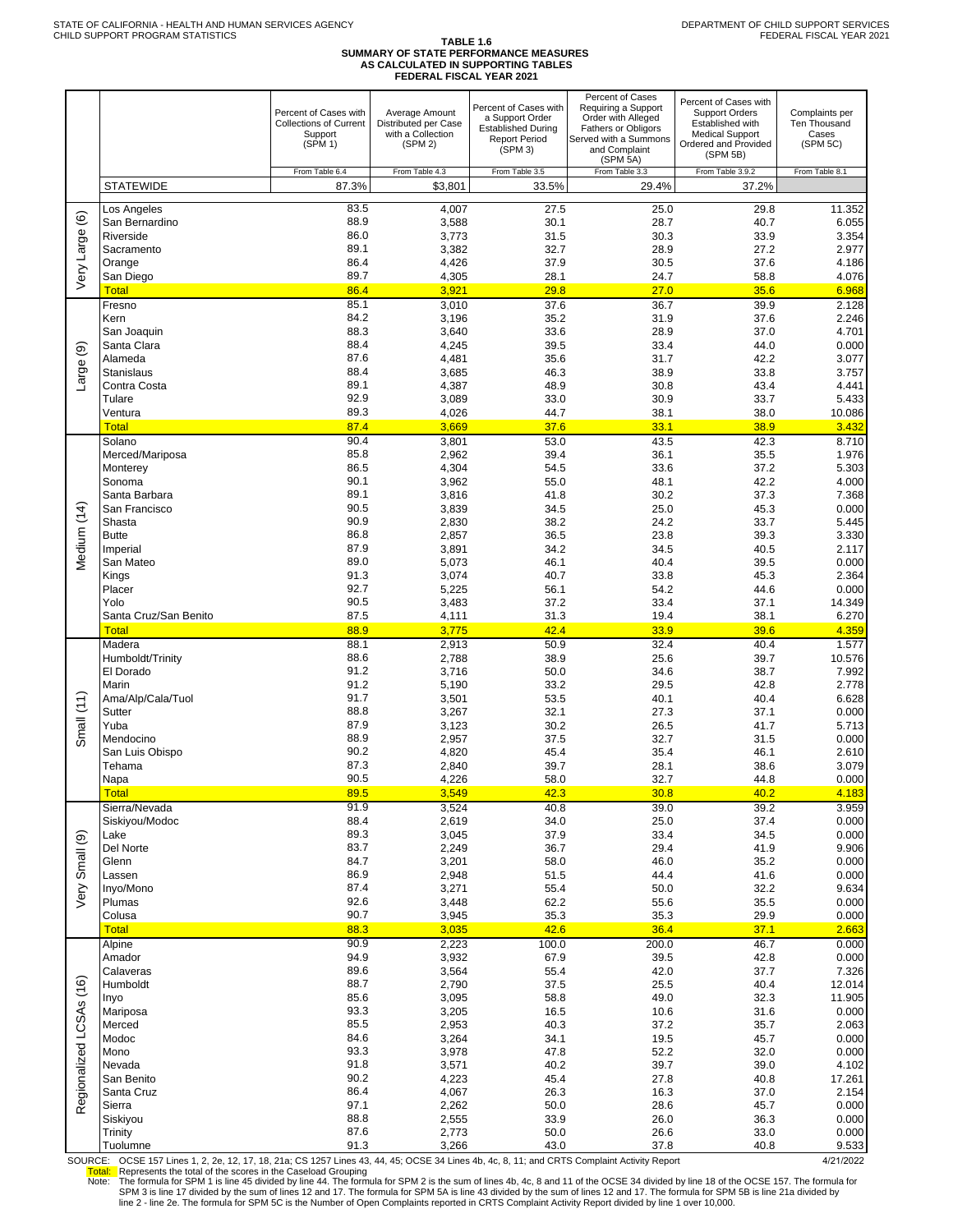STATE OF CALIFORNIA - HEALTH AND HUMAN SERVICES AGENCY
CHILD SUPPORT PROGRAM STATISTICS

DEPARTMENT OF CHILD SUPPORT SERVICES
FEDERAL FISCAL YEAR 2021

# TABLE 1.6
## SUMMARY OF STATE PERFORMANCE MEASURES AS CALCULATED IN SUPPORTING TABLES
### FEDERAL FISCAL YEAR 2021

| | | Percent of Cases with Collections of Current Support (SPM 1) | Average Amount Distributed per Case with a Collection (SPM 2) | Percent of Cases with a Support Order Established During Report Period (SPM 3) | Percent of Cases Requiring a Support Order with Alleged Fathers or Obligors Served with a Summons and Complaint (SPM 5A) | Percent of Cases with Support Orders Established with Medical Support Ordered and Provided (SPM 5B) | Complaints per Ten Thousand Cases (SPM 5C) |
|---|---|---|---|---|---|---|---|
| | | From Table 6.4 | From Table 4.3 | From Table 3.5 | From Table 3.3 | From Table 3.9.2 | From Table 8.1 |
| | STATEWIDE | 87.3% | $3,801 | 33.5% | 29.4% | 37.2% | |
| Very Large (6) | Los Angeles | 83.5 | 4,007 | 27.5 | 25.0 | 29.8 | 11.352 |
| | San Bernardino | 88.9 | 3,588 | 30.1 | 28.7 | 40.7 | 6.055 |
| | Riverside | 86.0 | 3,773 | 31.5 | 30.3 | 33.9 | 3.354 |
| | Sacramento | 89.1 | 3,382 | 32.7 | 28.9 | 27.2 | 2.977 |
| | Orange | 86.4 | 4,426 | 37.9 | 30.5 | 37.6 | 4.186 |
| | San Diego | 89.7 | 4,305 | 28.1 | 24.7 | 58.8 | 4.076 |
| | Total | 86.4 | 3,921 | 29.8 | 27.0 | 35.6 | 6.968 |
| Large (9) | Fresno | 85.1 | 3,010 | 37.6 | 36.7 | 39.9 | 2.128 |
| | Kern | 84.2 | 3,196 | 35.2 | 31.9 | 37.6 | 2.246 |
| | San Joaquin | 88.3 | 3,640 | 33.6 | 28.9 | 37.0 | 4.701 |
| | Santa Clara | 88.4 | 4,245 | 39.5 | 33.4 | 44.0 | 0.000 |
| | Alameda | 87.6 | 4,481 | 35.6 | 31.7 | 42.2 | 3.077 |
| | Stanislaus | 88.4 | 3,685 | 46.3 | 38.9 | 33.8 | 3.757 |
| | Contra Costa | 89.1 | 4,387 | 48.9 | 30.8 | 43.4 | 4.441 |
| | Tulare | 92.9 | 3,089 | 33.0 | 30.9 | 33.7 | 5.433 |
| | Ventura | 89.3 | 4,026 | 44.7 | 38.1 | 38.0 | 10.086 |
| | Total | 87.4 | 3,669 | 37.6 | 33.1 | 38.9 | 3.432 |
| Medium (14) | Solano | 90.4 | 3,801 | 53.0 | 43.5 | 42.3 | 8.710 |
| | Merced/Mariposa | 85.8 | 2,962 | 39.4 | 36.1 | 35.5 | 1.976 |
| | Monterey | 86.5 | 4,304 | 54.5 | 33.6 | 37.2 | 5.303 |
| | Sonoma | 90.1 | 3,962 | 55.0 | 48.1 | 42.2 | 4.000 |
| | Santa Barbara | 89.1 | 3,816 | 41.8 | 30.2 | 37.3 | 7.368 |
| | San Francisco | 90.5 | 3,839 | 34.5 | 25.0 | 45.3 | 0.000 |
| | Shasta | 90.9 | 2,830 | 38.2 | 24.2 | 33.7 | 5.445 |
| | Butte | 86.8 | 2,857 | 36.5 | 23.8 | 39.3 | 3.330 |
| | Imperial | 87.9 | 3,891 | 34.2 | 34.5 | 40.5 | 2.117 |
| | San Mateo | 89.0 | 5,073 | 46.1 | 40.4 | 39.5 | 0.000 |
| | Kings | 91.3 | 3,074 | 40.7 | 33.8 | 45.3 | 2.364 |
| | Placer | 92.7 | 5,225 | 56.1 | 54.2 | 44.6 | 0.000 |
| | Yolo | 90.5 | 3,483 | 37.2 | 33.4 | 37.1 | 14.349 |
| | Santa Cruz/San Benito | 87.5 | 4,111 | 31.3 | 19.4 | 38.1 | 6.270 |
| | Total | 88.9 | 3,775 | 42.4 | 33.9 | 39.6 | 4.359 |
| Small (11) | Madera | 88.1 | 2,913 | 50.9 | 32.4 | 40.4 | 1.577 |
| | Humboldt/Trinity | 88.6 | 2,788 | 38.9 | 25.6 | 39.7 | 10.576 |
| | El Dorado | 91.2 | 3,716 | 50.0 | 34.6 | 38.7 | 7.992 |
| | Marin | 91.2 | 5,190 | 33.2 | 29.5 | 42.8 | 2.778 |
| | Ama/Alp/Cala/Tuol | 91.7 | 3,501 | 53.5 | 40.1 | 40.4 | 6.628 |
| | Sutter | 88.8 | 3,267 | 32.1 | 27.3 | 37.1 | 0.000 |
| | Yuba | 87.9 | 3,123 | 30.2 | 26.5 | 41.7 | 5.713 |
| | Mendocino | 88.9 | 2,957 | 37.5 | 32.7 | 31.5 | 0.000 |
| | San Luis Obispo | 90.2 | 4,820 | 45.4 | 35.4 | 46.1 | 2.610 |
| | Tehama | 87.3 | 2,840 | 39.7 | 28.1 | 38.6 | 3.079 |
| | Napa | 90.5 | 4,226 | 58.0 | 32.7 | 44.8 | 0.000 |
| | Total | 89.5 | 3,549 | 42.3 | 30.8 | 40.2 | 4.183 |
| Very Small (9) | Sierra/Nevada | 91.9 | 3,524 | 40.8 | 39.0 | 39.2 | 3.959 |
| | Siskiyou/Modoc | 88.4 | 2,619 | 34.0 | 25.0 | 37.4 | 0.000 |
| | Lake | 89.3 | 3,045 | 37.9 | 33.4 | 34.5 | 0.000 |
| | Del Norte | 83.7 | 2,249 | 36.7 | 29.4 | 41.9 | 9.906 |
| | Glenn | 84.7 | 3,201 | 58.0 | 46.0 | 35.2 | 0.000 |
| | Lassen | 86.9 | 2,948 | 51.5 | 44.4 | 41.6 | 0.000 |
| | Inyo/Mono | 87.4 | 3,271 | 55.4 | 50.0 | 32.2 | 9.634 |
| | Plumas | 92.6 | 3,448 | 62.2 | 55.6 | 35.5 | 0.000 |
| | Colusa | 90.7 | 3,945 | 35.3 | 35.3 | 29.9 | 0.000 |
| | Total | 88.3 | 3,035 | 42.6 | 36.4 | 37.1 | 2.663 |
| Regionalized LCSAs (16) | Alpine | 90.9 | 2,223 | 100.0 | 200.0 | 46.7 | 0.000 |
| | Amador | 94.9 | 3,932 | 67.9 | 39.5 | 42.8 | 0.000 |
| | Calaveras | 89.6 | 3,564 | 55.4 | 42.0 | 37.7 | 7.326 |
| | Humboldt | 88.7 | 2,790 | 37.5 | 25.5 | 40.4 | 12.014 |
| | Inyo | 85.6 | 3,095 | 58.8 | 49.0 | 32.3 | 11.905 |
| | Mariposa | 93.3 | 3,205 | 16.5 | 10.6 | 31.6 | 0.000 |
| | Merced | 85.5 | 2,953 | 40.3 | 37.2 | 35.7 | 2.063 |
| | Modoc | 84.6 | 3,264 | 34.1 | 19.5 | 45.7 | 0.000 |
| | Mono | 93.3 | 3,978 | 47.8 | 52.2 | 32.0 | 0.000 |
| | Nevada | 91.8 | 3,571 | 40.2 | 39.7 | 39.0 | 4.102 |
| | San Benito | 90.2 | 4,223 | 45.4 | 27.8 | 40.8 | 17.261 |
| | Santa Cruz | 86.4 | 4,067 | 26.3 | 16.3 | 37.0 | 2.154 |
| | Sierra | 97.1 | 2,262 | 50.0 | 28.6 | 45.7 | 0.000 |
| | Siskiyou | 88.8 | 2,555 | 33.9 | 26.0 | 36.3 | 0.000 |
| | Trinity | 87.6 | 2,773 | 50.0 | 26.6 | 33.0 | 0.000 |
| | Tuolumne | 91.3 | 3,266 | 43.0 | 37.8 | 40.8 | 9.533 |

SOURCE: OCSE 157 Lines 1, 2, 2e, 12, 17, 18, 21a; CS 1257 Lines 43, 44, 45; OCSE 34 Lines 4b, 4c, 8, 11; and CRTS Complaint Activity Report — 4/21/2022

Total: Represents the total of the scores in the Caseload Grouping

Note: The formula for SPM 1 is line 45 divided by line 44. The formula for SPM 2 is the sum of lines 4b, 4c, 8 and 11 of the OCSE 34 divided by line 18 of the OCSE 157. The formula for SPM 3 is line 17 divided by the sum of lines 12 and 17. The formula for SPM 5A is line 43 divided by the sum of lines 12 and 17. The formula for SPM 5B is line 21a divided by line 2 - line 2e. The formula for SPM 5C is the Number of Open Complaints reported in CRTS Complaint Activity Report divided by line 1 over 10,000.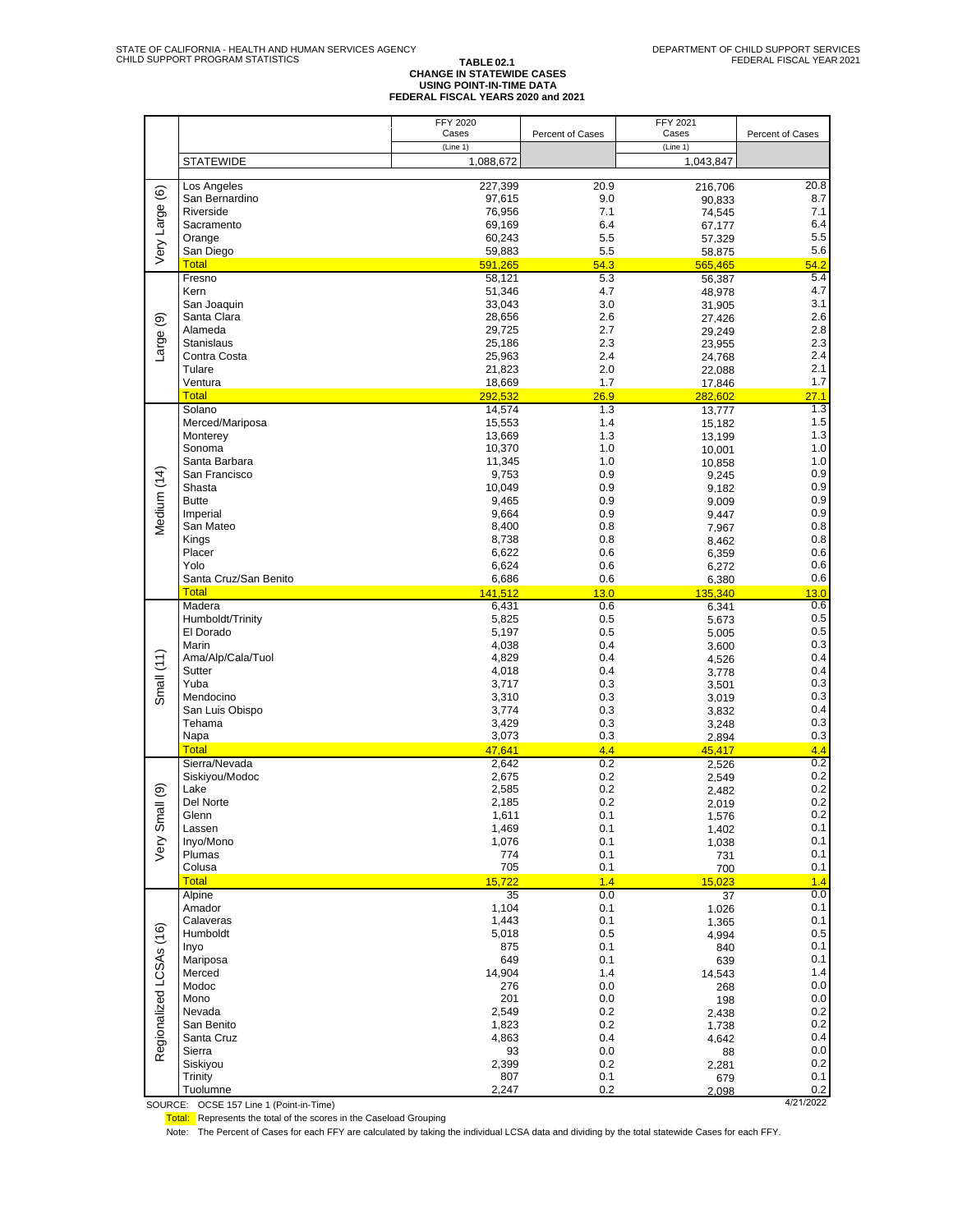STATE OF CALIFORNIA - HEALTH AND HUMAN SERVICES AGENCY
CHILD SUPPORT PROGRAM STATISTICS

DEPARTMENT OF CHILD SUPPORT SERVICES
FEDERAL FISCAL YEAR 2021

**TABLE 02.1**
**CHANGE IN STATEWIDE CASES**
**USING POINT-IN-TIME DATA**
**FEDERAL FISCAL YEARS 2020 and 2021**

| | | FFY 2020 Cases (Line 1) | Percent of Cases | FFY 2021 Cases (Line 1) | Percent of Cases |
|---|---|---|---|---|---|
| | STATEWIDE | 1,088,672 | | 1,043,847 | |
| Very Large (6) | Los Angeles | 227,399 | 20.9 | 216,706 | 20.8 |
| | San Bernardino | 97,615 | 9.0 | 90,833 | 8.7 |
| | Riverside | 76,956 | 7.1 | 74,545 | 7.1 |
| | Sacramento | 69,169 | 6.4 | 67,177 | 6.4 |
| | Orange | 60,243 | 5.5 | 57,329 | 5.5 |
| | San Diego | 59,883 | 5.5 | 58,875 | 5.6 |
| | **Total** | **591,265** | **54.3** | **565,465** | **54.2** |
| Large (9) | Fresno | 58,121 | 5.3 | 56,387 | 5.4 |
| | Kern | 51,346 | 4.7 | 48,978 | 4.7 |
| | San Joaquin | 33,043 | 3.0 | 31,905 | 3.1 |
| | Santa Clara | 28,656 | 2.6 | 27,426 | 2.6 |
| | Alameda | 29,725 | 2.7 | 29,249 | 2.8 |
| | Stanislaus | 25,186 | 2.3 | 23,955 | 2.3 |
| | Contra Costa | 25,963 | 2.4 | 24,768 | 2.4 |
| | Tulare | 21,823 | 2.0 | 22,088 | 2.1 |
| | Ventura | 18,669 | 1.7 | 17,846 | 1.7 |
| | **Total** | **292,532** | **26.9** | **282,602** | **27.1** |
| Medium (14) | Solano | 14,574 | 1.3 | 13,777 | 1.3 |
| | Merced/Mariposa | 15,553 | 1.4 | 15,182 | 1.5 |
| | Monterey | 13,669 | 1.3 | 13,199 | 1.3 |
| | Sonoma | 10,370 | 1.0 | 10,001 | 1.0 |
| | Santa Barbara | 11,345 | 1.0 | 10,858 | 1.0 |
| | San Francisco | 9,753 | 0.9 | 9,245 | 0.9 |
| | Shasta | 10,049 | 0.9 | 9,182 | 0.9 |
| | Butte | 9,465 | 0.9 | 9,009 | 0.9 |
| | Imperial | 9,664 | 0.9 | 9,447 | 0.9 |
| | San Mateo | 8,400 | 0.8 | 7,967 | 0.8 |
| | Kings | 8,738 | 0.8 | 8,462 | 0.8 |
| | Placer | 6,622 | 0.6 | 6,359 | 0.6 |
| | Yolo | 6,624 | 0.6 | 6,272 | 0.6 |
| | Santa Cruz/San Benito | 6,686 | 0.6 | 6,380 | 0.6 |
| | **Total** | **141,512** | **13.0** | **135,340** | **13.0** |
| Small (11) | Madera | 6,431 | 0.6 | 6,341 | 0.6 |
| | Humboldt/Trinity | 5,825 | 0.5 | 5,673 | 0.5 |
| | El Dorado | 5,197 | 0.5 | 5,005 | 0.5 |
| | Marin | 4,038 | 0.4 | 3,600 | 0.3 |
| | Ama/Alp/Cala/Tuol | 4,829 | 0.4 | 4,526 | 0.4 |
| | Sutter | 4,018 | 0.4 | 3,778 | 0.4 |
| | Yuba | 3,717 | 0.3 | 3,501 | 0.3 |
| | Mendocino | 3,310 | 0.3 | 3,019 | 0.3 |
| | San Luis Obispo | 3,774 | 0.3 | 3,832 | 0.4 |
| | Tehama | 3,429 | 0.3 | 3,248 | 0.3 |
| | Napa | 3,073 | 0.3 | 2,894 | 0.3 |
| | **Total** | **47,641** | **4.4** | **45,417** | **4.4** |
| Very Small (9) | Sierra/Nevada | 2,642 | 0.2 | 2,526 | 0.2 |
| | Siskiyou/Modoc | 2,675 | 0.2 | 2,549 | 0.2 |
| | Lake | 2,585 | 0.2 | 2,482 | 0.2 |
| | Del Norte | 2,185 | 0.2 | 2,019 | 0.2 |
| | Glenn | 1,611 | 0.1 | 1,576 | 0.2 |
| | Lassen | 1,469 | 0.1 | 1,402 | 0.1 |
| | Inyo/Mono | 1,076 | 0.1 | 1,038 | 0.1 |
| | Plumas | 774 | 0.1 | 731 | 0.1 |
| | Colusa | 705 | 0.1 | 700 | 0.1 |
| | **Total** | **15,722** | **1.4** | **15,023** | **1.4** |
| Regionalized LCSAs (16) | Alpine | 35 | 0.0 | 37 | 0.0 |
| | Amador | 1,104 | 0.1 | 1,026 | 0.1 |
| | Calaveras | 1,443 | 0.1 | 1,365 | 0.1 |
| | Humboldt | 5,018 | 0.5 | 4,994 | 0.5 |
| | Inyo | 875 | 0.1 | 840 | 0.1 |
| | Mariposa | 649 | 0.1 | 639 | 0.1 |
| | Merced | 14,904 | 1.4 | 14,543 | 1.4 |
| | Modoc | 276 | 0.0 | 268 | 0.0 |
| | Mono | 201 | 0.0 | 198 | 0.0 |
| | Nevada | 2,549 | 0.2 | 2,438 | 0.2 |
| | San Benito | 1,823 | 0.2 | 1,738 | 0.2 |
| | Santa Cruz | 4,863 | 0.4 | 4,642 | 0.4 |
| | Sierra | 93 | 0.0 | 88 | 0.0 |
| | Siskiyou | 2,399 | 0.2 | 2,281 | 0.2 |
| | Trinity | 807 | 0.1 | 679 | 0.1 |
| | Tuolumne | 2,247 | 0.2 | 2,098 | 0.2 |

SOURCE: OCSE 157 Line 1 (Point-in-Time)

4/21/2022

**Total:** Represents the total of the scores in the Caseload Grouping

Note: The Percent of Cases for each FFY are calculated by taking the individual LCSA data and dividing by the total statewide Cases for each FFY.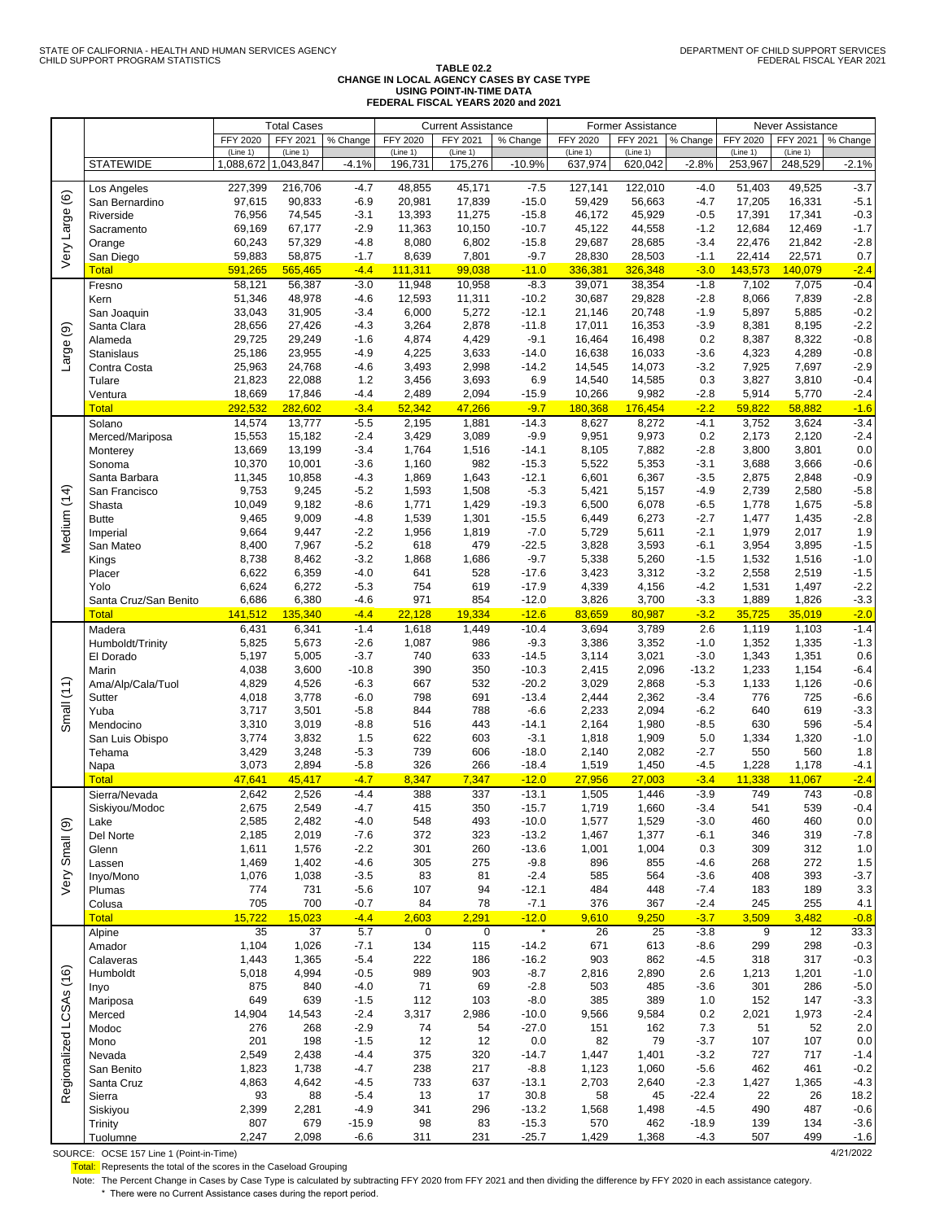STATE OF CALIFORNIA - HEALTH AND HUMAN SERVICES AGENCY
CHILD SUPPORT PROGRAM STATISTICS

DEPARTMENT OF CHILD SUPPORT SERVICES
FEDERAL FISCAL YEAR 2021

# TABLE 02.2
## CHANGE IN LOCAL AGENCY CASES BY CASE TYPE USING POINT-IN-TIME DATA FEDERAL FISCAL YEARS 2020 and 2021

| | | Total Cases | | | Current Assistance | | | Former Assistance | | | Never Assistance | | |
|---|---|---|---|---|---|---|---|---|---|---|---|---|---|
| | | FFY 2020 (Line 1) | FFY 2021 (Line 1) | % Change | FFY 2020 (Line 1) | FFY 2021 (Line 1) | % Change | FFY 2020 (Line 1) | FFY 2021 (Line 1) | % Change | FFY 2020 (Line 1) | FFY 2021 (Line 1) | % Change |
| | STATEWIDE | 1,088,672 | 1,043,847 | -4.1% | 196,731 | 175,276 | -10.9% | 637,974 | 620,042 | -2.8% | 253,967 | 248,529 | -2.1% |
| Very Large (6) | Los Angeles | 227,399 | 216,706 | -4.7 | 48,855 | 45,171 | -7.5 | 127,141 | 122,010 | -4.0 | 51,403 | 49,525 | -3.7 |
| | San Bernardino | 97,615 | 90,833 | -6.9 | 20,981 | 17,839 | -15.0 | 59,429 | 56,663 | -4.7 | 17,205 | 16,331 | -5.1 |
| | Riverside | 76,956 | 74,545 | -3.1 | 13,393 | 11,275 | -15.8 | 46,172 | 45,929 | -0.5 | 17,391 | 17,341 | -0.3 |
| | Sacramento | 69,169 | 67,177 | -2.9 | 11,363 | 10,150 | -10.7 | 45,122 | 44,558 | -1.2 | 12,684 | 12,469 | -1.7 |
| | Orange | 60,243 | 57,329 | -4.8 | 8,080 | 6,802 | -15.8 | 29,687 | 28,685 | -3.4 | 22,476 | 21,842 | -2.8 |
| | San Diego | 59,883 | 58,875 | -1.7 | 8,639 | 7,801 | -9.7 | 28,830 | 28,503 | -1.1 | 22,414 | 22,571 | 0.7 |
| | Total | 591,265 | 565,465 | -4.4 | 111,311 | 99,038 | -11.0 | 336,381 | 326,348 | -3.0 | 143,573 | 140,079 | -2.4 |
| Large (9) | Fresno | 58,121 | 56,387 | -3.0 | 11,948 | 10,958 | -8.3 | 39,071 | 38,354 | -1.8 | 7,102 | 7,075 | -0.4 |
| | Kern | 51,346 | 48,978 | -4.6 | 12,593 | 11,311 | -10.2 | 30,687 | 29,828 | -2.8 | 8,066 | 7,839 | -2.8 |
| | San Joaquin | 33,043 | 31,905 | -3.4 | 6,000 | 5,272 | -12.1 | 21,146 | 20,748 | -1.9 | 5,897 | 5,885 | -0.2 |
| | Santa Clara | 28,656 | 27,426 | -4.3 | 3,264 | 2,878 | -11.8 | 17,011 | 16,353 | -3.9 | 8,381 | 8,195 | -2.2 |
| | Alameda | 29,725 | 29,249 | -1.6 | 4,874 | 4,429 | -9.1 | 16,464 | 16,498 | 0.2 | 8,387 | 8,322 | -0.8 |
| | Stanislaus | 25,186 | 23,955 | -4.9 | 4,225 | 3,633 | -14.0 | 16,638 | 16,033 | -3.6 | 4,323 | 4,289 | -0.8 |
| | Contra Costa | 25,963 | 24,768 | -4.6 | 3,493 | 2,998 | -14.2 | 14,545 | 14,073 | -3.2 | 7,925 | 7,697 | -2.9 |
| | Tulare | 21,823 | 22,088 | 1.2 | 3,456 | 3,693 | 6.9 | 14,540 | 14,585 | 0.3 | 3,827 | 3,810 | -0.4 |
| | Ventura | 18,669 | 17,846 | -4.4 | 2,489 | 2,094 | -15.9 | 10,266 | 9,982 | -2.8 | 5,914 | 5,770 | -2.4 |
| | Total | 292,532 | 282,602 | -3.4 | 52,342 | 47,266 | -9.7 | 180,368 | 176,454 | -2.2 | 59,822 | 58,882 | -1.6 |
| Medium (14) | Solano | 14,574 | 13,777 | -5.5 | 2,195 | 1,881 | -14.3 | 8,627 | 8,272 | -4.1 | 3,752 | 3,624 | -3.4 |
| | Merced/Mariposa | 15,553 | 15,182 | -2.4 | 3,429 | 3,089 | -9.9 | 9,951 | 9,973 | 0.2 | 2,173 | 2,120 | -2.4 |
| | Monterey | 13,669 | 13,199 | -3.4 | 1,764 | 1,516 | -14.1 | 8,105 | 7,882 | -2.8 | 3,800 | 3,801 | 0.0 |
| | Sonoma | 10,370 | 10,001 | -3.6 | 1,160 | 982 | -15.3 | 5,522 | 5,353 | -3.1 | 3,688 | 3,666 | -0.6 |
| | Santa Barbara | 11,345 | 10,858 | -4.3 | 1,869 | 1,643 | -12.1 | 6,601 | 6,367 | -3.5 | 2,875 | 2,848 | -0.9 |
| | San Francisco | 9,753 | 9,245 | -5.2 | 1,593 | 1,508 | -5.3 | 5,421 | 5,157 | -4.9 | 2,739 | 2,580 | -5.8 |
| | Shasta | 10,049 | 9,182 | -8.6 | 1,771 | 1,429 | -19.3 | 6,500 | 6,078 | -6.5 | 1,778 | 1,675 | -5.8 |
| | Butte | 9,465 | 9,009 | -4.8 | 1,539 | 1,301 | -15.5 | 6,449 | 6,273 | -2.7 | 1,477 | 1,435 | -2.8 |
| | Imperial | 9,664 | 9,447 | -2.2 | 1,956 | 1,819 | -7.0 | 5,729 | 5,611 | -2.1 | 1,979 | 2,017 | 1.9 |
| | San Mateo | 8,400 | 7,967 | -5.2 | 618 | 479 | -22.5 | 3,828 | 3,593 | -6.1 | 3,954 | 3,895 | -1.5 |
| | Kings | 8,738 | 8,462 | -3.2 | 1,868 | 1,686 | -9.7 | 5,338 | 5,260 | -1.5 | 1,532 | 1,516 | -1.0 |
| | Placer | 6,622 | 6,359 | -4.0 | 641 | 528 | -17.6 | 3,423 | 3,312 | -3.2 | 2,558 | 2,519 | -1.5 |
| | Yolo | 6,624 | 6,272 | -5.3 | 754 | 619 | -17.9 | 4,339 | 4,156 | -4.2 | 1,531 | 1,497 | -2.2 |
| | Santa Cruz/San Benito | 6,686 | 6,380 | -4.6 | 971 | 854 | -12.0 | 3,826 | 3,700 | -3.3 | 1,889 | 1,826 | -3.3 |
| | Total | 141,512 | 135,340 | -4.4 | 22,128 | 19,334 | -12.6 | 83,659 | 80,987 | -3.2 | 35,725 | 35,019 | -2.0 |
| Small (11) | Madera | 6,431 | 6,341 | -1.4 | 1,618 | 1,449 | -10.4 | 3,694 | 3,789 | 2.6 | 1,119 | 1,103 | -1.4 |
| | Humboldt/Trinity | 5,825 | 5,673 | -2.6 | 1,087 | 986 | -9.3 | 3,386 | 3,352 | -1.0 | 1,352 | 1,335 | -1.3 |
| | El Dorado | 5,197 | 5,005 | -3.7 | 740 | 633 | -14.5 | 3,114 | 3,021 | -3.0 | 1,343 | 1,351 | 0.6 |
| | Marin | 4,038 | 3,600 | -10.8 | 390 | 350 | -10.3 | 2,415 | 2,096 | -13.2 | 1,233 | 1,154 | -6.4 |
| | Ama/Alp/Cala/Tuol | 4,829 | 4,526 | -6.3 | 667 | 532 | -20.2 | 3,029 | 2,868 | -5.3 | 1,133 | 1,126 | -0.6 |
| | Sutter | 4,018 | 3,778 | -6.0 | 798 | 691 | -13.4 | 2,444 | 2,362 | -3.4 | 776 | 725 | -6.6 |
| | Yuba | 3,717 | 3,501 | -5.8 | 844 | 788 | -6.6 | 2,233 | 2,094 | -6.2 | 640 | 619 | -3.3 |
| | Mendocino | 3,310 | 3,019 | -8.8 | 516 | 443 | -14.1 | 2,164 | 1,980 | -8.5 | 630 | 596 | -5.4 |
| | San Luis Obispo | 3,774 | 3,832 | 1.5 | 622 | 603 | -3.1 | 1,818 | 1,909 | 5.0 | 1,334 | 1,320 | -1.0 |
| | Tehama | 3,429 | 3,248 | -5.3 | 739 | 606 | -18.0 | 2,140 | 2,082 | -2.7 | 550 | 560 | 1.8 |
| | Napa | 3,073 | 2,894 | -5.8 | 326 | 266 | -18.4 | 1,519 | 1,450 | -4.5 | 1,228 | 1,178 | -4.1 |
| | Total | 47,641 | 45,417 | -4.7 | 8,347 | 7,347 | -12.0 | 27,956 | 27,003 | -3.4 | 11,338 | 11,067 | -2.4 |
| Very Small (9) | Sierra/Nevada | 2,642 | 2,526 | -4.4 | 388 | 337 | -13.1 | 1,505 | 1,446 | -3.9 | 749 | 743 | -0.8 |
| | Siskiyou/Modoc | 2,675 | 2,549 | -4.7 | 415 | 350 | -15.7 | 1,719 | 1,660 | -3.4 | 541 | 539 | -0.4 |
| | Lake | 2,585 | 2,482 | -4.0 | 548 | 493 | -10.0 | 1,577 | 1,529 | -3.0 | 460 | 460 | 0.0 |
| | Del Norte | 2,185 | 2,019 | -7.6 | 372 | 323 | -13.2 | 1,467 | 1,377 | -6.1 | 346 | 319 | -7.8 |
| | Glenn | 1,611 | 1,576 | -2.2 | 301 | 260 | -13.6 | 1,001 | 1,004 | 0.3 | 309 | 312 | 1.0 |
| | Lassen | 1,469 | 1,402 | -4.6 | 305 | 275 | -9.8 | 896 | 855 | -4.6 | 268 | 272 | 1.5 |
| | Inyo/Mono | 1,076 | 1,038 | -3.5 | 83 | 81 | -2.4 | 585 | 564 | -3.6 | 408 | 393 | -3.7 |
| | Plumas | 774 | 731 | -5.6 | 107 | 94 | -12.1 | 484 | 448 | -7.4 | 183 | 189 | 3.3 |
| | Colusa | 705 | 700 | -0.7 | 84 | 78 | -7.1 | 376 | 367 | -2.4 | 245 | 255 | 4.1 |
| | Total | 15,722 | 15,023 | -4.4 | 2,603 | 2,291 | -12.0 | 9,610 | 9,250 | -3.7 | 3,509 | 3,482 | -0.8 |
| Regionalized LCSAs (16) | Alpine | 35 | 37 | 5.7 | 0 | 0 | * | 26 | 25 | -3.8 | 9 | 12 | 33.3 |
| | Amador | 1,104 | 1,026 | -7.1 | 134 | 115 | -14.2 | 671 | 613 | -8.6 | 299 | 298 | -0.3 |
| | Calaveras | 1,443 | 1,365 | -5.4 | 222 | 186 | -16.2 | 903 | 862 | -4.5 | 318 | 317 | -0.3 |
| | Humboldt | 5,018 | 4,994 | -0.5 | 989 | 903 | -8.7 | 2,816 | 2,890 | 2.6 | 1,213 | 1,201 | -1.0 |
| | Inyo | 875 | 840 | -4.0 | 71 | 69 | -2.8 | 503 | 485 | -3.6 | 301 | 286 | -5.0 |
| | Mariposa | 649 | 639 | -1.5 | 112 | 103 | -8.0 | 385 | 389 | 1.0 | 152 | 147 | -3.3 |
| | Merced | 14,904 | 14,543 | -2.4 | 3,317 | 2,986 | -10.0 | 9,566 | 9,584 | 0.2 | 2,021 | 1,973 | -2.4 |
| | Modoc | 276 | 268 | -2.9 | 74 | 54 | -27.0 | 151 | 162 | 7.3 | 51 | 52 | 2.0 |
| | Mono | 201 | 198 | -1.5 | 12 | 12 | 0.0 | 82 | 79 | -3.7 | 107 | 107 | 0.0 |
| | Nevada | 2,549 | 2,438 | -4.4 | 375 | 320 | -14.7 | 1,447 | 1,401 | -3.2 | 727 | 717 | -1.4 |
| | San Benito | 1,823 | 1,738 | -4.7 | 238 | 217 | -8.8 | 1,123 | 1,060 | -5.6 | 462 | 461 | -0.2 |
| | Santa Cruz | 4,863 | 4,642 | -4.5 | 733 | 637 | -13.1 | 2,703 | 2,640 | -2.3 | 1,427 | 1,365 | -4.3 |
| | Sierra | 93 | 88 | -5.4 | 13 | 17 | 30.8 | 58 | 45 | -22.4 | 22 | 26 | 18.2 |
| | Siskiyou | 2,399 | 2,281 | -4.9 | 341 | 296 | -13.2 | 1,568 | 1,498 | -4.5 | 490 | 487 | -0.6 |
| | Trinity | 807 | 679 | -15.9 | 98 | 83 | -15.3 | 570 | 462 | -18.9 | 139 | 134 | -3.6 |
| | Tuolumne | 2,247 | 2,098 | -6.6 | 311 | 231 | -25.7 | 1,429 | 1,368 | -4.3 | 507 | 499 | -1.6 |

SOURCE: OCSE 157 Line 1 (Point-in-Time)

4/21/2022

Total: Represents the total of the scores in the Caseload Grouping

Note: The Percent Change in Cases by Case Type is calculated by subtracting FFY 2020 from FFY 2021 and then dividing the difference by FFY 2020 in each assistance category.

\* There were no Current Assistance cases during the report period.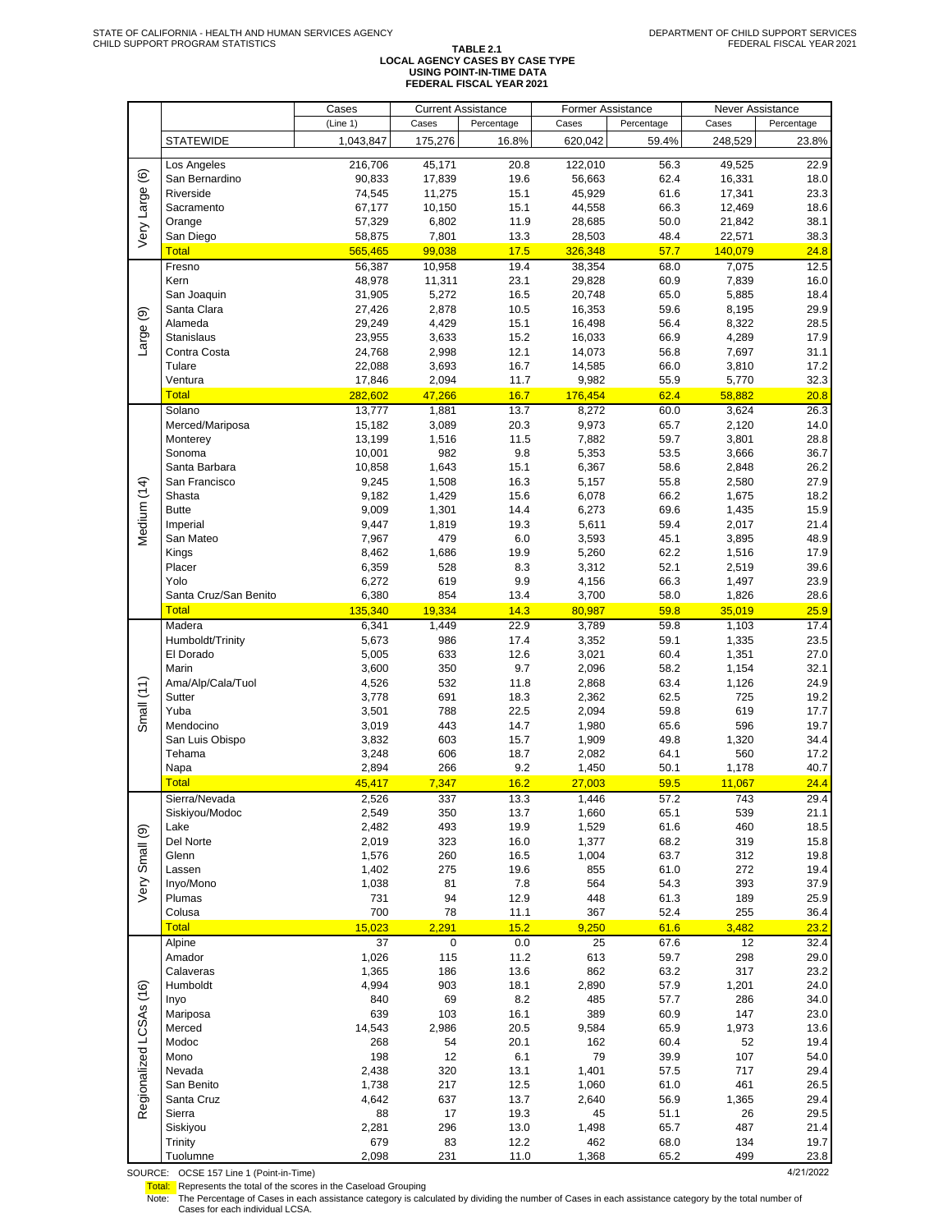STATE OF CALIFORNIA - HEALTH AND HUMAN SERVICES AGENCY
CHILD SUPPORT PROGRAM STATISTICS

DEPARTMENT OF CHILD SUPPORT SERVICES
FEDERAL FISCAL YEAR 2021

# TABLE 2.1
## LOCAL AGENCY CASES BY CASE TYPE
## USING POINT-IN-TIME DATA
## FEDERAL FISCAL YEAR 2021

| | | Cases | Current Assistance | | Former Assistance | | Never Assistance | |
|---|---|---|---|---|---|---|---|---|
| | | (Line 1) | Cases | Percentage | Cases | Percentage | Cases | Percentage |
| | STATEWIDE | 1,043,847 | 175,276 | 16.8% | 620,042 | 59.4% | 248,529 | 23.8% |
| Very Large (6) | Los Angeles | 216,706 | 45,171 | 20.8 | 122,010 | 56.3 | 49,525 | 22.9 |
| | San Bernardino | 90,833 | 17,839 | 19.6 | 56,663 | 62.4 | 16,331 | 18.0 |
| | Riverside | 74,545 | 11,275 | 15.1 | 45,929 | 61.6 | 17,341 | 23.3 |
| | Sacramento | 67,177 | 10,150 | 15.1 | 44,558 | 66.3 | 12,469 | 18.6 |
| | Orange | 57,329 | 6,802 | 11.9 | 28,685 | 50.0 | 21,842 | 38.1 |
| | San Diego | 58,875 | 7,801 | 13.3 | 28,503 | 48.4 | 22,571 | 38.3 |
| | Total | 565,465 | 99,038 | 17.5 | 326,348 | 57.7 | 140,079 | 24.8 |
| Large (9) | Fresno | 56,387 | 10,958 | 19.4 | 38,354 | 68.0 | 7,075 | 12.5 |
| | Kern | 48,978 | 11,311 | 23.1 | 29,828 | 60.9 | 7,839 | 16.0 |
| | San Joaquin | 31,905 | 5,272 | 16.5 | 20,748 | 65.0 | 5,885 | 18.4 |
| | Santa Clara | 27,426 | 2,878 | 10.5 | 16,353 | 59.6 | 8,195 | 29.9 |
| | Alameda | 29,249 | 4,429 | 15.1 | 16,498 | 56.4 | 8,322 | 28.5 |
| | Stanislaus | 23,955 | 3,633 | 15.2 | 16,033 | 66.9 | 4,289 | 17.9 |
| | Contra Costa | 24,768 | 2,998 | 12.1 | 14,073 | 56.8 | 7,697 | 31.1 |
| | Tulare | 22,088 | 3,693 | 16.7 | 14,585 | 66.0 | 3,810 | 17.2 |
| | Ventura | 17,846 | 2,094 | 11.7 | 9,982 | 55.9 | 5,770 | 32.3 |
| | Total | 282,602 | 47,266 | 16.7 | 176,454 | 62.4 | 58,882 | 20.8 |
| Medium (14) | Solano | 13,777 | 1,881 | 13.7 | 8,272 | 60.0 | 3,624 | 26.3 |
| | Merced/Mariposa | 15,182 | 3,089 | 20.3 | 9,973 | 65.7 | 2,120 | 14.0 |
| | Monterey | 13,199 | 1,516 | 11.5 | 7,882 | 59.7 | 3,801 | 28.8 |
| | Sonoma | 10,001 | 982 | 9.8 | 5,353 | 53.5 | 3,666 | 36.7 |
| | Santa Barbara | 10,858 | 1,643 | 15.1 | 6,367 | 58.6 | 2,848 | 26.2 |
| | San Francisco | 9,245 | 1,508 | 16.3 | 5,157 | 55.8 | 2,580 | 27.9 |
| | Shasta | 9,182 | 1,429 | 15.6 | 6,078 | 66.2 | 1,675 | 18.2 |
| | Butte | 9,009 | 1,301 | 14.4 | 6,273 | 69.6 | 1,435 | 15.9 |
| | Imperial | 9,447 | 1,819 | 19.3 | 5,611 | 59.4 | 2,017 | 21.4 |
| | San Mateo | 7,967 | 479 | 6.0 | 3,593 | 45.1 | 3,895 | 48.9 |
| | Kings | 8,462 | 1,686 | 19.9 | 5,260 | 62.2 | 1,516 | 17.9 |
| | Placer | 6,359 | 528 | 8.3 | 3,312 | 52.1 | 2,519 | 39.6 |
| | Yolo | 6,272 | 619 | 9.9 | 4,156 | 66.3 | 1,497 | 23.9 |
| | Santa Cruz/San Benito | 6,380 | 854 | 13.4 | 3,700 | 58.0 | 1,826 | 28.6 |
| | Total | 135,340 | 19,334 | 14.3 | 80,987 | 59.8 | 35,019 | 25.9 |
| Small (11) | Madera | 6,341 | 1,449 | 22.9 | 3,789 | 59.8 | 1,103 | 17.4 |
| | Humboldt/Trinity | 5,673 | 986 | 17.4 | 3,352 | 59.1 | 1,335 | 23.5 |
| | El Dorado | 5,005 | 633 | 12.6 | 3,021 | 60.4 | 1,351 | 27.0 |
| | Marin | 3,600 | 350 | 9.7 | 2,096 | 58.2 | 1,154 | 32.1 |
| | Ama/Alp/Cala/Tuol | 4,526 | 532 | 11.8 | 2,868 | 63.4 | 1,126 | 24.9 |
| | Sutter | 3,778 | 691 | 18.3 | 2,362 | 62.5 | 725 | 19.2 |
| | Yuba | 3,501 | 788 | 22.5 | 2,094 | 59.8 | 619 | 17.7 |
| | Mendocino | 3,019 | 443 | 14.7 | 1,980 | 65.6 | 596 | 19.7 |
| | San Luis Obispo | 3,832 | 603 | 15.7 | 1,909 | 49.8 | 1,320 | 34.4 |
| | Tehama | 3,248 | 606 | 18.7 | 2,082 | 64.1 | 560 | 17.2 |
| | Napa | 2,894 | 266 | 9.2 | 1,450 | 50.1 | 1,178 | 40.7 |
| | Total | 45,417 | 7,347 | 16.2 | 27,003 | 59.5 | 11,067 | 24.4 |
| Very Small (9) | Sierra/Nevada | 2,526 | 337 | 13.3 | 1,446 | 57.2 | 743 | 29.4 |
| | Siskiyou/Modoc | 2,549 | 350 | 13.7 | 1,660 | 65.1 | 539 | 21.1 |
| | Lake | 2,482 | 493 | 19.9 | 1,529 | 61.6 | 460 | 18.5 |
| | Del Norte | 2,019 | 323 | 16.0 | 1,377 | 68.2 | 319 | 15.8 |
| | Glenn | 1,576 | 260 | 16.5 | 1,004 | 63.7 | 312 | 19.8 |
| | Lassen | 1,402 | 275 | 19.6 | 855 | 61.0 | 272 | 19.4 |
| | Inyo/Mono | 1,038 | 81 | 7.8 | 564 | 54.3 | 393 | 37.9 |
| | Plumas | 731 | 94 | 12.9 | 448 | 61.3 | 189 | 25.9 |
| | Colusa | 700 | 78 | 11.1 | 367 | 52.4 | 255 | 36.4 |
| | Total | 15,023 | 2,291 | 15.2 | 9,250 | 61.6 | 3,482 | 23.2 |
| Regionalized LCSAs (16) | Alpine | 37 | 0 | 0.0 | 25 | 67.6 | 12 | 32.4 |
| | Amador | 1,026 | 115 | 11.2 | 613 | 59.7 | 298 | 29.0 |
| | Calaveras | 1,365 | 186 | 13.6 | 862 | 63.2 | 317 | 23.2 |
| | Humboldt | 4,994 | 903 | 18.1 | 2,890 | 57.9 | 1,201 | 24.0 |
| | Inyo | 840 | 69 | 8.2 | 485 | 57.7 | 286 | 34.0 |
| | Mariposa | 639 | 103 | 16.1 | 389 | 60.9 | 147 | 23.0 |
| | Merced | 14,543 | 2,986 | 20.5 | 9,584 | 65.9 | 1,973 | 13.6 |
| | Modoc | 268 | 54 | 20.1 | 162 | 60.4 | 52 | 19.4 |
| | Mono | 198 | 12 | 6.1 | 79 | 39.9 | 107 | 54.0 |
| | Nevada | 2,438 | 320 | 13.1 | 1,401 | 57.5 | 717 | 29.4 |
| | San Benito | 1,738 | 217 | 12.5 | 1,060 | 61.0 | 461 | 26.5 |
| | Santa Cruz | 4,642 | 637 | 13.7 | 2,640 | 56.9 | 1,365 | 29.4 |
| | Sierra | 88 | 17 | 19.3 | 45 | 51.1 | 26 | 29.5 |
| | Siskiyou | 2,281 | 296 | 13.0 | 1,498 | 65.7 | 487 | 21.4 |
| | Trinity | 679 | 83 | 12.2 | 462 | 68.0 | 134 | 19.7 |
| | Tuolumne | 2,098 | 231 | 11.0 | 1,368 | 65.2 | 499 | 23.8 |

SOURCE: OCSE 157 Line 1 (Point-in-Time)

4/21/2022

Total: Represents the total of the scores in the Caseload Grouping

Note: The Percentage of Cases in each assistance category is calculated by dividing the number of Cases in each assistance category by the total number of Cases for each individual LCSA.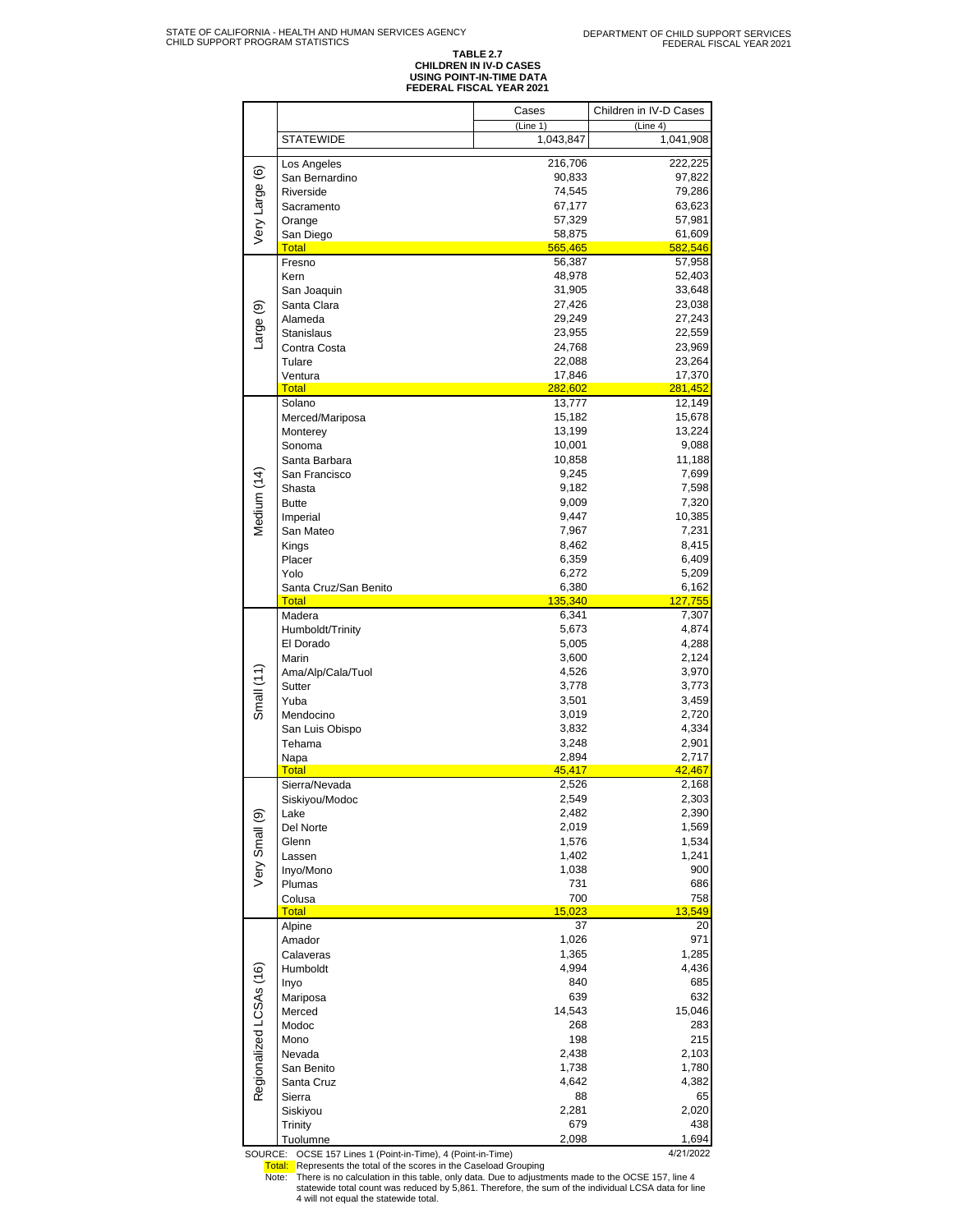STATE OF CALIFORNIA - HEALTH AND HUMAN SERVICES AGENCY
CHILD SUPPORT PROGRAM STATISTICS

DEPARTMENT OF CHILD SUPPORT SERVICES
FEDERAL FISCAL YEAR 2021

**TABLE 2.7**
**CHILDREN IN IV-D CASES**
**USING POINT-IN-TIME DATA**
**FEDERAL FISCAL YEAR 2021**

| | | Cases | Children in IV-D Cases |
|---|---|---|---|
| | | (Line 1) | (Line 4) |
| | STATEWIDE | 1,043,847 | 1,041,908 |
| Very Large (6) | Los Angeles | 216,706 | 222,225 |
| | San Bernardino | 90,833 | 97,822 |
| | Riverside | 74,545 | 79,286 |
| | Sacramento | 67,177 | 63,623 |
| | Orange | 57,329 | 57,981 |
| | San Diego | 58,875 | 61,609 |
| | Total | 565,465 | 582,546 |
| Large (9) | Fresno | 56,387 | 57,958 |
| | Kern | 48,978 | 52,403 |
| | San Joaquin | 31,905 | 33,648 |
| | Santa Clara | 27,426 | 23,038 |
| | Alameda | 29,249 | 27,243 |
| | Stanislaus | 23,955 | 22,559 |
| | Contra Costa | 24,768 | 23,969 |
| | Tulare | 22,088 | 23,264 |
| | Ventura | 17,846 | 17,370 |
| | Total | 282,602 | 281,452 |
| Medium (14) | Solano | 13,777 | 12,149 |
| | Merced/Mariposa | 15,182 | 15,678 |
| | Monterey | 13,199 | 13,224 |
| | Sonoma | 10,001 | 9,088 |
| | Santa Barbara | 10,858 | 11,188 |
| | San Francisco | 9,245 | 7,699 |
| | Shasta | 9,182 | 7,598 |
| | Butte | 9,009 | 7,320 |
| | Imperial | 9,447 | 10,385 |
| | San Mateo | 7,967 | 7,231 |
| | Kings | 8,462 | 8,415 |
| | Placer | 6,359 | 6,409 |
| | Yolo | 6,272 | 5,209 |
| | Santa Cruz/San Benito | 6,380 | 6,162 |
| | Total | 135,340 | 127,755 |
| Small (11) | Madera | 6,341 | 7,307 |
| | Humboldt/Trinity | 5,673 | 4,874 |
| | El Dorado | 5,005 | 4,288 |
| | Marin | 3,600 | 2,124 |
| | Ama/Alp/Cala/Tuol | 4,526 | 3,970 |
| | Sutter | 3,778 | 3,773 |
| | Yuba | 3,501 | 3,459 |
| | Mendocino | 3,019 | 2,720 |
| | San Luis Obispo | 3,832 | 4,334 |
| | Tehama | 3,248 | 2,901 |
| | Napa | 2,894 | 2,717 |
| | Total | 45,417 | 42,467 |
| Very Small (9) | Sierra/Nevada | 2,526 | 2,168 |
| | Siskiyou/Modoc | 2,549 | 2,303 |
| | Lake | 2,482 | 2,390 |
| | Del Norte | 2,019 | 1,569 |
| | Glenn | 1,576 | 1,534 |
| | Lassen | 1,402 | 1,241 |
| | Inyo/Mono | 1,038 | 900 |
| | Plumas | 731 | 686 |
| | Colusa | 700 | 758 |
| | Total | 15,023 | 13,549 |
| Regionalized LCSAs (16) | Alpine | 37 | 20 |
| | Amador | 1,026 | 971 |
| | Calaveras | 1,365 | 1,285 |
| | Humboldt | 4,994 | 4,436 |
| | Inyo | 840 | 685 |
| | Mariposa | 639 | 632 |
| | Merced | 14,543 | 15,046 |
| | Modoc | 268 | 283 |
| | Mono | 198 | 215 |
| | Nevada | 2,438 | 2,103 |
| | San Benito | 1,738 | 1,780 |
| | Santa Cruz | 4,642 | 4,382 |
| | Sierra | 88 | 65 |
| | Siskiyou | 2,281 | 2,020 |
| | Trinity | 679 | 438 |
| | Tuolumne | 2,098 | 1,694 |

SOURCE: OCSE 157 Lines 1 (Point-in-Time), 4 (Point-in-Time) 4/21/2022

Total: Represents the total of the scores in the Caseload Grouping

Note: There is no calculation in this table, only data. Due to adjustments made to the OCSE 157, line 4 statewide total count was reduced by 5,861. Therefore, the sum of the individual LCSA data for line 4 will not equal the statewide total.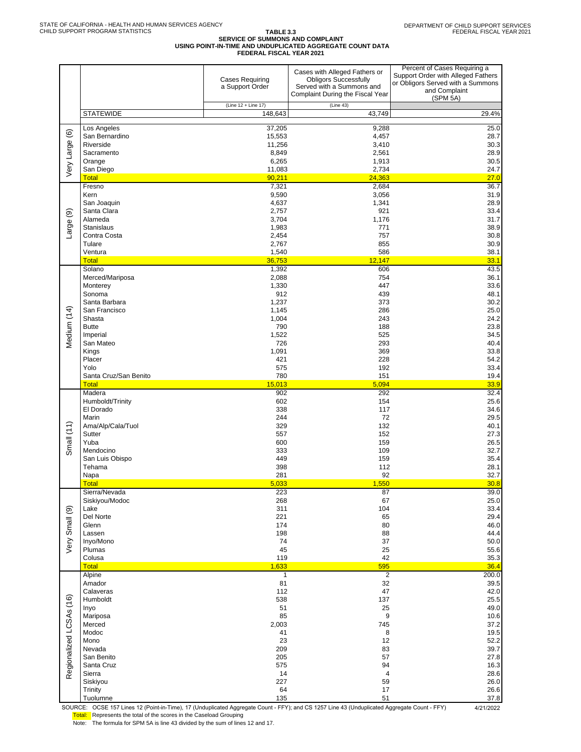STATE OF CALIFORNIA - HEALTH AND HUMAN SERVICES AGENCY
CHILD SUPPORT PROGRAM STATISTICS

DEPARTMENT OF CHILD SUPPORT SERVICES
FEDERAL FISCAL YEAR 2021

**TABLE 3.3**
**SERVICE OF SUMMONS AND COMPLAINT**
**USING POINT-IN-TIME AND UNDUPLICATED AGGREGATE COUNT DATA**
**FEDERAL FISCAL YEAR 2021**

| | | Cases Requiring a Support Order | Cases with Alleged Fathers or Obligors Successfully Served with a Summons and Complaint During the Fiscal Year | Percent of Cases Requiring a Support Order with Alleged Fathers or Obligors Served with a Summons and Complaint (SPM 5A) |
|---|---|---|---|---|
| | | (Line 12 + Line 17) | (Line 43) | |
| | STATEWIDE | 148,643 | 43,749 | 29.4% |
| Very Large (6) | Los Angeles | 37,205 | 9,288 | 25.0 |
| | San Bernardino | 15,553 | 4,457 | 28.7 |
| | Riverside | 11,256 | 3,410 | 30.3 |
| | Sacramento | 8,849 | 2,561 | 28.9 |
| | Orange | 6,265 | 1,913 | 30.5 |
| | San Diego | 11,083 | 2,734 | 24.7 |
| | Total | 90,211 | 24,363 | 27.0 |
| Large (9) | Fresno | 7,321 | 2,684 | 36.7 |
| | Kern | 9,590 | 3,056 | 31.9 |
| | San Joaquin | 4,637 | 1,341 | 28.9 |
| | Santa Clara | 2,757 | 921 | 33.4 |
| | Alameda | 3,704 | 1,176 | 31.7 |
| | Stanislaus | 1,983 | 771 | 38.9 |
| | Contra Costa | 2,454 | 757 | 30.8 |
| | Tulare | 2,767 | 855 | 30.9 |
| | Ventura | 1,540 | 586 | 38.1 |
| | Total | 36,753 | 12,147 | 33.1 |
| Medium (14) | Solano | 1,392 | 606 | 43.5 |
| | Merced/Mariposa | 2,088 | 754 | 36.1 |
| | Monterey | 1,330 | 447 | 33.6 |
| | Sonoma | 912 | 439 | 48.1 |
| | Santa Barbara | 1,237 | 373 | 30.2 |
| | San Francisco | 1,145 | 286 | 25.0 |
| | Shasta | 1,004 | 243 | 24.2 |
| | Butte | 790 | 188 | 23.8 |
| | Imperial | 1,522 | 525 | 34.5 |
| | San Mateo | 726 | 293 | 40.4 |
| | Kings | 1,091 | 369 | 33.8 |
| | Placer | 421 | 228 | 54.2 |
| | Yolo | 575 | 192 | 33.4 |
| | Santa Cruz/San Benito | 780 | 151 | 19.4 |
| | Total | 15,013 | 5,094 | 33.9 |
| Small (11) | Madera | 902 | 292 | 32.4 |
| | Humboldt/Trinity | 602 | 154 | 25.6 |
| | El Dorado | 338 | 117 | 34.6 |
| | Marin | 244 | 72 | 29.5 |
| | Ama/Alp/Cala/Tuol | 329 | 132 | 40.1 |
| | Sutter | 557 | 152 | 27.3 |
| | Yuba | 600 | 159 | 26.5 |
| | Mendocino | 333 | 109 | 32.7 |
| | San Luis Obispo | 449 | 159 | 35.4 |
| | Tehama | 398 | 112 | 28.1 |
| | Napa | 281 | 92 | 32.7 |
| | Total | 5,033 | 1,550 | 30.8 |
| Very Small (9) | Sierra/Nevada | 223 | 87 | 39.0 |
| | Siskiyou/Modoc | 268 | 67 | 25.0 |
| | Lake | 311 | 104 | 33.4 |
| | Del Norte | 221 | 65 | 29.4 |
| | Glenn | 174 | 80 | 46.0 |
| | Lassen | 198 | 88 | 44.4 |
| | Inyo/Mono | 74 | 37 | 50.0 |
| | Plumas | 45 | 25 | 55.6 |
| | Colusa | 119 | 42 | 35.3 |
| | Total | 1,633 | 595 | 36.4 |
| Regionalized LCSAs (16) | Alpine | 1 | 2 | 200.0 |
| | Amador | 81 | 32 | 39.5 |
| | Calaveras | 112 | 47 | 42.0 |
| | Humboldt | 538 | 137 | 25.5 |
| | Inyo | 51 | 25 | 49.0 |
| | Mariposa | 85 | 9 | 10.6 |
| | Merced | 2,003 | 745 | 37.2 |
| | Modoc | 41 | 8 | 19.5 |
| | Mono | 23 | 12 | 52.2 |
| | Nevada | 209 | 83 | 39.7 |
| | San Benito | 205 | 57 | 27.8 |
| | Santa Cruz | 575 | 94 | 16.3 |
| | Sierra | 14 | 4 | 28.6 |
| | Siskiyou | 227 | 59 | 26.0 |
| | Trinity | 64 | 17 | 26.6 |
| | Tuolumne | 135 | 51 | 37.8 |

SOURCE: OCSE 157 Lines 12 (Point-in-Time), 17 (Unduplicated Aggregate Count - FFY); and CS 1257 Line 43 (Unduplicated Aggregate Count - FFY) 4/21/2022

Total: Represents the total of the scores in the Caseload Grouping

Note: The formula for SPM 5A is line 43 divided by the sum of lines 12 and 17.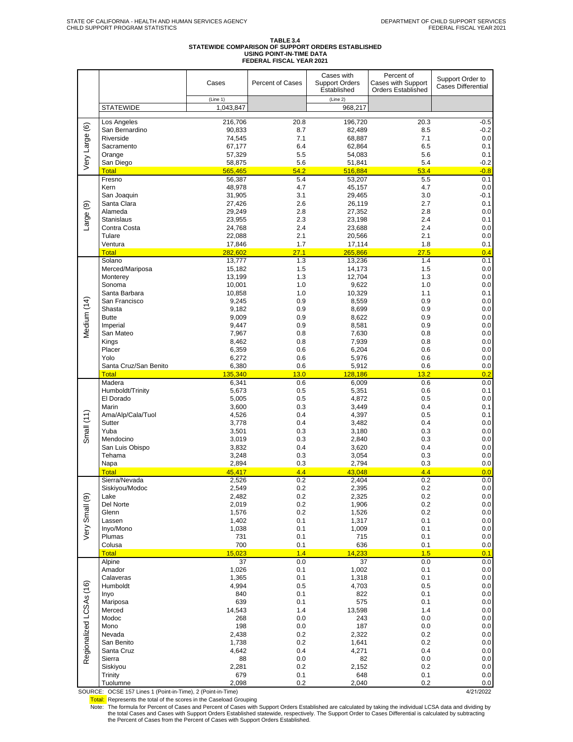STATE OF CALIFORNIA - HEALTH AND HUMAN SERVICES AGENCY
CHILD SUPPORT PROGRAM STATISTICS

DEPARTMENT OF CHILD SUPPORT SERVICES
FEDERAL FISCAL YEAR 2021

# TABLE 3.4
## STATEWIDE COMPARISON OF SUPPORT ORDERS ESTABLISHED USING POINT-IN-TIME DATA
## FEDERAL FISCAL YEAR 2021

| | | Cases | Percent of Cases | Cases with Support Orders Established | Percent of Cases with Support Orders Established | Support Order to Cases Differential |
|---|---|---|---|---|---|---|
| | | (Line 1) | | (Line 2) | | |
| | STATEWIDE | 1,043,847 | | 968,217 | | |
| Very Large (6) | Los Angeles | 216,706 | 20.8 | 196,720 | 20.3 | -0.5 |
| | San Bernardino | 90,833 | 8.7 | 82,489 | 8.5 | -0.2 |
| | Riverside | 74,545 | 7.1 | 68,887 | 7.1 | 0.0 |
| | Sacramento | 67,177 | 6.4 | 62,864 | 6.5 | 0.1 |
| | Orange | 57,329 | 5.5 | 54,083 | 5.6 | 0.1 |
| | San Diego | 58,875 | 5.6 | 51,841 | 5.4 | -0.2 |
| | Total | 565,465 | 54.2 | 516,884 | 53.4 | -0.8 |
| Large (9) | Fresno | 56,387 | 5.4 | 53,207 | 5.5 | 0.1 |
| | Kern | 48,978 | 4.7 | 45,157 | 4.7 | 0.0 |
| | San Joaquin | 31,905 | 3.1 | 29,465 | 3.0 | -0.1 |
| | Santa Clara | 27,426 | 2.6 | 26,119 | 2.7 | 0.1 |
| | Alameda | 29,249 | 2.8 | 27,352 | 2.8 | 0.0 |
| | Stanislaus | 23,955 | 2.3 | 23,198 | 2.4 | 0.1 |
| | Contra Costa | 24,768 | 2.4 | 23,688 | 2.4 | 0.0 |
| | Tulare | 22,088 | 2.1 | 20,566 | 2.1 | 0.0 |
| | Ventura | 17,846 | 1.7 | 17,114 | 1.8 | 0.1 |
| | Total | 282,602 | 27.1 | 265,866 | 27.5 | 0.4 |
| Medium (14) | Solano | 13,777 | 1.3 | 13,236 | 1.4 | 0.1 |
| | Merced/Mariposa | 15,182 | 1.5 | 14,173 | 1.5 | 0.0 |
| | Monterey | 13,199 | 1.3 | 12,704 | 1.3 | 0.0 |
| | Sonoma | 10,001 | 1.0 | 9,622 | 1.0 | 0.0 |
| | Santa Barbara | 10,858 | 1.0 | 10,329 | 1.1 | 0.1 |
| | San Francisco | 9,245 | 0.9 | 8,559 | 0.9 | 0.0 |
| | Shasta | 9,182 | 0.9 | 8,699 | 0.9 | 0.0 |
| | Butte | 9,009 | 0.9 | 8,622 | 0.9 | 0.0 |
| | Imperial | 9,447 | 0.9 | 8,581 | 0.9 | 0.0 |
| | San Mateo | 7,967 | 0.8 | 7,630 | 0.8 | 0.0 |
| | Kings | 8,462 | 0.8 | 7,939 | 0.8 | 0.0 |
| | Placer | 6,359 | 0.6 | 6,204 | 0.6 | 0.0 |
| | Yolo | 6,272 | 0.6 | 5,976 | 0.6 | 0.0 |
| | Santa Cruz/San Benito | 6,380 | 0.6 | 5,912 | 0.6 | 0.0 |
| | Total | 135,340 | 13.0 | 128,186 | 13.2 | 0.2 |
| Small (11) | Madera | 6,341 | 0.6 | 6,009 | 0.6 | 0.0 |
| | Humboldt/Trinity | 5,673 | 0.5 | 5,351 | 0.6 | 0.1 |
| | El Dorado | 5,005 | 0.5 | 4,872 | 0.5 | 0.0 |
| | Marin | 3,600 | 0.3 | 3,449 | 0.4 | 0.1 |
| | Ama/Alp/Cala/Tuol | 4,526 | 0.4 | 4,397 | 0.5 | 0.1 |
| | Sutter | 3,778 | 0.4 | 3,482 | 0.4 | 0.0 |
| | Yuba | 3,501 | 0.3 | 3,180 | 0.3 | 0.0 |
| | Mendocino | 3,019 | 0.3 | 2,840 | 0.3 | 0.0 |
| | San Luis Obispo | 3,832 | 0.4 | 3,620 | 0.4 | 0.0 |
| | Tehama | 3,248 | 0.3 | 3,054 | 0.3 | 0.0 |
| | Napa | 2,894 | 0.3 | 2,794 | 0.3 | 0.0 |
| | Total | 45,417 | 4.4 | 43,048 | 4.4 | 0.0 |
| Very Small (9) | Sierra/Nevada | 2,526 | 0.2 | 2,404 | 0.2 | 0.0 |
| | Siskiyou/Modoc | 2,549 | 0.2 | 2,395 | 0.2 | 0.0 |
| | Lake | 2,482 | 0.2 | 2,325 | 0.2 | 0.0 |
| | Del Norte | 2,019 | 0.2 | 1,906 | 0.2 | 0.0 |
| | Glenn | 1,576 | 0.2 | 1,526 | 0.2 | 0.0 |
| | Lassen | 1,402 | 0.1 | 1,317 | 0.1 | 0.0 |
| | Inyo/Mono | 1,038 | 0.1 | 1,009 | 0.1 | 0.0 |
| | Plumas | 731 | 0.1 | 715 | 0.1 | 0.0 |
| | Colusa | 700 | 0.1 | 636 | 0.1 | 0.0 |
| | Total | 15,023 | 1.4 | 14,233 | 1.5 | 0.1 |
| Regionalized LCSAs (16) | Alpine | 37 | 0.0 | 37 | 0.0 | 0.0 |
| | Amador | 1,026 | 0.1 | 1,002 | 0.1 | 0.0 |
| | Calaveras | 1,365 | 0.1 | 1,318 | 0.1 | 0.0 |
| | Humboldt | 4,994 | 0.5 | 4,703 | 0.5 | 0.0 |
| | Inyo | 840 | 0.1 | 822 | 0.1 | 0.0 |
| | Mariposa | 639 | 0.1 | 575 | 0.1 | 0.0 |
| | Merced | 14,543 | 1.4 | 13,598 | 1.4 | 0.0 |
| | Modoc | 268 | 0.0 | 243 | 0.0 | 0.0 |
| | Mono | 198 | 0.0 | 187 | 0.0 | 0.0 |
| | Nevada | 2,438 | 0.2 | 2,322 | 0.2 | 0.0 |
| | San Benito | 1,738 | 0.2 | 1,641 | 0.2 | 0.0 |
| | Santa Cruz | 4,642 | 0.4 | 4,271 | 0.4 | 0.0 |
| | Sierra | 88 | 0.0 | 82 | 0.0 | 0.0 |
| | Siskiyou | 2,281 | 0.2 | 2,152 | 0.2 | 0.0 |
| | Trinity | 679 | 0.1 | 648 | 0.1 | 0.0 |
| | Tuolumne | 2,098 | 0.2 | 2,040 | 0.2 | 0.0 |

SOURCE: OCSE 157 Lines 1 (Point-in-Time), 2 (Point-in-Time)

4/21/2022

Total: Represents the total of the scores in the Caseload Grouping

Note: The formula for Percent of Cases and Percent of Cases with Support Orders Established are calculated by taking the individual LCSA data and dividing by the total Cases and Cases with Support Orders Established statewide, respectively. The Support Order to Cases Differential is calculated by subtracting the Percent of Cases from the Percent of Cases with Support Orders Established.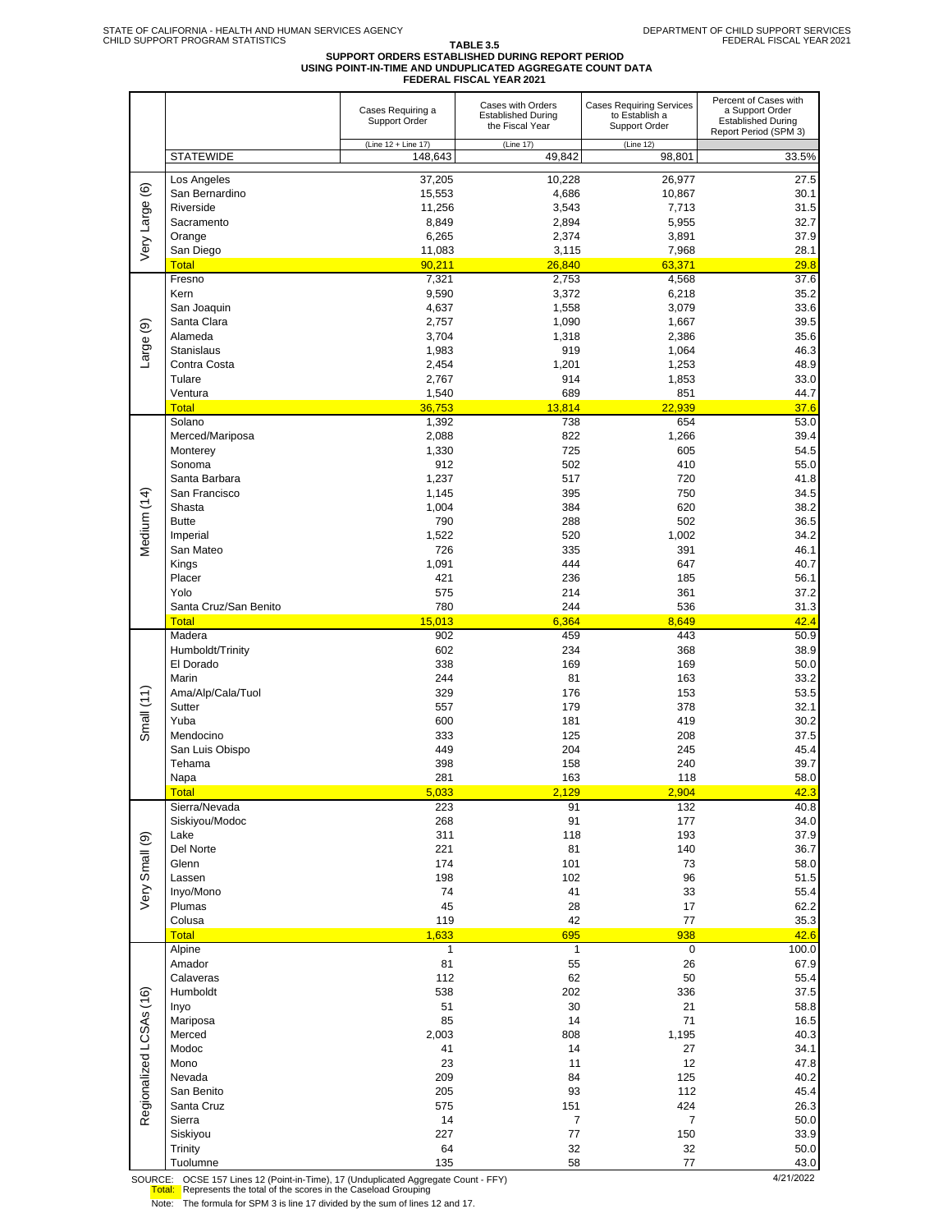STATE OF CALIFORNIA - HEALTH AND HUMAN SERVICES AGENCY
CHILD SUPPORT PROGRAM STATISTICS

DEPARTMENT OF CHILD SUPPORT SERVICES
FEDERAL FISCAL YEAR 2021

# TABLE 3.5
## SUPPORT ORDERS ESTABLISHED DURING REPORT PERIOD USING POINT-IN-TIME AND UNDUPLICATED AGGREGATE COUNT DATA
### FEDERAL FISCAL YEAR 2021

| | | Cases Requiring a Support Order (Line 12 + Line 17) | Cases with Orders Established During the Fiscal Year (Line 17) | Cases Requiring Services to Establish a Support Order (Line 12) | Percent of Cases with a Support Order Established During Report Period (SPM 3) |
|---|---|---|---|---|---|
| | STATEWIDE | 148,643 | 49,842 | 98,801 | 33.5% |
| Very Large (6) | Los Angeles | 37,205 | 10,228 | 26,977 | 27.5 |
| | San Bernardino | 15,553 | 4,686 | 10,867 | 30.1 |
| | Riverside | 11,256 | 3,543 | 7,713 | 31.5 |
| | Sacramento | 8,849 | 2,894 | 5,955 | 32.7 |
| | Orange | 6,265 | 2,374 | 3,891 | 37.9 |
| | San Diego | 11,083 | 3,115 | 7,968 | 28.1 |
| | Total | 90,211 | 26,840 | 63,371 | 29.8 |
| Large (9) | Fresno | 7,321 | 2,753 | 4,568 | 37.6 |
| | Kern | 9,590 | 3,372 | 6,218 | 35.2 |
| | San Joaquin | 4,637 | 1,558 | 3,079 | 33.6 |
| | Santa Clara | 2,757 | 1,090 | 1,667 | 39.5 |
| | Alameda | 3,704 | 1,318 | 2,386 | 35.6 |
| | Stanislaus | 1,983 | 919 | 1,064 | 46.3 |
| | Contra Costa | 2,454 | 1,201 | 1,253 | 48.9 |
| | Tulare | 2,767 | 914 | 1,853 | 33.0 |
| | Ventura | 1,540 | 689 | 851 | 44.7 |
| | Total | 36,753 | 13,814 | 22,939 | 37.6 |
| Medium (14) | Solano | 1,392 | 738 | 654 | 53.0 |
| | Merced/Mariposa | 2,088 | 822 | 1,266 | 39.4 |
| | Monterey | 1,330 | 725 | 605 | 54.5 |
| | Sonoma | 912 | 502 | 410 | 55.0 |
| | Santa Barbara | 1,237 | 517 | 720 | 41.8 |
| | San Francisco | 1,145 | 395 | 750 | 34.5 |
| | Shasta | 1,004 | 384 | 620 | 38.2 |
| | Butte | 790 | 288 | 502 | 36.5 |
| | Imperial | 1,522 | 520 | 1,002 | 34.2 |
| | San Mateo | 726 | 335 | 391 | 46.1 |
| | Kings | 1,091 | 444 | 647 | 40.7 |
| | Placer | 421 | 236 | 185 | 56.1 |
| | Yolo | 575 | 214 | 361 | 37.2 |
| | Santa Cruz/San Benito | 780 | 244 | 536 | 31.3 |
| | Total | 15,013 | 6,364 | 8,649 | 42.4 |
| Small (11) | Madera | 902 | 459 | 443 | 50.9 |
| | Humboldt/Trinity | 602 | 234 | 368 | 38.9 |
| | El Dorado | 338 | 169 | 169 | 50.0 |
| | Marin | 244 | 81 | 163 | 33.2 |
| | Ama/Alp/Cala/Tuol | 329 | 176 | 153 | 53.5 |
| | Sutter | 557 | 179 | 378 | 32.1 |
| | Yuba | 600 | 181 | 419 | 30.2 |
| | Mendocino | 333 | 125 | 208 | 37.5 |
| | San Luis Obispo | 449 | 204 | 245 | 45.4 |
| | Tehama | 398 | 158 | 240 | 39.7 |
| | Napa | 281 | 163 | 118 | 58.0 |
| | Total | 5,033 | 2,129 | 2,904 | 42.3 |
| Very Small (9) | Sierra/Nevada | 223 | 91 | 132 | 40.8 |
| | Siskiyou/Modoc | 268 | 91 | 177 | 34.0 |
| | Lake | 311 | 118 | 193 | 37.9 |
| | Del Norte | 221 | 81 | 140 | 36.7 |
| | Glenn | 174 | 101 | 73 | 58.0 |
| | Lassen | 198 | 102 | 96 | 51.5 |
| | Inyo/Mono | 74 | 41 | 33 | 55.4 |
| | Plumas | 45 | 28 | 17 | 62.2 |
| | Colusa | 119 | 42 | 77 | 35.3 |
| | Total | 1,633 | 695 | 938 | 42.6 |
| Regionalized LCSAs (16) | Alpine | 1 | 1 | 0 | 100.0 |
| | Amador | 81 | 55 | 26 | 67.9 |
| | Calaveras | 112 | 62 | 50 | 55.4 |
| | Humboldt | 538 | 202 | 336 | 37.5 |
| | Inyo | 51 | 30 | 21 | 58.8 |
| | Mariposa | 85 | 14 | 71 | 16.5 |
| | Merced | 2,003 | 808 | 1,195 | 40.3 |
| | Modoc | 41 | 14 | 27 | 34.1 |
| | Mono | 23 | 11 | 12 | 47.8 |
| | Nevada | 209 | 84 | 125 | 40.2 |
| | San Benito | 205 | 93 | 112 | 45.4 |
| | Santa Cruz | 575 | 151 | 424 | 26.3 |
| | Sierra | 14 | 7 | 7 | 50.0 |
| | Siskiyou | 227 | 77 | 150 | 33.9 |
| | Trinity | 64 | 32 | 32 | 50.0 |
| | Tuolumne | 135 | 58 | 77 | 43.0 |

SOURCE: OCSE 157 Lines 12 (Point-in-Time), 17 (Unduplicated Aggregate Count - FFY)

Total: Represents the total of the scores in the Caseload Grouping

Note: The formula for SPM 3 is line 17 divided by the sum of lines 12 and 17.

4/21/2022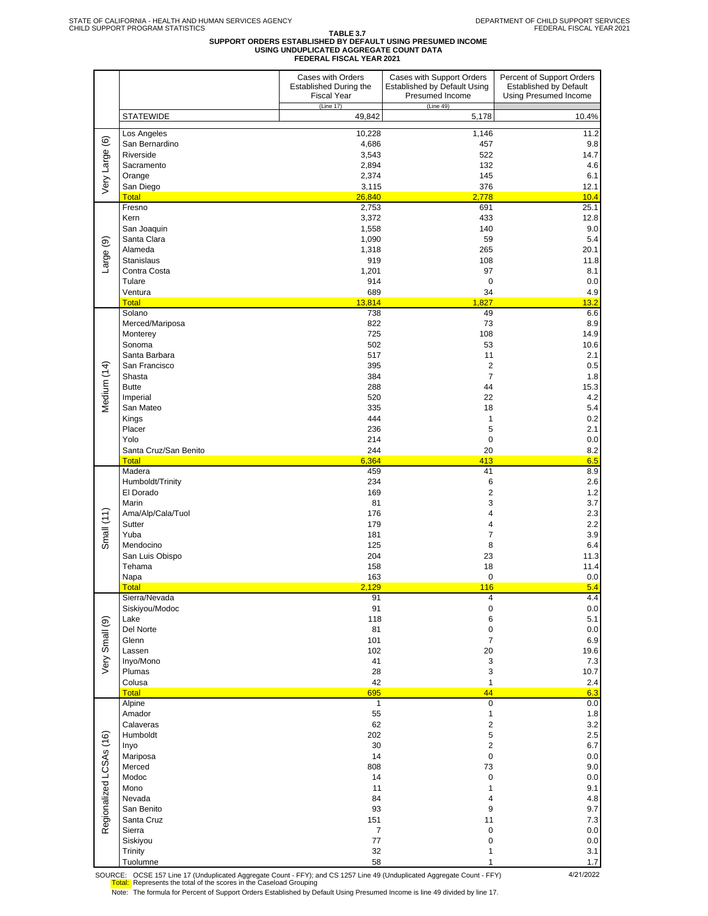STATE OF CALIFORNIA - HEALTH AND HUMAN SERVICES AGENCY
CHILD SUPPORT PROGRAM STATISTICS

DEPARTMENT OF CHILD SUPPORT SERVICES
FEDERAL FISCAL YEAR 2021

**TABLE 3.7**
**SUPPORT ORDERS ESTABLISHED BY DEFAULT USING PRESUMED INCOME**
**USING UNDUPLICATED AGGREGATE COUNT DATA**
**FEDERAL FISCAL YEAR 2021**

| | | Cases with Orders Established During the Fiscal Year (Line 17) | Cases with Support Orders Established by Default Using Presumed Income (Line 49) | Percent of Support Orders Established by Default Using Presumed Income |
|---|---|---|---|---|
| | STATEWIDE | 49,842 | 5,178 | 10.4% |
| Very Large (6) | Los Angeles | 10,228 | 1,146 | 11.2 |
| | San Bernardino | 4,686 | 457 | 9.8 |
| | Riverside | 3,543 | 522 | 14.7 |
| | Sacramento | 2,894 | 132 | 4.6 |
| | Orange | 2,374 | 145 | 6.1 |
| | San Diego | 3,115 | 376 | 12.1 |
| | Total | 26,840 | 2,778 | 10.4 |
| Large (9) | Fresno | 2,753 | 691 | 25.1 |
| | Kern | 3,372 | 433 | 12.8 |
| | San Joaquin | 1,558 | 140 | 9.0 |
| | Santa Clara | 1,090 | 59 | 5.4 |
| | Alameda | 1,318 | 265 | 20.1 |
| | Stanislaus | 919 | 108 | 11.8 |
| | Contra Costa | 1,201 | 97 | 8.1 |
| | Tulare | 914 | 0 | 0.0 |
| | Ventura | 689 | 34 | 4.9 |
| | Total | 13,814 | 1,827 | 13.2 |
| Medium (14) | Solano | 738 | 49 | 6.6 |
| | Merced/Mariposa | 822 | 73 | 8.9 |
| | Monterey | 725 | 108 | 14.9 |
| | Sonoma | 502 | 53 | 10.6 |
| | Santa Barbara | 517 | 11 | 2.1 |
| | San Francisco | 395 | 2 | 0.5 |
| | Shasta | 384 | 7 | 1.8 |
| | Butte | 288 | 44 | 15.3 |
| | Imperial | 520 | 22 | 4.2 |
| | San Mateo | 335 | 18 | 5.4 |
| | Kings | 444 | 1 | 0.2 |
| | Placer | 236 | 5 | 2.1 |
| | Yolo | 214 | 0 | 0.0 |
| | Santa Cruz/San Benito | 244 | 20 | 8.2 |
| | Total | 6,364 | 413 | 6.5 |
| Small (11) | Madera | 459 | 41 | 8.9 |
| | Humboldt/Trinity | 234 | 6 | 2.6 |
| | El Dorado | 169 | 2 | 1.2 |
| | Marin | 81 | 3 | 3.7 |
| | Ama/Alp/Cala/Tuol | 176 | 4 | 2.3 |
| | Sutter | 179 | 4 | 2.2 |
| | Yuba | 181 | 7 | 3.9 |
| | Mendocino | 125 | 8 | 6.4 |
| | San Luis Obispo | 204 | 23 | 11.3 |
| | Tehama | 158 | 18 | 11.4 |
| | Napa | 163 | 0 | 0.0 |
| | Total | 2,129 | 116 | 5.4 |
| Very Small (9) | Sierra/Nevada | 91 | 4 | 4.4 |
| | Siskiyou/Modoc | 91 | 0 | 0.0 |
| | Lake | 118 | 6 | 5.1 |
| | Del Norte | 81 | 0 | 0.0 |
| | Glenn | 101 | 7 | 6.9 |
| | Lassen | 102 | 20 | 19.6 |
| | Inyo/Mono | 41 | 3 | 7.3 |
| | Plumas | 28 | 3 | 10.7 |
| | Colusa | 42 | 1 | 2.4 |
| | Total | 695 | 44 | 6.3 |
| Regionalized LCSAs (16) | Alpine | 1 | 0 | 0.0 |
| | Amador | 55 | 1 | 1.8 |
| | Calaveras | 62 | 2 | 3.2 |
| | Humboldt | 202 | 5 | 2.5 |
| | Inyo | 30 | 2 | 6.7 |
| | Mariposa | 14 | 0 | 0.0 |
| | Merced | 808 | 73 | 9.0 |
| | Modoc | 14 | 0 | 0.0 |
| | Mono | 11 | 1 | 9.1 |
| | Nevada | 84 | 4 | 4.8 |
| | San Benito | 93 | 9 | 9.7 |
| | Santa Cruz | 151 | 11 | 7.3 |
| | Sierra | 7 | 0 | 0.0 |
| | Siskiyou | 77 | 0 | 0.0 |
| | Trinity | 32 | 1 | 3.1 |
| | Tuolumne | 58 | 1 | 1.7 |

SOURCE: OCSE 157 Line 17 (Unduplicated Aggregate Count - FFY); and CS 1257 Line 49 (Unduplicated Aggregate Count - FFY)

4/21/2022

Total: Represents the total of the scores in the Caseload Grouping

Note: The formula for Percent of Support Orders Established by Default Using Presumed Income is line 49 divided by line 17.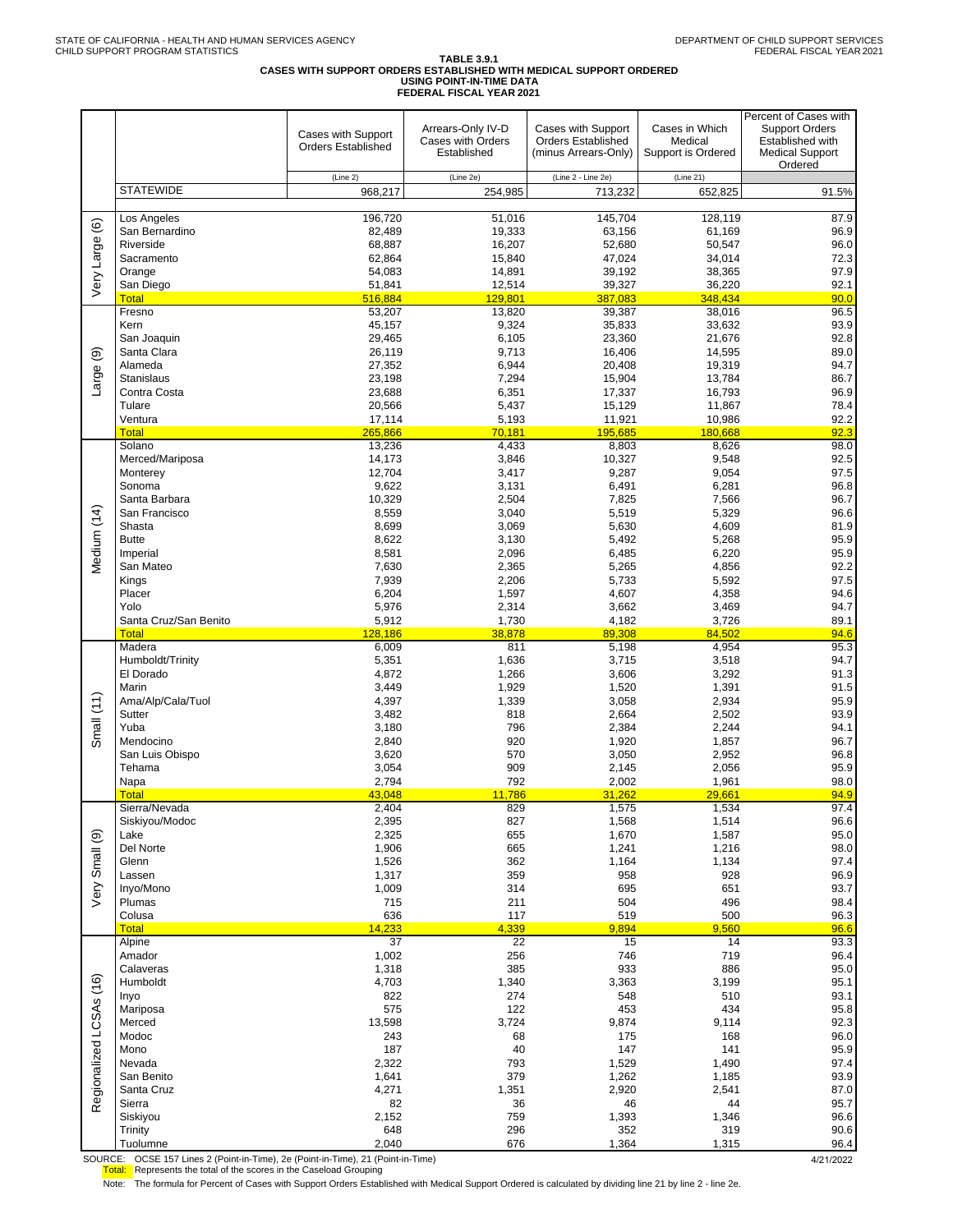STATE OF CALIFORNIA - HEALTH AND HUMAN SERVICES AGENCY
CHILD SUPPORT PROGRAM STATISTICS

DEPARTMENT OF CHILD SUPPORT SERVICES
FEDERAL FISCAL YEAR 2021

**TABLE 3.9.1**
**CASES WITH SUPPORT ORDERS ESTABLISHED WITH MEDICAL SUPPORT ORDERED**
**USING POINT-IN-TIME DATA**
**FEDERAL FISCAL YEAR 2021**

| | | Cases with Support Orders Established | Arrears-Only IV-D Cases with Orders Established | Cases with Support Orders Established (minus Arrears-Only) | Cases in Which Medical Support is Ordered | Percent of Cases with Support Orders Established with Medical Support Ordered |
|---|---|---|---|---|---|---|
| | | (Line 2) | (Line 2e) | (Line 2 - Line 2e) | (Line 21) | |
| | STATEWIDE | 968,217 | 254,985 | 713,232 | 652,825 | 91.5% |
| Very Large (6) | Los Angeles | 196,720 | 51,016 | 145,704 | 128,119 | 87.9 |
| | San Bernardino | 82,489 | 19,333 | 63,156 | 61,169 | 96.9 |
| | Riverside | 68,887 | 16,207 | 52,680 | 50,547 | 96.0 |
| | Sacramento | 62,864 | 15,840 | 47,024 | 34,014 | 72.3 |
| | Orange | 54,083 | 14,891 | 39,192 | 38,365 | 97.9 |
| | San Diego | 51,841 | 12,514 | 39,327 | 36,220 | 92.1 |
| | Total | 516,884 | 129,801 | 387,083 | 348,434 | 90.0 |
| Large (9) | Fresno | 53,207 | 13,820 | 39,387 | 38,016 | 96.5 |
| | Kern | 45,157 | 9,324 | 35,833 | 33,632 | 93.9 |
| | San Joaquin | 29,465 | 6,105 | 23,360 | 21,676 | 92.8 |
| | Santa Clara | 26,119 | 9,713 | 16,406 | 14,595 | 89.0 |
| | Alameda | 27,352 | 6,944 | 20,408 | 19,319 | 94.7 |
| | Stanislaus | 23,198 | 7,294 | 15,904 | 13,784 | 86.7 |
| | Contra Costa | 23,688 | 6,351 | 17,337 | 16,793 | 96.9 |
| | Tulare | 20,566 | 5,437 | 15,129 | 11,867 | 78.4 |
| | Ventura | 17,114 | 5,193 | 11,921 | 10,986 | 92.2 |
| | Total | 265,866 | 70,181 | 195,685 | 180,668 | 92.3 |
| Medium (14) | Solano | 13,236 | 4,433 | 8,803 | 8,626 | 98.0 |
| | Merced/Mariposa | 14,173 | 3,846 | 10,327 | 9,548 | 92.5 |
| | Monterey | 12,704 | 3,417 | 9,287 | 9,054 | 97.5 |
| | Sonoma | 9,622 | 3,131 | 6,491 | 6,281 | 96.8 |
| | Santa Barbara | 10,329 | 2,504 | 7,825 | 7,566 | 96.7 |
| | San Francisco | 8,559 | 3,040 | 5,519 | 5,329 | 96.6 |
| | Shasta | 8,699 | 3,069 | 5,630 | 4,609 | 81.9 |
| | Butte | 8,622 | 3,130 | 5,492 | 5,268 | 95.9 |
| | Imperial | 8,581 | 2,096 | 6,485 | 6,220 | 95.9 |
| | San Mateo | 7,630 | 2,365 | 5,265 | 4,856 | 92.2 |
| | Kings | 7,939 | 2,206 | 5,733 | 5,592 | 97.5 |
| | Placer | 6,204 | 1,597 | 4,607 | 4,358 | 94.6 |
| | Yolo | 5,976 | 2,314 | 3,662 | 3,469 | 94.7 |
| | Santa Cruz/San Benito | 5,912 | 1,730 | 4,182 | 3,726 | 89.1 |
| | Total | 128,186 | 38,878 | 89,308 | 84,502 | 94.6 |
| Small (11) | Madera | 6,009 | 811 | 5,198 | 4,954 | 95.3 |
| | Humboldt/Trinity | 5,351 | 1,636 | 3,715 | 3,518 | 94.7 |
| | El Dorado | 4,872 | 1,266 | 3,606 | 3,292 | 91.3 |
| | Marin | 3,449 | 1,929 | 1,520 | 1,391 | 91.5 |
| | Ama/Alp/Cala/Tuol | 4,397 | 1,339 | 3,058 | 2,934 | 95.9 |
| | Sutter | 3,482 | 818 | 2,664 | 2,502 | 93.9 |
| | Yuba | 3,180 | 796 | 2,384 | 2,244 | 94.1 |
| | Mendocino | 2,840 | 920 | 1,920 | 1,857 | 96.7 |
| | San Luis Obispo | 3,620 | 570 | 3,050 | 2,952 | 96.8 |
| | Tehama | 3,054 | 909 | 2,145 | 2,056 | 95.9 |
| | Napa | 2,794 | 792 | 2,002 | 1,961 | 98.0 |
| | Total | 43,048 | 11,786 | 31,262 | 29,661 | 94.9 |
| Very Small (9) | Sierra/Nevada | 2,404 | 829 | 1,575 | 1,534 | 97.4 |
| | Siskiyou/Modoc | 2,395 | 827 | 1,568 | 1,514 | 96.6 |
| | Lake | 2,325 | 655 | 1,670 | 1,587 | 95.0 |
| | Del Norte | 1,906 | 665 | 1,241 | 1,216 | 98.0 |
| | Glenn | 1,526 | 362 | 1,164 | 1,134 | 97.4 |
| | Lassen | 1,317 | 359 | 958 | 928 | 96.9 |
| | Inyo/Mono | 1,009 | 314 | 695 | 651 | 93.7 |
| | Plumas | 715 | 211 | 504 | 496 | 98.4 |
| | Colusa | 636 | 117 | 519 | 500 | 96.3 |
| | Total | 14,233 | 4,339 | 9,894 | 9,560 | 96.6 |
| Regionalized LCSAs (16) | Alpine | 37 | 22 | 15 | 14 | 93.3 |
| | Amador | 1,002 | 256 | 746 | 719 | 96.4 |
| | Calaveras | 1,318 | 385 | 933 | 886 | 95.0 |
| | Humboldt | 4,703 | 1,340 | 3,363 | 3,199 | 95.1 |
| | Inyo | 822 | 274 | 548 | 510 | 93.1 |
| | Mariposa | 575 | 122 | 453 | 434 | 95.8 |
| | Merced | 13,598 | 3,724 | 9,874 | 9,114 | 92.3 |
| | Modoc | 243 | 68 | 175 | 168 | 96.0 |
| | Mono | 187 | 40 | 147 | 141 | 95.9 |
| | Nevada | 2,322 | 793 | 1,529 | 1,490 | 97.4 |
| | San Benito | 1,641 | 379 | 1,262 | 1,185 | 93.9 |
| | Santa Cruz | 4,271 | 1,351 | 2,920 | 2,541 | 87.0 |
| | Sierra | 82 | 36 | 46 | 44 | 95.7 |
| | Siskiyou | 2,152 | 759 | 1,393 | 1,346 | 96.6 |
| | Trinity | 648 | 296 | 352 | 319 | 90.6 |
| | Tuolumne | 2,040 | 676 | 1,364 | 1,315 | 96.4 |

SOURCE: OCSE 157 Lines 2 (Point-in-Time), 2e (Point-in-Time), 21 (Point-in-Time)

4/21/2022

Total: Represents the total of the scores in the Caseload Grouping

Note: The formula for Percent of Cases with Support Orders Established with Medical Support Ordered is calculated by dividing line 21 by line 2 - line 2e.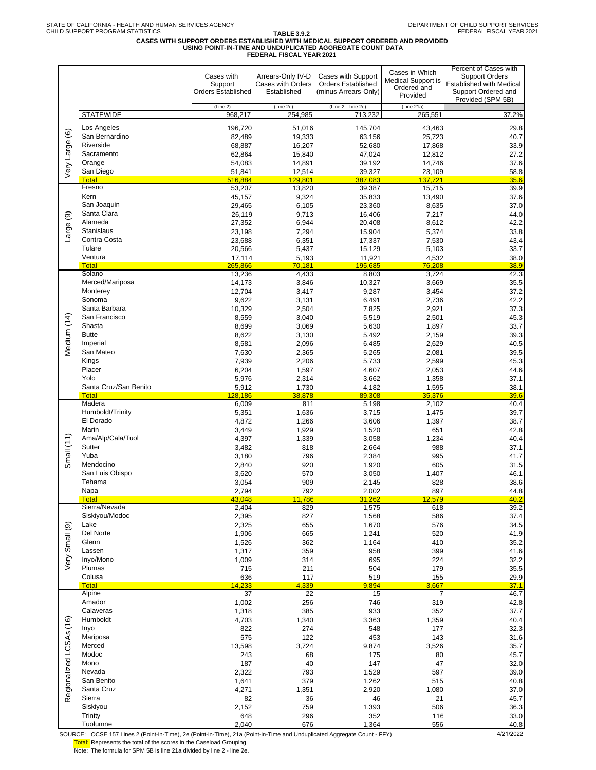STATE OF CALIFORNIA - HEALTH AND HUMAN SERVICES AGENCY
CHILD SUPPORT PROGRAM STATISTICS

DEPARTMENT OF CHILD SUPPORT SERVICES
FEDERAL FISCAL YEAR 2021

**TABLE 3.9.2**
**CASES WITH SUPPORT ORDERS ESTABLISHED WITH MEDICAL SUPPORT ORDERED AND PROVIDED USING POINT-IN-TIME AND UNDUPLICATED AGGREGATE COUNT DATA**
**FEDERAL FISCAL YEAR 2021**

| | | Cases with Support Orders Established | Arrears-Only IV-D Cases with Orders Established | Cases with Support Orders Established (minus Arrears-Only) | Cases in Which Medical Support is Ordered and Provided | Percent of Cases with Support Orders Established with Medical Support Ordered and Provided (SPM 5B) |
|---|---|---|---|---|---|---|
| | | (Line 2) | (Line 2e) | (Line 2 - Line 2e) | (Line 21a) | |
| | STATEWIDE | 968,217 | 254,985 | 713,232 | 265,551 | 37.2% |
| Very Large (6) | Los Angeles | 196,720 | 51,016 | 145,704 | 43,463 | 29.8 |
| | San Bernardino | 82,489 | 19,333 | 63,156 | 25,723 | 40.7 |
| | Riverside | 68,887 | 16,207 | 52,680 | 17,868 | 33.9 |
| | Sacramento | 62,864 | 15,840 | 47,024 | 12,812 | 27.2 |
| | Orange | 54,083 | 14,891 | 39,192 | 14,746 | 37.6 |
| | San Diego | 51,841 | 12,514 | 39,327 | 23,109 | 58.8 |
| | Total | 516,884 | 129,801 | 387,083 | 137,721 | 35.6 |
| Large (9) | Fresno | 53,207 | 13,820 | 39,387 | 15,715 | 39.9 |
| | Kern | 45,157 | 9,324 | 35,833 | 13,490 | 37.6 |
| | San Joaquin | 29,465 | 6,105 | 23,360 | 8,635 | 37.0 |
| | Santa Clara | 26,119 | 9,713 | 16,406 | 7,217 | 44.0 |
| | Alameda | 27,352 | 6,944 | 20,408 | 8,612 | 42.2 |
| | Stanislaus | 23,198 | 7,294 | 15,904 | 5,374 | 33.8 |
| | Contra Costa | 23,688 | 6,351 | 17,337 | 7,530 | 43.4 |
| | Tulare | 20,566 | 5,437 | 15,129 | 5,103 | 33.7 |
| | Ventura | 17,114 | 5,193 | 11,921 | 4,532 | 38.0 |
| | Total | 265,866 | 70,181 | 195,685 | 76,208 | 38.9 |
| Medium (14) | Solano | 13,236 | 4,433 | 8,803 | 3,724 | 42.3 |
| | Merced/Mariposa | 14,173 | 3,846 | 10,327 | 3,669 | 35.5 |
| | Monterey | 12,704 | 3,417 | 9,287 | 3,454 | 37.2 |
| | Sonoma | 9,622 | 3,131 | 6,491 | 2,736 | 42.2 |
| | Santa Barbara | 10,329 | 2,504 | 7,825 | 2,921 | 37.3 |
| | San Francisco | 8,559 | 3,040 | 5,519 | 2,501 | 45.3 |
| | Shasta | 8,699 | 3,069 | 5,630 | 1,897 | 33.7 |
| | Butte | 8,622 | 3,130 | 5,492 | 2,159 | 39.3 |
| | Imperial | 8,581 | 2,096 | 6,485 | 2,629 | 40.5 |
| | San Mateo | 7,630 | 2,365 | 5,265 | 2,081 | 39.5 |
| | Kings | 7,939 | 2,206 | 5,733 | 2,599 | 45.3 |
| | Placer | 6,204 | 1,597 | 4,607 | 2,053 | 44.6 |
| | Yolo | 5,976 | 2,314 | 3,662 | 1,358 | 37.1 |
| | Santa Cruz/San Benito | 5,912 | 1,730 | 4,182 | 1,595 | 38.1 |
| | Total | 128,186 | 38,878 | 89,308 | 35,376 | 39.6 |
| Small (11) | Madera | 6,009 | 811 | 5,198 | 2,102 | 40.4 |
| | Humboldt/Trinity | 5,351 | 1,636 | 3,715 | 1,475 | 39.7 |
| | El Dorado | 4,872 | 1,266 | 3,606 | 1,397 | 38.7 |
| | Marin | 3,449 | 1,929 | 1,520 | 651 | 42.8 |
| | Ama/Alp/Cala/Tuol | 4,397 | 1,339 | 3,058 | 1,234 | 40.4 |
| | Sutter | 3,482 | 818 | 2,664 | 988 | 37.1 |
| | Yuba | 3,180 | 796 | 2,384 | 995 | 41.7 |
| | Mendocino | 2,840 | 920 | 1,920 | 605 | 31.5 |
| | San Luis Obispo | 3,620 | 570 | 3,050 | 1,407 | 46.1 |
| | Tehama | 3,054 | 909 | 2,145 | 828 | 38.6 |
| | Napa | 2,794 | 792 | 2,002 | 897 | 44.8 |
| | Total | 43,048 | 11,786 | 31,262 | 12,579 | 40.2 |
| Very Small (9) | Sierra/Nevada | 2,404 | 829 | 1,575 | 618 | 39.2 |
| | Siskiyou/Modoc | 2,395 | 827 | 1,568 | 586 | 37.4 |
| | Lake | 2,325 | 655 | 1,670 | 576 | 34.5 |
| | Del Norte | 1,906 | 665 | 1,241 | 520 | 41.9 |
| | Glenn | 1,526 | 362 | 1,164 | 410 | 35.2 |
| | Lassen | 1,317 | 359 | 958 | 399 | 41.6 |
| | Inyo/Mono | 1,009 | 314 | 695 | 224 | 32.2 |
| | Plumas | 715 | 211 | 504 | 179 | 35.5 |
| | Colusa | 636 | 117 | 519 | 155 | 29.9 |
| | Total | 14,233 | 4,339 | 9,894 | 3,667 | 37.1 |
| Regionalized LCSAs (16) | Alpine | 37 | 22 | 15 | 7 | 46.7 |
| | Amador | 1,002 | 256 | 746 | 319 | 42.8 |
| | Calaveras | 1,318 | 385 | 933 | 352 | 37.7 |
| | Humboldt | 4,703 | 1,340 | 3,363 | 1,359 | 40.4 |
| | Inyo | 822 | 274 | 548 | 177 | 32.3 |
| | Mariposa | 575 | 122 | 453 | 143 | 31.6 |
| | Merced | 13,598 | 3,724 | 9,874 | 3,526 | 35.7 |
| | Modoc | 243 | 68 | 175 | 80 | 45.7 |
| | Mono | 187 | 40 | 147 | 47 | 32.0 |
| | Nevada | 2,322 | 793 | 1,529 | 597 | 39.0 |
| | San Benito | 1,641 | 379 | 1,262 | 515 | 40.8 |
| | Santa Cruz | 4,271 | 1,351 | 2,920 | 1,080 | 37.0 |
| | Sierra | 82 | 36 | 46 | 21 | 45.7 |
| | Siskiyou | 2,152 | 759 | 1,393 | 506 | 36.3 |
| | Trinity | 648 | 296 | 352 | 116 | 33.0 |
| | Tuolumne | 2,040 | 676 | 1,364 | 556 | 40.8 |

SOURCE: OCSE 157 Lines 2 (Point-in-Time), 2e (Point-in-Time), 21a (Point-in-Time and Unduplicated Aggregate Count - FFY) 4/21/2022

Total: Represents the total of the scores in the Caseload Grouping

Note: The formula for SPM 5B is line 21a divided by line 2 - line 2e.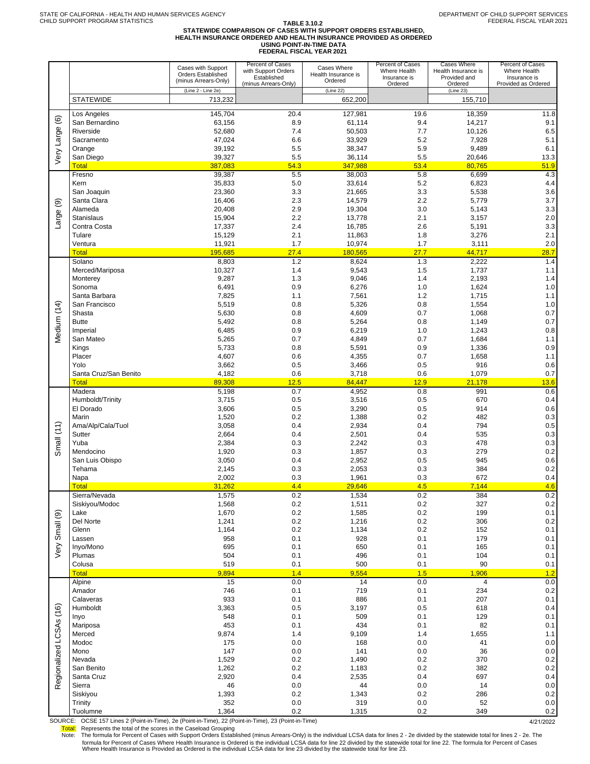STATE OF CALIFORNIA - HEALTH AND HUMAN SERVICES AGENCY
CHILD SUPPORT PROGRAM STATISTICS

DEPARTMENT OF CHILD SUPPORT SERVICES
FEDERAL FISCAL YEAR 2021

## TABLE 3.10.2
## STATEWIDE COMPARISON OF CASES WITH SUPPORT ORDERS ESTABLISHED, HEALTH INSURANCE ORDERED AND HEALTH INSURANCE PROVIDED AS ORDERED USING POINT-IN-TIME DATA FEDERAL FISCAL YEAR 2021

| | | Cases with Support Orders Established (minus Arrears-Only) | Percent of Cases with Support Orders Established (minus Arrears-Only) | Cases Where Health Insurance is Ordered | Percent of Cases Where Health Insurance is Ordered | Cases Where Health Insurance is Provided and Ordered | Percent of Cases Where Health Insurance is Provided as Ordered |
|---|---|---|---|---|---|---|---|
| | | (Line 2 - Line 2e) | | (Line 22) | | (Line 23) | |
| | STATEWIDE | 713,232 | | 652,200 | | 155,710 | |
| Very Large (6) | Los Angeles | 145,704 | 20.4 | 127,981 | 19.6 | 18,359 | 11.8 |
| | San Bernardino | 63,156 | 8.9 | 61,114 | 9.4 | 14,217 | 9.1 |
| | Riverside | 52,680 | 7.4 | 50,503 | 7.7 | 10,126 | 6.5 |
| | Sacramento | 47,024 | 6.6 | 33,929 | 5.2 | 7,928 | 5.1 |
| | Orange | 39,192 | 5.5 | 38,347 | 5.9 | 9,489 | 6.1 |
| | San Diego | 39,327 | 5.5 | 36,114 | 5.5 | 20,646 | 13.3 |
| | Total | 387,083 | 54.3 | 347,988 | 53.4 | 80,765 | 51.9 |
| Large (9) | Fresno | 39,387 | 5.5 | 38,003 | 5.8 | 6,699 | 4.3 |
| | Kern | 35,833 | 5.0 | 33,614 | 5.2 | 6,823 | 4.4 |
| | San Joaquin | 23,360 | 3.3 | 21,665 | 3.3 | 5,538 | 3.6 |
| | Santa Clara | 16,406 | 2.3 | 14,579 | 2.2 | 5,779 | 3.7 |
| | Alameda | 20,408 | 2.9 | 19,304 | 3.0 | 5,143 | 3.3 |
| | Stanislaus | 15,904 | 2.2 | 13,778 | 2.1 | 3,157 | 2.0 |
| | Contra Costa | 17,337 | 2.4 | 16,785 | 2.6 | 5,191 | 3.3 |
| | Tulare | 15,129 | 2.1 | 11,863 | 1.8 | 3,276 | 2.1 |
| | Ventura | 11,921 | 1.7 | 10,974 | 1.7 | 3,111 | 2.0 |
| | Total | 195,685 | 27.4 | 180,565 | 27.7 | 44,717 | 28.7 |
| Medium (14) | Solano | 8,803 | 1.2 | 8,624 | 1.3 | 2,222 | 1.4 |
| | Merced/Mariposa | 10,327 | 1.4 | 9,543 | 1.5 | 1,737 | 1.1 |
| | Monterey | 9,287 | 1.3 | 9,046 | 1.4 | 2,193 | 1.4 |
| | Sonoma | 6,491 | 0.9 | 6,276 | 1.0 | 1,624 | 1.0 |
| | Santa Barbara | 7,825 | 1.1 | 7,561 | 1.2 | 1,715 | 1.1 |
| | San Francisco | 5,519 | 0.8 | 5,326 | 0.8 | 1,554 | 1.0 |
| | Shasta | 5,630 | 0.8 | 4,609 | 0.7 | 1,068 | 0.7 |
| | Butte | 5,492 | 0.8 | 5,264 | 0.8 | 1,149 | 0.7 |
| | Imperial | 6,485 | 0.9 | 6,219 | 1.0 | 1,243 | 0.8 |
| | San Mateo | 5,265 | 0.7 | 4,849 | 0.7 | 1,684 | 1.1 |
| | Kings | 5,733 | 0.8 | 5,591 | 0.9 | 1,336 | 0.9 |
| | Placer | 4,607 | 0.6 | 4,355 | 0.7 | 1,658 | 1.1 |
| | Yolo | 3,662 | 0.5 | 3,466 | 0.5 | 916 | 0.6 |
| | Santa Cruz/San Benito | 4,182 | 0.6 | 3,718 | 0.6 | 1,079 | 0.7 |
| | Total | 89,308 | 12.5 | 84,447 | 12.9 | 21,178 | 13.6 |
| Small (11) | Madera | 5,198 | 0.7 | 4,952 | 0.8 | 991 | 0.6 |
| | Humboldt/Trinity | 3,715 | 0.5 | 3,516 | 0.5 | 670 | 0.4 |
| | El Dorado | 3,606 | 0.5 | 3,290 | 0.5 | 914 | 0.6 |
| | Marin | 1,520 | 0.2 | 1,388 | 0.2 | 482 | 0.3 |
| | Ama/Alp/Cala/Tuol | 3,058 | 0.4 | 2,934 | 0.4 | 794 | 0.5 |
| | Sutter | 2,664 | 0.4 | 2,501 | 0.4 | 535 | 0.3 |
| | Yuba | 2,384 | 0.3 | 2,242 | 0.3 | 478 | 0.3 |
| | Mendocino | 1,920 | 0.3 | 1,857 | 0.3 | 279 | 0.2 |
| | San Luis Obispo | 3,050 | 0.4 | 2,952 | 0.5 | 945 | 0.6 |
| | Tehama | 2,145 | 0.3 | 2,053 | 0.3 | 384 | 0.2 |
| | Napa | 2,002 | 0.3 | 1,961 | 0.3 | 672 | 0.4 |
| | Total | 31,262 | 4.4 | 29,646 | 4.5 | 7,144 | 4.6 |
| Very Small (9) | Sierra/Nevada | 1,575 | 0.2 | 1,534 | 0.2 | 384 | 0.2 |
| | Siskiyou/Modoc | 1,568 | 0.2 | 1,511 | 0.2 | 327 | 0.2 |
| | Lake | 1,670 | 0.2 | 1,585 | 0.2 | 199 | 0.1 |
| | Del Norte | 1,241 | 0.2 | 1,216 | 0.2 | 306 | 0.2 |
| | Glenn | 1,164 | 0.2 | 1,134 | 0.2 | 152 | 0.1 |
| | Lassen | 958 | 0.1 | 928 | 0.1 | 179 | 0.1 |
| | Inyo/Mono | 695 | 0.1 | 650 | 0.1 | 165 | 0.1 |
| | Plumas | 504 | 0.1 | 496 | 0.1 | 104 | 0.1 |
| | Colusa | 519 | 0.1 | 500 | 0.1 | 90 | 0.1 |
| | Total | 9,894 | 1.4 | 9,554 | 1.5 | 1,906 | 1.2 |
| Regionalized LCSAs (16) | Alpine | 15 | 0.0 | 14 | 0.0 | 4 | 0.0 |
| | Amador | 746 | 0.1 | 719 | 0.1 | 234 | 0.2 |
| | Calaveras | 933 | 0.1 | 886 | 0.1 | 207 | 0.1 |
| | Humboldt | 3,363 | 0.5 | 3,197 | 0.5 | 618 | 0.4 |
| | Inyo | 548 | 0.1 | 509 | 0.1 | 129 | 0.1 |
| | Mariposa | 453 | 0.1 | 434 | 0.1 | 82 | 0.1 |
| | Merced | 9,874 | 1.4 | 9,109 | 1.4 | 1,655 | 1.1 |
| | Modoc | 175 | 0.0 | 168 | 0.0 | 41 | 0.0 |
| | Mono | 147 | 0.0 | 141 | 0.0 | 36 | 0.0 |
| | Nevada | 1,529 | 0.2 | 1,490 | 0.2 | 370 | 0.2 |
| | San Benito | 1,262 | 0.2 | 1,183 | 0.2 | 382 | 0.2 |
| | Santa Cruz | 2,920 | 0.4 | 2,535 | 0.4 | 697 | 0.4 |
| | Sierra | 46 | 0.0 | 44 | 0.0 | 14 | 0.0 |
| | Siskiyou | 1,393 | 0.2 | 1,343 | 0.2 | 286 | 0.2 |
| | Trinity | 352 | 0.0 | 319 | 0.0 | 52 | 0.0 |
| | Tuolumne | 1,364 | 0.2 | 1,315 | 0.2 | 349 | 0.2 |

SOURCE: OCSE 157 Lines 2 (Point-in-Time), 2e (Point-in-Time), 22 (Point-in-Time), 23 (Point-in-Time)

4/21/2022

Total: Represents the total of the scores in the Caseload Grouping

Note: The formula for Percent of Cases with Support Orders Established (minus Arrears-Only) is the individual LCSA data for lines 2 - 2e divided by the statewide total for lines 2 - 2e. The formula for Percent of Cases Where Health Insurance is Ordered is the individual LCSA data for line 22 divided by the statewide total for line 22. The formula for Percent of Cases Where Health Insurance is Provided as Ordered is the individual LCSA data for line 23 divided by the statewide total for line 23.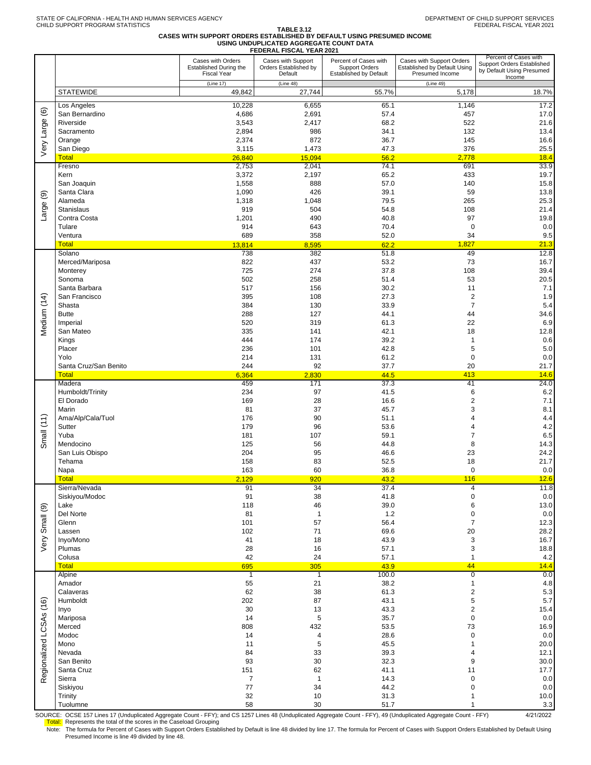STATE OF CALIFORNIA - HEALTH AND HUMAN SERVICES AGENCY
CHILD SUPPORT PROGRAM STATISTICS

DEPARTMENT OF CHILD SUPPORT SERVICES
FEDERAL FISCAL YEAR 2021

# TABLE 3.12
## CASES WITH SUPPORT ORDERS ESTABLISHED BY DEFAULT USING PRESUMED INCOME USING UNDUPLICATED AGGREGATE COUNT DATA
### FEDERAL FISCAL YEAR 2021

| | | Cases with Orders Established During the Fiscal Year (Line 17) | Cases with Support Orders Established by Default (Line 48) | Percent of Cases with Support Orders Established by Default | Cases with Support Orders Established by Default Using Presumed Income (Line 49) | Percent of Cases with Support Orders Established by Default Using Presumed Income |
|---|---|---|---|---|---|---|
| | STATEWIDE | 49,842 | 27,744 | 55.7% | 5,178 | 18.7% |
| Very Large (6) | Los Angeles | 10,228 | 6,655 | 65.1 | 1,146 | 17.2 |
| | San Bernardino | 4,686 | 2,691 | 57.4 | 457 | 17.0 |
| | Riverside | 3,543 | 2,417 | 68.2 | 522 | 21.6 |
| | Sacramento | 2,894 | 986 | 34.1 | 132 | 13.4 |
| | Orange | 2,374 | 872 | 36.7 | 145 | 16.6 |
| | San Diego | 3,115 | 1,473 | 47.3 | 376 | 25.5 |
| | Total | 26,840 | 15,094 | 56.2 | 2,778 | 18.4 |
| Large (9) | Fresno | 2,753 | 2,041 | 74.1 | 691 | 33.9 |
| | Kern | 3,372 | 2,197 | 65.2 | 433 | 19.7 |
| | San Joaquin | 1,558 | 888 | 57.0 | 140 | 15.8 |
| | Santa Clara | 1,090 | 426 | 39.1 | 59 | 13.8 |
| | Alameda | 1,318 | 1,048 | 79.5 | 265 | 25.3 |
| | Stanislaus | 919 | 504 | 54.8 | 108 | 21.4 |
| | Contra Costa | 1,201 | 490 | 40.8 | 97 | 19.8 |
| | Tulare | 914 | 643 | 70.4 | 0 | 0.0 |
| | Ventura | 689 | 358 | 52.0 | 34 | 9.5 |
| | Total | 13,814 | 8,595 | 62.2 | 1,827 | 21.3 |
| Medium (14) | Solano | 738 | 382 | 51.8 | 49 | 12.8 |
| | Merced/Mariposa | 822 | 437 | 53.2 | 73 | 16.7 |
| | Monterey | 725 | 274 | 37.8 | 108 | 39.4 |
| | Sonoma | 502 | 258 | 51.4 | 53 | 20.5 |
| | Santa Barbara | 517 | 156 | 30.2 | 11 | 7.1 |
| | San Francisco | 395 | 108 | 27.3 | 2 | 1.9 |
| | Shasta | 384 | 130 | 33.9 | 7 | 5.4 |
| | Butte | 288 | 127 | 44.1 | 44 | 34.6 |
| | Imperial | 520 | 319 | 61.3 | 22 | 6.9 |
| | San Mateo | 335 | 141 | 42.1 | 18 | 12.8 |
| | Kings | 444 | 174 | 39.2 | 1 | 0.6 |
| | Placer | 236 | 101 | 42.8 | 5 | 5.0 |
| | Yolo | 214 | 131 | 61.2 | 0 | 0.0 |
| | Santa Cruz/San Benito | 244 | 92 | 37.7 | 20 | 21.7 |
| | Total | 6,364 | 2,830 | 44.5 | 413 | 14.6 |
| Small (11) | Madera | 459 | 171 | 37.3 | 41 | 24.0 |
| | Humboldt/Trinity | 234 | 97 | 41.5 | 6 | 6.2 |
| | El Dorado | 169 | 28 | 16.6 | 2 | 7.1 |
| | Marin | 81 | 37 | 45.7 | 3 | 8.1 |
| | Ama/Alp/Cala/Tuol | 176 | 90 | 51.1 | 4 | 4.4 |
| | Sutter | 179 | 96 | 53.6 | 4 | 4.2 |
| | Yuba | 181 | 107 | 59.1 | 7 | 6.5 |
| | Mendocino | 125 | 56 | 44.8 | 8 | 14.3 |
| | San Luis Obispo | 204 | 95 | 46.6 | 23 | 24.2 |
| | Tehama | 158 | 83 | 52.5 | 18 | 21.7 |
| | Napa | 163 | 60 | 36.8 | 0 | 0.0 |
| | Total | 2,129 | 920 | 43.2 | 116 | 12.6 |
| Very Small (9) | Sierra/Nevada | 91 | 34 | 37.4 | 4 | 11.8 |
| | Siskiyou/Modoc | 91 | 38 | 41.8 | 0 | 0.0 |
| | Lake | 118 | 46 | 39.0 | 6 | 13.0 |
| | Del Norte | 81 | 1 | 1.2 | 0 | 0.0 |
| | Glenn | 101 | 57 | 56.4 | 7 | 12.3 |
| | Lassen | 102 | 71 | 69.6 | 20 | 28.2 |
| | Inyo/Mono | 41 | 18 | 43.9 | 3 | 16.7 |
| | Plumas | 28 | 16 | 57.1 | 3 | 18.8 |
| | Colusa | 42 | 24 | 57.1 | 1 | 4.2 |
| | Total | 695 | 305 | 43.9 | 44 | 14.4 |
| Regionalized LCSAs (16) | Alpine | 1 | 1 | 100.0 | 0 | 0.0 |
| | Amador | 55 | 21 | 38.2 | 1 | 4.8 |
| | Calaveras | 62 | 38 | 61.3 | 2 | 5.3 |
| | Humboldt | 202 | 87 | 43.1 | 5 | 5.7 |
| | Inyo | 30 | 13 | 43.3 | 2 | 15.4 |
| | Mariposa | 14 | 5 | 35.7 | 0 | 0.0 |
| | Merced | 808 | 432 | 53.5 | 73 | 16.9 |
| | Modoc | 14 | 4 | 28.6 | 0 | 0.0 |
| | Mono | 11 | 5 | 45.5 | 1 | 20.0 |
| | Nevada | 84 | 33 | 39.3 | 4 | 12.1 |
| | San Benito | 93 | 30 | 32.3 | 9 | 30.0 |
| | Santa Cruz | 151 | 62 | 41.1 | 11 | 17.7 |
| | Sierra | 7 | 1 | 14.3 | 0 | 0.0 |
| | Siskiyou | 77 | 34 | 44.2 | 0 | 0.0 |
| | Trinity | 32 | 10 | 31.3 | 1 | 10.0 |
| | Tuolumne | 58 | 30 | 51.7 | 1 | 3.3 |

SOURCE: OCSE 157 Lines 17 (Unduplicated Aggregate Count - FFY); and CS 1257 Lines 48 (Unduplicated Aggregate Count - FFY), 49 (Unduplicated Aggregate Count - FFY) 4/21/2022

Total: Represents the total of the scores in the Caseload Grouping

Note: The formula for Percent of Cases with Support Orders Established by Default is line 48 divided by line 17. The formula for Percent of Cases with Support Orders Established by Default Using Presumed Income is line 49 divided by line 48.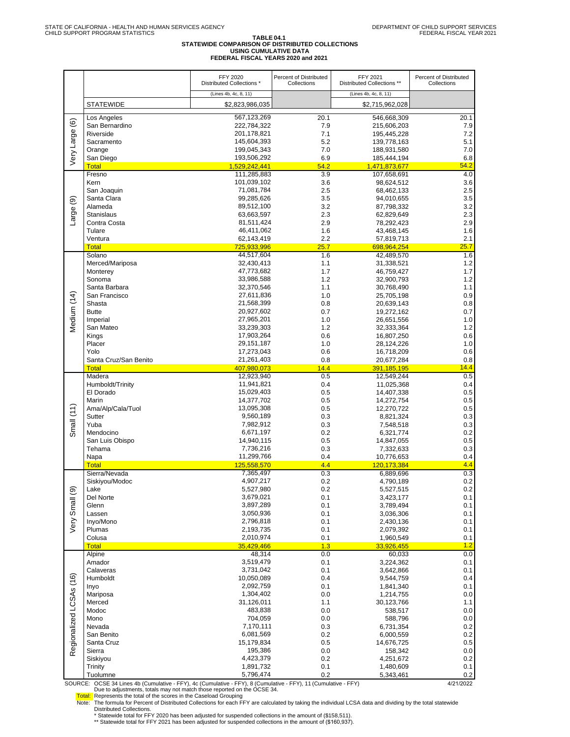STATE OF CALIFORNIA - HEALTH AND HUMAN SERVICES AGENCY
CHILD SUPPORT PROGRAM STATISTICS

DEPARTMENT OF CHILD SUPPORT SERVICES
FEDERAL FISCAL YEAR 2021

**TABLE 04.1**
**STATEWIDE COMPARISON OF DISTRIBUTED COLLECTIONS**
**USING CUMULATIVE DATA**
**FEDERAL FISCAL YEARS 2020 and 2021**

| | | FFY 2020 Distributed Collections * | Percent of Distributed Collections | FFY 2021 Distributed Collections ** | Percent of Distributed Collections |
|---|---|---|---|---|---|
| | | (Lines 4b, 4c, 8, 11) | | (Lines 4b, 4c, 8, 11) | |
| | STATEWIDE | $2,823,986,035 | | $2,715,962,028 | |
| Very Large (6) | Los Angeles | 567,123,269 | 20.1 | 546,668,309 | 20.1 |
| | San Bernardino | 222,784,322 | 7.9 | 215,606,203 | 7.9 |
| | Riverside | 201,178,821 | 7.1 | 195,445,228 | 7.2 |
| | Sacramento | 145,604,393 | 5.2 | 139,778,163 | 5.1 |
| | Orange | 199,045,343 | 7.0 | 188,931,580 | 7.0 |
| | San Diego | 193,506,292 | 6.9 | 185,444,194 | 6.8 |
| | Total | 1,529,242,441 | 54.2 | 1,471,873,677 | 54.2 |
| Large (9) | Fresno | 111,285,883 | 3.9 | 107,658,691 | 4.0 |
| | Kern | 101,039,102 | 3.6 | 98,624,512 | 3.6 |
| | San Joaquin | 71,081,784 | 2.5 | 68,462,133 | 2.5 |
| | Santa Clara | 99,285,626 | 3.5 | 94,010,655 | 3.5 |
| | Alameda | 89,512,100 | 3.2 | 87,798,332 | 3.2 |
| | Stanislaus | 63,663,597 | 2.3 | 62,829,649 | 2.3 |
| | Contra Costa | 81,511,424 | 2.9 | 78,292,423 | 2.9 |
| | Tulare | 46,411,062 | 1.6 | 43,468,145 | 1.6 |
| | Ventura | 62,143,419 | 2.2 | 57,819,713 | 2.1 |
| | Total | 725,933,996 | 25.7 | 698,964,254 | 25.7 |
| Medium (14) | Solano | 44,517,604 | 1.6 | 42,489,570 | 1.6 |
| | Merced/Mariposa | 32,430,413 | 1.1 | 31,338,521 | 1.2 |
| | Monterey | 47,773,682 | 1.7 | 46,759,427 | 1.7 |
| | Sonoma | 33,986,588 | 1.2 | 32,900,793 | 1.2 |
| | Santa Barbara | 32,370,546 | 1.1 | 30,768,490 | 1.1 |
| | San Francisco | 27,611,836 | 1.0 | 25,705,198 | 0.9 |
| | Shasta | 21,568,399 | 0.8 | 20,639,143 | 0.8 |
| | Butte | 20,927,602 | 0.7 | 19,272,162 | 0.7 |
| | Imperial | 27,965,201 | 1.0 | 26,651,556 | 1.0 |
| | San Mateo | 33,239,303 | 1.2 | 32,333,364 | 1.2 |
| | Kings | 17,903,264 | 0.6 | 16,807,250 | 0.6 |
| | Placer | 29,151,187 | 1.0 | 28,124,226 | 1.0 |
| | Yolo | 17,273,043 | 0.6 | 16,718,209 | 0.6 |
| | Santa Cruz/San Benito | 21,261,403 | 0.8 | 20,677,284 | 0.8 |
| | Total | 407,980,073 | 14.4 | 391,185,195 | 14.4 |
| Small (11) | Madera | 12,923,940 | 0.5 | 12,549,244 | 0.5 |
| | Humboldt/Trinity | 11,941,821 | 0.4 | 11,025,368 | 0.4 |
| | El Dorado | 15,029,403 | 0.5 | 14,407,338 | 0.5 |
| | Marin | 14,377,702 | 0.5 | 14,272,754 | 0.5 |
| | Ama/Alp/Cala/Tuol | 13,095,308 | 0.5 | 12,270,722 | 0.5 |
| | Sutter | 9,560,189 | 0.3 | 8,821,324 | 0.3 |
| | Yuba | 7,982,912 | 0.3 | 7,548,518 | 0.3 |
| | Mendocino | 6,671,197 | 0.2 | 6,321,774 | 0.2 |
| | San Luis Obispo | 14,940,115 | 0.5 | 14,847,055 | 0.5 |
| | Tehama | 7,736,216 | 0.3 | 7,332,633 | 0.3 |
| | Napa | 11,299,766 | 0.4 | 10,776,653 | 0.4 |
| | Total | 125,558,570 | 4.4 | 120,173,384 | 4.4 |
| Very Small (9) | Sierra/Nevada | 7,365,497 | 0.3 | 6,889,696 | 0.3 |
| | Siskiyou/Modoc | 4,907,217 | 0.2 | 4,790,189 | 0.2 |
| | Lake | 5,527,980 | 0.2 | 5,527,515 | 0.2 |
| | Del Norte | 3,679,021 | 0.1 | 3,423,177 | 0.1 |
| | Glenn | 3,897,289 | 0.1 | 3,789,494 | 0.1 |
| | Lassen | 3,050,936 | 0.1 | 3,036,306 | 0.1 |
| | Inyo/Mono | 2,796,818 | 0.1 | 2,430,136 | 0.1 |
| | Plumas | 2,193,735 | 0.1 | 2,079,392 | 0.1 |
| | Colusa | 2,010,974 | 0.1 | 1,960,549 | 0.1 |
| | Total | 35,429,466 | 1.3 | 33,926,455 | 1.2 |
| Regionalized LCSAs (16) | Alpine | 48,314 | 0.0 | 60,033 | 0.0 |
| | Amador | 3,519,479 | 0.1 | 3,224,362 | 0.1 |
| | Calaveras | 3,731,042 | 0.1 | 3,642,866 | 0.1 |
| | Humboldt | 10,050,089 | 0.4 | 9,544,759 | 0.4 |
| | Inyo | 2,092,759 | 0.1 | 1,841,340 | 0.1 |
| | Mariposa | 1,304,402 | 0.0 | 1,214,755 | 0.0 |
| | Merced | 31,126,011 | 1.1 | 30,123,766 | 1.1 |
| | Modoc | 483,838 | 0.0 | 538,517 | 0.0 |
| | Mono | 704,059 | 0.0 | 588,796 | 0.0 |
| | Nevada | 7,170,111 | 0.3 | 6,731,354 | 0.2 |
| | San Benito | 6,081,569 | 0.2 | 6,000,559 | 0.2 |
| | Santa Cruz | 15,179,834 | 0.5 | 14,676,725 | 0.5 |
| | Sierra | 195,386 | 0.0 | 158,342 | 0.0 |
| | Siskiyou | 4,423,379 | 0.2 | 4,251,672 | 0.2 |
| | Trinity | 1,891,732 | 0.1 | 1,480,609 | 0.1 |
| | Tuolumne | 5,796,474 | 0.2 | 5,343,461 | 0.2 |

SOURCE: OCSE 34 Lines 4b (Cumulative - FFY), 4c (Cumulative - FFY), 8 (Cumulative - FFY), 11 (Cumulative - FFY) 4/21/2022
Due to adjustments, totals may not match those reported on the OCSE 34.

Total: Represents the total of the scores in the Caseload Grouping

Note: The formula for Percent of Distributed Collections for each FFY are calculated by taking the individual LCSA data and dividing by the total statewide Distributed Collections.

\* Statewide total for FFY 2020 has been adjusted for suspended collections in the amount of ($158,511).

\** Statewide total for FFY 2021 has been adjusted for suspended collections in the amount of ($160,937).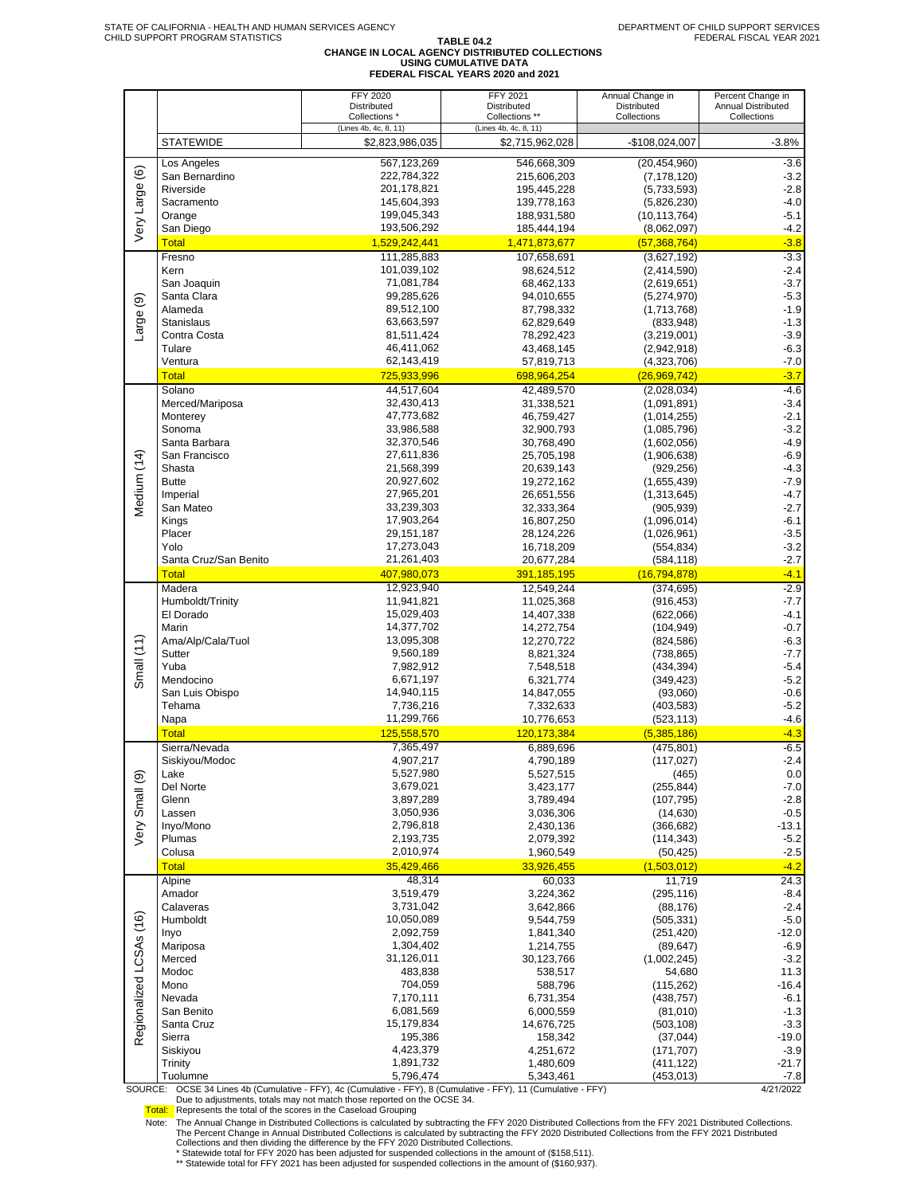STATE OF CALIFORNIA - HEALTH AND HUMAN SERVICES AGENCY
CHILD SUPPORT PROGRAM STATISTICS

DEPARTMENT OF CHILD SUPPORT SERVICES
FEDERAL FISCAL YEAR 2021

# TABLE 04.2
## CHANGE IN LOCAL AGENCY DISTRIBUTED COLLECTIONS USING CUMULATIVE DATA
## FEDERAL FISCAL YEARS 2020 and 2021

| | | FFY 2020 Distributed Collections * (Lines 4b, 4c, 8, 11) | FFY 2021 Distributed Collections ** (Lines 4b, 4c, 8, 11) | Annual Change in Distributed Collections | Percent Change in Annual Distributed Collections |
|---|---|---|---|---|---|
| | STATEWIDE | $2,823,986,035 | $2,715,962,028 | -$108,024,007 | -3.8% |
| Very Large (6) | Los Angeles | 567,123,269 | 546,668,309 | (20,454,960) | -3.6 |
| | San Bernardino | 222,784,322 | 215,606,203 | (7,178,120) | -3.2 |
| | Riverside | 201,178,821 | 195,445,228 | (5,733,593) | -2.8 |
| | Sacramento | 145,604,393 | 139,778,163 | (5,826,230) | -4.0 |
| | Orange | 199,045,343 | 188,931,580 | (10,113,764) | -5.1 |
| | San Diego | 193,506,292 | 185,444,194 | (8,062,097) | -4.2 |
| | Total | 1,529,242,441 | 1,471,873,677 | (57,368,764) | -3.8 |
| Large (9) | Fresno | 111,285,883 | 107,658,691 | (3,627,192) | -3.3 |
| | Kern | 101,039,102 | 98,624,512 | (2,414,590) | -2.4 |
| | San Joaquin | 71,081,784 | 68,462,133 | (2,619,651) | -3.7 |
| | Santa Clara | 99,285,626 | 94,010,655 | (5,274,970) | -5.3 |
| | Alameda | 89,512,100 | 87,798,332 | (1,713,768) | -1.9 |
| | Stanislaus | 63,663,597 | 62,829,649 | (833,948) | -1.3 |
| | Contra Costa | 81,511,424 | 78,292,423 | (3,219,001) | -3.9 |
| | Tulare | 46,411,062 | 43,468,145 | (2,942,918) | -6.3 |
| | Ventura | 62,143,419 | 57,819,713 | (4,323,706) | -7.0 |
| | Total | 725,933,996 | 698,964,254 | (26,969,742) | -3.7 |
| Medium (14) | Solano | 44,517,604 | 42,489,570 | (2,028,034) | -4.6 |
| | Merced/Mariposa | 32,430,413 | 31,338,521 | (1,091,891) | -3.4 |
| | Monterey | 47,773,682 | 46,759,427 | (1,014,255) | -2.1 |
| | Sonoma | 33,986,588 | 32,900,793 | (1,085,796) | -3.2 |
| | Santa Barbara | 32,370,546 | 30,768,490 | (1,602,056) | -4.9 |
| | San Francisco | 27,611,836 | 25,705,198 | (1,906,638) | -6.9 |
| | Shasta | 21,568,399 | 20,639,143 | (929,256) | -4.3 |
| | Butte | 20,927,602 | 19,272,162 | (1,655,439) | -7.9 |
| | Imperial | 27,965,201 | 26,651,556 | (1,313,645) | -4.7 |
| | San Mateo | 33,239,303 | 32,333,364 | (905,939) | -2.7 |
| | Kings | 17,903,264 | 16,807,250 | (1,096,014) | -6.1 |
| | Placer | 29,151,187 | 28,124,226 | (1,026,961) | -3.5 |
| | Yolo | 17,273,043 | 16,718,209 | (554,834) | -3.2 |
| | Santa Cruz/San Benito | 21,261,403 | 20,677,284 | (584,118) | -2.7 |
| | Total | 407,980,073 | 391,185,195 | (16,794,878) | -4.1 |
| Small (11) | Madera | 12,923,940 | 12,549,244 | (374,695) | -2.9 |
| | Humboldt/Trinity | 11,941,821 | 11,025,368 | (916,453) | -7.7 |
| | El Dorado | 15,029,403 | 14,407,338 | (622,066) | -4.1 |
| | Marin | 14,377,702 | 14,272,754 | (104,949) | -0.7 |
| | Ama/Alp/Cala/Tuol | 13,095,308 | 12,270,722 | (824,586) | -6.3 |
| | Sutter | 9,560,189 | 8,821,324 | (738,865) | -7.7 |
| | Yuba | 7,982,912 | 7,548,518 | (434,394) | -5.4 |
| | Mendocino | 6,671,197 | 6,321,774 | (349,423) | -5.2 |
| | San Luis Obispo | 14,940,115 | 14,847,055 | (93,060) | -0.6 |
| | Tehama | 7,736,216 | 7,332,633 | (403,583) | -5.2 |
| | Napa | 11,299,766 | 10,776,653 | (523,113) | -4.6 |
| | Total | 125,558,570 | 120,173,384 | (5,385,186) | -4.3 |
| Very Small (9) | Sierra/Nevada | 7,365,497 | 6,889,696 | (475,801) | -6.5 |
| | Siskiyou/Modoc | 4,907,217 | 4,790,189 | (117,027) | -2.4 |
| | Lake | 5,527,980 | 5,527,515 | (465) | 0.0 |
| | Del Norte | 3,679,021 | 3,423,177 | (255,844) | -7.0 |
| | Glenn | 3,897,289 | 3,789,494 | (107,795) | -2.8 |
| | Lassen | 3,050,936 | 3,036,306 | (14,630) | -0.5 |
| | Inyo/Mono | 2,796,818 | 2,430,136 | (366,682) | -13.1 |
| | Plumas | 2,193,735 | 2,079,392 | (114,343) | -5.2 |
| | Colusa | 2,010,974 | 1,960,549 | (50,425) | -2.5 |
| | Total | 35,429,466 | 33,926,455 | (1,503,012) | -4.2 |
| Regionalized LCSAs (16) | Alpine | 48,314 | 60,033 | 11,719 | 24.3 |
| | Amador | 3,519,479 | 3,224,362 | (295,116) | -8.4 |
| | Calaveras | 3,731,042 | 3,642,866 | (88,176) | -2.4 |
| | Humboldt | 10,050,089 | 9,544,759 | (505,331) | -5.0 |
| | Inyo | 2,092,759 | 1,841,340 | (251,420) | -12.0 |
| | Mariposa | 1,304,402 | 1,214,755 | (89,647) | -6.9 |
| | Merced | 31,126,011 | 30,123,766 | (1,002,245) | -3.2 |
| | Modoc | 483,838 | 538,517 | 54,680 | 11.3 |
| | Mono | 704,059 | 588,796 | (115,262) | -16.4 |
| | Nevada | 7,170,111 | 6,731,354 | (438,757) | -6.1 |
| | San Benito | 6,081,569 | 6,000,559 | (81,010) | -1.3 |
| | Santa Cruz | 15,179,834 | 14,676,725 | (503,108) | -3.3 |
| | Sierra | 195,386 | 158,342 | (37,044) | -19.0 |
| | Siskiyou | 4,423,379 | 4,251,672 | (171,707) | -3.9 |
| | Trinity | 1,891,732 | 1,480,609 | (411,122) | -21.7 |
| | Tuolumne | 5,796,474 | 5,343,461 | (453,013) | -7.8 |

SOURCE: OCSE 34 Lines 4b (Cumulative - FFY), 4c (Cumulative - FFY), 8 (Cumulative - FFY), 11 (Cumulative - FFY)
Due to adjustments, totals may not match those reported on the OCSE 34.

4/21/2022

Total: Represents the total of the scores in the Caseload Grouping

Note: The Annual Change in Distributed Collections is calculated by subtracting the FFY 2020 Distributed Collections from the FFY 2021 Distributed Collections.
The Percent Change in Annual Distributed Collections is calculated by subtracting the FFY 2020 Distributed Collections from the FFY 2021 Distributed Collections and then dividing the difference by the FFY 2020 Distributed Collections.
* Statewide total for FFY 2020 has been adjusted for suspended collections in the amount of ($158,511).
** Statewide total for FFY 2021 has been adjusted for suspended collections in the amount of ($160,937).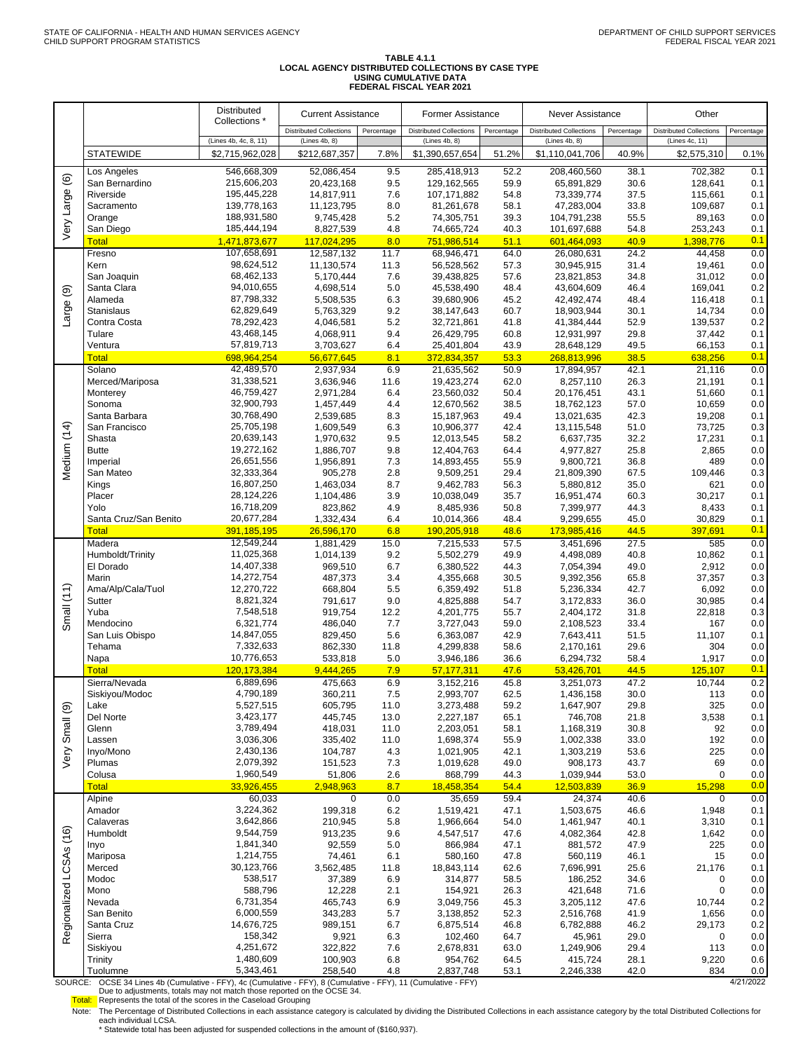STATE OF CALIFORNIA - HEALTH AND HUMAN SERVICES AGENCY
CHILD SUPPORT PROGRAM STATISTICS

DEPARTMENT OF CHILD SUPPORT SERVICES
FEDERAL FISCAL YEAR 2021

**TABLE 4.1.1**
**LOCAL AGENCY DISTRIBUTED COLLECTIONS BY CASE TYPE**
**USING CUMULATIVE DATA**
**FEDERAL FISCAL YEAR 2021**

| | | Distributed Collections * | Current Assistance | | Former Assistance | | Never Assistance | | Other | |
|---|---|---|---|---|---|---|---|---|---|---|
| | | | Distributed Collections | Percentage | Distributed Collections | Percentage | Distributed Collections | Percentage | Distributed Collections | Percentage |
| | | (Lines 4b, 4c, 8, 11) | (Lines 4b, 8) | | (Lines 4b, 8) | | (Lines 4b, 8) | | (Lines 4c, 11) | |
| | STATEWIDE | $2,715,962,028 | $212,687,357 | 7.8% | $1,390,657,654 | 51.2% | $1,110,041,706 | 40.9% | $2,575,310 | 0.1% |
| Very Large (6) | Los Angeles | 546,668,309 | 52,086,454 | 9.5 | 285,418,913 | 52.2 | 208,460,560 | 38.1 | 702,382 | 0.1 |
| | San Bernardino | 215,606,203 | 20,423,168 | 9.5 | 129,162,565 | 59.9 | 65,891,829 | 30.6 | 128,641 | 0.1 |
| | Riverside | 195,445,228 | 14,817,911 | 7.6 | 107,171,882 | 54.8 | 73,339,774 | 37.5 | 115,661 | 0.1 |
| | Sacramento | 139,778,163 | 11,123,795 | 8.0 | 81,261,678 | 58.1 | 47,283,004 | 33.8 | 109,687 | 0.1 |
| | Orange | 188,931,580 | 9,745,428 | 5.2 | 74,305,751 | 39.3 | 104,791,238 | 55.5 | 89,163 | 0.0 |
| | San Diego | 185,444,194 | 8,827,539 | 4.8 | 74,665,724 | 40.3 | 101,697,688 | 54.8 | 253,243 | 0.1 |
| | Total | 1,471,873,677 | 117,024,295 | 8.0 | 751,986,514 | 51.1 | 601,464,093 | 40.9 | 1,398,776 | 0.1 |
| Large (9) | Fresno | 107,658,691 | 12,587,132 | 11.7 | 68,946,471 | 64.0 | 26,080,631 | 24.2 | 44,458 | 0.0 |
| | Kern | 98,624,512 | 11,130,574 | 11.3 | 56,528,562 | 57.3 | 30,945,915 | 31.4 | 19,461 | 0.0 |
| | San Joaquin | 68,462,133 | 5,170,444 | 7.6 | 39,438,825 | 57.6 | 23,821,853 | 34.8 | 31,012 | 0.0 |
| | Santa Clara | 94,010,655 | 4,698,514 | 5.0 | 45,538,490 | 48.4 | 43,604,609 | 46.4 | 169,041 | 0.2 |
| | Alameda | 87,798,332 | 5,508,535 | 6.3 | 39,680,906 | 45.2 | 42,492,474 | 48.4 | 116,418 | 0.1 |
| | Stanislaus | 62,829,649 | 5,763,329 | 9.2 | 38,147,643 | 60.7 | 18,903,944 | 30.1 | 14,734 | 0.0 |
| | Contra Costa | 78,292,423 | 4,046,581 | 5.2 | 32,721,861 | 41.8 | 41,384,444 | 52.9 | 139,537 | 0.2 |
| | Tulare | 43,468,145 | 4,068,911 | 9.4 | 26,429,795 | 60.8 | 12,931,997 | 29.8 | 37,442 | 0.1 |
| | Ventura | 57,819,713 | 3,703,627 | 6.4 | 25,401,804 | 43.9 | 28,648,129 | 49.5 | 66,153 | 0.1 |
| | Total | 698,964,254 | 56,677,645 | 8.1 | 372,834,357 | 53.3 | 268,813,996 | 38.5 | 638,256 | 0.1 |
| Medium (14) | Solano | 42,489,570 | 2,937,934 | 6.9 | 21,635,562 | 50.9 | 17,894,957 | 42.1 | 21,116 | 0.0 |
| | Merced/Mariposa | 31,338,521 | 3,636,946 | 11.6 | 19,423,274 | 62.0 | 8,257,110 | 26.3 | 21,191 | 0.1 |
| | Monterey | 46,759,427 | 2,971,284 | 6.4 | 23,560,032 | 50.4 | 20,176,451 | 43.1 | 51,660 | 0.1 |
| | Sonoma | 32,900,793 | 1,457,449 | 4.4 | 12,670,562 | 38.5 | 18,762,123 | 57.0 | 10,659 | 0.0 |
| | Santa Barbara | 30,768,490 | 2,539,685 | 8.3 | 15,187,963 | 49.4 | 13,021,635 | 42.3 | 19,208 | 0.1 |
| | San Francisco | 25,705,198 | 1,609,549 | 6.3 | 10,906,377 | 42.4 | 13,115,548 | 51.0 | 73,725 | 0.3 |
| | Shasta | 20,639,143 | 1,970,632 | 9.5 | 12,013,545 | 58.2 | 6,637,735 | 32.2 | 17,231 | 0.1 |
| | Butte | 19,272,162 | 1,886,707 | 9.8 | 12,404,763 | 64.4 | 4,977,827 | 25.8 | 2,865 | 0.0 |
| | Imperial | 26,651,556 | 1,956,891 | 7.3 | 14,893,455 | 55.9 | 9,800,721 | 36.8 | 489 | 0.0 |
| | San Mateo | 32,333,364 | 905,278 | 2.8 | 9,509,251 | 29.4 | 21,809,390 | 67.5 | 109,446 | 0.3 |
| | Kings | 16,807,250 | 1,463,034 | 8.7 | 9,462,783 | 56.3 | 5,880,812 | 35.0 | 621 | 0.0 |
| | Placer | 28,124,226 | 1,104,486 | 3.9 | 10,038,049 | 35.7 | 16,951,474 | 60.3 | 30,217 | 0.1 |
| | Yolo | 16,718,209 | 823,862 | 4.9 | 8,485,936 | 50.8 | 7,399,977 | 44.3 | 8,433 | 0.1 |
| | Santa Cruz/San Benito | 20,677,284 | 1,332,434 | 6.4 | 10,014,366 | 48.4 | 9,299,655 | 45.0 | 30,829 | 0.1 |
| | Total | 391,185,195 | 26,596,170 | 6.8 | 190,205,918 | 48.6 | 173,985,416 | 44.5 | 397,691 | 0.1 |
| Small (11) | Madera | 12,549,244 | 1,881,429 | 15.0 | 7,215,533 | 57.5 | 3,451,696 | 27.5 | 585 | 0.0 |
| | Humboldt/Trinity | 11,025,368 | 1,014,139 | 9.2 | 5,502,279 | 49.9 | 4,498,089 | 40.8 | 10,862 | 0.1 |
| | El Dorado | 14,407,338 | 969,510 | 6.7 | 6,380,522 | 44.3 | 7,054,394 | 49.0 | 2,912 | 0.0 |
| | Marin | 14,272,754 | 487,373 | 3.4 | 4,355,668 | 30.5 | 9,392,356 | 65.8 | 37,357 | 0.3 |
| | Ama/Alp/Cala/Tuol | 12,270,722 | 668,804 | 5.5 | 6,359,492 | 51.8 | 5,236,334 | 42.7 | 6,092 | 0.0 |
| | Sutter | 8,821,324 | 791,617 | 9.0 | 4,825,888 | 54.7 | 3,172,833 | 36.0 | 30,985 | 0.4 |
| | Yuba | 7,548,518 | 919,754 | 12.2 | 4,201,775 | 55.7 | 2,404,172 | 31.8 | 22,818 | 0.3 |
| | Mendocino | 6,321,774 | 486,040 | 7.7 | 3,727,043 | 59.0 | 2,108,523 | 33.4 | 167 | 0.0 |
| | San Luis Obispo | 14,847,055 | 829,450 | 5.6 | 6,363,087 | 42.9 | 7,643,411 | 51.5 | 11,107 | 0.1 |
| | Tehama | 7,332,633 | 862,330 | 11.8 | 4,299,838 | 58.6 | 2,170,161 | 29.6 | 304 | 0.0 |
| | Napa | 10,776,653 | 533,818 | 5.0 | 3,946,186 | 36.6 | 6,294,732 | 58.4 | 1,917 | 0.0 |
| | Total | 120,173,384 | 9,444,265 | 7.9 | 57,177,311 | 47.6 | 53,426,701 | 44.5 | 125,107 | 0.1 |
| Very Small (9) | Sierra/Nevada | 6,889,696 | 475,663 | 6.9 | 3,152,216 | 45.8 | 3,251,073 | 47.2 | 10,744 | 0.2 |
| | Siskiyou/Modoc | 4,790,189 | 360,211 | 7.5 | 2,993,707 | 62.5 | 1,436,158 | 30.0 | 113 | 0.0 |
| | Lake | 5,527,515 | 605,795 | 11.0 | 3,273,488 | 59.2 | 1,647,907 | 29.8 | 325 | 0.0 |
| | Del Norte | 3,423,177 | 445,745 | 13.0 | 2,227,187 | 65.1 | 746,708 | 21.8 | 3,538 | 0.1 |
| | Glenn | 3,789,494 | 418,031 | 11.0 | 2,203,051 | 58.1 | 1,168,319 | 30.8 | 92 | 0.0 |
| | Lassen | 3,036,306 | 335,402 | 11.0 | 1,698,374 | 55.9 | 1,002,338 | 33.0 | 192 | 0.0 |
| | Inyo/Mono | 2,430,136 | 104,787 | 4.3 | 1,021,905 | 42.1 | 1,303,219 | 53.6 | 225 | 0.0 |
| | Plumas | 2,079,392 | 151,523 | 7.3 | 1,019,628 | 49.0 | 908,173 | 43.7 | 69 | 0.0 |
| | Colusa | 1,960,549 | 51,806 | 2.6 | 868,799 | 44.3 | 1,039,944 | 53.0 | 0 | 0.0 |
| | Total | 33,926,455 | 2,948,963 | 8.7 | 18,458,354 | 54.4 | 12,503,839 | 36.9 | 15,298 | 0.0 |
| Regionalized LCSAs (16) | Alpine | 60,033 | 0 | 0.0 | 35,659 | 59.4 | 24,374 | 40.6 | 0 | 0.0 |
| | Amador | 3,224,362 | 199,318 | 6.2 | 1,519,421 | 47.1 | 1,503,675 | 46.6 | 1,948 | 0.1 |
| | Calaveras | 3,642,866 | 210,945 | 5.8 | 1,966,664 | 54.0 | 1,461,947 | 40.1 | 3,310 | 0.1 |
| | Humboldt | 9,544,759 | 913,235 | 9.6 | 4,547,517 | 47.6 | 4,082,364 | 42.8 | 1,642 | 0.0 |
| | Inyo | 1,841,340 | 92,559 | 5.0 | 866,984 | 47.1 | 881,572 | 47.9 | 225 | 0.0 |
| | Mariposa | 1,214,755 | 74,461 | 6.1 | 580,160 | 47.8 | 560,119 | 46.1 | 15 | 0.0 |
| | Merced | 30,123,766 | 3,562,485 | 11.8 | 18,843,114 | 62.6 | 7,696,991 | 25.6 | 21,176 | 0.1 |
| | Modoc | 538,517 | 37,389 | 6.9 | 314,877 | 58.5 | 186,252 | 34.6 | 0 | 0.0 |
| | Mono | 588,796 | 12,228 | 2.1 | 154,921 | 26.3 | 421,648 | 71.6 | 0 | 0.0 |
| | Nevada | 6,731,354 | 465,743 | 6.9 | 3,049,756 | 45.3 | 3,205,112 | 47.6 | 10,744 | 0.2 |
| | San Benito | 6,000,559 | 343,283 | 5.7 | 3,138,852 | 52.3 | 2,516,768 | 41.9 | 1,656 | 0.0 |
| | Santa Cruz | 14,676,725 | 989,151 | 6.7 | 6,875,514 | 46.8 | 6,782,888 | 46.2 | 29,173 | 0.2 |
| | Sierra | 158,342 | 9,921 | 6.3 | 102,460 | 64.7 | 45,961 | 29.0 | 0 | 0.0 |
| | Siskiyou | 4,251,672 | 322,822 | 7.6 | 2,678,831 | 63.0 | 1,249,906 | 29.4 | 113 | 0.0 |
| | Trinity | 1,480,609 | 100,903 | 6.8 | 954,762 | 64.5 | 415,724 | 28.1 | 9,220 | 0.6 |
| | Tuolumne | 5,343,461 | 258,540 | 4.8 | 2,837,748 | 53.1 | 2,246,338 | 42.0 | 834 | 0.0 |

SOURCE: OCSE 34 Lines 4b (Cumulative - FFY), 4c (Cumulative - FFY), 8 (Cumulative - FFY), 11 (Cumulative - FFY)
Due to adjustments, totals may not match those reported on the OCSE 34.

4/21/2022

Total: Represents the total of the scores in the Caseload Grouping

Note: The Percentage of Distributed Collections in each assistance category is calculated by dividing the Distributed Collections in each assistance category by the total Distributed Collections for each individual LCSA.

* Statewide total has been adjusted for suspended collections in the amount of ($160,937).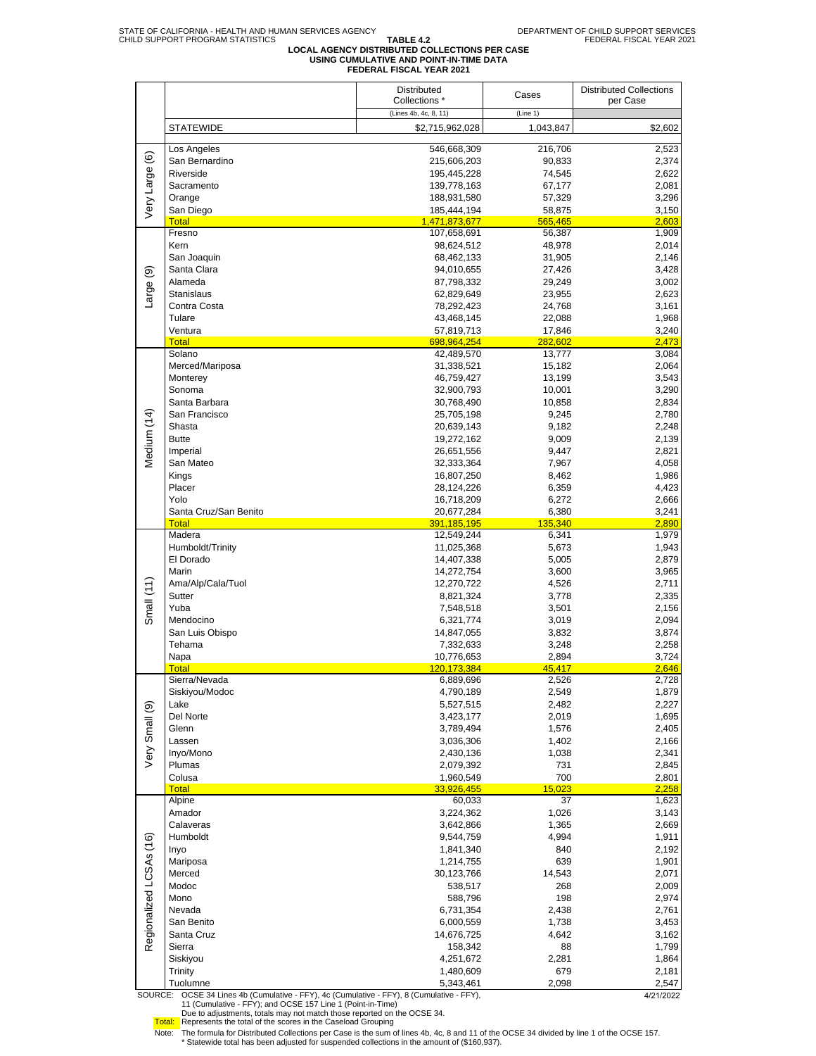STATE OF CALIFORNIA - HEALTH AND HUMAN SERVICES AGENCY
CHILD SUPPORT PROGRAM STATISTICS

DEPARTMENT OF CHILD SUPPORT SERVICES
FEDERAL FISCAL YEAR 2021

# TABLE 4.2
## LOCAL AGENCY DISTRIBUTED COLLECTIONS PER CASE USING CUMULATIVE AND POINT-IN-TIME DATA
### FEDERAL FISCAL YEAR 2021

| | | Distributed Collections * | Cases | Distributed Collections per Case |
|---|---|---|---|---|
| | | (Lines 4b, 4c, 8, 11) | (Line 1) | |
| | STATEWIDE | $2,715,962,028 | 1,043,847 | $2,602 |
| Very Large (6) | Los Angeles | 546,668,309 | 216,706 | 2,523 |
| | San Bernardino | 215,606,203 | 90,833 | 2,374 |
| | Riverside | 195,445,228 | 74,545 | 2,622 |
| | Sacramento | 139,778,163 | 67,177 | 2,081 |
| | Orange | 188,931,580 | 57,329 | 3,296 |
| | San Diego | 185,444,194 | 58,875 | 3,150 |
| | Total | 1,471,873,677 | 565,465 | 2,603 |
| Large (9) | Fresno | 107,658,691 | 56,387 | 1,909 |
| | Kern | 98,624,512 | 48,978 | 2,014 |
| | San Joaquin | 68,462,133 | 31,905 | 2,146 |
| | Santa Clara | 94,010,655 | 27,426 | 3,428 |
| | Alameda | 87,798,332 | 29,249 | 3,002 |
| | Stanislaus | 62,829,649 | 23,955 | 2,623 |
| | Contra Costa | 78,292,423 | 24,768 | 3,161 |
| | Tulare | 43,468,145 | 22,088 | 1,968 |
| | Ventura | 57,819,713 | 17,846 | 3,240 |
| | Total | 698,964,254 | 282,602 | 2,473 |
| Medium (14) | Solano | 42,489,570 | 13,777 | 3,084 |
| | Merced/Mariposa | 31,338,521 | 15,182 | 2,064 |
| | Monterey | 46,759,427 | 13,199 | 3,543 |
| | Sonoma | 32,900,793 | 10,001 | 3,290 |
| | Santa Barbara | 30,768,490 | 10,858 | 2,834 |
| | San Francisco | 25,705,198 | 9,245 | 2,780 |
| | Shasta | 20,639,143 | 9,182 | 2,248 |
| | Butte | 19,272,162 | 9,009 | 2,139 |
| | Imperial | 26,651,556 | 9,447 | 2,821 |
| | San Mateo | 32,333,364 | 7,967 | 4,058 |
| | Kings | 16,807,250 | 8,462 | 1,986 |
| | Placer | 28,124,226 | 6,359 | 4,423 |
| | Yolo | 16,718,209 | 6,272 | 2,666 |
| | Santa Cruz/San Benito | 20,677,284 | 6,380 | 3,241 |
| | Total | 391,185,195 | 135,340 | 2,890 |
| Small (11) | Madera | 12,549,244 | 6,341 | 1,979 |
| | Humboldt/Trinity | 11,025,368 | 5,673 | 1,943 |
| | El Dorado | 14,407,338 | 5,005 | 2,879 |
| | Marin | 14,272,754 | 3,600 | 3,965 |
| | Ama/Alp/Cala/Tuol | 12,270,722 | 4,526 | 2,711 |
| | Sutter | 8,821,324 | 3,778 | 2,335 |
| | Yuba | 7,548,518 | 3,501 | 2,156 |
| | Mendocino | 6,321,774 | 3,019 | 2,094 |
| | San Luis Obispo | 14,847,055 | 3,832 | 3,874 |
| | Tehama | 7,332,633 | 3,248 | 2,258 |
| | Napa | 10,776,653 | 2,894 | 3,724 |
| | Total | 120,173,384 | 45,417 | 2,646 |
| Very Small (9) | Sierra/Nevada | 6,889,696 | 2,526 | 2,728 |
| | Siskiyou/Modoc | 4,790,189 | 2,549 | 1,879 |
| | Lake | 5,527,515 | 2,482 | 2,227 |
| | Del Norte | 3,423,177 | 2,019 | 1,695 |
| | Glenn | 3,789,494 | 1,576 | 2,405 |
| | Lassen | 3,036,306 | 1,402 | 2,166 |
| | Inyo/Mono | 2,430,136 | 1,038 | 2,341 |
| | Plumas | 2,079,392 | 731 | 2,845 |
| | Colusa | 1,960,549 | 700 | 2,801 |
| | Total | 33,926,455 | 15,023 | 2,258 |
| Regionalized LCSAs (16) | Alpine | 60,033 | 37 | 1,623 |
| | Amador | 3,224,362 | 1,026 | 3,143 |
| | Calaveras | 3,642,866 | 1,365 | 2,669 |
| | Humboldt | 9,544,759 | 4,994 | 1,911 |
| | Inyo | 1,841,340 | 840 | 2,192 |
| | Mariposa | 1,214,755 | 639 | 1,901 |
| | Merced | 30,123,766 | 14,543 | 2,071 |
| | Modoc | 538,517 | 268 | 2,009 |
| | Mono | 588,796 | 198 | 2,974 |
| | Nevada | 6,731,354 | 2,438 | 2,761 |
| | San Benito | 6,000,559 | 1,738 | 3,453 |
| | Santa Cruz | 14,676,725 | 4,642 | 3,162 |
| | Sierra | 158,342 | 88 | 1,799 |
| | Siskiyou | 4,251,672 | 2,281 | 1,864 |
| | Trinity | 1,480,609 | 679 | 2,181 |
| | Tuolumne | 5,343,461 | 2,098 | 2,547 |

SOURCE: OCSE 34 Lines 4b (Cumulative - FFY), 4c (Cumulative - FFY), 8 (Cumulative - FFY), 11 (Cumulative - FFY); and OCSE 157 Line 1 (Point-in-Time)
Due to adjustments, totals may not match those reported on the OCSE 34.

4/21/2022

Total: Represents the total of the scores in the Caseload Grouping

Note: The formula for Distributed Collections per Case is the sum of lines 4b, 4c, 8 and 11 of the OCSE 34 divided by line 1 of the OCSE 157.
\* Statewide total has been adjusted for suspended collections in the amount of ($160,937).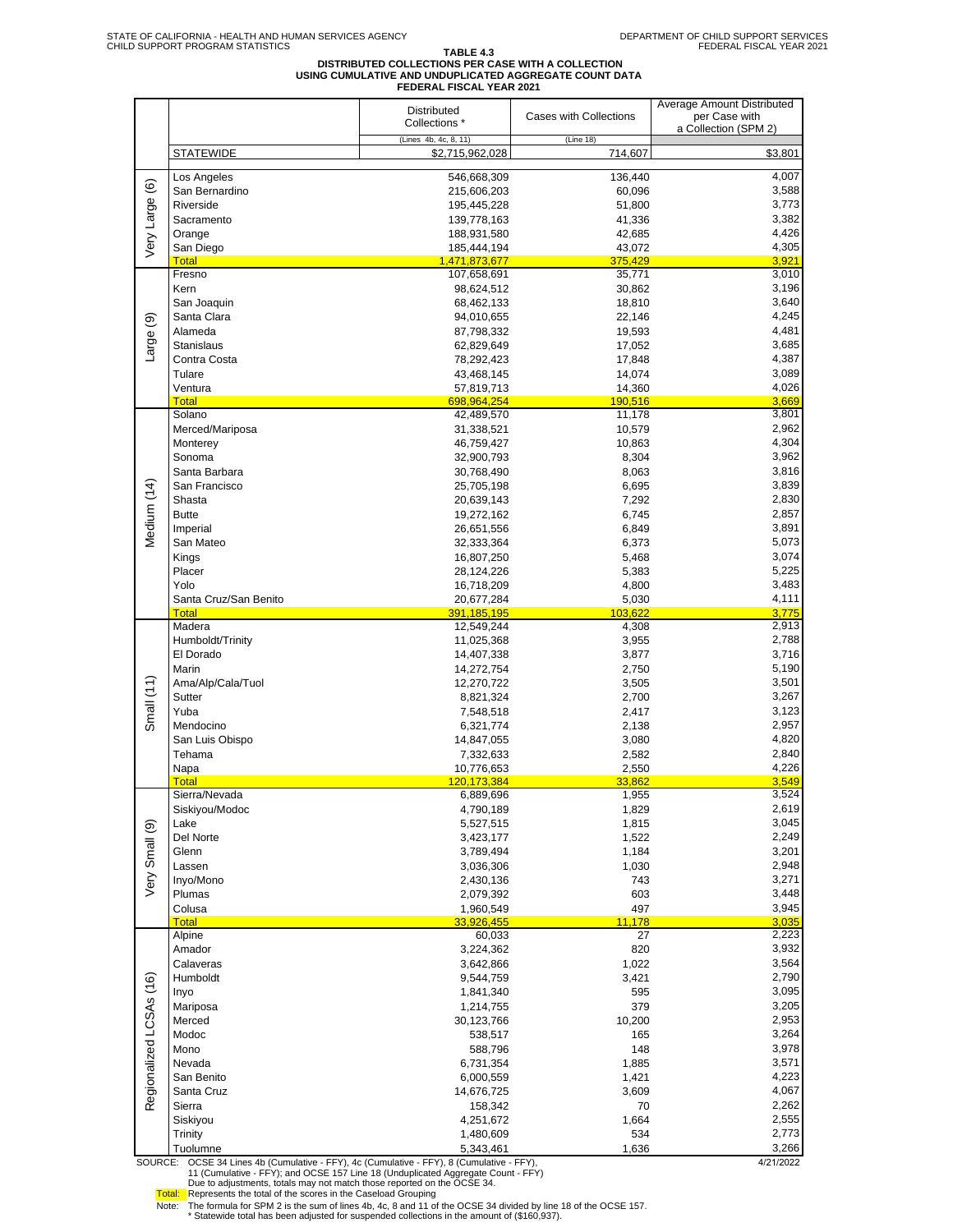STATE OF CALIFORNIA - HEALTH AND HUMAN SERVICES AGENCY
CHILD SUPPORT PROGRAM STATISTICS

DEPARTMENT OF CHILD SUPPORT SERVICES
FEDERAL FISCAL YEAR 2021

# TABLE 4.3
## DISTRIBUTED COLLECTIONS PER CASE WITH A COLLECTION USING CUMULATIVE AND UNDUPLICATED AGGREGATE COUNT DATA
### FEDERAL FISCAL YEAR 2021

| | | Distributed Collections * | Cases with Collections | Average Amount Distributed per Case with a Collection (SPM 2) |
|---|---|---|---|---|
| | | (Lines 4b, 4c, 8, 11) | (Line 18) | |
| | STATEWIDE | $2,715,962,028 | 714,607 | $3,801 |
| Very Large (6) | Los Angeles | 546,668,309 | 136,440 | 4,007 |
| | San Bernardino | 215,606,203 | 60,096 | 3,588 |
| | Riverside | 195,445,228 | 51,800 | 3,773 |
| | Sacramento | 139,778,163 | 41,336 | 3,382 |
| | Orange | 188,931,580 | 42,685 | 4,426 |
| | San Diego | 185,444,194 | 43,072 | 4,305 |
| | Total | 1,471,873,677 | 375,429 | 3,921 |
| Large (9) | Fresno | 107,658,691 | 35,771 | 3,010 |
| | Kern | 98,624,512 | 30,862 | 3,196 |
| | San Joaquin | 68,462,133 | 18,810 | 3,640 |
| | Santa Clara | 94,010,655 | 22,146 | 4,245 |
| | Alameda | 87,798,332 | 19,593 | 4,481 |
| | Stanislaus | 62,829,649 | 17,052 | 3,685 |
| | Contra Costa | 78,292,423 | 17,848 | 4,387 |
| | Tulare | 43,468,145 | 14,074 | 3,089 |
| | Ventura | 57,819,713 | 14,360 | 4,026 |
| | Total | 698,964,254 | 190,516 | 3,669 |
| Medium (14) | Solano | 42,489,570 | 11,178 | 3,801 |
| | Merced/Mariposa | 31,338,521 | 10,579 | 2,962 |
| | Monterey | 46,759,427 | 10,863 | 4,304 |
| | Sonoma | 32,900,793 | 8,304 | 3,962 |
| | Santa Barbara | 30,768,490 | 8,063 | 3,816 |
| | San Francisco | 25,705,198 | 6,695 | 3,839 |
| | Shasta | 20,639,143 | 7,292 | 2,830 |
| | Butte | 19,272,162 | 6,745 | 2,857 |
| | Imperial | 26,651,556 | 6,849 | 3,891 |
| | San Mateo | 32,333,364 | 6,373 | 5,073 |
| | Kings | 16,807,250 | 5,468 | 3,074 |
| | Placer | 28,124,226 | 5,383 | 5,225 |
| | Yolo | 16,718,209 | 4,800 | 3,483 |
| | Santa Cruz/San Benito | 20,677,284 | 5,030 | 4,111 |
| | Total | 391,185,195 | 103,622 | 3,775 |
| Small (11) | Madera | 12,549,244 | 4,308 | 2,913 |
| | Humboldt/Trinity | 11,025,368 | 3,955 | 2,788 |
| | El Dorado | 14,407,338 | 3,877 | 3,716 |
| | Marin | 14,272,754 | 2,750 | 5,190 |
| | Ama/Alp/Cala/Tuol | 12,270,722 | 3,505 | 3,501 |
| | Sutter | 8,821,324 | 2,700 | 3,267 |
| | Yuba | 7,548,518 | 2,417 | 3,123 |
| | Mendocino | 6,321,774 | 2,138 | 2,957 |
| | San Luis Obispo | 14,847,055 | 3,080 | 4,820 |
| | Tehama | 7,332,633 | 2,582 | 2,840 |
| | Napa | 10,776,653 | 2,550 | 4,226 |
| | Total | 120,173,384 | 33,862 | 3,549 |
| Very Small (9) | Sierra/Nevada | 6,889,696 | 1,955 | 3,524 |
| | Siskiyou/Modoc | 4,790,189 | 1,829 | 2,619 |
| | Lake | 5,527,515 | 1,815 | 3,045 |
| | Del Norte | 3,423,177 | 1,522 | 2,249 |
| | Glenn | 3,789,494 | 1,184 | 3,201 |
| | Lassen | 3,036,306 | 1,030 | 2,948 |
| | Inyo/Mono | 2,430,136 | 743 | 3,271 |
| | Plumas | 2,079,392 | 603 | 3,448 |
| | Colusa | 1,960,549 | 497 | 3,945 |
| | Total | 33,926,455 | 11,178 | 3,035 |
| Regionalized LCSAs (16) | Alpine | 60,033 | 27 | 2,223 |
| | Amador | 3,224,362 | 820 | 3,932 |
| | Calaveras | 3,642,866 | 1,022 | 3,564 |
| | Humboldt | 9,544,759 | 3,421 | 2,790 |
| | Inyo | 1,841,340 | 595 | 3,095 |
| | Mariposa | 1,214,755 | 379 | 3,205 |
| | Merced | 30,123,766 | 10,200 | 2,953 |
| | Modoc | 538,517 | 165 | 3,264 |
| | Mono | 588,796 | 148 | 3,978 |
| | Nevada | 6,731,354 | 1,885 | 3,571 |
| | San Benito | 6,000,559 | 1,421 | 4,223 |
| | Santa Cruz | 14,676,725 | 3,609 | 4,067 |
| | Sierra | 158,342 | 70 | 2,262 |
| | Siskiyou | 4,251,672 | 1,664 | 2,555 |
| | Trinity | 1,480,609 | 534 | 2,773 |
| | Tuolumne | 5,343,461 | 1,636 | 3,266 |

SOURCE: OCSE 34 Lines 4b (Cumulative - FFY), 4c (Cumulative - FFY), 8 (Cumulative - FFY), 11 (Cumulative - FFY); and OCSE 157 Line 18 (Unduplicated Aggregate Count - FFY) Due to adjustments, totals may not match those reported on the OCSE 34.

4/21/2022

Total: Represents the total of the scores in the Caseload Grouping

Note: The formula for SPM 2 is the sum of lines 4b, 4c, 8 and 11 of the OCSE 34 divided by line 18 of the OCSE 157.
* Statewide total has been adjusted for suspended collections in the amount of ($160,937).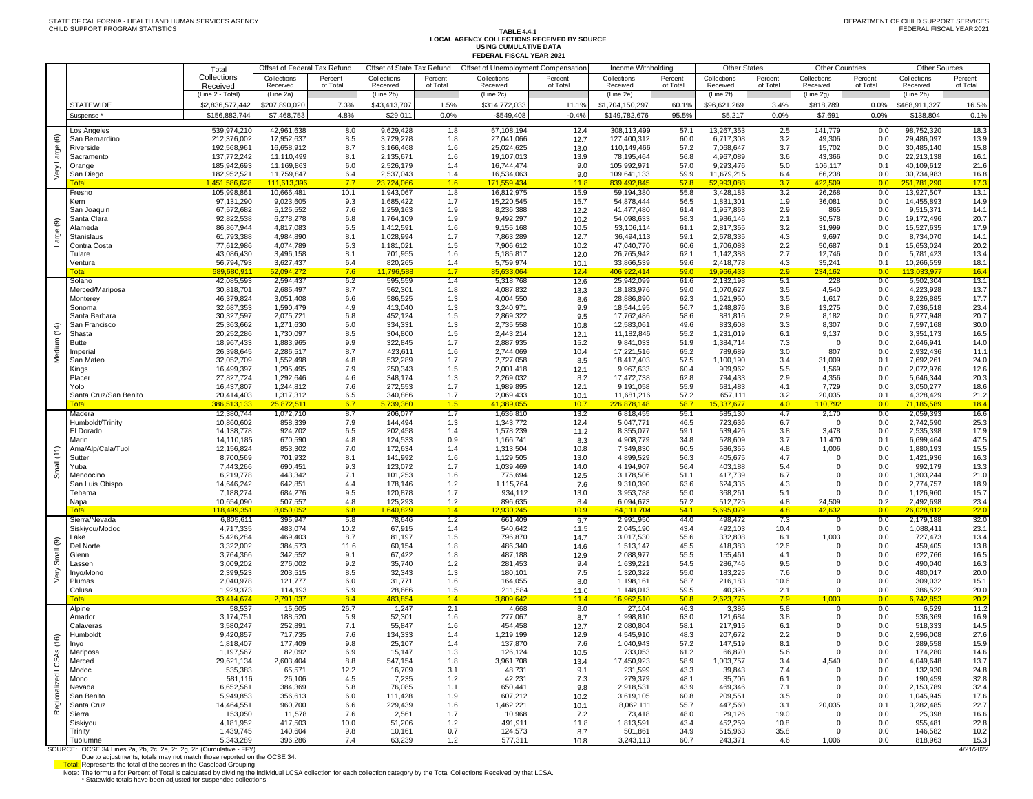STATE OF CALIFORNIA - HEALTH AND HUMAN SERVICES AGENCY
CHILD SUPPORT PROGRAM STATISTICS

DEPARTMENT OF CHILD SUPPORT SERVICES
FEDERAL FISCAL YEAR 2021

# TABLE 4.4.1
## LOCAL AGENCY COLLECTIONS RECEIVED BY SOURCE
## USING CUMULATIVE DATA
## FEDERAL FISCAL YEAR 2021

| | | Total Collections Received | Offset of Federal Tax Refund | | Offset of State Tax Refund | | Offset of Unemployment Compensation | | Income Withholding | | Other States | | Other Countries | | Other Sources | |
|---|---|---|---|---|---|---|---|---|---|---|---|---|---|---|---|---|
| | | | Collections Received | Percent of Total | Collections Received | Percent of Total | Collections Received | Percent of Total | Collections Received | Percent of Total | Collections Received | Percent of Total | Collections Received | Percent of Total | Collections Received | Percent of Total |
| | | (Line 2 - Total) | (Line 2a) | | (Line 2b) | | (Line 2c) | | (Line 2e) | | (Line 2f) | | (Line 2g) | | (Line 2h) | |
| | STATEWIDE | $2,836,577,442 | $207,890,020 | 7.3% | $43,413,707 | 1.5% | $314,772,033 | 11.1% | $1,704,150,297 | 60.1% | $96,621,269 | 3.4% | $818,789 | 0.0% | $468,911,327 | 16.5% |
| | Suspense * | $156,882,744 | $7,468,753 | 4.8% | $29,011 | 0.0% | -$549,408 | -0.4% | $149,782,676 | 95.5% | $5,217 | 0.0% | $7,691 | 0.0% | $138,804 | 0.1% |
| Very Large (6) | Los Angeles | 539,974,210 | 42,961,638 | 8.0 | 9,629,428 | 1.8 | 67,108,194 | 12.4 | 308,113,499 | 57.1 | 13,267,353 | 2.5 | 141,779 | 0.0 | 98,752,320 | 18.3 |
| | San Bernardino | 212,376,002 | 17,952,637 | 8.5 | 3,729,278 | 1.8 | 27,041,066 | 12.7 | 127,400,312 | 60.0 | 6,717,308 | 3.2 | 49,306 | 0.0 | 29,486,097 | 13.9 |
| | Riverside | 192,568,961 | 16,658,912 | 8.7 | 3,166,468 | 1.6 | 25,024,625 | 13.0 | 110,149,466 | 57.2 | 7,068,647 | 3.7 | 15,702 | 0.0 | 30,485,140 | 15.8 |
| | Sacramento | 137,772,242 | 11,110,499 | 8.1 | 2,135,671 | 1.6 | 19,107,013 | 13.9 | 78,195,464 | 56.8 | 4,967,089 | 3.6 | 43,366 | 0.0 | 22,213,138 | 16.1 |
| | Orange | 185,942,693 | 11,169,863 | 6.0 | 2,526,179 | 1.4 | 16,744,474 | 9.0 | 105,992,971 | 57.0 | 9,293,476 | 5.0 | 106,117 | 0.1 | 40,109,612 | 21.6 |
| | San Diego | 182,952,521 | 11,759,847 | 6.4 | 2,537,043 | 1.4 | 16,534,063 | 9.0 | 109,641,133 | 59.9 | 11,679,215 | 6.4 | 66,238 | 0.0 | 30,734,983 | 16.8 |
| | **Total** | **1,451,586,628** | **111,613,396** | **7.7** | **23,724,066** | **1.6** | **171,559,434** | **11.8** | **839,492,845** | **57.8** | **52,993,088** | **3.7** | **422,509** | **0.0** | **251,781,290** | **17.3** |
| Large (9) | Fresno | 105,998,861 | 10,666,481 | 10.1 | 1,943,067 | 1.8 | 16,812,975 | 15.9 | 59,194,380 | 55.8 | 3,428,183 | 3.2 | 26,268 | 0.0 | 13,927,507 | 13.1 |
| | Kern | 97,131,290 | 9,023,605 | 9.3 | 1,685,422 | 1.7 | 15,220,545 | 15.7 | 54,878,444 | 56.5 | 1,831,301 | 1.9 | 36,081 | 0.0 | 14,455,893 | 14.9 |
| | San Joaquin | 67,572,682 | 5,125,552 | 7.6 | 1,259,163 | 1.9 | 8,236,388 | 12.2 | 41,477,480 | 61.4 | 1,957,863 | 2.9 | 865 | 0.0 | 9,515,371 | 14.1 |
| | Santa Clara | 92,822,538 | 6,278,278 | 6.8 | 1,764,109 | 1.9 | 9,492,297 | 10.2 | 54,098,633 | 58.3 | 1,986,146 | 2.1 | 30,578 | 0.0 | 19,172,496 | 20.7 |
| | Alameda | 86,867,944 | 4,817,083 | 5.5 | 1,412,591 | 1.6 | 9,155,168 | 10.5 | 53,106,114 | 61.1 | 2,817,355 | 3.2 | 31,999 | 0.0 | 15,527,635 | 17.9 |
| | Stanislaus | 61,793,388 | 4,984,890 | 8.1 | 1,028,994 | 1.7 | 7,863,289 | 12.7 | 36,494,113 | 59.1 | 2,678,335 | 4.3 | 9,697 | 0.0 | 8,734,070 | 14.1 |
| | Contra Costa | 77,612,986 | 4,074,789 | 5.3 | 1,181,021 | 1.5 | 7,906,612 | 10.2 | 47,040,770 | 60.6 | 1,706,083 | 2.2 | 50,687 | 0.1 | 15,653,024 | 20.2 |
| | Tulare | 43,086,430 | 3,496,158 | 8.1 | 701,955 | 1.6 | 5,185,817 | 12.0 | 26,765,942 | 62.1 | 1,142,388 | 2.7 | 12,746 | 0.0 | 5,781,423 | 13.4 |
| | Ventura | 56,794,793 | 3,627,437 | 6.4 | 820,265 | 1.4 | 5,759,974 | 10.1 | 33,866,539 | 59.6 | 2,418,778 | 4.3 | 35,241 | 0.1 | 10,266,559 | 18.1 |
| | **Total** | **689,680,911** | **52,094,272** | **7.6** | **11,796,588** | **1.7** | **85,633,064** | **12.4** | **406,922,414** | **59.0** | **19,966,433** | **2.9** | **234,162** | **0.0** | **113,033,977** | **16.4** |
| Medium (14) | Solano | 42,085,593 | 2,594,437 | 6.2 | 595,559 | 1.4 | 5,318,768 | 12.6 | 25,942,099 | 61.6 | 2,132,198 | 5.1 | 228 | 0.0 | 5,502,304 | 13.1 |
| | Merced/Mariposa | 30,818,701 | 2,685,497 | 8.7 | 562,301 | 1.8 | 4,087,832 | 13.3 | 18,183,976 | 59.0 | 1,070,627 | 3.5 | 4,540 | 0.0 | 4,223,928 | 13.7 |
| | Monterey | 46,379,824 | 3,051,408 | 6.6 | 586,525 | 1.3 | 4,004,550 | 8.6 | 28,886,890 | 62.3 | 1,621,950 | 3.5 | 1,617 | 0.0 | 8,226,885 | 17.7 |
| | Sonoma | 32,687,353 | 1,590,479 | 4.9 | 413,040 | 1.3 | 3,240,971 | 9.9 | 18,544,195 | 56.7 | 1,248,876 | 3.8 | 13,275 | 0.0 | 7,636,518 | 23.4 |
| | Santa Barbara | 30,327,597 | 2,075,721 | 6.8 | 452,124 | 1.5 | 2,869,322 | 9.5 | 17,762,486 | 58.6 | 881,816 | 2.9 | 8,182 | 0.0 | 6,277,948 | 20.7 |
| | San Francisco | 25,363,662 | 1,271,630 | 5.0 | 334,331 | 1.3 | 2,735,558 | 10.8 | 12,583,061 | 49.6 | 833,608 | 3.3 | 8,307 | 0.0 | 7,597,168 | 30.0 |
| | Shasta | 20,252,286 | 1,730,097 | 8.5 | 304,800 | 1.5 | 2,443,214 | 12.1 | 11,182,846 | 55.2 | 1,231,019 | 6.1 | 9,137 | 0.0 | 3,351,173 | 16.5 |
| | Butte | 18,967,433 | 1,883,965 | 9.9 | 322,845 | 1.7 | 2,887,935 | 15.2 | 9,841,033 | 51.9 | 1,384,714 | 7.3 | 0 | 0.0 | 2,646,941 | 14.0 |
| | Imperial | 26,398,645 | 2,286,517 | 8.7 | 423,611 | 1.6 | 2,744,069 | 10.4 | 17,221,516 | 65.2 | 789,689 | 3.0 | 807 | 0.0 | 2,932,436 | 11.1 |
| | San Mateo | 32,052,709 | 1,552,498 | 4.8 | 532,289 | 1.7 | 2,727,058 | 8.5 | 18,417,403 | 57.5 | 1,100,190 | 3.4 | 31,009 | 0.1 | 7,692,261 | 24.0 |
| | Kings | 16,499,397 | 1,295,495 | 7.9 | 250,343 | 1.5 | 2,001,418 | 12.1 | 9,967,633 | 60.4 | 909,962 | 5.5 | 1,569 | 0.0 | 2,072,976 | 12.6 |
| | Placer | 27,827,724 | 1,292,646 | 4.6 | 348,174 | 1.3 | 2,269,032 | 8.2 | 17,472,738 | 62.8 | 794,433 | 2.9 | 4,356 | 0.0 | 5,646,344 | 20.3 |
| | Yolo | 16,437,807 | 1,244,812 | 7.6 | 272,553 | 1.7 | 1,989,895 | 12.1 | 9,191,058 | 55.9 | 681,483 | 4.1 | 7,729 | 0.0 | 3,050,277 | 18.6 |
| | Santa Cruz/San Benito | 20,414,403 | 1,317,312 | 6.5 | 340,866 | 1.7 | 2,069,433 | 10.1 | 11,681,216 | 57.2 | 657,111 | 3.2 | 20,035 | 0.1 | 4,328,429 | 21.2 |
| | **Total** | **386,513,133** | **25,872,511** | **6.7** | **5,739,360** | **1.5** | **41,389,055** | **10.7** | **226,878,148** | **58.7** | **15,337,677** | **4.0** | **110,792** | **0.0** | **71,185,589** | **18.4** |
| Small (11) | Madera | 12,380,744 | 1,072,710 | 8.7 | 206,077 | 1.7 | 1,636,810 | 13.2 | 6,818,455 | 55.1 | 585,130 | 4.7 | 2,170 | 0.0 | 2,059,393 | 16.6 |
| | Humboldt/Trinity | 10,860,602 | 858,339 | 7.9 | 144,494 | 1.3 | 1,343,772 | 12.4 | 5,047,771 | 46.5 | 723,636 | 6.7 | 0 | 0.0 | 2,742,590 | 25.3 |
| | El Dorado | 14,138,778 | 924,702 | 6.5 | 202,458 | 1.4 | 1,578,239 | 11.2 | 8,355,077 | 59.1 | 539,426 | 3.8 | 3,478 | 0.0 | 2,535,398 | 17.9 |
| | Marin | 14,110,185 | 670,590 | 4.8 | 124,533 | 0.9 | 1,166,741 | 8.3 | 4,908,779 | 34.8 | 528,609 | 3.7 | 11,470 | 0.1 | 6,699,464 | 47.5 |
| | Ama/Alp/Cala/Tuol | 12,156,824 | 853,302 | 7.0 | 172,634 | 1.4 | 1,313,504 | 10.8 | 7,349,830 | 60.5 | 586,355 | 4.8 | 1,006 | 0.0 | 1,880,193 | 15.5 |
| | Sutter | 8,700,569 | 701,932 | 8.1 | 141,992 | 1.6 | 1,129,505 | 13.0 | 4,899,529 | 56.3 | 405,675 | 4.7 | 0 | 0.0 | 1,421,936 | 16.3 |
| | Yuba | 7,443,266 | 690,451 | 9.3 | 123,072 | 1.7 | 1,039,469 | 14.0 | 4,194,907 | 56.4 | 403,188 | 5.4 | 0 | 0.0 | 992,179 | 13.3 |
| | Mendocino | 6,219,778 | 443,342 | 7.1 | 101,253 | 1.6 | 775,694 | 12.5 | 3,178,506 | 51.1 | 417,739 | 6.7 | 0 | 0.0 | 1,303,244 | 21.0 |
| | San Luis Obispo | 14,646,242 | 642,851 | 4.4 | 178,146 | 1.2 | 1,115,764 | 7.6 | 9,310,390 | 63.6 | 624,335 | 4.3 | 0 | 0.0 | 2,774,757 | 18.9 |
| | Tehama | 7,188,274 | 684,276 | 9.5 | 120,878 | 1.7 | 934,112 | 13.0 | 3,953,788 | 55.0 | 368,261 | 5.1 | 0 | 0.0 | 1,126,960 | 15.7 |
| | Napa | 10,654,090 | 507,557 | 4.8 | 125,293 | 1.2 | 896,635 | 8.4 | 6,094,673 | 57.2 | 512,725 | 4.8 | 24,509 | 0.2 | 2,492,698 | 23.4 |
| | **Total** | **118,499,351** | **8,050,052** | **6.8** | **1,640,829** | **1.4** | **12,930,245** | **10.9** | **64,111,704** | **54.1** | **5,695,079** | **4.8** | **42,632** | **0.0** | **26,028,812** | **22.0** |
| Very Small (9) | Sierra/Nevada | 6,805,611 | 395,947 | 5.8 | 78,646 | 1.2 | 661,409 | 9.7 | 2,991,950 | 44.0 | 498,472 | 7.3 | 0 | 0.0 | 2,179,188 | 32.0 |
| | Siskiyou/Modoc | 4,717,335 | 483,074 | 10.2 | 67,915 | 1.4 | 540,642 | 11.5 | 2,045,190 | 43.4 | 492,103 | 10.4 | 0 | 0.0 | 1,088,411 | 23.1 |
| | Lake | 5,426,284 | 469,403 | 8.7 | 81,197 | 1.5 | 796,870 | 14.7 | 3,017,530 | 55.6 | 332,808 | 6.1 | 1,003 | 0.0 | 727,473 | 13.4 |
| | Del Norte | 3,322,002 | 384,573 | 11.6 | 60,154 | 1.8 | 486,340 | 14.6 | 1,513,147 | 45.5 | 418,383 | 12.6 | 0 | 0.0 | 459,405 | 13.8 |
| | Glenn | 3,764,366 | 342,552 | 9.1 | 67,422 | 1.8 | 487,188 | 12.9 | 2,088,977 | 55.5 | 155,461 | 4.1 | 0 | 0.0 | 622,766 | 16.5 |
| | Lassen | 3,009,202 | 276,002 | 9.2 | 35,740 | 1.2 | 281,453 | 9.4 | 1,639,221 | 54.5 | 286,746 | 9.5 | 0 | 0.0 | 490,040 | 16.3 |
| | Inyo/Mono | 2,399,523 | 203,515 | 8.5 | 32,343 | 1.3 | 180,101 | 7.5 | 1,320,322 | 55.0 | 183,225 | 7.6 | 0 | 0.0 | 480,017 | 20.0 |
| | Plumas | 2,040,978 | 121,777 | 6.0 | 31,771 | 1.6 | 164,055 | 8.0 | 1,198,161 | 58.7 | 216,183 | 10.6 | 0 | 0.0 | 309,032 | 15.1 |
| | Colusa | 1,929,373 | 114,193 | 5.9 | 28,666 | 1.5 | 211,584 | 11.0 | 1,148,013 | 59.5 | 40,395 | 2.1 | 0 | 0.0 | 386,522 | 20.0 |
| | **Total** | **33,414,674** | **2,791,037** | **8.4** | **483,854** | **1.4** | **3,809,642** | **11.4** | **16,962,510** | **50.8** | **2,623,775** | **7.9** | **1,003** | **0.0** | **6,742,853** | **20.2** |
| Regionalized LCSAs (16) | Alpine | 58,537 | 15,605 | 26.7 | 1,247 | 2.1 | 4,668 | 8.0 | 27,104 | 46.3 | 3,386 | 5.8 | 0 | 0.0 | 6,529 | 11.2 |
| | Amador | 3,174,751 | 188,520 | 5.9 | 52,301 | 1.6 | 277,067 | 8.7 | 1,998,810 | 63.0 | 121,684 | 3.8 | 0 | 0.0 | 536,369 | 16.9 |
| | Calaveras | 3,580,247 | 252,891 | 7.1 | 55,847 | 1.6 | 454,458 | 12.7 | 2,080,804 | 58.1 | 217,915 | 6.1 | 0 | 0.0 | 518,333 | 14.5 |
| | Humboldt | 9,420,857 | 717,735 | 7.6 | 134,333 | 1.4 | 1,219,199 | 12.9 | 4,545,910 | 48.3 | 207,672 | 2.2 | 0 | 0.0 | 2,596,008 | 27.6 |
| | Inyo | 1,818,407 | 177,409 | 9.8 | 25,107 | 1.4 | 137,870 | 7.6 | 1,040,943 | 57.2 | 147,519 | 8.1 | 0 | 0.0 | 289,558 | 15.9 |
| | Mariposa | 1,197,567 | 82,092 | 6.9 | 15,147 | 1.3 | 126,124 | 10.5 | 733,053 | 61.2 | 66,870 | 5.6 | 0 | 0.0 | 174,280 | 14.6 |
| | Merced | 29,621,134 | 2,603,404 | 8.8 | 547,154 | 1.8 | 3,961,708 | 13.4 | 17,450,923 | 58.9 | 1,003,757 | 3.4 | 4,540 | 0.0 | 4,049,648 | 13.7 |
| | Modoc | 535,383 | 65,571 | 12.2 | 16,709 | 3.1 | 48,731 | 9.1 | 231,599 | 43.3 | 39,843 | 7.4 | 0 | 0.0 | 132,930 | 24.8 |
| | Mono | 581,116 | 26,106 | 4.5 | 7,235 | 1.2 | 42,231 | 7.3 | 279,379 | 48.1 | 35,706 | 6.1 | 0 | 0.0 | 190,459 | 32.8 |
| | Nevada | 6,652,561 | 384,369 | 5.8 | 76,085 | 1.1 | 650,441 | 9.8 | 2,918,531 | 43.9 | 469,346 | 7.1 | 0 | 0.0 | 2,153,789 | 32.4 |
| | San Benito | 5,949,853 | 356,613 | 6.0 | 111,428 | 1.9 | 607,212 | 10.2 | 3,619,105 | 60.8 | 209,551 | 3.5 | 0 | 0.0 | 1,045,945 | 17.6 |
| | Santa Cruz | 14,464,551 | 960,700 | 6.6 | 229,439 | 1.6 | 1,462,221 | 10.1 | 8,062,111 | 55.7 | 447,560 | 3.1 | 20,035 | 0.1 | 3,282,485 | 22.7 |
| | Sierra | 153,050 | 11,578 | 7.6 | 2,561 | 1.7 | 10,968 | 7.2 | 73,418 | 48.0 | 29,126 | 19.0 | 0 | 0.0 | 25,398 | 16.6 |
| | Siskiyou | 4,181,952 | 417,503 | 10.0 | 51,206 | 1.2 | 491,911 | 11.8 | 1,813,591 | 43.4 | 452,259 | 10.8 | 0 | 0.0 | 955,481 | 22.8 |
| | Trinity | 1,439,745 | 140,604 | 9.8 | 10,161 | 0.7 | 124,573 | 8.7 | 501,861 | 34.9 | 515,963 | 35.8 | 0 | 0.0 | 146,582 | 10.2 |
| | Tuolumne | 5,343,289 | 396,286 | 7.4 | 63,239 | 1.2 | 577,311 | 10.8 | 3,243,113 | 60.7 | 243,371 | 4.6 | 1,006 | 0.0 | 818,963 | 15.3 |

SOURCE: OCSE 34 Lines 2a, 2b, 2c, 2e, 2f, 2g, 2h (Cumulative - FFY)
Due to adjustments, totals may not match those reported on the OCSE 34.
Total: Represents the total of the scores in the Caseload Grouping
Note: The formula for Percent of Total is calculated by dividing the individual LCSA collection for each collection category by the Total Collections Received by that LCSA.
* Statewide totals have been adjusted for suspended collections.

4/21/2022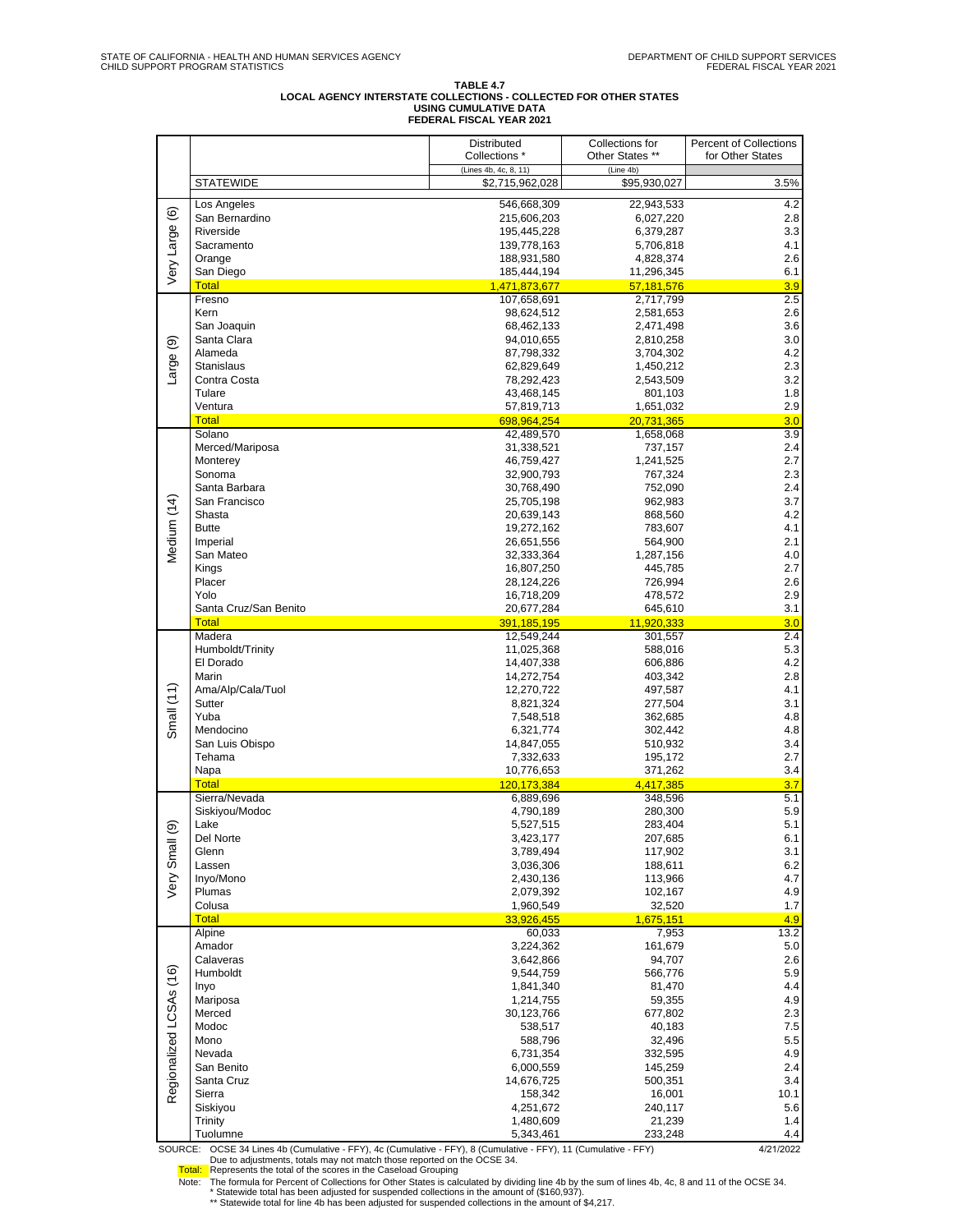STATE OF CALIFORNIA - HEALTH AND HUMAN SERVICES AGENCY
CHILD SUPPORT PROGRAM STATISTICS

DEPARTMENT OF CHILD SUPPORT SERVICES
FEDERAL FISCAL YEAR 2021

**TABLE 4.7**
**LOCAL AGENCY INTERSTATE COLLECTIONS - COLLECTED FOR OTHER STATES**
**USING CUMULATIVE DATA**
**FEDERAL FISCAL YEAR 2021**

| | | Distributed Collections * | Collections for Other States ** | Percent of Collections for Other States |
|---|---|---|---|---|
| | | (Lines 4b, 4c, 8, 11) | (Line 4b) | |
| | STATEWIDE | $2,715,962,028 | $95,930,027 | 3.5% |
| Very Large (6) | Los Angeles | 546,668,309 | 22,943,533 | 4.2 |
| | San Bernardino | 215,606,203 | 6,027,220 | 2.8 |
| | Riverside | 195,445,228 | 6,379,287 | 3.3 |
| | Sacramento | 139,778,163 | 5,706,818 | 4.1 |
| | Orange | 188,931,580 | 4,828,374 | 2.6 |
| | San Diego | 185,444,194 | 11,296,345 | 6.1 |
| | Total | 1,471,873,677 | 57,181,576 | 3.9 |
| Large (9) | Fresno | 107,658,691 | 2,717,799 | 2.5 |
| | Kern | 98,624,512 | 2,581,653 | 2.6 |
| | San Joaquin | 68,462,133 | 2,471,498 | 3.6 |
| | Santa Clara | 94,010,655 | 2,810,258 | 3.0 |
| | Alameda | 87,798,332 | 3,704,302 | 4.2 |
| | Stanislaus | 62,829,649 | 1,450,212 | 2.3 |
| | Contra Costa | 78,292,423 | 2,543,509 | 3.2 |
| | Tulare | 43,468,145 | 801,103 | 1.8 |
| | Ventura | 57,819,713 | 1,651,032 | 2.9 |
| | Total | 698,964,254 | 20,731,365 | 3.0 |
| Medium (14) | Solano | 42,489,570 | 1,658,068 | 3.9 |
| | Merced/Mariposa | 31,338,521 | 737,157 | 2.4 |
| | Monterey | 46,759,427 | 1,241,525 | 2.7 |
| | Sonoma | 32,900,793 | 767,324 | 2.3 |
| | Santa Barbara | 30,768,490 | 752,090 | 2.4 |
| | San Francisco | 25,705,198 | 962,983 | 3.7 |
| | Shasta | 20,639,143 | 868,560 | 4.2 |
| | Butte | 19,272,162 | 783,607 | 4.1 |
| | Imperial | 26,651,556 | 564,900 | 2.1 |
| | San Mateo | 32,333,364 | 1,287,156 | 4.0 |
| | Kings | 16,807,250 | 445,785 | 2.7 |
| | Placer | 28,124,226 | 726,994 | 2.6 |
| | Yolo | 16,718,209 | 478,572 | 2.9 |
| | Santa Cruz/San Benito | 20,677,284 | 645,610 | 3.1 |
| | Total | 391,185,195 | 11,920,333 | 3.0 |
| Small (11) | Madera | 12,549,244 | 301,557 | 2.4 |
| | Humboldt/Trinity | 11,025,368 | 588,016 | 5.3 |
| | El Dorado | 14,407,338 | 606,886 | 4.2 |
| | Marin | 14,272,754 | 403,342 | 2.8 |
| | Ama/Alp/Cala/Tuol | 12,270,722 | 497,587 | 4.1 |
| | Sutter | 8,821,324 | 277,504 | 3.1 |
| | Yuba | 7,548,518 | 362,685 | 4.8 |
| | Mendocino | 6,321,774 | 302,442 | 4.8 |
| | San Luis Obispo | 14,847,055 | 510,932 | 3.4 |
| | Tehama | 7,332,633 | 195,172 | 2.7 |
| | Napa | 10,776,653 | 371,262 | 3.4 |
| | Total | 120,173,384 | 4,417,385 | 3.7 |
| Very Small (9) | Sierra/Nevada | 6,889,696 | 348,596 | 5.1 |
| | Siskiyou/Modoc | 4,790,189 | 280,300 | 5.9 |
| | Lake | 5,527,515 | 283,404 | 5.1 |
| | Del Norte | 3,423,177 | 207,685 | 6.1 |
| | Glenn | 3,789,494 | 117,902 | 3.1 |
| | Lassen | 3,036,306 | 188,611 | 6.2 |
| | Inyo/Mono | 2,430,136 | 113,966 | 4.7 |
| | Plumas | 2,079,392 | 102,167 | 4.9 |
| | Colusa | 1,960,549 | 32,520 | 1.7 |
| | Total | 33,926,455 | 1,675,151 | 4.9 |
| Regionalized LCSAs (16) | Alpine | 60,033 | 7,953 | 13.2 |
| | Amador | 3,224,362 | 161,679 | 5.0 |
| | Calaveras | 3,642,866 | 94,707 | 2.6 |
| | Humboldt | 9,544,759 | 566,776 | 5.9 |
| | Inyo | 1,841,340 | 81,470 | 4.4 |
| | Mariposa | 1,214,755 | 59,355 | 4.9 |
| | Merced | 30,123,766 | 677,802 | 2.3 |
| | Modoc | 538,517 | 40,183 | 7.5 |
| | Mono | 588,796 | 32,496 | 5.5 |
| | Nevada | 6,731,354 | 332,595 | 4.9 |
| | San Benito | 6,000,559 | 145,259 | 2.4 |
| | Santa Cruz | 14,676,725 | 500,351 | 3.4 |
| | Sierra | 158,342 | 16,001 | 10.1 |
| | Siskiyou | 4,251,672 | 240,117 | 5.6 |
| | Trinity | 1,480,609 | 21,239 | 1.4 |
| | Tuolumne | 5,343,461 | 233,248 | 4.4 |

SOURCE: OCSE 34 Lines 4b (Cumulative - FFY), 4c (Cumulative - FFY), 8 (Cumulative - FFY), 11 (Cumulative - FFY) 4/21/2022
Due to adjustments, totals may not match those reported on the OCSE 34.
Total: Represents the total of the scores in the Caseload Grouping
Note: The formula for Percent of Collections for Other States is calculated by dividing line 4b by the sum of lines 4b, 4c, 8 and 11 of the OCSE 34.
\* Statewide total has been adjusted for suspended collections in the amount of ($160,937).
\*\* Statewide total for line 4b has been adjusted for suspended collections in the amount of $4,217.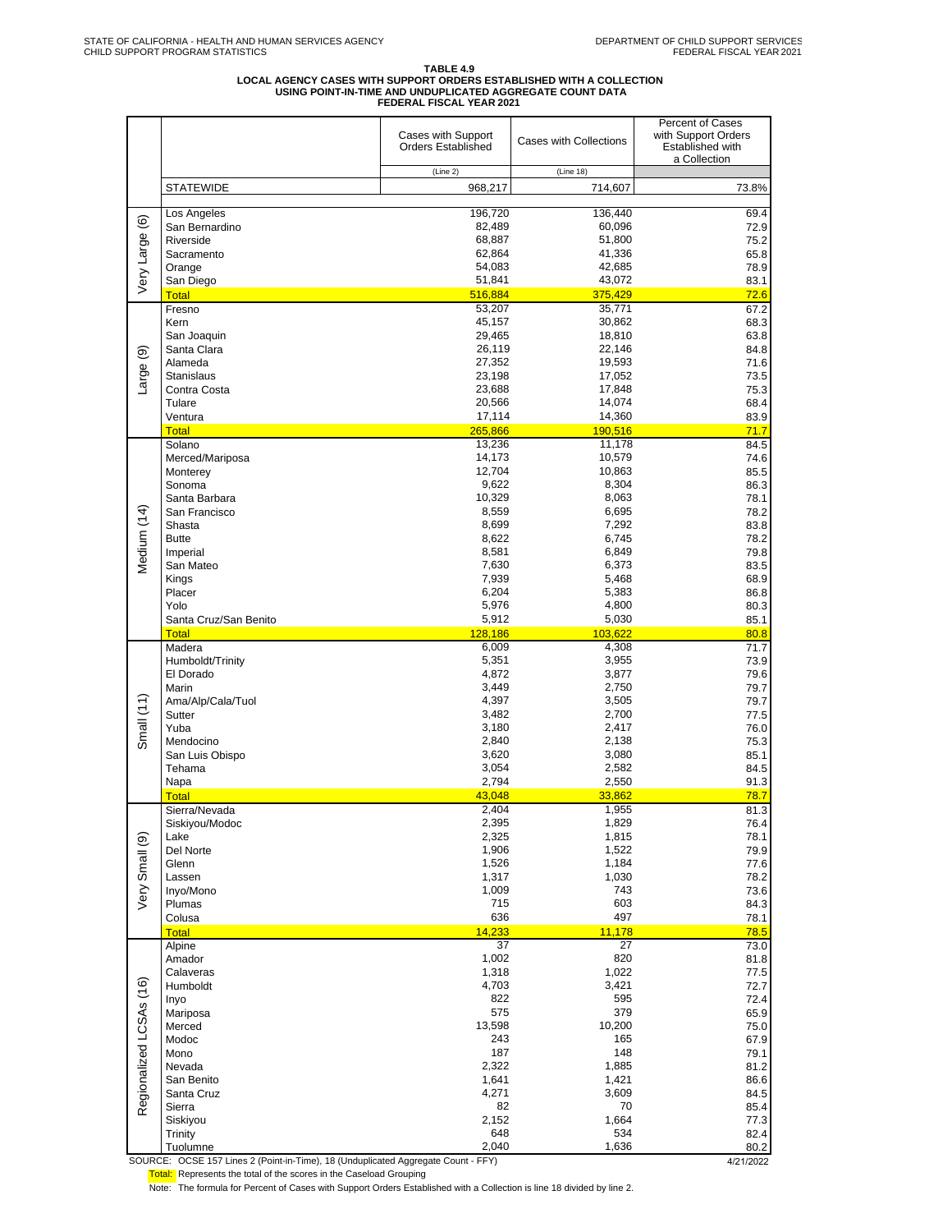STATE OF CALIFORNIA - HEALTH AND HUMAN SERVICES AGENCY
CHILD SUPPORT PROGRAM STATISTICS

DEPARTMENT OF CHILD SUPPORT SERVICES
FEDERAL FISCAL YEAR 2021

**TABLE 4.9**
**LOCAL AGENCY CASES WITH SUPPORT ORDERS ESTABLISHED WITH A COLLECTION**
**USING POINT-IN-TIME AND UNDUPLICATED AGGREGATE COUNT DATA**
**FEDERAL FISCAL YEAR 2021**

| | | Cases with Support Orders Established | Cases with Collections | Percent of Cases with Support Orders Established with a Collection |
|---|---|---|---|---|
| | | (Line 2) | (Line 18) | |
| | STATEWIDE | 968,217 | 714,607 | 73.8% |
| Very Large (6) | Los Angeles | 196,720 | 136,440 | 69.4 |
| | San Bernardino | 82,489 | 60,096 | 72.9 |
| | Riverside | 68,887 | 51,800 | 75.2 |
| | Sacramento | 62,864 | 41,336 | 65.8 |
| | Orange | 54,083 | 42,685 | 78.9 |
| | San Diego | 51,841 | 43,072 | 83.1 |
| | Total | 516,884 | 375,429 | 72.6 |
| Large (9) | Fresno | 53,207 | 35,771 | 67.2 |
| | Kern | 45,157 | 30,862 | 68.3 |
| | San Joaquin | 29,465 | 18,810 | 63.8 |
| | Santa Clara | 26,119 | 22,146 | 84.8 |
| | Alameda | 27,352 | 19,593 | 71.6 |
| | Stanislaus | 23,198 | 17,052 | 73.5 |
| | Contra Costa | 23,688 | 17,848 | 75.3 |
| | Tulare | 20,566 | 14,074 | 68.4 |
| | Ventura | 17,114 | 14,360 | 83.9 |
| | Total | 265,866 | 190,516 | 71.7 |
| Medium (14) | Solano | 13,236 | 11,178 | 84.5 |
| | Merced/Mariposa | 14,173 | 10,579 | 74.6 |
| | Monterey | 12,704 | 10,863 | 85.5 |
| | Sonoma | 9,622 | 8,304 | 86.3 |
| | Santa Barbara | 10,329 | 8,063 | 78.1 |
| | San Francisco | 8,559 | 6,695 | 78.2 |
| | Shasta | 8,699 | 7,292 | 83.8 |
| | Butte | 8,622 | 6,745 | 78.2 |
| | Imperial | 8,581 | 6,849 | 79.8 |
| | San Mateo | 7,630 | 6,373 | 83.5 |
| | Kings | 7,939 | 5,468 | 68.9 |
| | Placer | 6,204 | 5,383 | 86.8 |
| | Yolo | 5,976 | 4,800 | 80.3 |
| | Santa Cruz/San Benito | 5,912 | 5,030 | 85.1 |
| | Total | 128,186 | 103,622 | 80.8 |
| Small (11) | Madera | 6,009 | 4,308 | 71.7 |
| | Humboldt/Trinity | 5,351 | 3,955 | 73.9 |
| | El Dorado | 4,872 | 3,877 | 79.6 |
| | Marin | 3,449 | 2,750 | 79.7 |
| | Ama/Alp/Cala/Tuol | 4,397 | 3,505 | 79.7 |
| | Sutter | 3,482 | 2,700 | 77.5 |
| | Yuba | 3,180 | 2,417 | 76.0 |
| | Mendocino | 2,840 | 2,138 | 75.3 |
| | San Luis Obispo | 3,620 | 3,080 | 85.1 |
| | Tehama | 3,054 | 2,582 | 84.5 |
| | Napa | 2,794 | 2,550 | 91.3 |
| | Total | 43,048 | 33,862 | 78.7 |
| Very Small (9) | Sierra/Nevada | 2,404 | 1,955 | 81.3 |
| | Siskiyou/Modoc | 2,395 | 1,829 | 76.4 |
| | Lake | 2,325 | 1,815 | 78.1 |
| | Del Norte | 1,906 | 1,522 | 79.9 |
| | Glenn | 1,526 | 1,184 | 77.6 |
| | Lassen | 1,317 | 1,030 | 78.2 |
| | Inyo/Mono | 1,009 | 743 | 73.6 |
| | Plumas | 715 | 603 | 84.3 |
| | Colusa | 636 | 497 | 78.1 |
| | Total | 14,233 | 11,178 | 78.5 |
| Regionalized LCSAs (16) | Alpine | 37 | 27 | 73.0 |
| | Amador | 1,002 | 820 | 81.8 |
| | Calaveras | 1,318 | 1,022 | 77.5 |
| | Humboldt | 4,703 | 3,421 | 72.7 |
| | Inyo | 822 | 595 | 72.4 |
| | Mariposa | 575 | 379 | 65.9 |
| | Merced | 13,598 | 10,200 | 75.0 |
| | Modoc | 243 | 165 | 67.9 |
| | Mono | 187 | 148 | 79.1 |
| | Nevada | 2,322 | 1,885 | 81.2 |
| | San Benito | 1,641 | 1,421 | 86.6 |
| | Santa Cruz | 4,271 | 3,609 | 84.5 |
| | Sierra | 82 | 70 | 85.4 |
| | Siskiyou | 2,152 | 1,664 | 77.3 |
| | Trinity | 648 | 534 | 82.4 |
| | Tuolumne | 2,040 | 1,636 | 80.2 |

SOURCE: OCSE 157 Lines 2 (Point-in-Time), 18 (Unduplicated Aggregate Count - FFY)

4/21/2022

Total: Represents the total of the scores in the Caseload Grouping

Note: The formula for Percent of Cases with Support Orders Established with a Collection is line 18 divided by line 2.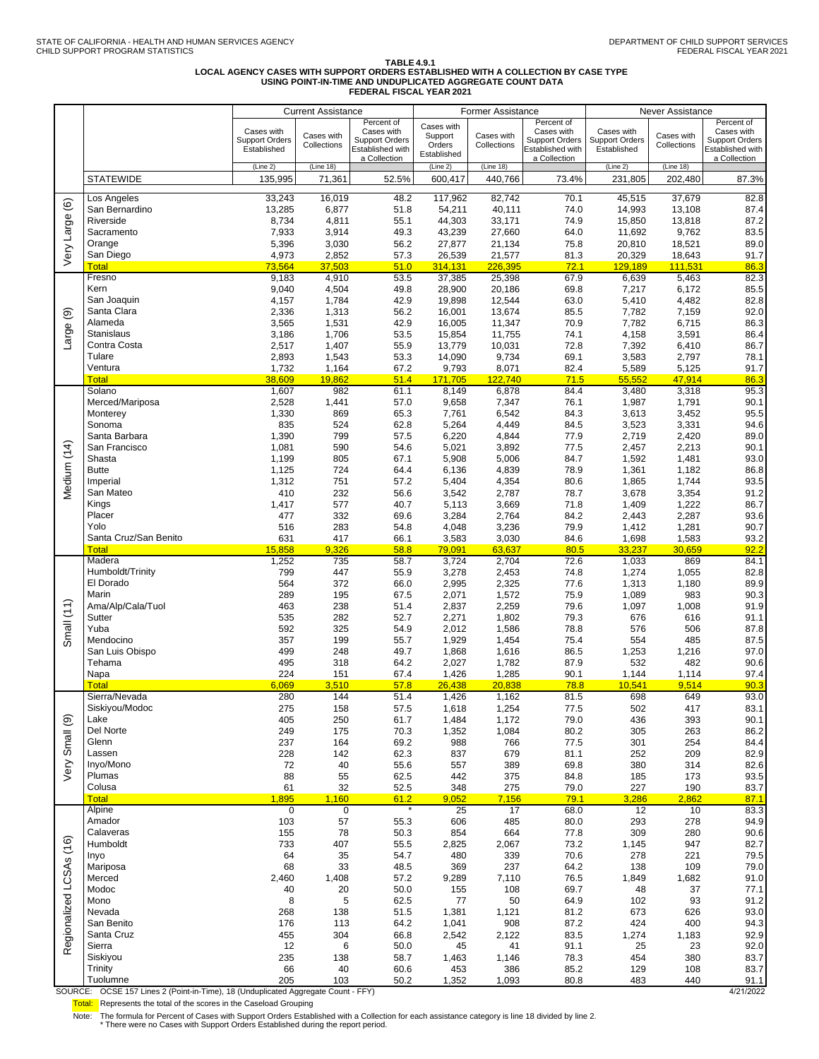STATE OF CALIFORNIA - HEALTH AND HUMAN SERVICES AGENCY
CHILD SUPPORT PROGRAM STATISTICS

DEPARTMENT OF CHILD SUPPORT SERVICES
FEDERAL FISCAL YEAR 2021

**TABLE 4.9.1**
**LOCAL AGENCY CASES WITH SUPPORT ORDERS ESTABLISHED WITH A COLLECTION BY CASE TYPE**
**USING POINT-IN-TIME AND UNDUPLICATED AGGREGATE COUNT DATA**
**FEDERAL FISCAL YEAR 2021**

| | | Current Assistance | | | Former Assistance | | | Never Assistance | | |
|---|---|---|---|---|---|---|---|---|---|---|
| | | Cases with Support Orders Established (Line 2) | Cases with Collections (Line 18) | Percent of Cases with Support Orders Established with a Collection | Cases with Support Orders Established (Line 2) | Cases with Collections (Line 18) | Percent of Cases with Support Orders Established with a Collection | Cases with Support Orders Established (Line 2) | Cases with Collections (Line 18) | Percent of Cases with Support Orders Established with a Collection |
| | STATEWIDE | 135,995 | 71,361 | 52.5% | 600,417 | 440,766 | 73.4% | 231,805 | 202,480 | 87.3% |
| Very Large (6) | Los Angeles | 33,243 | 16,019 | 48.2 | 117,962 | 82,742 | 70.1 | 45,515 | 37,679 | 82.8 |
| | San Bernardino | 13,285 | 6,877 | 51.8 | 54,211 | 40,111 | 74.0 | 14,993 | 13,108 | 87.4 |
| | Riverside | 8,734 | 4,811 | 55.1 | 44,303 | 33,171 | 74.9 | 15,850 | 13,818 | 87.2 |
| | Sacramento | 7,933 | 3,914 | 49.3 | 43,239 | 27,660 | 64.0 | 11,692 | 9,762 | 83.5 |
| | Orange | 5,396 | 3,030 | 56.2 | 27,877 | 21,134 | 75.8 | 20,810 | 18,521 | 89.0 |
| | San Diego | 4,973 | 2,852 | 57.3 | 26,539 | 21,577 | 81.3 | 20,329 | 18,643 | 91.7 |
| | Total | 73,564 | 37,503 | 51.0 | 314,131 | 226,395 | 72.1 | 129,189 | 111,531 | 86.3 |
| Large (9) | Fresno | 9,183 | 4,910 | 53.5 | 37,385 | 25,398 | 67.9 | 6,639 | 5,463 | 82.3 |
| | Kern | 9,040 | 4,504 | 49.8 | 28,900 | 20,186 | 69.8 | 7,217 | 6,172 | 85.5 |
| | San Joaquin | 4,157 | 1,784 | 42.9 | 19,898 | 12,544 | 63.0 | 5,410 | 4,482 | 82.8 |
| | Santa Clara | 2,336 | 1,313 | 56.2 | 16,001 | 13,674 | 85.5 | 7,782 | 7,159 | 92.0 |
| | Alameda | 3,565 | 1,531 | 42.9 | 16,005 | 11,347 | 70.9 | 7,782 | 6,715 | 86.3 |
| | Stanislaus | 3,186 | 1,706 | 53.5 | 15,854 | 11,755 | 74.1 | 4,158 | 3,591 | 86.4 |
| | Contra Costa | 2,517 | 1,407 | 55.9 | 13,779 | 10,031 | 72.8 | 7,392 | 6,410 | 86.7 |
| | Tulare | 2,893 | 1,543 | 53.3 | 14,090 | 9,734 | 69.1 | 3,583 | 2,797 | 78.1 |
| | Ventura | 1,732 | 1,164 | 67.2 | 9,793 | 8,071 | 82.4 | 5,589 | 5,125 | 91.7 |
| | Total | 38,609 | 19,862 | 51.4 | 171,705 | 122,740 | 71.5 | 55,552 | 47,914 | 86.3 |
| Medium (14) | Solano | 1,607 | 982 | 61.1 | 8,149 | 6,878 | 84.4 | 3,480 | 3,318 | 95.3 |
| | Merced/Mariposa | 2,528 | 1,441 | 57.0 | 9,658 | 7,347 | 76.1 | 1,987 | 1,791 | 90.1 |
| | Monterey | 1,330 | 869 | 65.3 | 7,761 | 6,542 | 84.3 | 3,613 | 3,452 | 95.5 |
| | Sonoma | 835 | 524 | 62.8 | 5,264 | 4,449 | 84.5 | 3,523 | 3,331 | 94.6 |
| | Santa Barbara | 1,390 | 799 | 57.5 | 6,220 | 4,844 | 77.9 | 2,719 | 2,420 | 89.0 |
| | San Francisco | 1,081 | 590 | 54.6 | 5,021 | 3,892 | 77.5 | 2,457 | 2,213 | 90.1 |
| | Shasta | 1,199 | 805 | 67.1 | 5,908 | 5,006 | 84.7 | 1,592 | 1,481 | 93.0 |
| | Butte | 1,125 | 724 | 64.4 | 6,136 | 4,839 | 78.9 | 1,361 | 1,182 | 86.8 |
| | Imperial | 1,312 | 751 | 57.2 | 5,404 | 4,354 | 80.6 | 1,865 | 1,744 | 93.5 |
| | San Mateo | 410 | 232 | 56.6 | 3,542 | 2,787 | 78.7 | 3,678 | 3,354 | 91.2 |
| | Kings | 1,417 | 577 | 40.7 | 5,113 | 3,669 | 71.8 | 1,409 | 1,222 | 86.7 |
| | Placer | 477 | 332 | 69.6 | 3,284 | 2,764 | 84.2 | 2,443 | 2,287 | 93.6 |
| | Yolo | 516 | 283 | 54.8 | 4,048 | 3,236 | 79.9 | 1,412 | 1,281 | 90.7 |
| | Santa Cruz/San Benito | 631 | 417 | 66.1 | 3,583 | 3,030 | 84.6 | 1,698 | 1,583 | 93.2 |
| | Total | 15,858 | 9,326 | 58.8 | 79,091 | 63,637 | 80.5 | 33,237 | 30,659 | 92.2 |
| Small (11) | Madera | 1,252 | 735 | 58.7 | 3,724 | 2,704 | 72.6 | 1,033 | 869 | 84.1 |
| | Humboldt/Trinity | 799 | 447 | 55.9 | 3,278 | 2,453 | 74.8 | 1,274 | 1,055 | 82.8 |
| | El Dorado | 564 | 372 | 66.0 | 2,995 | 2,325 | 77.6 | 1,313 | 1,180 | 89.9 |
| | Marin | 289 | 195 | 67.5 | 2,071 | 1,572 | 75.9 | 1,089 | 983 | 90.3 |
| | Ama/Alp/Cala/Tuol | 463 | 238 | 51.4 | 2,837 | 2,259 | 79.6 | 1,097 | 1,008 | 91.9 |
| | Sutter | 535 | 282 | 52.7 | 2,271 | 1,802 | 79.3 | 676 | 616 | 91.1 |
| | Yuba | 592 | 325 | 54.9 | 2,012 | 1,586 | 78.8 | 576 | 506 | 87.8 |
| | Mendocino | 357 | 199 | 55.7 | 1,929 | 1,454 | 75.4 | 554 | 485 | 87.5 |
| | San Luis Obispo | 499 | 248 | 49.7 | 1,868 | 1,616 | 86.5 | 1,253 | 1,216 | 97.0 |
| | Tehama | 495 | 318 | 64.2 | 2,027 | 1,782 | 87.9 | 532 | 482 | 90.6 |
| | Napa | 224 | 151 | 67.4 | 1,426 | 1,285 | 90.1 | 1,144 | 1,114 | 97.4 |
| | Total | 6,069 | 3,510 | 57.8 | 26,438 | 20,838 | 78.8 | 10,541 | 9,514 | 90.3 |
| Very Small (9) | Sierra/Nevada | 280 | 144 | 51.4 | 1,426 | 1,162 | 81.5 | 698 | 649 | 93.0 |
| | Siskiyou/Modoc | 275 | 158 | 57.5 | 1,618 | 1,254 | 77.5 | 502 | 417 | 83.1 |
| | Lake | 405 | 250 | 61.7 | 1,484 | 1,172 | 79.0 | 436 | 393 | 90.1 |
| | Del Norte | 249 | 175 | 70.3 | 1,352 | 1,084 | 80.2 | 305 | 263 | 86.2 |
| | Glenn | 237 | 164 | 69.2 | 988 | 766 | 77.5 | 301 | 254 | 84.4 |
| | Lassen | 228 | 142 | 62.3 | 837 | 679 | 81.1 | 252 | 209 | 82.9 |
| | Inyo/Mono | 72 | 40 | 55.6 | 557 | 389 | 69.8 | 380 | 314 | 82.6 |
| | Plumas | 88 | 55 | 62.5 | 442 | 375 | 84.8 | 185 | 173 | 93.5 |
| | Colusa | 61 | 32 | 52.5 | 348 | 275 | 79.0 | 227 | 190 | 83.7 |
| | Total | 1,895 | 1,160 | 61.2 | 9,052 | 7,156 | 79.1 | 3,286 | 2,862 | 87.1 |
| Regionalized LCSAs (16) | Alpine | 0 | 0 | * | 25 | 17 | 68.0 | 12 | 10 | 83.3 |
| | Amador | 103 | 57 | 55.3 | 606 | 485 | 80.0 | 293 | 278 | 94.9 |
| | Calaveras | 155 | 78 | 50.3 | 854 | 664 | 77.8 | 309 | 280 | 90.6 |
| | Humboldt | 733 | 407 | 55.5 | 2,825 | 2,067 | 73.2 | 1,145 | 947 | 82.7 |
| | Inyo | 64 | 35 | 54.7 | 480 | 339 | 70.6 | 278 | 221 | 79.5 |
| | Mariposa | 68 | 33 | 48.5 | 369 | 237 | 64.2 | 138 | 109 | 79.0 |
| | Merced | 2,460 | 1,408 | 57.2 | 9,289 | 7,110 | 76.5 | 1,849 | 1,682 | 91.0 |
| | Modoc | 40 | 20 | 50.0 | 155 | 108 | 69.7 | 48 | 37 | 77.1 |
| | Mono | 8 | 5 | 62.5 | 77 | 50 | 64.9 | 102 | 93 | 91.2 |
| | Nevada | 268 | 138 | 51.5 | 1,381 | 1,121 | 81.2 | 673 | 626 | 93.0 |
| | San Benito | 176 | 113 | 64.2 | 1,041 | 908 | 87.2 | 424 | 400 | 94.3 |
| | Santa Cruz | 455 | 304 | 66.8 | 2,542 | 2,122 | 83.5 | 1,274 | 1,183 | 92.9 |
| | Sierra | 12 | 6 | 50.0 | 45 | 41 | 91.1 | 25 | 23 | 92.0 |
| | Siskiyou | 235 | 138 | 58.7 | 1,463 | 1,146 | 78.3 | 454 | 380 | 83.7 |
| | Trinity | 66 | 40 | 60.6 | 453 | 386 | 85.2 | 129 | 108 | 83.7 |
| | Tuolumne | 205 | 103 | 50.2 | 1,352 | 1,093 | 80.8 | 483 | 440 | 91.1 |

SOURCE: OCSE 157 Lines 2 (Point-in-Time), 18 (Unduplicated Aggregate Count - FFY)

4/21/2022

Total: Represents the total of the scores in the Caseload Grouping

Note: The formula for Percent of Cases with Support Orders Established with a Collection for each assistance category is line 18 divided by line 2.
\* There were no Cases with Support Orders Established during the report period.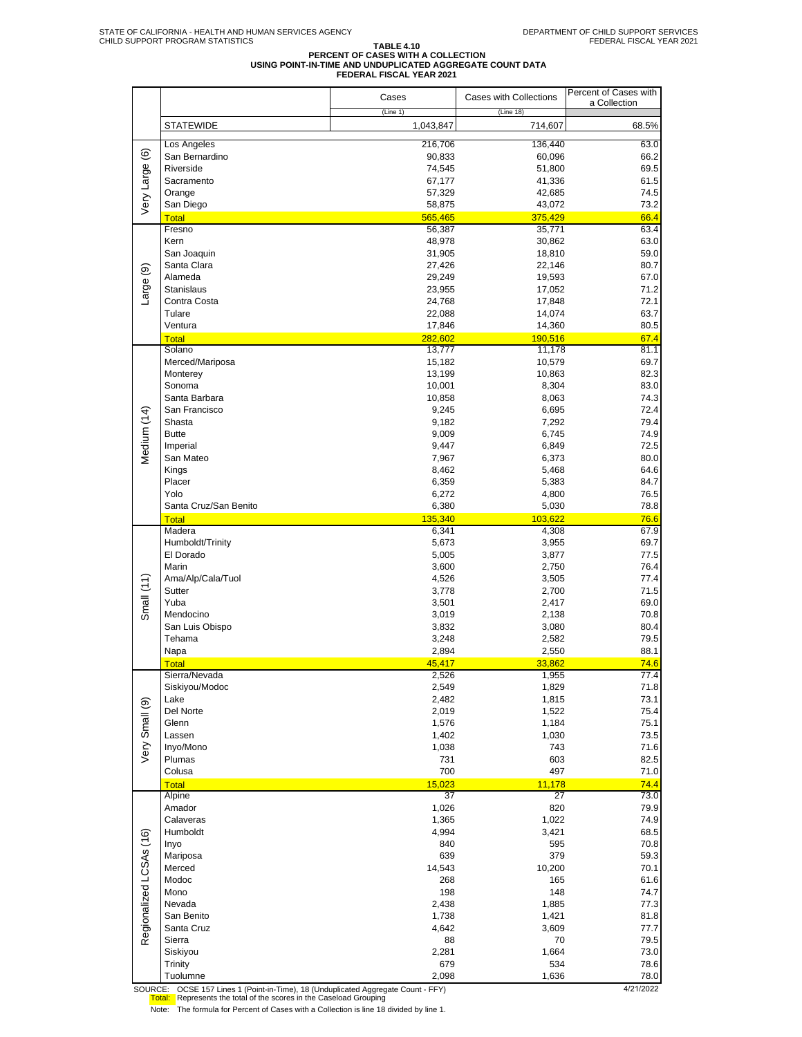STATE OF CALIFORNIA - HEALTH AND HUMAN SERVICES AGENCY
CHILD SUPPORT PROGRAM STATISTICS

DEPARTMENT OF CHILD SUPPORT SERVICES
FEDERAL FISCAL YEAR 2021

# TABLE 4.10
## PERCENT OF CASES WITH A COLLECTION USING POINT-IN-TIME AND UNDUPLICATED AGGREGATE COUNT DATA
### FEDERAL FISCAL YEAR 2021

| | | Cases (Line 1) | Cases with Collections (Line 18) | Percent of Cases with a Collection |
|---|---|---|---|---|
| | STATEWIDE | 1,043,847 | 714,607 | 68.5% |
| Very Large (6) | Los Angeles | 216,706 | 136,440 | 63.0 |
| | San Bernardino | 90,833 | 60,096 | 66.2 |
| | Riverside | 74,545 | 51,800 | 69.5 |
| | Sacramento | 67,177 | 41,336 | 61.5 |
| | Orange | 57,329 | 42,685 | 74.5 |
| | San Diego | 58,875 | 43,072 | 73.2 |
| | Total | 565,465 | 375,429 | 66.4 |
| Large (9) | Fresno | 56,387 | 35,771 | 63.4 |
| | Kern | 48,978 | 30,862 | 63.0 |
| | San Joaquin | 31,905 | 18,810 | 59.0 |
| | Santa Clara | 27,426 | 22,146 | 80.7 |
| | Alameda | 29,249 | 19,593 | 67.0 |
| | Stanislaus | 23,955 | 17,052 | 71.2 |
| | Contra Costa | 24,768 | 17,848 | 72.1 |
| | Tulare | 22,088 | 14,074 | 63.7 |
| | Ventura | 17,846 | 14,360 | 80.5 |
| | Total | 282,602 | 190,516 | 67.4 |
| Medium (14) | Solano | 13,777 | 11,178 | 81.1 |
| | Merced/Mariposa | 15,182 | 10,579 | 69.7 |
| | Monterey | 13,199 | 10,863 | 82.3 |
| | Sonoma | 10,001 | 8,304 | 83.0 |
| | Santa Barbara | 10,858 | 8,063 | 74.3 |
| | San Francisco | 9,245 | 6,695 | 72.4 |
| | Shasta | 9,182 | 7,292 | 79.4 |
| | Butte | 9,009 | 6,745 | 74.9 |
| | Imperial | 9,447 | 6,849 | 72.5 |
| | San Mateo | 7,967 | 6,373 | 80.0 |
| | Kings | 8,462 | 5,468 | 64.6 |
| | Placer | 6,359 | 5,383 | 84.7 |
| | Yolo | 6,272 | 4,800 | 76.5 |
| | Santa Cruz/San Benito | 6,380 | 5,030 | 78.8 |
| | Total | 135,340 | 103,622 | 76.6 |
| Small (11) | Madera | 6,341 | 4,308 | 67.9 |
| | Humboldt/Trinity | 5,673 | 3,955 | 69.7 |
| | El Dorado | 5,005 | 3,877 | 77.5 |
| | Marin | 3,600 | 2,750 | 76.4 |
| | Ama/Alp/Cala/Tuol | 4,526 | 3,505 | 77.4 |
| | Sutter | 3,778 | 2,700 | 71.5 |
| | Yuba | 3,501 | 2,417 | 69.0 |
| | Mendocino | 3,019 | 2,138 | 70.8 |
| | San Luis Obispo | 3,832 | 3,080 | 80.4 |
| | Tehama | 3,248 | 2,582 | 79.5 |
| | Napa | 2,894 | 2,550 | 88.1 |
| | Total | 45,417 | 33,862 | 74.6 |
| Very Small (9) | Sierra/Nevada | 2,526 | 1,955 | 77.4 |
| | Siskiyou/Modoc | 2,549 | 1,829 | 71.8 |
| | Lake | 2,482 | 1,815 | 73.1 |
| | Del Norte | 2,019 | 1,522 | 75.4 |
| | Glenn | 1,576 | 1,184 | 75.1 |
| | Lassen | 1,402 | 1,030 | 73.5 |
| | Inyo/Mono | 1,038 | 743 | 71.6 |
| | Plumas | 731 | 603 | 82.5 |
| | Colusa | 700 | 497 | 71.0 |
| | Total | 15,023 | 11,178 | 74.4 |
| Regionalized LCSAs (16) | Alpine | 37 | 27 | 73.0 |
| | Amador | 1,026 | 820 | 79.9 |
| | Calaveras | 1,365 | 1,022 | 74.9 |
| | Humboldt | 4,994 | 3,421 | 68.5 |
| | Inyo | 840 | 595 | 70.8 |
| | Mariposa | 639 | 379 | 59.3 |
| | Merced | 14,543 | 10,200 | 70.1 |
| | Modoc | 268 | 165 | 61.6 |
| | Mono | 198 | 148 | 74.7 |
| | Nevada | 2,438 | 1,885 | 77.3 |
| | San Benito | 1,738 | 1,421 | 81.8 |
| | Santa Cruz | 4,642 | 3,609 | 77.7 |
| | Sierra | 88 | 70 | 79.5 |
| | Siskiyou | 2,281 | 1,664 | 73.0 |
| | Trinity | 679 | 534 | 78.6 |
| | Tuolumne | 2,098 | 1,636 | 78.0 |

SOURCE: OCSE 157 Lines 1 (Point-in-Time), 18 (Unduplicated Aggregate Count - FFY)

Total: Represents the total of the scores in the Caseload Grouping

Note: The formula for Percent of Cases with a Collection is line 18 divided by line 1.

4/21/2022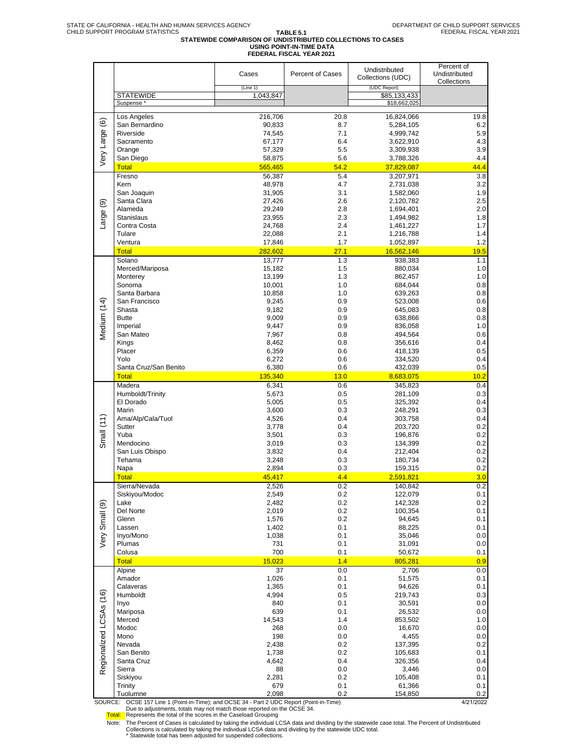STATE OF CALIFORNIA - HEALTH AND HUMAN SERVICES AGENCY
CHILD SUPPORT PROGRAM STATISTICS

DEPARTMENT OF CHILD SUPPORT SERVICES
FEDERAL FISCAL YEAR 2021

**TABLE 5.1**

# STATEWIDE COMPARISON OF UNDISTRIBUTED COLLECTIONS TO CASES USING POINT-IN-TIME DATA FEDERAL FISCAL YEAR 2021

| Group | County | Cases (Line 1) | Percent of Cases | Undistributed Collections (UDC) (UDC Report) | Percent of Undistributed Collections |
|---|---|---|---|---|---|
| | STATEWIDE | 1,043,847 | | $85,133,433 | |
| | Suspense * | | | $18,662,025 | |
| Very Large (6) | Los Angeles | 216,706 | 20.8 | 16,824,066 | 19.8 |
| | San Bernardino | 90,833 | 8.7 | 5,284,105 | 6.2 |
| | Riverside | 74,545 | 7.1 | 4,999,742 | 5.9 |
| | Sacramento | 67,177 | 6.4 | 3,622,910 | 4.3 |
| | Orange | 57,329 | 5.5 | 3,309,938 | 3.9 |
| | San Diego | 58,875 | 5.6 | 3,788,326 | 4.4 |
| | Total | 565,465 | 54.2 | 37,829,087 | 44.4 |
| Large (9) | Fresno | 56,387 | 5.4 | 3,207,971 | 3.8 |
| | Kern | 48,978 | 4.7 | 2,731,038 | 3.2 |
| | San Joaquin | 31,905 | 3.1 | 1,582,060 | 1.9 |
| | Santa Clara | 27,426 | 2.6 | 2,120,782 | 2.5 |
| | Alameda | 29,249 | 2.8 | 1,694,401 | 2.0 |
| | Stanislaus | 23,955 | 2.3 | 1,494,982 | 1.8 |
| | Contra Costa | 24,768 | 2.4 | 1,461,227 | 1.7 |
| | Tulare | 22,088 | 2.1 | 1,216,788 | 1.4 |
| | Ventura | 17,846 | 1.7 | 1,052,897 | 1.2 |
| | Total | 282,602 | 27.1 | 16,562,146 | 19.5 |
| Medium (14) | Solano | 13,777 | 1.3 | 938,383 | 1.1 |
| | Merced/Mariposa | 15,182 | 1.5 | 880,034 | 1.0 |
| | Monterey | 13,199 | 1.3 | 862,457 | 1.0 |
| | Sonoma | 10,001 | 1.0 | 684,044 | 0.8 |
| | Santa Barbara | 10,858 | 1.0 | 639,263 | 0.8 |
| | San Francisco | 9,245 | 0.9 | 523,008 | 0.6 |
| | Shasta | 9,182 | 0.9 | 645,083 | 0.8 |
| | Butte | 9,009 | 0.9 | 638,866 | 0.8 |
| | Imperial | 9,447 | 0.9 | 836,058 | 1.0 |
| | San Mateo | 7,967 | 0.8 | 494,564 | 0.6 |
| | Kings | 8,462 | 0.8 | 356,616 | 0.4 |
| | Placer | 6,359 | 0.6 | 418,139 | 0.5 |
| | Yolo | 6,272 | 0.6 | 334,520 | 0.4 |
| | Santa Cruz/San Benito | 6,380 | 0.6 | 432,039 | 0.5 |
| | Total | 135,340 | 13.0 | 8,683,075 | 10.2 |
| Small (11) | Madera | 6,341 | 0.6 | 345,823 | 0.4 |
| | Humboldt/Trinity | 5,673 | 0.5 | 281,109 | 0.3 |
| | El Dorado | 5,005 | 0.5 | 325,392 | 0.4 |
| | Marin | 3,600 | 0.3 | 248,291 | 0.3 |
| | Ama/Alp/Cala/Tuol | 4,526 | 0.4 | 303,758 | 0.4 |
| | Sutter | 3,778 | 0.4 | 203,720 | 0.2 |
| | Yuba | 3,501 | 0.3 | 196,876 | 0.2 |
| | Mendocino | 3,019 | 0.3 | 134,399 | 0.2 |
| | San Luis Obispo | 3,832 | 0.4 | 212,404 | 0.2 |
| | Tehama | 3,248 | 0.3 | 180,734 | 0.2 |
| | Napa | 2,894 | 0.3 | 159,315 | 0.2 |
| | Total | 45,417 | 4.4 | 2,591,821 | 3.0 |
| Very Small (9) | Sierra/Nevada | 2,526 | 0.2 | 140,842 | 0.2 |
| | Siskiyou/Modoc | 2,549 | 0.2 | 122,079 | 0.1 |
| | Lake | 2,482 | 0.2 | 142,328 | 0.2 |
| | Del Norte | 2,019 | 0.2 | 100,354 | 0.1 |
| | Glenn | 1,576 | 0.2 | 94,645 | 0.1 |
| | Lassen | 1,402 | 0.1 | 88,225 | 0.1 |
| | Inyo/Mono | 1,038 | 0.1 | 35,046 | 0.0 |
| | Plumas | 731 | 0.1 | 31,091 | 0.0 |
| | Colusa | 700 | 0.1 | 50,672 | 0.1 |
| | Total | 15,023 | 1.4 | 805,281 | 0.9 |
| Regionalized LCSAs (16) | Alpine | 37 | 0.0 | 2,706 | 0.0 |
| | Amador | 1,026 | 0.1 | 51,575 | 0.1 |
| | Calaveras | 1,365 | 0.1 | 94,626 | 0.1 |
| | Humboldt | 4,994 | 0.5 | 219,743 | 0.3 |
| | Inyo | 840 | 0.1 | 30,591 | 0.0 |
| | Mariposa | 639 | 0.1 | 26,532 | 0.0 |
| | Merced | 14,543 | 1.4 | 853,502 | 1.0 |
| | Modoc | 268 | 0.0 | 16,670 | 0.0 |
| | Mono | 198 | 0.0 | 4,455 | 0.0 |
| | Nevada | 2,438 | 0.2 | 137,395 | 0.2 |
| | San Benito | 1,738 | 0.2 | 105,683 | 0.1 |
| | Santa Cruz | 4,642 | 0.4 | 326,356 | 0.4 |
| | Sierra | 88 | 0.0 | 3,446 | 0.0 |
| | Siskiyou | 2,281 | 0.2 | 105,408 | 0.1 |
| | Trinity | 679 | 0.1 | 61,366 | 0.1 |
| | Tuolumne | 2,098 | 0.2 | 154,850 | 0.2 |

SOURCE: OCSE 157 Line 1 (Point-in-Time); and OCSE 34 - Part 2 UDC Report (Point-in-Time)
Due to adjustments, totals may not match those reported on the OCSE 34.

4/21/2022

Total: Represents the total of the scores in the Caseload Grouping

Note: The Percent of Cases is calculated by taking the individual LCSA data and dividing by the statewide case total. The Percent of Undistributed Collections is calculated by taking the individual LCSA data and dividing by the statewide UDC total.
\* Statewide total has been adjusted for suspended collections.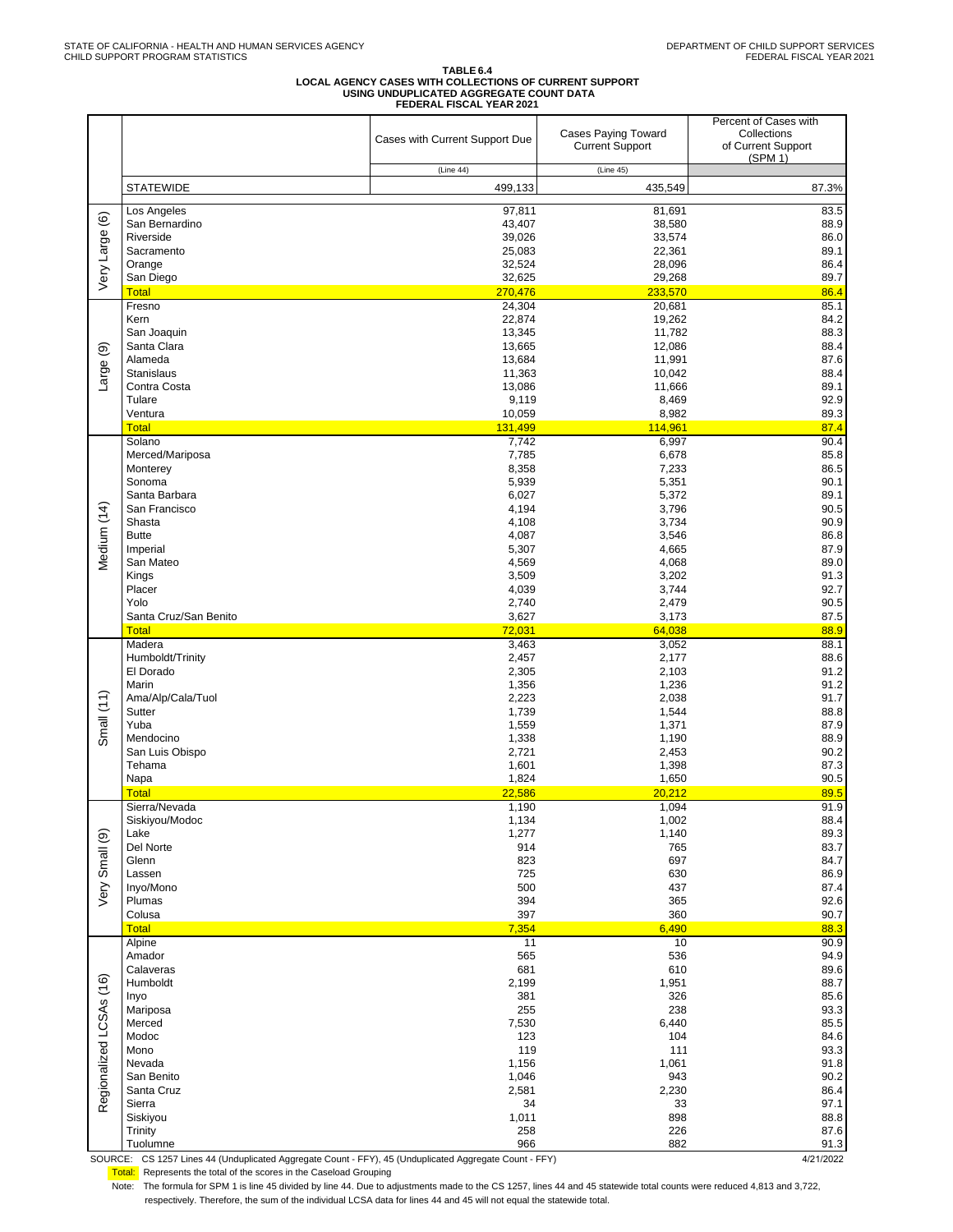STATE OF CALIFORNIA - HEALTH AND HUMAN SERVICES AGENCY
CHILD SUPPORT PROGRAM STATISTICS

DEPARTMENT OF CHILD SUPPORT SERVICES
FEDERAL FISCAL YEAR 2021

## TABLE 6.4
## LOCAL AGENCY CASES WITH COLLECTIONS OF CURRENT SUPPORT USING UNDUPLICATED AGGREGATE COUNT DATA FEDERAL FISCAL YEAR 2021

| | | Cases with Current Support Due | Cases Paying Toward Current Support | Percent of Cases with Collections of Current Support (SPM 1) |
|---|---|---|---|---|
| | | (Line 44) | (Line 45) | |
| | STATEWIDE | 499,133 | 435,549 | 87.3% |
| Very Large (6) | Los Angeles | 97,811 | 81,691 | 83.5 |
| | San Bernardino | 43,407 | 38,580 | 88.9 |
| | Riverside | 39,026 | 33,574 | 86.0 |
| | Sacramento | 25,083 | 22,361 | 89.1 |
| | Orange | 32,524 | 28,096 | 86.4 |
| | San Diego | 32,625 | 29,268 | 89.7 |
| | Total | 270,476 | 233,570 | 86.4 |
| Large (9) | Fresno | 24,304 | 20,681 | 85.1 |
| | Kern | 22,874 | 19,262 | 84.2 |
| | San Joaquin | 13,345 | 11,782 | 88.3 |
| | Santa Clara | 13,665 | 12,086 | 88.4 |
| | Alameda | 13,684 | 11,991 | 87.6 |
| | Stanislaus | 11,363 | 10,042 | 88.4 |
| | Contra Costa | 13,086 | 11,666 | 89.1 |
| | Tulare | 9,119 | 8,469 | 92.9 |
| | Ventura | 10,059 | 8,982 | 89.3 |
| | Total | 131,499 | 114,961 | 87.4 |
| Medium (14) | Solano | 7,742 | 6,997 | 90.4 |
| | Merced/Mariposa | 7,785 | 6,678 | 85.8 |
| | Monterey | 8,358 | 7,233 | 86.5 |
| | Sonoma | 5,939 | 5,351 | 90.1 |
| | Santa Barbara | 6,027 | 5,372 | 89.1 |
| | San Francisco | 4,194 | 3,796 | 90.5 |
| | Shasta | 4,108 | 3,734 | 90.9 |
| | Butte | 4,087 | 3,546 | 86.8 |
| | Imperial | 5,307 | 4,665 | 87.9 |
| | San Mateo | 4,569 | 4,068 | 89.0 |
| | Kings | 3,509 | 3,202 | 91.3 |
| | Placer | 4,039 | 3,744 | 92.7 |
| | Yolo | 2,740 | 2,479 | 90.5 |
| | Santa Cruz/San Benito | 3,627 | 3,173 | 87.5 |
| | Total | 72,031 | 64,038 | 88.9 |
| Small (11) | Madera | 3,463 | 3,052 | 88.1 |
| | Humboldt/Trinity | 2,457 | 2,177 | 88.6 |
| | El Dorado | 2,305 | 2,103 | 91.2 |
| | Marin | 1,356 | 1,236 | 91.2 |
| | Ama/Alp/Cala/Tuol | 2,223 | 2,038 | 91.7 |
| | Sutter | 1,739 | 1,544 | 88.8 |
| | Yuba | 1,559 | 1,371 | 87.9 |
| | Mendocino | 1,338 | 1,190 | 88.9 |
| | San Luis Obispo | 2,721 | 2,453 | 90.2 |
| | Tehama | 1,601 | 1,398 | 87.3 |
| | Napa | 1,824 | 1,650 | 90.5 |
| | Total | 22,586 | 20,212 | 89.5 |
| Very Small (9) | Sierra/Nevada | 1,190 | 1,094 | 91.9 |
| | Siskiyou/Modoc | 1,134 | 1,002 | 88.4 |
| | Lake | 1,277 | 1,140 | 89.3 |
| | Del Norte | 914 | 765 | 83.7 |
| | Glenn | 823 | 697 | 84.7 |
| | Lassen | 725 | 630 | 86.9 |
| | Inyo/Mono | 500 | 437 | 87.4 |
| | Plumas | 394 | 365 | 92.6 |
| | Colusa | 397 | 360 | 90.7 |
| | Total | 7,354 | 6,490 | 88.3 |
| Regionalized LCSAs (16) | Alpine | 11 | 10 | 90.9 |
| | Amador | 565 | 536 | 94.9 |
| | Calaveras | 681 | 610 | 89.6 |
| | Humboldt | 2,199 | 1,951 | 88.7 |
| | Inyo | 381 | 326 | 85.6 |
| | Mariposa | 255 | 238 | 93.3 |
| | Merced | 7,530 | 6,440 | 85.5 |
| | Modoc | 123 | 104 | 84.6 |
| | Mono | 119 | 111 | 93.3 |
| | Nevada | 1,156 | 1,061 | 91.8 |
| | San Benito | 1,046 | 943 | 90.2 |
| | Santa Cruz | 2,581 | 2,230 | 86.4 |
| | Sierra | 34 | 33 | 97.1 |
| | Siskiyou | 1,011 | 898 | 88.8 |
| | Trinity | 258 | 226 | 87.6 |
| | Tuolumne | 966 | 882 | 91.3 |

SOURCE: CS 1257 Lines 44 (Unduplicated Aggregate Count - FFY), 45 (Unduplicated Aggregate Count - FFY) 4/21/2022

Total: Represents the total of the scores in the Caseload Grouping

Note: The formula for SPM 1 is line 45 divided by line 44. Due to adjustments made to the CS 1257, lines 44 and 45 statewide total counts were reduced 4,813 and 3,722, respectively. Therefore, the sum of the individual LCSA data for lines 44 and 45 will not equal the statewide total.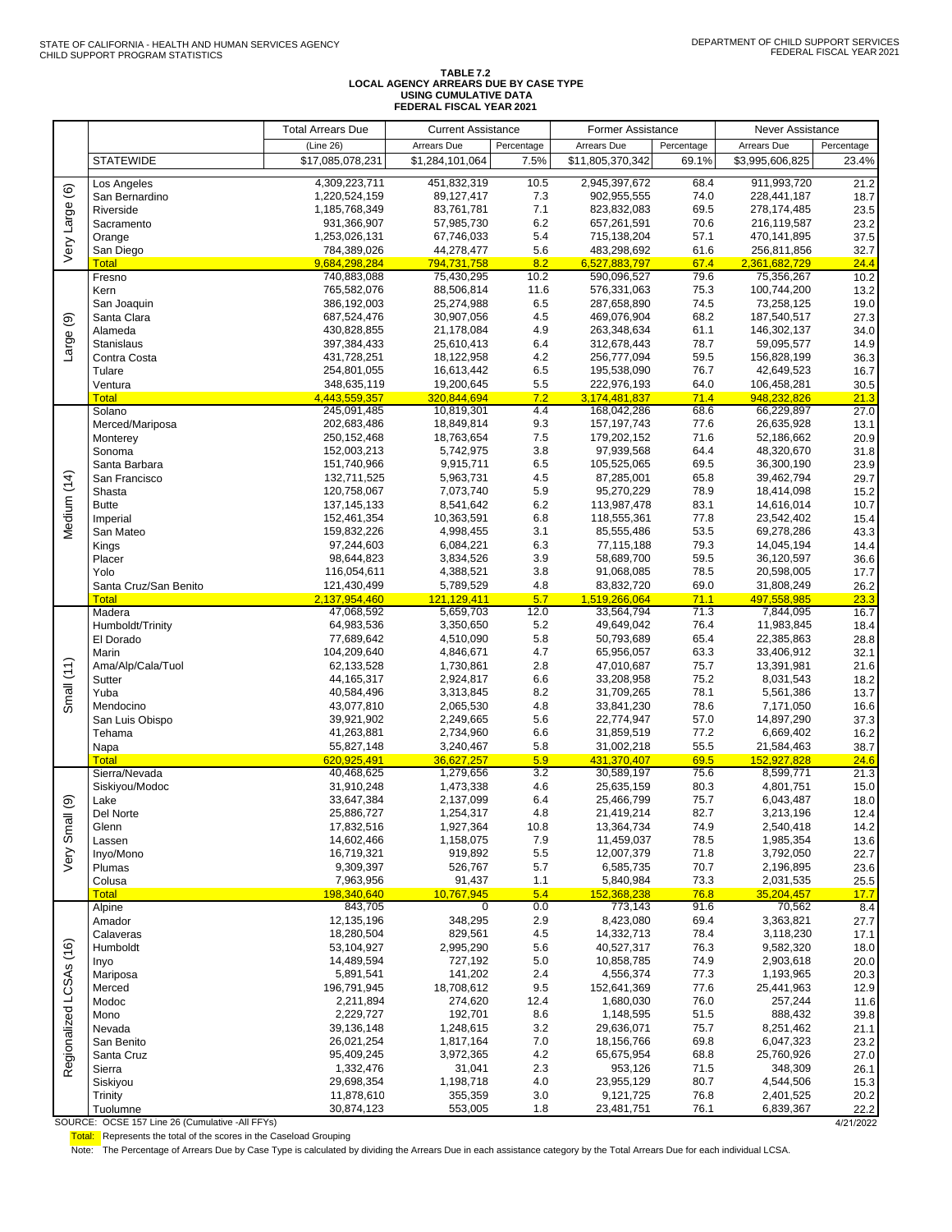STATE OF CALIFORNIA - HEALTH AND HUMAN SERVICES AGENCY
CHILD SUPPORT PROGRAM STATISTICS

DEPARTMENT OF CHILD SUPPORT SERVICES
FEDERAL FISCAL YEAR 2021

**TABLE 7.2**
**LOCAL AGENCY ARREARS DUE BY CASE TYPE**
**USING CUMULATIVE DATA**
**FEDERAL FISCAL YEAR 2021**

| | | Total Arrears Due | Current Assistance | | Former Assistance | | Never Assistance | |
|---|---|---|---|---|---|---|---|---|
| | | (Line 26) | Arrears Due | Percentage | Arrears Due | Percentage | Arrears Due | Percentage |
| | STATEWIDE | $17,085,078,231 | $1,284,101,064 | 7.5% | $11,805,370,342 | 69.1% | $3,995,606,825 | 23.4% |
| Very Large (6) | Los Angeles | 4,309,223,711 | 451,832,319 | 10.5 | 2,945,397,672 | 68.4 | 911,993,720 | 21.2 |
| | San Bernardino | 1,220,524,159 | 89,127,417 | 7.3 | 902,955,555 | 74.0 | 228,441,187 | 18.7 |
| | Riverside | 1,185,768,349 | 83,761,781 | 7.1 | 823,832,083 | 69.5 | 278,174,485 | 23.5 |
| | Sacramento | 931,366,907 | 57,985,730 | 6.2 | 657,261,591 | 70.6 | 216,119,587 | 23.2 |
| | Orange | 1,253,026,131 | 67,746,033 | 5.4 | 715,138,204 | 57.1 | 470,141,895 | 37.5 |
| | San Diego | 784,389,026 | 44,278,477 | 5.6 | 483,298,692 | 61.6 | 256,811,856 | 32.7 |
| | Total | 9,684,298,284 | 794,731,758 | 8.2 | 6,527,883,797 | 67.4 | 2,361,682,729 | 24.4 |
| Large (9) | Fresno | 740,883,088 | 75,430,295 | 10.2 | 590,096,527 | 79.6 | 75,356,267 | 10.2 |
| | Kern | 765,582,076 | 88,506,814 | 11.6 | 576,331,063 | 75.3 | 100,744,200 | 13.2 |
| | San Joaquin | 386,192,003 | 25,274,988 | 6.5 | 287,658,890 | 74.5 | 73,258,125 | 19.0 |
| | Santa Clara | 687,524,476 | 30,907,056 | 4.5 | 469,076,904 | 68.2 | 187,540,517 | 27.3 |
| | Alameda | 430,828,855 | 21,178,084 | 4.9 | 263,348,634 | 61.1 | 146,302,137 | 34.0 |
| | Stanislaus | 397,384,433 | 25,610,413 | 6.4 | 312,678,443 | 78.7 | 59,095,577 | 14.9 |
| | Contra Costa | 431,728,251 | 18,122,958 | 4.2 | 256,777,094 | 59.5 | 156,828,199 | 36.3 |
| | Tulare | 254,801,055 | 16,613,442 | 6.5 | 195,538,090 | 76.7 | 42,649,523 | 16.7 |
| | Ventura | 348,635,119 | 19,200,645 | 5.5 | 222,976,193 | 64.0 | 106,458,281 | 30.5 |
| | Total | 4,443,559,357 | 320,844,694 | 7.2 | 3,174,481,837 | 71.4 | 948,232,826 | 21.3 |
| Medium (14) | Solano | 245,091,485 | 10,819,301 | 4.4 | 168,042,286 | 68.6 | 66,229,897 | 27.0 |
| | Merced/Mariposa | 202,683,486 | 18,849,814 | 9.3 | 157,197,743 | 77.6 | 26,635,928 | 13.1 |
| | Monterey | 250,152,468 | 18,763,654 | 7.5 | 179,202,152 | 71.6 | 52,186,662 | 20.9 |
| | Sonoma | 152,003,213 | 5,742,975 | 3.8 | 97,939,568 | 64.4 | 48,320,670 | 31.8 |
| | Santa Barbara | 151,740,966 | 9,915,711 | 6.5 | 105,525,065 | 69.5 | 36,300,190 | 23.9 |
| | San Francisco | 132,711,525 | 5,963,731 | 4.5 | 87,285,001 | 65.8 | 39,462,794 | 29.7 |
| | Shasta | 120,758,067 | 7,073,740 | 5.9 | 95,270,229 | 78.9 | 18,414,098 | 15.2 |
| | Butte | 137,145,133 | 8,541,642 | 6.2 | 113,987,478 | 83.1 | 14,616,014 | 10.7 |
| | Imperial | 152,461,354 | 10,363,591 | 6.8 | 118,555,361 | 77.8 | 23,542,402 | 15.4 |
| | San Mateo | 159,832,226 | 4,998,455 | 3.1 | 85,555,486 | 53.5 | 69,278,286 | 43.3 |
| | Kings | 97,244,603 | 6,084,221 | 6.3 | 77,115,188 | 79.3 | 14,045,194 | 14.4 |
| | Placer | 98,644,823 | 3,834,526 | 3.9 | 58,689,700 | 59.5 | 36,120,597 | 36.6 |
| | Yolo | 116,054,611 | 4,388,521 | 3.8 | 91,068,085 | 78.5 | 20,598,005 | 17.7 |
| | Santa Cruz/San Benito | 121,430,499 | 5,789,529 | 4.8 | 83,832,720 | 69.0 | 31,808,249 | 26.2 |
| | Total | 2,137,954,460 | 121,129,411 | 5.7 | 1,519,266,064 | 71.1 | 497,558,985 | 23.3 |
| Small (11) | Madera | 47,068,592 | 5,659,703 | 12.0 | 33,564,794 | 71.3 | 7,844,095 | 16.7 |
| | Humboldt/Trinity | 64,983,536 | 3,350,650 | 5.2 | 49,649,042 | 76.4 | 11,983,845 | 18.4 |
| | El Dorado | 77,689,642 | 4,510,090 | 5.8 | 50,793,689 | 65.4 | 22,385,863 | 28.8 |
| | Marin | 104,209,640 | 4,846,671 | 4.7 | 65,956,057 | 63.3 | 33,406,912 | 32.1 |
| | Ama/Alp/Cala/Tuol | 62,133,528 | 1,730,861 | 2.8 | 47,010,687 | 75.7 | 13,391,981 | 21.6 |
| | Sutter | 44,165,317 | 2,924,817 | 6.6 | 33,208,958 | 75.2 | 8,031,543 | 18.2 |
| | Yuba | 40,584,496 | 3,313,845 | 8.2 | 31,709,265 | 78.1 | 5,561,386 | 13.7 |
| | Mendocino | 43,077,810 | 2,065,530 | 4.8 | 33,841,230 | 78.6 | 7,171,050 | 16.6 |
| | San Luis Obispo | 39,921,902 | 2,249,665 | 5.6 | 22,774,947 | 57.0 | 14,897,290 | 37.3 |
| | Tehama | 41,263,881 | 2,734,960 | 6.6 | 31,859,519 | 77.2 | 6,669,402 | 16.2 |
| | Napa | 55,827,148 | 3,240,467 | 5.8 | 31,002,218 | 55.5 | 21,584,463 | 38.7 |
| | Total | 620,925,491 | 36,627,257 | 5.9 | 431,370,407 | 69.5 | 152,927,828 | 24.6 |
| Very Small (9) | Sierra/Nevada | 40,468,625 | 1,279,656 | 3.2 | 30,589,197 | 75.6 | 8,599,771 | 21.3 |
| | Siskiyou/Modoc | 31,910,248 | 1,473,338 | 4.6 | 25,635,159 | 80.3 | 4,801,751 | 15.0 |
| | Lake | 33,647,384 | 2,137,099 | 6.4 | 25,466,799 | 75.7 | 6,043,487 | 18.0 |
| | Del Norte | 25,886,727 | 1,254,317 | 4.8 | 21,419,214 | 82.7 | 3,213,196 | 12.4 |
| | Glenn | 17,832,516 | 1,927,364 | 10.8 | 13,364,734 | 74.9 | 2,540,418 | 14.2 |
| | Lassen | 14,602,466 | 1,158,075 | 7.9 | 11,459,037 | 78.5 | 1,985,354 | 13.6 |
| | Inyo/Mono | 16,719,321 | 919,892 | 5.5 | 12,007,379 | 71.8 | 3,792,050 | 22.7 |
| | Plumas | 9,309,397 | 526,767 | 5.7 | 6,585,735 | 70.7 | 2,196,895 | 23.6 |
| | Colusa | 7,963,956 | 91,437 | 1.1 | 5,840,984 | 73.3 | 2,031,535 | 25.5 |
| | Total | 198,340,640 | 10,767,945 | 5.4 | 152,368,238 | 76.8 | 35,204,457 | 17.7 |
| Regionalized LCSAs (16) | Alpine | 843,705 | 0 | 0.0 | 773,143 | 91.6 | 70,562 | 8.4 |
| | Amador | 12,135,196 | 348,295 | 2.9 | 8,423,080 | 69.4 | 3,363,821 | 27.7 |
| | Calaveras | 18,280,504 | 829,561 | 4.5 | 14,332,713 | 78.4 | 3,118,230 | 17.1 |
| | Humboldt | 53,104,927 | 2,995,290 | 5.6 | 40,527,317 | 76.3 | 9,582,320 | 18.0 |
| | Inyo | 14,489,594 | 727,192 | 5.0 | 10,858,785 | 74.9 | 2,903,618 | 20.0 |
| | Mariposa | 5,891,541 | 141,202 | 2.4 | 4,556,374 | 77.3 | 1,193,965 | 20.3 |
| | Merced | 196,791,945 | 18,708,612 | 9.5 | 152,641,369 | 77.6 | 25,441,963 | 12.9 |
| | Modoc | 2,211,894 | 274,620 | 12.4 | 1,680,030 | 76.0 | 257,244 | 11.6 |
| | Mono | 2,229,727 | 192,701 | 8.6 | 1,148,595 | 51.5 | 888,432 | 39.8 |
| | Nevada | 39,136,148 | 1,248,615 | 3.2 | 29,636,071 | 75.7 | 8,251,462 | 21.1 |
| | San Benito | 26,021,254 | 1,817,164 | 7.0 | 18,156,766 | 69.8 | 6,047,323 | 23.2 |
| | Santa Cruz | 95,409,245 | 3,972,365 | 4.2 | 65,675,954 | 68.8 | 25,760,926 | 27.0 |
| | Sierra | 1,332,476 | 31,041 | 2.3 | 953,126 | 71.5 | 348,309 | 26.1 |
| | Siskiyou | 29,698,354 | 1,198,718 | 4.0 | 23,955,129 | 80.7 | 4,544,506 | 15.3 |
| | Trinity | 11,878,610 | 355,359 | 3.0 | 9,121,725 | 76.8 | 2,401,525 | 20.2 |
| | Tuolumne | 30,874,123 | 553,005 | 1.8 | 23,481,751 | 76.1 | 6,839,367 | 22.2 |

SOURCE: OCSE 157 Line 26 (Cumulative -All FFYs) 4/21/2022

Total: Represents the total of the scores in the Caseload Grouping

Note: The Percentage of Arrears Due by Case Type is calculated by dividing the Arrears Due in each assistance category by the Total Arrears Due for each individual LCSA.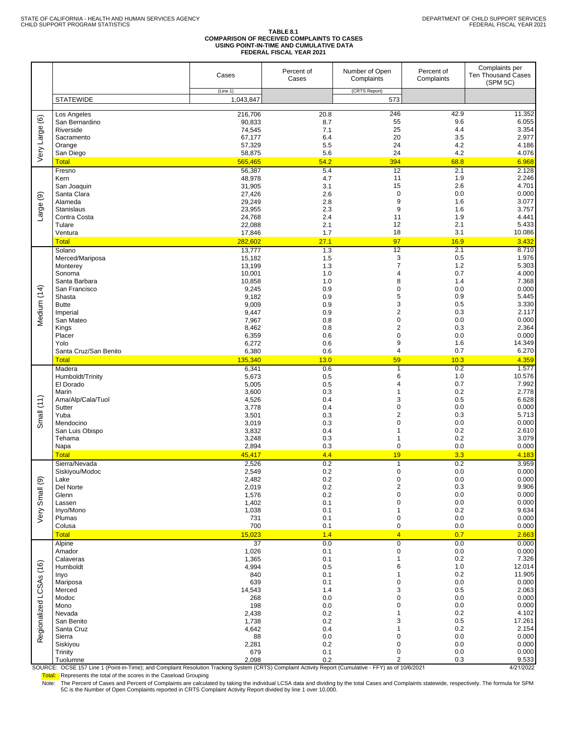STATE OF CALIFORNIA - HEALTH AND HUMAN SERVICES AGENCY
CHILD SUPPORT PROGRAM STATISTICS

DEPARTMENT OF CHILD SUPPORT SERVICES
FEDERAL FISCAL YEAR 2021

**TABLE 8.1**
**COMPARISON OF RECEIVED COMPLAINTS TO CASES USING POINT-IN-TIME AND CUMULATIVE DATA**
**FEDERAL FISCAL YEAR 2021**

| | | Cases (Line 1) | Percent of Cases | Number of Open Complaints (CRTS Report) | Percent of Complaints | Complaints per Ten Thousand Cases (SPM 5C) |
|---|---|---|---|---|---|---|
| | STATEWIDE | 1,043,847 | | 573 | | |
| Very Large (6) | Los Angeles | 216,706 | 20.8 | 246 | 42.9 | 11.352 |
| | San Bernardino | 90,833 | 8.7 | 55 | 9.6 | 6.055 |
| | Riverside | 74,545 | 7.1 | 25 | 4.4 | 3.354 |
| | Sacramento | 67,177 | 6.4 | 20 | 3.5 | 2.977 |
| | Orange | 57,329 | 5.5 | 24 | 4.2 | 4.186 |
| | San Diego | 58,875 | 5.6 | 24 | 4.2 | 4.076 |
| | Total | 565,465 | 54.2 | 394 | 68.8 | 6.968 |
| Large (9) | Fresno | 56,387 | 5.4 | 12 | 2.1 | 2.128 |
| | Kern | 48,978 | 4.7 | 11 | 1.9 | 2.246 |
| | San Joaquin | 31,905 | 3.1 | 15 | 2.6 | 4.701 |
| | Santa Clara | 27,426 | 2.6 | 0 | 0.0 | 0.000 |
| | Alameda | 29,249 | 2.8 | 9 | 1.6 | 3.077 |
| | Stanislaus | 23,955 | 2.3 | 9 | 1.6 | 3.757 |
| | Contra Costa | 24,768 | 2.4 | 11 | 1.9 | 4.441 |
| | Tulare | 22,088 | 2.1 | 12 | 2.1 | 5.433 |
| | Ventura | 17,846 | 1.7 | 18 | 3.1 | 10.086 |
| | Total | 282,602 | 27.1 | 97 | 16.9 | 3.432 |
| Medium (14) | Solano | 13,777 | 1.3 | 12 | 2.1 | 8.710 |
| | Merced/Mariposa | 15,182 | 1.5 | 3 | 0.5 | 1.976 |
| | Monterey | 13,199 | 1.3 | 7 | 1.2 | 5.303 |
| | Sonoma | 10,001 | 1.0 | 4 | 0.7 | 4.000 |
| | Santa Barbara | 10,858 | 1.0 | 8 | 1.4 | 7.368 |
| | San Francisco | 9,245 | 0.9 | 0 | 0.0 | 0.000 |
| | Shasta | 9,182 | 0.9 | 5 | 0.9 | 5.445 |
| | Butte | 9,009 | 0.9 | 3 | 0.5 | 3.330 |
| | Imperial | 9,447 | 0.9 | 2 | 0.3 | 2.117 |
| | San Mateo | 7,967 | 0.8 | 0 | 0.0 | 0.000 |
| | Kings | 8,462 | 0.8 | 2 | 0.3 | 2.364 |
| | Placer | 6,359 | 0.6 | 0 | 0.0 | 0.000 |
| | Yolo | 6,272 | 0.6 | 9 | 1.6 | 14.349 |
| | Santa Cruz/San Benito | 6,380 | 0.6 | 4 | 0.7 | 6.270 |
| | Total | 135,340 | 13.0 | 59 | 10.3 | 4.359 |
| Small (11) | Madera | 6,341 | 0.6 | 1 | 0.2 | 1.577 |
| | Humboldt/Trinity | 5,673 | 0.5 | 6 | 1.0 | 10.576 |
| | El Dorado | 5,005 | 0.5 | 4 | 0.7 | 7.992 |
| | Marin | 3,600 | 0.3 | 1 | 0.2 | 2.778 |
| | Ama/Alp/Cala/Tuol | 4,526 | 0.4 | 3 | 0.5 | 6.628 |
| | Sutter | 3,778 | 0.4 | 0 | 0.0 | 0.000 |
| | Yuba | 3,501 | 0.3 | 2 | 0.3 | 5.713 |
| | Mendocino | 3,019 | 0.3 | 0 | 0.0 | 0.000 |
| | San Luis Obispo | 3,832 | 0.4 | 1 | 0.2 | 2.610 |
| | Tehama | 3,248 | 0.3 | 1 | 0.2 | 3.079 |
| | Napa | 2,894 | 0.3 | 0 | 0.0 | 0.000 |
| | Total | 45,417 | 4.4 | 19 | 3.3 | 4.183 |
| Very Small (9) | Sierra/Nevada | 2,526 | 0.2 | 1 | 0.2 | 3.959 |
| | Siskiyou/Modoc | 2,549 | 0.2 | 0 | 0.0 | 0.000 |
| | Lake | 2,482 | 0.2 | 0 | 0.0 | 0.000 |
| | Del Norte | 2,019 | 0.2 | 2 | 0.3 | 9.906 |
| | Glenn | 1,576 | 0.2 | 0 | 0.0 | 0.000 |
| | Lassen | 1,402 | 0.1 | 0 | 0.0 | 0.000 |
| | Inyo/Mono | 1,038 | 0.1 | 1 | 0.2 | 9.634 |
| | Plumas | 731 | 0.1 | 0 | 0.0 | 0.000 |
| | Colusa | 700 | 0.1 | 0 | 0.0 | 0.000 |
| | Total | 15,023 | 1.4 | 4 | 0.7 | 2.663 |
| Regionalized LCSAs (16) | Alpine | 37 | 0.0 | 0 | 0.0 | 0.000 |
| | Amador | 1,026 | 0.1 | 0 | 0.0 | 0.000 |
| | Calaveras | 1,365 | 0.1 | 1 | 0.2 | 7.326 |
| | Humboldt | 4,994 | 0.5 | 6 | 1.0 | 12.014 |
| | Inyo | 840 | 0.1 | 1 | 0.2 | 11.905 |
| | Mariposa | 639 | 0.1 | 0 | 0.0 | 0.000 |
| | Merced | 14,543 | 1.4 | 3 | 0.5 | 2.063 |
| | Modoc | 268 | 0.0 | 0 | 0.0 | 0.000 |
| | Mono | 198 | 0.0 | 0 | 0.0 | 0.000 |
| | Nevada | 2,438 | 0.2 | 1 | 0.2 | 4.102 |
| | San Benito | 1,738 | 0.2 | 3 | 0.5 | 17.261 |
| | Santa Cruz | 4,642 | 0.4 | 1 | 0.2 | 2.154 |
| | Sierra | 88 | 0.0 | 0 | 0.0 | 0.000 |
| | Siskiyou | 2,281 | 0.2 | 0 | 0.0 | 0.000 |
| | Trinity | 679 | 0.1 | 0 | 0.0 | 0.000 |
| | Tuolumne | 2,098 | 0.2 | 2 | 0.3 | 9.533 |

SOURCE: OCSE 157 Line 1 (Point-in-Time); and Complaint Resolution Tracking System (CRTS) Complaint Activity Report (Cumulative - FFY) as of 10/6/2021 — 4/21/2022

Total: Represents the total of the scores in the Caseload Grouping

Note: The Percent of Cases and Percent of Complaints are calculated by taking the individual LCSA data and dividing by the total Cases and Complaints statewide, respectively. The formula for SPM 5C is the Number of Open Complaints reported in CRTS Complaint Activity Report divided by line 1 over 10,000.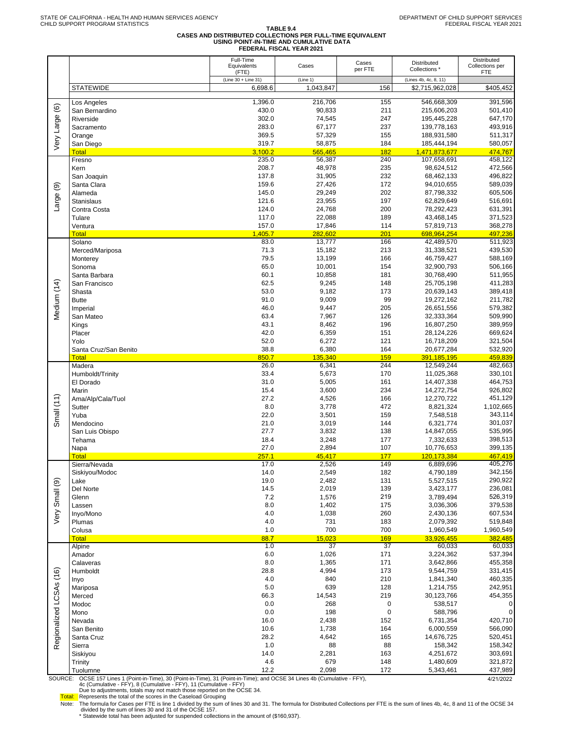STATE OF CALIFORNIA - HEALTH AND HUMAN SERVICES AGENCY
CHILD SUPPORT PROGRAM STATISTICS

DEPARTMENT OF CHILD SUPPORT SERVICES
FEDERAL FISCAL YEAR 2021

# TABLE 9.4
## CASES AND DISTRIBUTED COLLECTIONS PER FULL-TIME EQUIVALENT USING POINT-IN-TIME AND CUMULATIVE DATA
### FEDERAL FISCAL YEAR 2021

| | | Full-Time Equivalents (FTE) | Cases | Cases per FTE | Distributed Collections * | Distributed Collections per FTE |
|---|---|---|---|---|---|---|
| | | (Line 30 + Line 31) | (Line 1) | | (Lines 4b, 4c, 8, 11) | |
| | STATEWIDE | 6,698.6 | 1,043,847 | 156 | $2,715,962,028 | $405,452 |
| Very Large (6) | Los Angeles | 1,396.0 | 216,706 | 155 | 546,668,309 | 391,596 |
| | San Bernardino | 430.0 | 90,833 | 211 | 215,606,203 | 501,410 |
| | Riverside | 302.0 | 74,545 | 247 | 195,445,228 | 647,170 |
| | Sacramento | 283.0 | 67,177 | 237 | 139,778,163 | 493,916 |
| | Orange | 369.5 | 57,329 | 155 | 188,931,580 | 511,317 |
| | San Diego | 319.7 | 58,875 | 184 | 185,444,194 | 580,057 |
| | Total | 3,100.2 | 565,465 | 182 | 1,471,873,677 | 474,767 |
| Large (9) | Fresno | 235.0 | 56,387 | 240 | 107,658,691 | 458,122 |
| | Kern | 208.7 | 48,978 | 235 | 98,624,512 | 472,566 |
| | San Joaquin | 137.8 | 31,905 | 232 | 68,462,133 | 496,822 |
| | Santa Clara | 159.6 | 27,426 | 172 | 94,010,655 | 589,039 |
| | Alameda | 145.0 | 29,249 | 202 | 87,798,332 | 605,506 |
| | Stanislaus | 121.6 | 23,955 | 197 | 62,829,649 | 516,691 |
| | Contra Costa | 124.0 | 24,768 | 200 | 78,292,423 | 631,391 |
| | Tulare | 117.0 | 22,088 | 189 | 43,468,145 | 371,523 |
| | Ventura | 157.0 | 17,846 | 114 | 57,819,713 | 368,278 |
| | Total | 1,405.7 | 282,602 | 201 | 698,964,254 | 497,236 |
| Medium (14) | Solano | 83.0 | 13,777 | 166 | 42,489,570 | 511,923 |
| | Merced/Mariposa | 71.3 | 15,182 | 213 | 31,338,521 | 439,530 |
| | Monterey | 79.5 | 13,199 | 166 | 46,759,427 | 588,169 |
| | Sonoma | 65.0 | 10,001 | 154 | 32,900,793 | 506,166 |
| | Santa Barbara | 60.1 | 10,858 | 181 | 30,768,490 | 511,955 |
| | San Francisco | 62.5 | 9,245 | 148 | 25,705,198 | 411,283 |
| | Shasta | 53.0 | 9,182 | 173 | 20,639,143 | 389,418 |
| | Butte | 91.0 | 9,009 | 99 | 19,272,162 | 211,782 |
| | Imperial | 46.0 | 9,447 | 205 | 26,651,556 | 579,382 |
| | San Mateo | 63.4 | 7,967 | 126 | 32,333,364 | 509,990 |
| | Kings | 43.1 | 8,462 | 196 | 16,807,250 | 389,959 |
| | Placer | 42.0 | 6,359 | 151 | 28,124,226 | 669,624 |
| | Yolo | 52.0 | 6,272 | 121 | 16,718,209 | 321,504 |
| | Santa Cruz/San Benito | 38.8 | 6,380 | 164 | 20,677,284 | 532,920 |
| | Total | 850.7 | 135,340 | 159 | 391,185,195 | 459,839 |
| Small (11) | Madera | 26.0 | 6,341 | 244 | 12,549,244 | 482,663 |
| | Humboldt/Trinity | 33.4 | 5,673 | 170 | 11,025,368 | 330,101 |
| | El Dorado | 31.0 | 5,005 | 161 | 14,407,338 | 464,753 |
| | Marin | 15.4 | 3,600 | 234 | 14,272,754 | 926,802 |
| | Ama/Alp/Cala/Tuol | 27.2 | 4,526 | 166 | 12,270,722 | 451,129 |
| | Sutter | 8.0 | 3,778 | 472 | 8,821,324 | 1,102,665 |
| | Yuba | 22.0 | 3,501 | 159 | 7,548,518 | 343,114 |
| | Mendocino | 21.0 | 3,019 | 144 | 6,321,774 | 301,037 |
| | San Luis Obispo | 27.7 | 3,832 | 138 | 14,847,055 | 535,995 |
| | Tehama | 18.4 | 3,248 | 177 | 7,332,633 | 398,513 |
| | Napa | 27.0 | 2,894 | 107 | 10,776,653 | 399,135 |
| | Total | 257.1 | 45,417 | 177 | 120,173,384 | 467,419 |
| Very Small (9) | Sierra/Nevada | 17.0 | 2,526 | 149 | 6,889,696 | 405,276 |
| | Siskiyou/Modoc | 14.0 | 2,549 | 182 | 4,790,189 | 342,156 |
| | Lake | 19.0 | 2,482 | 131 | 5,527,515 | 290,922 |
| | Del Norte | 14.5 | 2,019 | 139 | 3,423,177 | 236,081 |
| | Glenn | 7.2 | 1,576 | 219 | 3,789,494 | 526,319 |
| | Lassen | 8.0 | 1,402 | 175 | 3,036,306 | 379,538 |
| | Inyo/Mono | 4.0 | 1,038 | 260 | 2,430,136 | 607,534 |
| | Plumas | 4.0 | 731 | 183 | 2,079,392 | 519,848 |
| | Colusa | 1.0 | 700 | 700 | 1,960,549 | 1,960,549 |
| | Total | 88.7 | 15,023 | 169 | 33,926,455 | 382,485 |
| Regionalized LCSAs (16) | Alpine | 1.0 | 37 | 37 | 60,033 | 60,033 |
| | Amador | 6.0 | 1,026 | 171 | 3,224,362 | 537,394 |
| | Calaveras | 8.0 | 1,365 | 171 | 3,642,866 | 455,358 |
| | Humboldt | 28.8 | 4,994 | 173 | 9,544,759 | 331,415 |
| | Inyo | 4.0 | 840 | 210 | 1,841,340 | 460,335 |
| | Mariposa | 5.0 | 639 | 128 | 1,214,755 | 242,951 |
| | Merced | 66.3 | 14,543 | 219 | 30,123,766 | 454,355 |
| | Modoc | 0.0 | 268 | 0 | 538,517 | 0 |
| | Mono | 0.0 | 198 | 0 | 588,796 | 0 |
| | Nevada | 16.0 | 2,438 | 152 | 6,731,354 | 420,710 |
| | San Benito | 10.6 | 1,738 | 164 | 6,000,559 | 566,090 |
| | Santa Cruz | 28.2 | 4,642 | 165 | 14,676,725 | 520,451 |
| | Sierra | 1.0 | 88 | 88 | 158,342 | 158,342 |
| | Siskiyou | 14.0 | 2,281 | 163 | 4,251,672 | 303,691 |
| | Trinity | 4.6 | 679 | 148 | 1,480,609 | 321,872 |
| | Tuolumne | 12.2 | 2,098 | 172 | 5,343,461 | 437,989 |

SOURCE: OCSE 157 Lines 1 (Point-in-Time), 30 (Point-in-Time), 31 (Point-in-Time); and OCSE 34 Lines 4b (Cumulative - FFY), 4c (Cumulative - FFY), 8 (Cumulative - FFY), 11 (Cumulative - FFY)
Due to adjustments, totals may not match those reported on the OCSE 34.

4/21/2022

Total: Represents the total of the scores in the Caseload Grouping

Note: The formula for Cases per FTE is line 1 divided by the sum of lines 30 and 31. The formula for Distributed Collections per FTE is the sum of lines 4b, 4c, 8 and 11 of the OCSE 34 divided by the sum of lines 30 and 31 of the OCSE 157.
\* Statewide total has been adjusted for suspended collections in the amount of ($160,937).